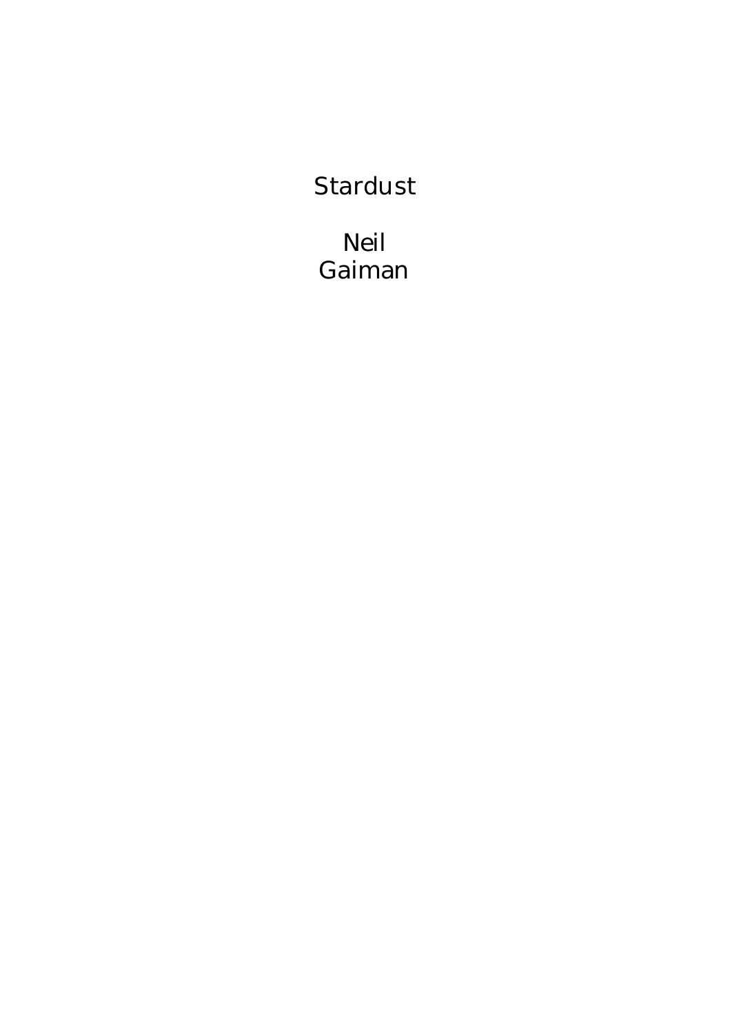# Stardust

Neil
Gaiman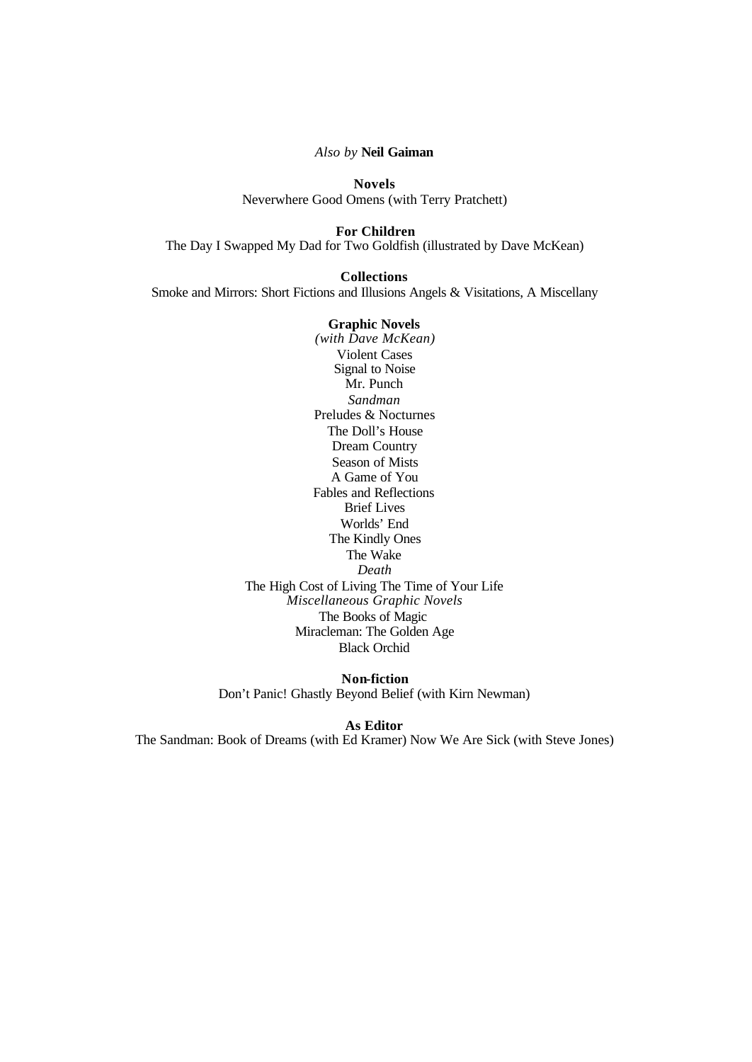*Also by* **Neil Gaiman**

**Novels**

Neverwhere Good Omens (with Terry Pratchett)

**For Children**

The Day I Swapped My Dad for Two Goldfish (illustrated by Dave McKean)

**Collections**

Smoke and Mirrors: Short Fictions and Illusions Angels & Visitations, A Miscellany

**Graphic Novels**

*(with Dave McKean)*

Violent Cases

Signal to Noise

Mr. Punch

*Sandman*

Preludes & Nocturnes

The Doll's House

Dream Country

Season of Mists

A Game of You

Fables and Reflections

Brief Lives

Worlds' End

The Kindly Ones

The Wake

*Death*

The High Cost of Living The Time of Your Life

*Miscellaneous Graphic Novels*

The Books of Magic

Miracleman: The Golden Age

Black Orchid

**Non-fiction**

Don't Panic! Ghastly Beyond Belief (with Kirn Newman)

**As Editor**

The Sandman: Book of Dreams (with Ed Kramer) Now We Are Sick (with Steve Jones)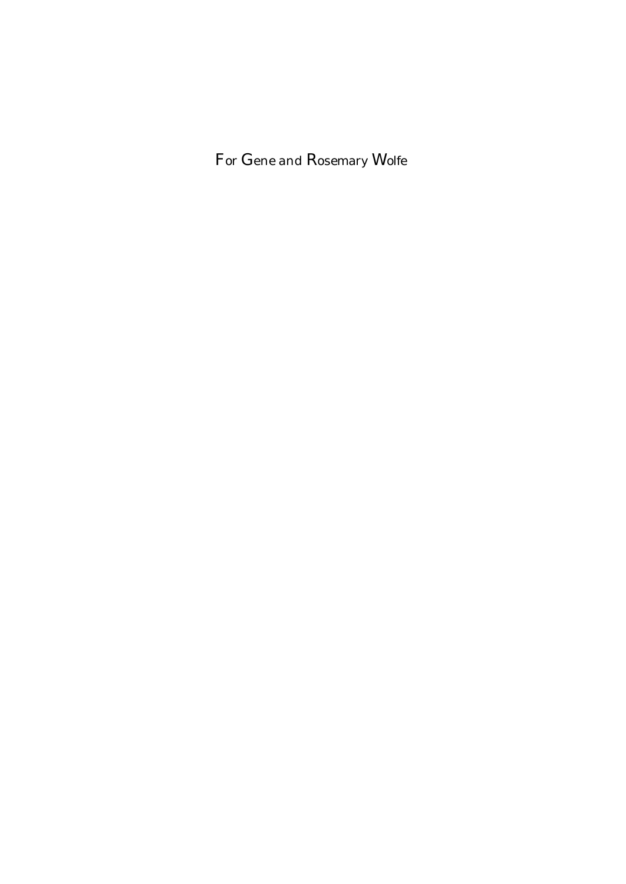For Gene and Rosemary Wolfe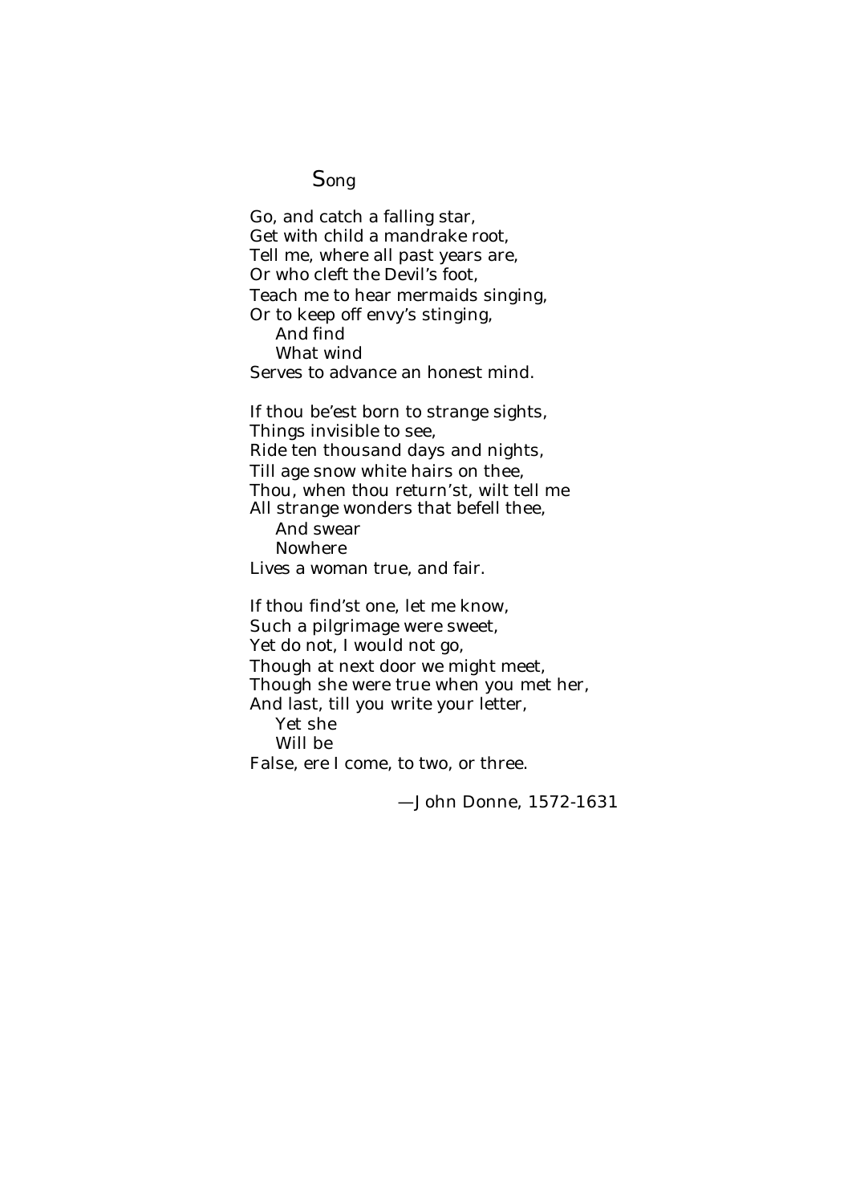## Song

Go, and catch a falling star,
Get with child a mandrake root,
Tell me, where all past years are,
Or who cleft the Devil's foot,
Teach me to hear mermaids singing,
Or to keep off envy's stinging,
&nbsp;&nbsp;&nbsp;&nbsp;And find
&nbsp;&nbsp;&nbsp;&nbsp;What wind
Serves to advance an honest mind.

If thou be'est born to strange sights,
Things invisible to see,
Ride ten thousand days and nights,
Till age snow white hairs on thee,
Thou, when thou return'st, wilt tell me
All strange wonders that befell thee,
&nbsp;&nbsp;&nbsp;&nbsp;And swear
&nbsp;&nbsp;&nbsp;&nbsp;Nowhere
Lives a woman true, and fair.

If thou find'st one, let me know,
Such a pilgrimage were sweet,
Yet do not, I would not go,
Though at next door we might meet,
Though she were true when you met her,
And last, till you write your letter,
&nbsp;&nbsp;&nbsp;&nbsp;Yet she
&nbsp;&nbsp;&nbsp;&nbsp;Will be
False, ere I come, to two, or three.

—John Donne, 1572-1631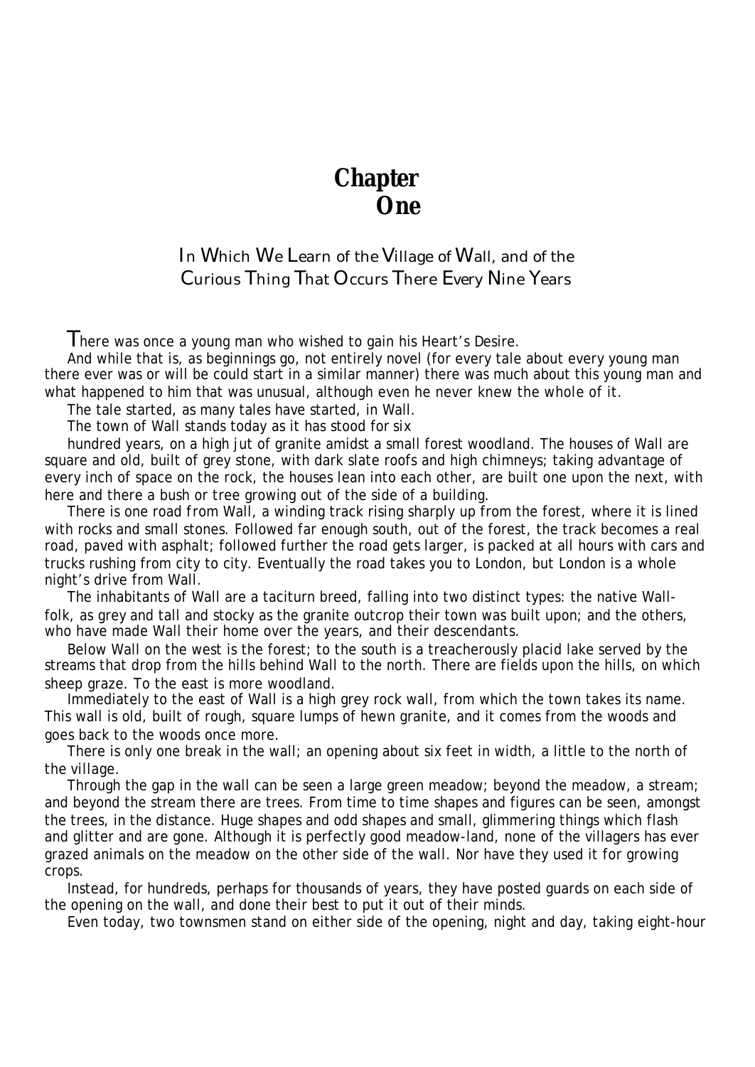# Chapter One

## In Which We Learn of the Village of Wall, and of the Curious Thing That Occurs There Every Nine Years

There was once a young man who wished to gain his Heart's Desire.

And while that is, as beginnings go, not entirely novel (for every tale about every young man there ever was or will be could start in a similar manner) there was much about this young man and what happened to him that was unusual, although even he never knew the whole of it.

The tale started, as many tales have started, in Wall.

The town of Wall stands today as it has stood for six

hundred years, on a high jut of granite amidst a small forest woodland. The houses of Wall are square and old, built of grey stone, with dark slate roofs and high chimneys; taking advantage of every inch of space on the rock, the houses lean into each other, are built one upon the next, with here and there a bush or tree growing out of the side of a building.

There is one road from Wall, a winding track rising sharply up from the forest, where it is lined with rocks and small stones. Followed far enough south, out of the forest, the track becomes a real road, paved with asphalt; followed further the road gets larger, is packed at all hours with cars and trucks rushing from city to city. Eventually the road takes you to London, but London is a whole night's drive from Wall.

The inhabitants of Wall are a taciturn breed, falling into two distinct types: the native Wall-folk, as grey and tall and stocky as the granite outcrop their town was built upon; and the others, who have made Wall their home over the years, and their descendants.

Below Wall on the west is the forest; to the south is a treacherously placid lake served by the streams that drop from the hills behind Wall to the north. There are fields upon the hills, on which sheep graze. To the east is more woodland.

Immediately to the east of Wall is a high grey rock wall, from which the town takes its name. This wall is old, built of rough, square lumps of hewn granite, and it comes from the woods and goes back to the woods once more.

There is only one break in the wall; an opening about six feet in width, a little to the north of the village.

Through the gap in the wall can be seen a large green meadow; beyond the meadow, a stream; and beyond the stream there are trees. From time to time shapes and figures can be seen, amongst the trees, in the distance. Huge shapes and odd shapes and small, glimmering things which flash and glitter and are gone. Although it is perfectly good meadow-land, none of the villagers has ever grazed animals on the meadow on the other side of the wall. Nor have they used it for growing crops.

Instead, for hundreds, perhaps for thousands of years, they have posted guards on each side of the opening on the wall, and done their best to put it out of their minds.

Even today, two townsmen stand on either side of the opening, night and day, taking eight-hour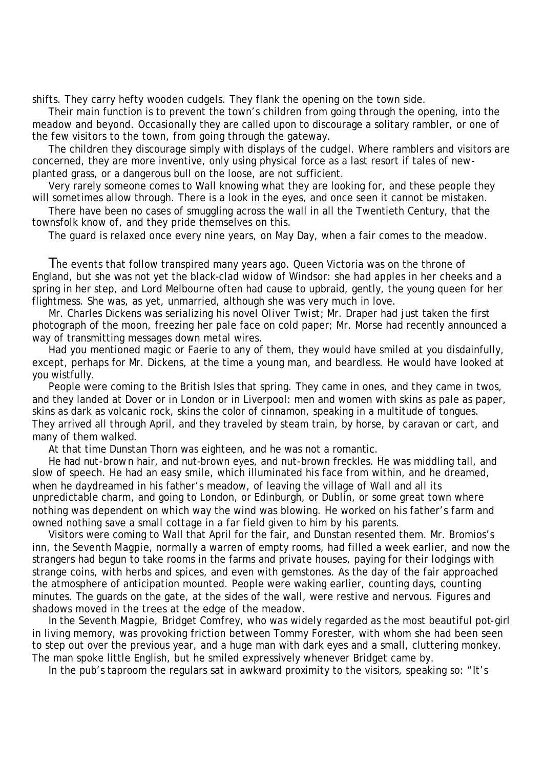shifts. They carry hefty wooden cudgels. They flank the opening on the town side.

Their main function is to prevent the town's children from going through the opening, into the meadow and beyond. Occasionally they are called upon to discourage a solitary rambler, or one of the few visitors to the town, from going through the gateway.

The children they discourage simply with displays of the cudgel. Where ramblers and visitors are concerned, they are more inventive, only using physical force as a last resort if tales of new-planted grass, or a dangerous bull on the loose, are not sufficient.

Very rarely someone comes to Wall knowing what they are looking for, and these people they will sometimes allow through. There is a look in the eyes, and once seen it cannot be mistaken.

There have been no cases of smuggling across the wall in all the Twentieth Century, that the townsfolk know of, and they pride themselves on this.

The guard is relaxed once every nine years, on May Day, when a fair comes to the meadow.

The events that follow transpired many years ago. Queen Victoria was on the throne of England, but she was not yet the black-clad widow of Windsor: she had apples in her cheeks and a spring in her step, and Lord Melbourne often had cause to upbraid, gently, the young queen for her flightmess. She was, as yet, unmarried, although she was very much in love.

Mr. Charles Dickens was serializing his novel *Oliver Twist*; Mr. Draper had just taken the first photograph of the moon, freezing her pale face on cold paper; Mr. Morse had recently announced a way of transmitting messages down metal wires.

Had you mentioned magic or Faerie to any of them, they would have smiled at you disdainfully, except, perhaps for Mr. Dickens, at the time a young man, and beardless. He would have looked at you wistfully.

People were coming to the British Isles that spring. They came in ones, and they came in twos, and they landed at Dover or in London or in Liverpool: men and women with skins as pale as paper, skins as dark as volcanic rock, skins the color of cinnamon, speaking in a multitude of tongues. They arrived all through April, and they traveled by steam train, by horse, by caravan or cart, and many of them walked.

At that time Dunstan Thorn was eighteen, and he was not a romantic.

He had nut-brown hair, and nut-brown eyes, and nut-brown freckles. He was middling tall, and slow of speech. He had an easy smile, which illuminated his face from within, and he dreamed, when he daydreamed in his father's meadow, of leaving the village of Wall and all its unpredictable charm, and going to London, or Edinburgh, or Dublin, or some great town where nothing was dependent on which way the wind was blowing. He worked on his father's farm and owned nothing save a small cottage in a far field given to him by his parents.

Visitors were coming to Wall that April for the fair, and Dunstan resented them. Mr. Bromios's inn, the *Seventh Magpie*, normally a warren of empty rooms, had filled a week earlier, and now the strangers had begun to take rooms in the farms and private houses, paying for their lodgings with strange coins, with herbs and spices, and even with gemstones. As the day of the fair approached the atmosphere of anticipation mounted. People were waking earlier, counting days, counting minutes. The guards on the gate, at the sides of the wall, were restive and nervous. Figures and shadows moved in the trees at the edge of the meadow.

In the *Seventh Magpie*, Bridget Comfrey, who was widely regarded as the most beautiful pot-girl in living memory, was provoking friction between Tommy Forester, with whom she had been seen to step out over the previous year, and a huge man with dark eyes and a small, cluttering monkey. The man spoke little English, but he smiled expressively whenever Bridget came by.

In the pub's taproom the regulars sat in awkward proximity to the visitors, speaking so: "It's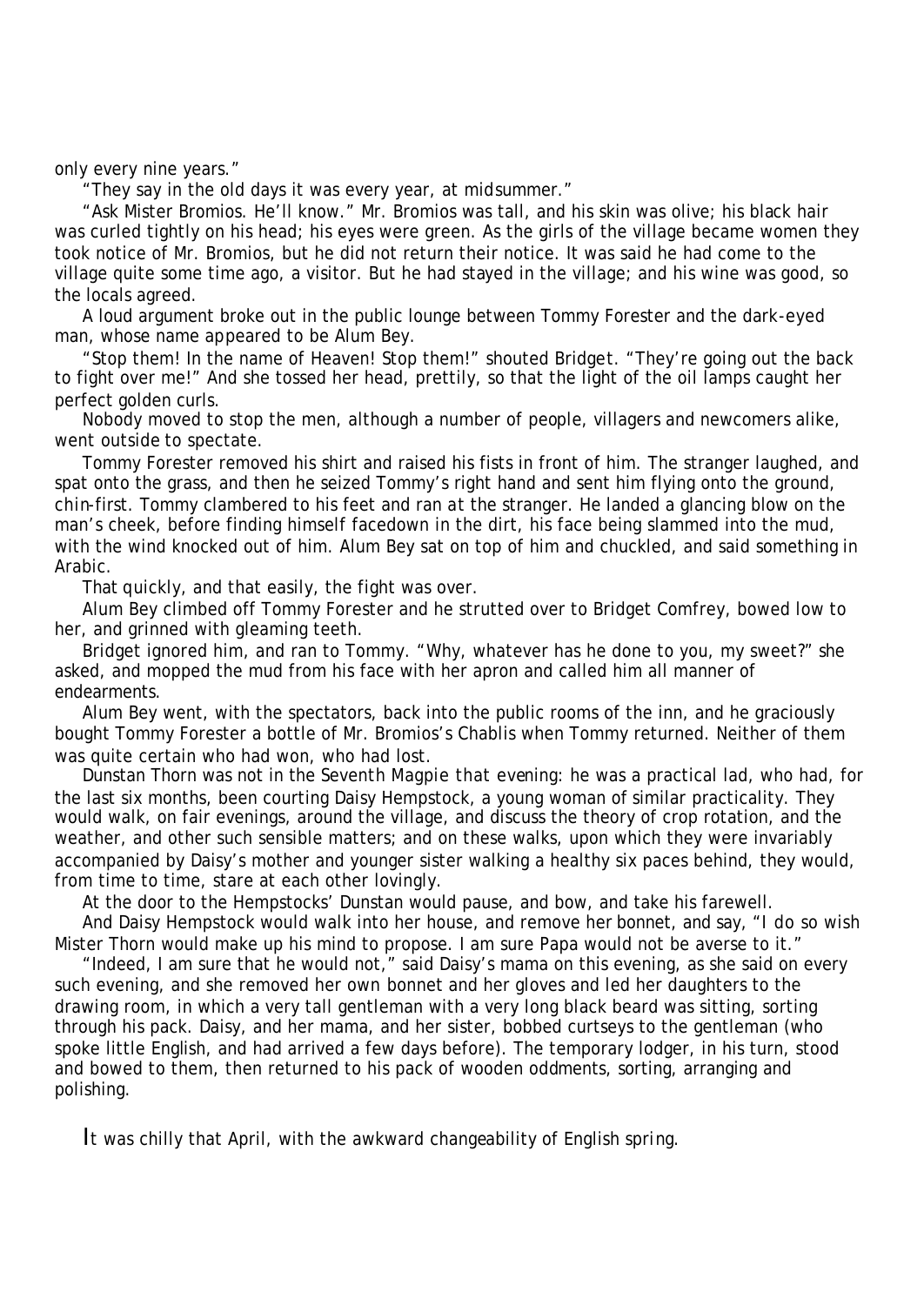only every nine years."

"They say in the old days it was every year, at midsummer."

"Ask Mister Bromios. He'll know." Mr. Bromios was tall, and his skin was olive; his black hair was curled tightly on his head; his eyes were green. As the girls of the village became women they took notice of Mr. Bromios, but he did not return their notice. It was said he had come to the village quite some time ago, a visitor. But he had stayed in the village; and his wine was good, so the locals agreed.

A loud argument broke out in the public lounge between Tommy Forester and the dark-eyed man, whose name appeared to be Alum Bey.

"Stop them! In the name of Heaven! Stop them!" shouted Bridget. "They're going out the back to fight over me!" And she tossed her head, prettily, so that the light of the oil lamps caught her perfect golden curls.

Nobody moved to stop the men, although a number of people, villagers and newcomers alike, went outside to spectate.

Tommy Forester removed his shirt and raised his fists in front of him. The stranger laughed, and spat onto the grass, and then he seized Tommy's right hand and sent him flying onto the ground, chin-first. Tommy clambered to his feet and ran at the stranger. He landed a glancing blow on the man's cheek, before finding himself facedown in the dirt, his face being slammed into the mud, with the wind knocked out of him. Alum Bey sat on top of him and chuckled, and said something in Arabic.

That quickly, and that easily, the fight was over.

Alum Bey climbed off Tommy Forester and he strutted over to Bridget Comfrey, bowed low to her, and grinned with gleaming teeth.

Bridget ignored him, and ran to Tommy. "Why, whatever has he done to you, my sweet?" she asked, and mopped the mud from his face with her apron and called him all manner of endearments.

Alum Bey went, with the spectators, back into the public rooms of the inn, and he graciously bought Tommy Forester a bottle of Mr. Bromios's Chablis when Tommy returned. Neither of them was quite certain who had won, who had lost.

Dunstan Thorn was not in the Seventh Magpie that evening: he was a practical lad, who had, for the last six months, been courting Daisy Hempstock, a young woman of similar practicality. They would walk, on fair evenings, around the village, and discuss the theory of crop rotation, and the weather, and other such sensible matters; and on these walks, upon which they were invariably accompanied by Daisy's mother and younger sister walking a healthy six paces behind, they would, from time to time, stare at each other lovingly.

At the door to the Hempstocks' Dunstan would pause, and bow, and take his farewell.

And Daisy Hempstock would walk into her house, and remove her bonnet, and say, "I do so wish Mister Thorn would make up his mind to propose. I am sure Papa would not be averse to it."

"Indeed, I am sure that he would not," said Daisy's mama on this evening, as she said on every such evening, and she removed her own bonnet and her gloves and led her daughters to the drawing room, in which a very tall gentleman with a very long black beard was sitting, sorting through his pack. Daisy, and her mama, and her sister, bobbed curtseys to the gentleman (who spoke little English, and had arrived a few days before). The temporary lodger, in his turn, stood and bowed to them, then returned to his pack of wooden oddments, sorting, arranging and polishing.

It was chilly that April, with the awkward changeability of English spring.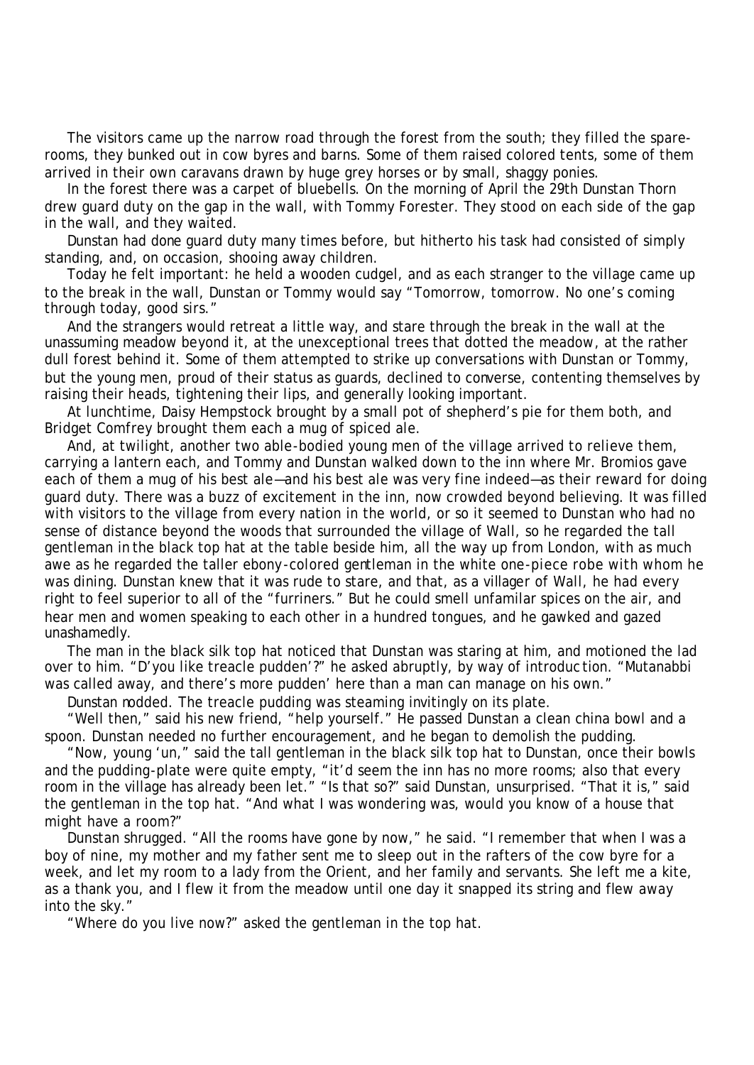The visitors came up the narrow road through the forest from the south; they filled the spare-rooms, they bunked out in cow byres and barns. Some of them raised colored tents, some of them arrived in their own caravans drawn by huge grey horses or by small, shaggy ponies.

In the forest there was a carpet of bluebells. On the morning of April the 29th Dunstan Thorn drew guard duty on the gap in the wall, with Tommy Forester. They stood on each side of the gap in the wall, and they waited.

Dunstan had done guard duty many times before, but hitherto his task had consisted of simply standing, and, on occasion, shooing away children.

Today he felt important: he held a wooden cudgel, and as each stranger to the village came up to the break in the wall, Dunstan or Tommy would say "Tomorrow, tomorrow. No one's coming through today, good sirs."

And the strangers would retreat a little way, and stare through the break in the wall at the unassuming meadow beyond it, at the unexceptional trees that dotted the meadow, at the rather dull forest behind it. Some of them attempted to strike up conversations with Dunstan or Tommy, but the young men, proud of their status as guards, declined to converse, contenting themselves by raising their heads, tightening their lips, and generally looking important.

At lunchtime, Daisy Hempstock brought by a small pot of shepherd's pie for them both, and Bridget Comfrey brought them each a mug of spiced ale.

And, at twilight, another two able-bodied young men of the village arrived to relieve them, carrying a lantern each, and Tommy and Dunstan walked down to the inn where Mr. Bromios gave each of them a mug of his best ale—and his best ale was very fine indeed—as their reward for doing guard duty. There was a buzz of excitement in the inn, now crowded beyond believing. It was filled with visitors to the village from every nation in the world, or so it seemed to Dunstan who had no sense of distance beyond the woods that surrounded the village of Wall, so he regarded the tall gentleman in the black top hat at the table beside him, all the way up from London, with as much awe as he regarded the taller ebony-colored gentleman in the white one-piece robe with whom he was dining. Dunstan knew that it was rude to stare, and that, as a villager of Wall, he had every right to feel superior to all of the "furriners." But he could smell unfamilar spices on the air, and hear men and women speaking to each other in a hundred tongues, and he gawked and gazed unashamedly.

The man in the black silk top hat noticed that Dunstan was staring at him, and motioned the lad over to him. "D'you like treacle pudden'?" he asked abruptly, by way of introduction. "Mutanabbi was called away, and there's more pudden' here than a man can manage on his own."

Dunstan nodded. The treacle pudding was steaming invitingly on its plate.

"Well then," said his new friend, "help yourself." He passed Dunstan a clean china bowl and a spoon. Dunstan needed no further encouragement, and he began to demolish the pudding.

"Now, young 'un," said the tall gentleman in the black silk top hat to Dunstan, once their bowls and the pudding-plate were quite empty, "it'd seem the inn has no more rooms; also that every room in the village has already been let." "Is that so?" said Dunstan, unsurprised. "That it is," said the gentleman in the top hat. "And what I was wondering was, would you know of a house that might have a room?"

Dunstan shrugged. "All the rooms have gone by now," he said. "I remember that when I was a boy of nine, my mother and my father sent me to sleep out in the rafters of the cow byre for a week, and let my room to a lady from the Orient, and her family and servants. She left me a kite, as a thank you, and I flew it from the meadow until one day it snapped its string and flew away into the sky."

"Where do you live now?" asked the gentleman in the top hat.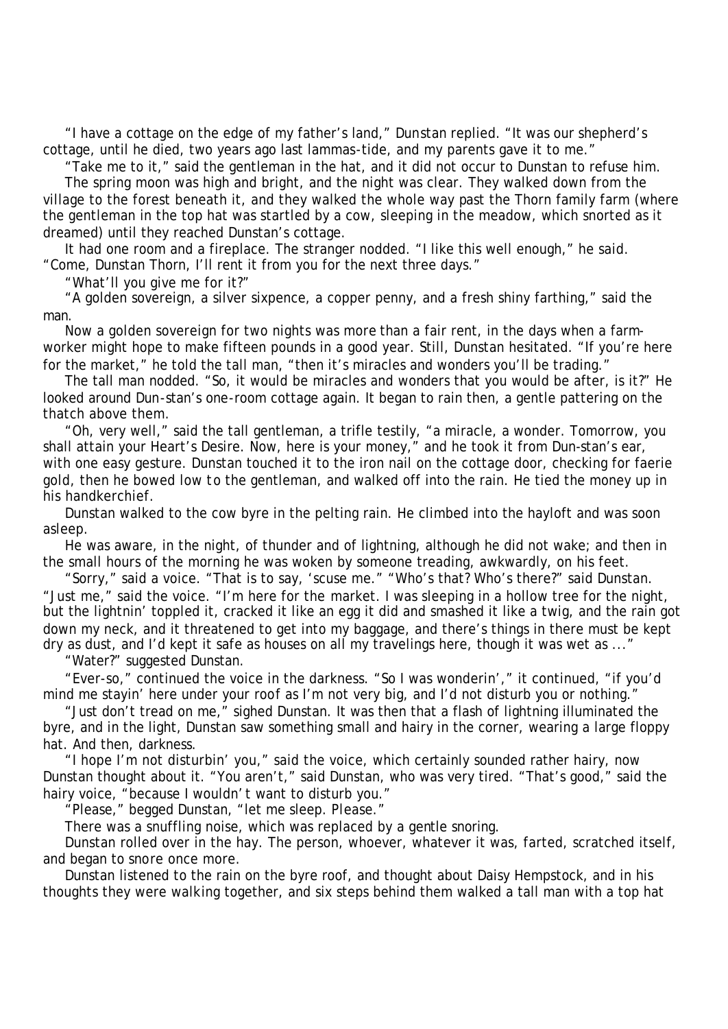"I have a cottage on the edge of my father's land," Dunstan replied. "It was our shepherd's cottage, until he died, two years ago last lammas-tide, and my parents gave it to me."

"Take me to it," said the gentleman in the hat, and it did not occur to Dunstan to refuse him.

The spring moon was high and bright, and the night was clear. They walked down from the village to the forest beneath it, and they walked the whole way past the Thorn family farm (where the gentleman in the top hat was startled by a cow, sleeping in the meadow, which snorted as it dreamed) until they reached Dunstan's cottage.

It had one room and a fireplace. The stranger nodded. "I like this well enough," he said. "Come, Dunstan Thorn, I'll rent it from you for the next three days."

"What'll you give me for it?"

"A golden sovereign, a silver sixpence, a copper penny, and a fresh shiny farthing," said the man.

Now a golden sovereign for two nights was more than a fair rent, in the days when a farm-worker might hope to make fifteen pounds in a good year. Still, Dunstan hesitated. "If you're here for the market," he told the tall man, "then it's miracles and wonders you'll be trading."

The tall man nodded. "So, it would be miracles and wonders that you would be after, is it?" He looked around Dun-stan's one-room cottage again. It began to rain then, a gentle pattering on the thatch above them.

"Oh, very well," said the tall gentleman, a trifle testily, "a miracle, a wonder. Tomorrow, you shall attain your Heart's Desire. Now, here is your money," and he took it from Dun-stan's ear, with one easy gesture. Dunstan touched it to the iron nail on the cottage door, checking for faerie gold, then he bowed low to the gentleman, and walked off into the rain. He tied the money up in his handkerchief.

Dunstan walked to the cow byre in the pelting rain. He climbed into the hayloft and was soon asleep.

He was aware, in the night, of thunder and of lightning, although he did not wake; and then in the small hours of the morning he was woken by someone treading, awkwardly, on his feet.

"Sorry," said a voice. "That is to say, 'scuse me." "Who's that? Who's there?" said Dunstan. "Just me," said the voice. "I'm here for the market. I was sleeping in a hollow tree for the night, but the lightnin' toppled it, cracked it like an egg it did and smashed it like a twig, and the rain got down my neck, and it threatened to get into my baggage, and there's things in there must be kept dry as dust, and I'd kept it safe as houses on all my travelings here, though it was wet as ..."

"Water?" suggested Dunstan.

"Ever-so," continued the voice in the darkness. "So I was wonderin'," it continued, "if you'd mind me stayin' here under your roof as I'm not very big, and I'd not disturb you or nothing."

"Just don't tread on me," sighed Dunstan. It was then that a flash of lightning illuminated the byre, and in the light, Dunstan saw something small and hairy in the corner, wearing a large floppy hat. And then, darkness.

"I hope I'm not disturbin' you," said the voice, which certainly sounded rather hairy, now Dunstan thought about it. "You aren't," said Dunstan, who was very tired. "That's good," said the hairy voice, "because I wouldn't want to disturb you."

"Please," begged Dunstan, "let me sleep. Please."

There was a snuffling noise, which was replaced by a gentle snoring.

Dunstan rolled over in the hay. The person, whoever, whatever it was, farted, scratched itself, and began to snore once more.

Dunstan listened to the rain on the byre roof, and thought about Daisy Hempstock, and in his thoughts they were walking together, and six steps behind them walked a tall man with a top hat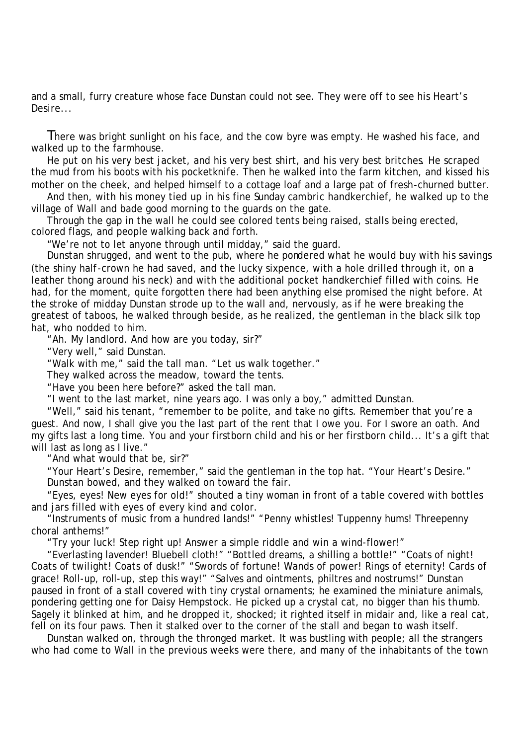and a small, furry creature whose face Dunstan could not see. They were off to see his Heart's Desire...

There was bright sunlight on his face, and the cow byre was empty. He washed his face, and walked up to the farmhouse.

He put on his very best jacket, and his very best shirt, and his very best britches. He scraped the mud from his boots with his pocketknife. Then he walked into the farm kitchen, and kissed his mother on the cheek, and helped himself to a cottage loaf and a large pat of fresh-churned butter.

And then, with his money tied up in his fine Sunday cambric handkerchief, he walked up to the village of Wall and bade good morning to the guards on the gate.

Through the gap in the wall he could see colored tents being raised, stalls being erected, colored flags, and people walking back and forth.

"We're not to let anyone through until midday," said the guard.

Dunstan shrugged, and went to the pub, where he pondered what he would buy with his savings (the shiny half-crown he had saved, and the lucky sixpence, with a hole drilled through it, on a leather thong around his neck) and with the additional pocket handkerchief filled with coins. He had, for the moment, quite forgotten there had been anything else promised the night before. At the stroke of midday Dunstan strode up to the wall and, nervously, as if he were breaking the greatest of taboos, he walked through beside, as he realized, the gentleman in the black silk top hat, who nodded to him.

"Ah. My landlord. And how are you today, sir?"

"Very well," said Dunstan.

"Walk with me," said the tall man. "Let us walk together."

They walked across the meadow, toward the tents.

"Have you been here before?" asked the tall man.

"I went to the last market, nine years ago. I was only a boy," admitted Dunstan.

"Well," said his tenant, "remember to be polite, and take no gifts. Remember that you're a guest. And now, I shall give you the last part of the rent that I owe you. For I swore an oath. And my gifts last a long time. You and your firstborn child and his or her firstborn child... It's a gift that will last as long as I live."

"And what would that be, sir?"

"Your Heart's Desire, remember," said the gentleman in the top hat. "Your Heart's Desire."

Dunstan bowed, and they walked on toward the fair.

"Eyes, eyes! New eyes for old!" shouted a tiny woman in front of a table covered with bottles and jars filled with eyes of every kind and color.

"Instruments of music from a hundred lands!" "Penny whistles! Tuppenny hums! Threepenny choral anthems!"

"Try your luck! Step right up! Answer a simple riddle and win a wind-flower!"

"Everlasting lavender! Bluebell cloth!" "Bottled dreams, a shilling a bottle!" "Coats of night! Coats of twilight! Coats of dusk!" "Swords of fortune! Wands of power! Rings of eternity! Cards of grace! Roll-up, roll-up, step this way!" "Salves and ointments, philtres and nostrums!" Dunstan paused in front of a stall covered with tiny crystal ornaments; he examined the miniature animals, pondering getting one for Daisy Hempstock. He picked up a crystal cat, no bigger than his thumb. Sagely it blinked at him, and he dropped it, shocked; it righted itself in midair and, like a real cat, fell on its four paws. Then it stalked over to the corner of the stall and began to wash itself.

Dunstan walked on, through the thronged market. It was bustling with people; all the strangers who had come to Wall in the previous weeks were there, and many of the inhabitants of the town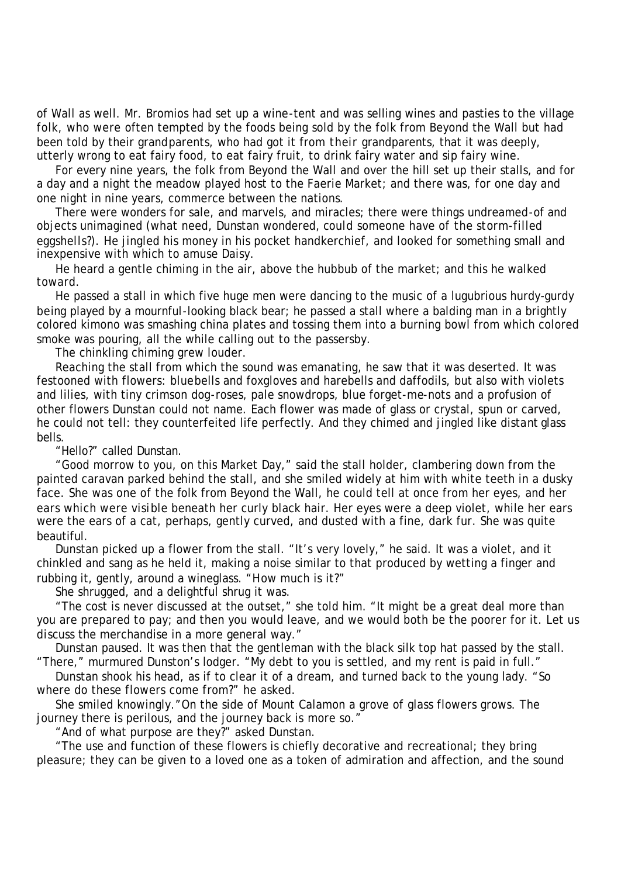of Wall as well. Mr. Bromios had set up a wine-tent and was selling wines and pasties to the village folk, who were often tempted by the foods being sold by the folk from Beyond the Wall but had been told by their grandparents, who had got it from *their* grandparents, that it was deeply, utterly wrong to eat fairy food, to eat fairy fruit, to drink fairy water and sip fairy wine.

For every nine years, the folk from Beyond the Wall and over the hill set up their stalls, and for a day and a night the meadow played host to the Faerie Market; and there was, for one day and one night in nine years, commerce between the nations.

There were wonders for sale, and marvels, and miracles; there were things undreamed-of and objects unimagined (what need, Dunstan wondered, could someone have of the storm-filled eggshells?). He jingled his money in his pocket handkerchief, and looked for something small and inexpensive with which to amuse Daisy.

He heard a gentle chiming in the air, above the hubbub of the market; and this he walked toward.

He passed a stall in which five huge men were dancing to the music of a lugubrious hurdy-gurdy being played by a mournful-looking black bear; he passed a stall where a balding man in a brightly colored kimono was smashing china plates and tossing them into a burning bowl from which colored smoke was pouring, all the while calling out to the passersby.

The chinkling chiming grew louder.

Reaching the stall from which the sound was emanating, he saw that it was deserted. It was festooned with flowers: bluebells and foxgloves and harebells and daffodils, but also with violets and lilies, with tiny crimson dog-roses, pale snowdrops, blue forget-me-nots and a profusion of other flowers Dunstan could not name. Each flower was made of glass or crystal, spun or carved, he could not tell: they counterfeited life perfectly. And they chimed and jingled like distant glass bells.

"Hello?" called Dunstan.

"Good morrow to you, on this Market Day," said the stall holder, clambering down from the painted caravan parked behind the stall, and she smiled widely at him with white teeth in a dusky face. She was one of the folk from Beyond the Wall, he could tell at once from her eyes, and her ears which were visible beneath her curly black hair. Her eyes were a deep violet, while her ears were the ears of a cat, perhaps, gently curved, and dusted with a fine, dark fur. She was quite beautiful.

Dunstan picked up a flower from the stall. "It's very lovely," he said. It was a violet, and it chinkled and sang as he held it, making a noise similar to that produced by wetting a finger and rubbing it, gently, around a wineglass. "How much is it?"

She shrugged, and a delightful shrug it was.

"The cost is never discussed at the outset," she told him. "It might be a great deal more than you are prepared to pay; and then you would leave, and we would both be the poorer for it. Let us discuss the merchandise in a more general way."

Dunstan paused. It was then that the gentleman with the black silk top hat passed by the stall. "There," murmured Dunston's lodger. "My debt to you is settled, and my rent is paid in full."

Dunstan shook his head, as if to clear it of a dream, and turned back to the young lady. "So where do these flowers come from?" he asked.

She smiled knowingly."On the side of Mount Calamon a grove of glass flowers grows. The journey there is perilous, and the journey back is more so."

"And of what purpose are they?" asked Dunstan.

"The use and function of these flowers is chiefly decorative and recreational; they bring pleasure; they can be given to a loved one as a token of admiration and affection, and the sound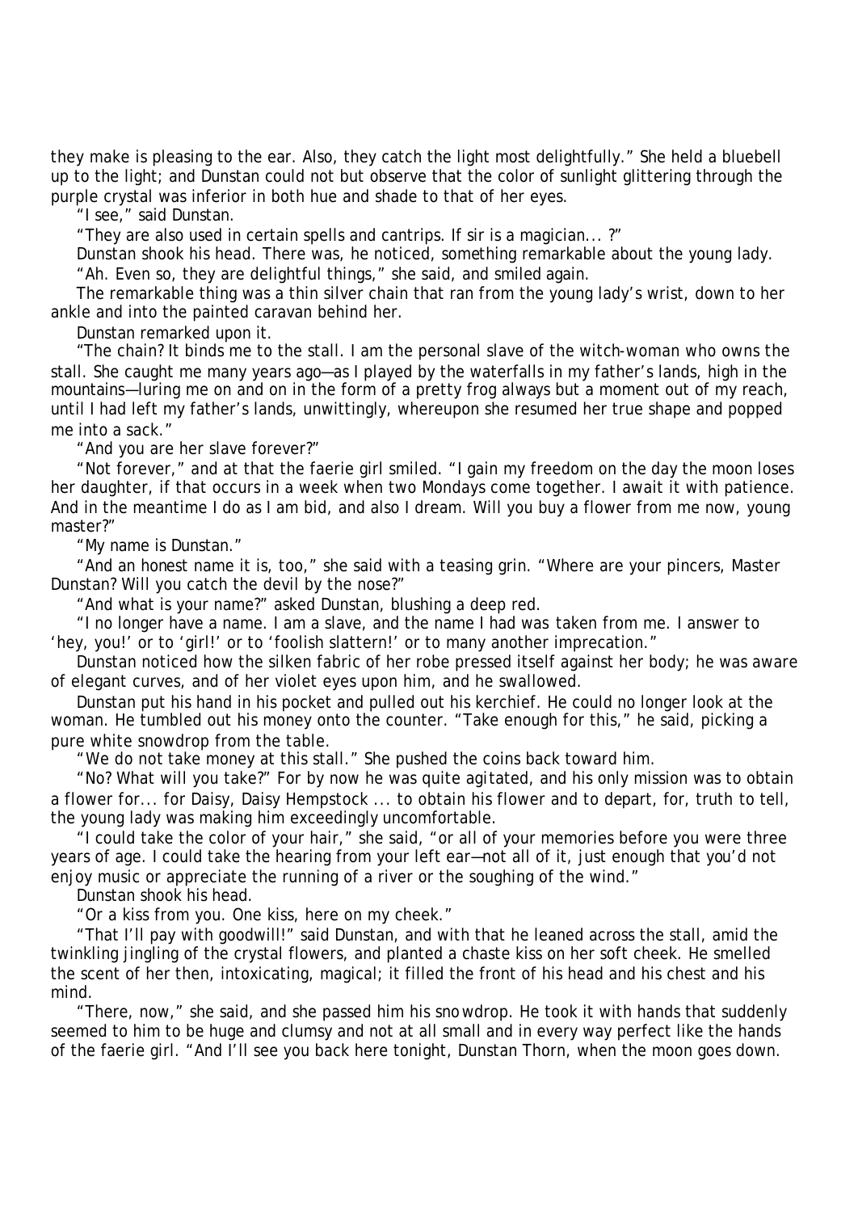they make is pleasing to the ear. Also, they catch the light most delightfully." She held a bluebell up to the light; and Dunstan could not but observe that the color of sunlight glittering through the purple crystal was inferior in both hue and shade to that of her eyes.

"I see," said Dunstan.

"They are also used in certain spells and cantrips. If sir is a magician... ?"

Dunstan shook his head. There was, he noticed, something remarkable about the young lady.

"Ah. Even so, they are delightful things," she said, and smiled again.

The remarkable thing was a thin silver chain that ran from the young lady's wrist, down to her ankle and into the painted caravan behind her.

Dunstan remarked upon it.

"The chain? It binds me to the stall. I am the personal slave of the witch-woman who owns the stall. She caught me many years ago—as I played by the waterfalls in my father's lands, high in the mountains—luring me on and on in the form of a pretty frog always but a moment out of my reach, until I had left my father's lands, unwittingly, whereupon she resumed her true shape and popped me into a sack."

"And you are her slave forever?"

"Not forever," and at that the faerie girl smiled. "I gain my freedom on the day the moon loses her daughter, if that occurs in a week when two Mondays come together. I await it with patience. And in the meantime I do as I am bid, and also I dream. Will you buy a flower from me now, young master?"

"My name is Dunstan."

"And an honest name it is, too," she said with a teasing grin. "Where are your pincers, Master Dunstan? Will you catch the devil by the nose?"

"And what is your name?" asked Dunstan, blushing a deep red.

"I no longer have a name. I am a slave, and the name I had was taken from me. I answer to 'hey, you!' or to 'girl!' or to 'foolish slattern!' or to many another imprecation."

Dunstan noticed how the silken fabric of her robe pressed itself against her body; he was aware of elegant curves, and of her violet eyes upon him, and he swallowed.

Dunstan put his hand in his pocket and pulled out his kerchief. He could no longer look at the woman. He tumbled out his money onto the counter. "Take enough for this," he said, picking a pure white snowdrop from the table.

"We do not take money at this stall." She pushed the coins back toward him.

"No? What will you take?" For by now he was quite agitated, and his only mission was to obtain a flower for... for Daisy, Daisy Hempstock ... to obtain his flower and to depart, for, truth to tell, the young lady was making him exceedingly uncomfortable.

"I could take the color of your hair," she said, "or all of your memories before you were three years of age. I could take the hearing from your left ear—not all of it, just enough that you'd not enjoy music or appreciate the running of a river or the soughing of the wind."

Dunstan shook his head.

"Or a kiss from you. One kiss, here on my cheek."

"That I'll pay with goodwill!" said Dunstan, and with that he leaned across the stall, amid the twinkling jingling of the crystal flowers, and planted a chaste kiss on her soft cheek. He smelled the scent of her then, intoxicating, magical; it filled the front of his head and his chest and his mind.

"There, now," she said, and she passed him his snowdrop. He took it with hands that suddenly seemed to him to be huge and clumsy and not at all small and in every way perfect like the hands of the faerie girl. "And I'll see you back here tonight, Dunstan Thorn, when the moon goes down.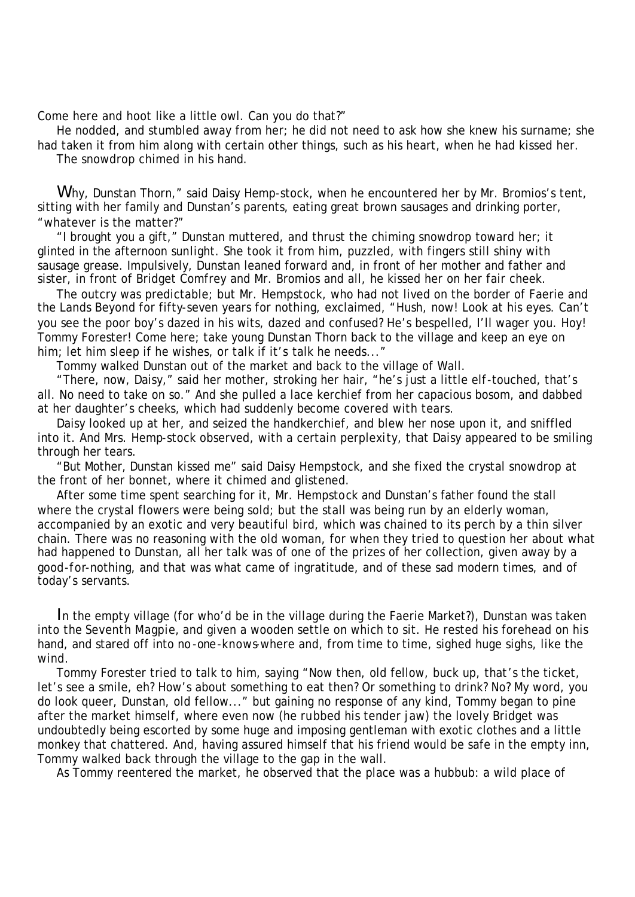Come here and hoot like a little owl. Can you do that?"

He nodded, and stumbled away from her; he did not need to ask how she knew his surname; she had taken it from him along with certain other things, such as his heart, when he had kissed her.

The snowdrop chimed in his hand.

Why, Dunstan Thorn," said Daisy Hemp-stock, when he encountered her by Mr. Bromios's tent, sitting with her family and Dunstan's parents, eating great brown sausages and drinking porter, "whatever is the matter?"

"I brought you a gift," Dunstan muttered, and thrust the chiming snowdrop toward her; it glinted in the afternoon sunlight. She took it from him, puzzled, with fingers still shiny with sausage grease. Impulsively, Dunstan leaned forward and, in front of her mother and father and sister, in front of Bridget Comfrey and Mr. Bromios and all, he kissed her on her fair cheek.

The outcry was predictable; but Mr. Hempstock, who had not lived on the border of Faerie and the Lands Beyond for fifty-seven years for nothing, exclaimed, "Hush, now! Look at his eyes. Can't you see the poor boy's dazed in his wits, dazed and confused? He's bespelled, I'll wager you. Hoy! Tommy Forester! Come here; take young Dunstan Thorn back to the village and keep an eye on him; let him sleep if he wishes, or talk if it's talk he needs..."

Tommy walked Dunstan out of the market and back to the village of Wall.

"There, now, Daisy," said her mother, stroking her hair, "he's just a little elf-touched, that's all. No need to take on so." And she pulled a lace kerchief from her capacious bosom, and dabbed at her daughter's cheeks, which had suddenly become covered with tears.

Daisy looked up at her, and seized the handkerchief, and blew her nose upon it, and sniffled into it. And Mrs. Hemp-stock observed, with a certain perplexity, that Daisy appeared to be smiling through her tears.

"But Mother, Dunstan kissed me" said Daisy Hempstock, and she fixed the crystal snowdrop at the front of her bonnet, where it chimed and glistened.

After some time spent searching for it, Mr. Hempstock and Dunstan's father found the stall where the crystal flowers were being sold; but the stall was being run by an elderly woman, accompanied by an exotic and very beautiful bird, which was chained to its perch by a thin silver chain. There was no reasoning with the old woman, for when they tried to question her about what had happened to Dunstan, all her talk was of one of the prizes of her collection, given away by a good-for-nothing, and that was what came of ingratitude, and of these sad modern times, and of today's servants.

In the empty village (for who'd be in the village during the Faerie Market?), Dunstan was taken into the Seventh Magpie, and given a wooden settle on which to sit. He rested his forehead on his hand, and stared off into no-one-knows-where and, from time to time, sighed huge sighs, like the wind.

Tommy Forester tried to talk to him, saying "Now then, old fellow, buck up, that's the ticket, let's see a smile, eh? How's about something to eat then? Or something to drink? No? My word, you do look queer, Dunstan, old fellow..." but gaining no response of any kind, Tommy began to pine after the market himself, where even now (he rubbed his tender jaw) the lovely Bridget was undoubtedly being escorted by some huge and imposing gentleman with exotic clothes and a little monkey that chattered. And, having assured himself that his friend would be safe in the empty inn, Tommy walked back through the village to the gap in the wall.

As Tommy reentered the market, he observed that the place was a hubbub: a wild place of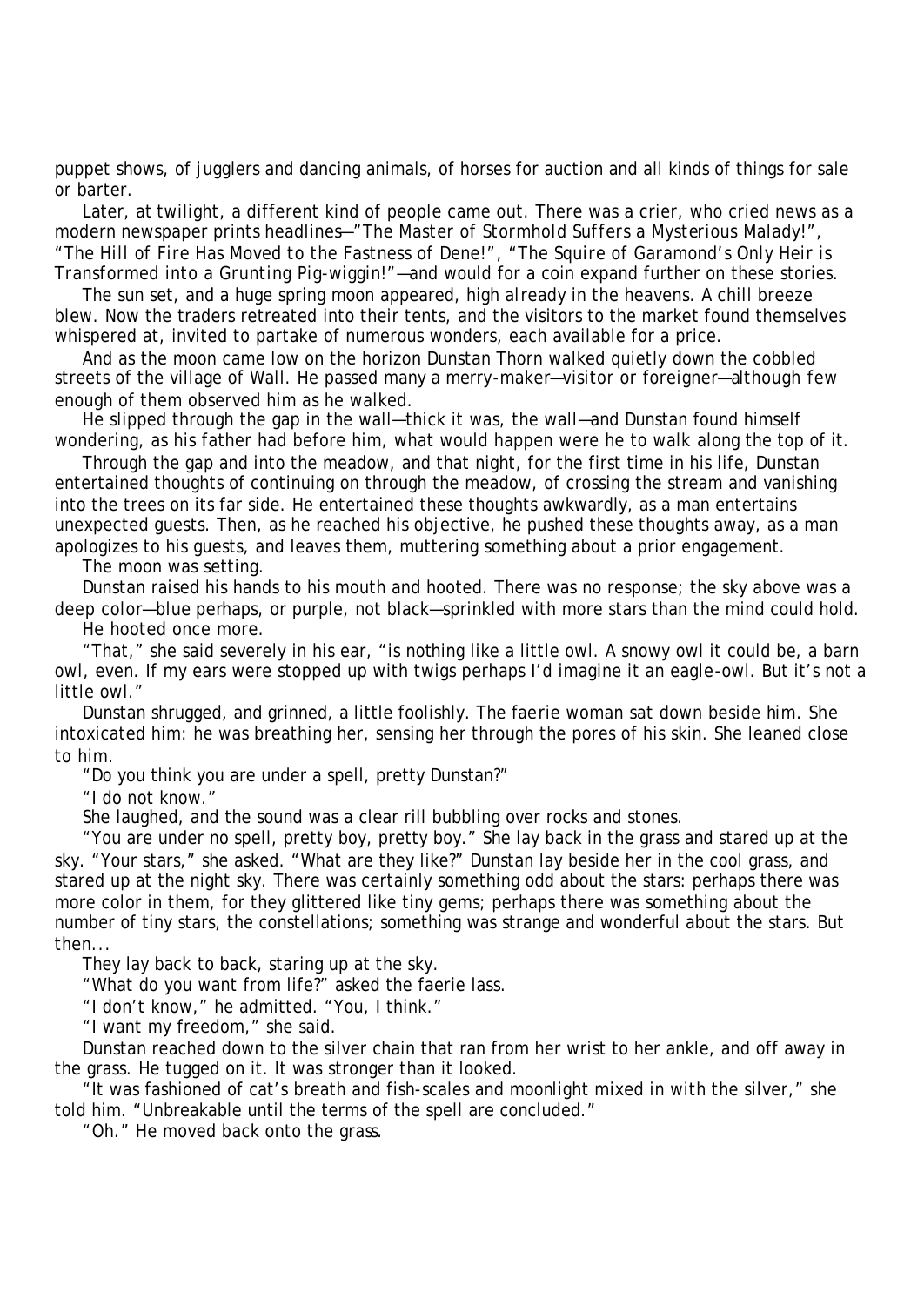puppet shows, of jugglers and dancing animals, of horses for auction and all kinds of things for sale or barter.

Later, at twilight, a different kind of people came out. There was a crier, who cried news as a modern newspaper prints headlines—"*The Master of Stormhold Suffers a Mysterious Malady!*", "*The Hill of Fire Has Moved to the Fastness of Dene!*", "*The Squire of Garamond's Only Heir is Transformed into a Grunting Pig-wiggin!*"—and would for a coin expand further on these stories.

The sun set, and a huge spring moon appeared, high already in the heavens. A chill breeze blew. Now the traders retreated into their tents, and the visitors to the market found themselves whispered at, invited to partake of numerous wonders, each available for a price.

And as the moon came low on the horizon Dunstan Thorn walked quietly down the cobbled streets of the village of Wall. He passed many a merry-maker—visitor or foreigner—although few enough of them observed him as he walked.

He slipped through the gap in the wall—thick it was, the wall—and Dunstan found himself wondering, as his father had before him, what would happen were he to walk along the top of it.

Through the gap and into the meadow, and that night, for the first time in his life, Dunstan entertained thoughts of continuing on through the meadow, of crossing the stream and vanishing into the trees on its far side. He entertained these thoughts awkwardly, as a man entertains unexpected guests. Then, as he reached his objective, he pushed these thoughts away, as a man apologizes to his guests, and leaves them, muttering something about a prior engagement.

The moon was setting.

Dunstan raised his hands to his mouth and hooted. There was no response; the sky above was a deep color—blue perhaps, or purple, not black—sprinkled with more stars than the mind could hold.

He hooted once more.

"That," she said severely in his ear, "is nothing like a little owl. A snowy owl it could be, a barn owl, even. If my ears were stopped up with twigs perhaps I'd imagine it an eagle-owl. But it's not a little owl."

Dunstan shrugged, and grinned, a little foolishly. The faerie woman sat down beside him. She intoxicated him: he was breathing her, sensing her through the pores of his skin. She leaned close to him.

"Do you think you are under a spell, pretty Dunstan?"

"I do not know."

She laughed, and the sound was a clear rill bubbling over rocks and stones.

"You are under no spell, pretty boy, pretty boy." She lay back in the grass and stared up at the sky. "Your stars," she asked. "What are they like?" Dunstan lay beside her in the cool grass, and stared up at the night sky. There was certainly something odd about the stars: perhaps there was more color in them, for they glittered like tiny gems; perhaps there was something about the number of tiny stars, the constellations; something was strange and wonderful about the stars. But then...

They lay back to back, staring up at the sky.

"What do you want from life?" asked the faerie lass.

"I don't know," he admitted. "You, I think."

"I want my freedom," she said.

Dunstan reached down to the silver chain that ran from her wrist to her ankle, and off away in the grass. He tugged on it. It was stronger than it looked.

"It was fashioned of cat's breath and fish-scales and moonlight mixed in with the silver," she told him. "Unbreakable until the terms of the spell are concluded."

"Oh." He moved back onto the grass.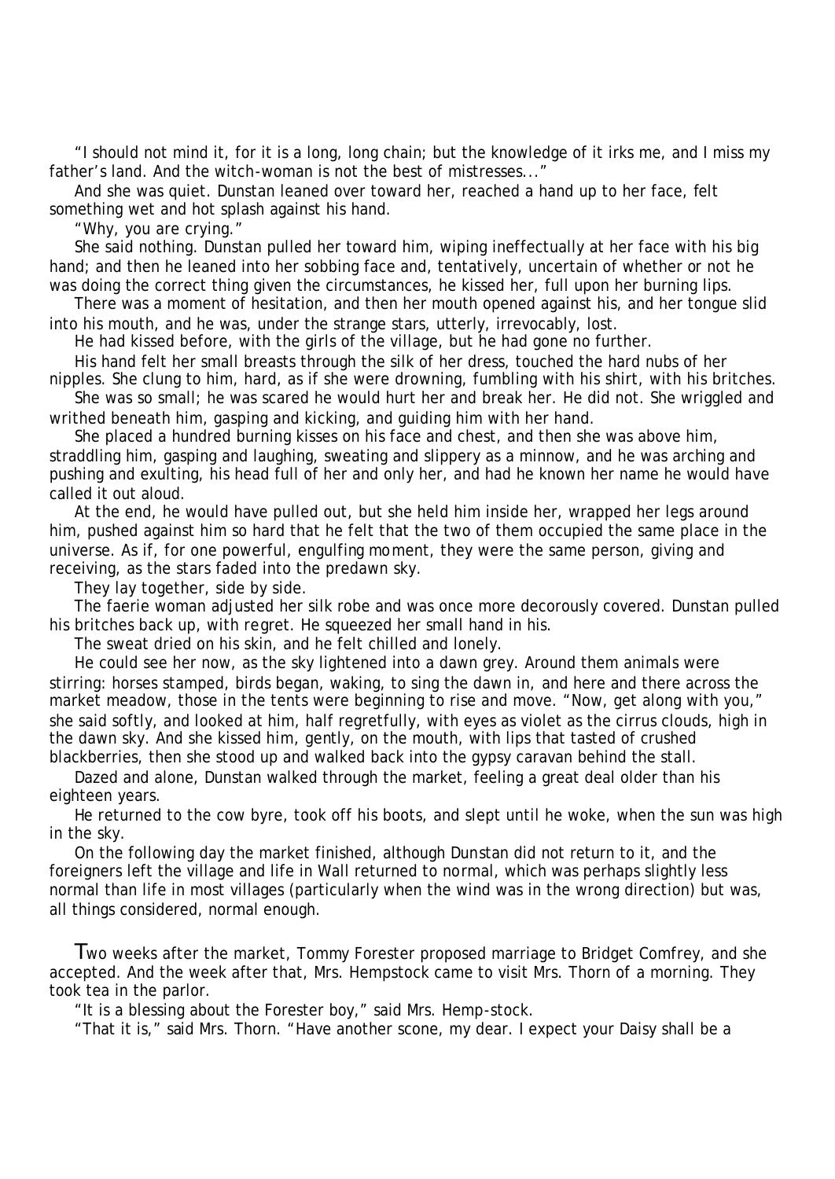"I should not mind it, for it is a long, long chain; but the knowledge of it irks me, and I miss my father's land. And the witch-woman is not the best of mistresses..."

And she was quiet. Dunstan leaned over toward her, reached a hand up to her face, felt something wet and hot splash against his hand.

"Why, you are crying."

She said nothing. Dunstan pulled her toward him, wiping ineffectually at her face with his big hand; and then he leaned into her sobbing face and, tentatively, uncertain of whether or not he was doing the correct thing given the circumstances, he kissed her, full upon her burning lips.

There was a moment of hesitation, and then her mouth opened against his, and her tongue slid into his mouth, and he was, under the strange stars, utterly, irrevocably, lost.

He had kissed before, with the girls of the village, but he had gone no further.

His hand felt her small breasts through the silk of her dress, touched the hard nubs of her nipples. She clung to him, hard, as if she were drowning, fumbling with his shirt, with his britches.

She was so small; he was scared he would hurt her and break her. He did not. She wriggled and writhed beneath him, gasping and kicking, and guiding him with her hand.

She placed a hundred burning kisses on his face and chest, and then she was above him, straddling him, gasping and laughing, sweating and slippery as a minnow, and he was arching and pushing and exulting, his head full of her and only her, and had he known her name he would have called it out aloud.

At the end, he would have pulled out, but she held him inside her, wrapped her legs around him, pushed against him so hard that he felt that the two of them occupied the same place in the universe. As if, for one powerful, engulfing moment, they were the same person, giving and receiving, as the stars faded into the predawn sky.

They lay together, side by side.

The faerie woman adjusted her silk robe and was once more decorously covered. Dunstan pulled his britches back up, with regret. He squeezed her small hand in his.

The sweat dried on his skin, and he felt chilled and lonely.

He could see her now, as the sky lightened into a dawn grey. Around them animals were stirring: horses stamped, birds began, waking, to sing the dawn in, and here and there across the market meadow, those in the tents were beginning to rise and move. "Now, get along with you," she said softly, and looked at him, half regretfully, with eyes as violet as the cirrus clouds, high in the dawn sky. And she kissed him, gently, on the mouth, with lips that tasted of crushed blackberries, then she stood up and walked back into the gypsy caravan behind the stall.

Dazed and alone, Dunstan walked through the market, feeling a great deal older than his eighteen years.

He returned to the cow byre, took off his boots, and slept until he woke, when the sun was high in the sky.

On the following day the market finished, although Dunstan did not return to it, and the foreigners left the village and life in Wall returned to normal, which was perhaps slightly less normal than life in most villages (particularly when the wind was in the wrong direction) but was, all things considered, normal enough.

Two weeks after the market, Tommy Forester proposed marriage to Bridget Comfrey, and she accepted. And the week after that, Mrs. Hempstock came to visit Mrs. Thorn of a morning. They took tea in the parlor.

"It is a blessing about the Forester boy," said Mrs. Hemp-stock.

"That it is," said Mrs. Thorn. "Have another scone, my dear. I expect your Daisy shall be a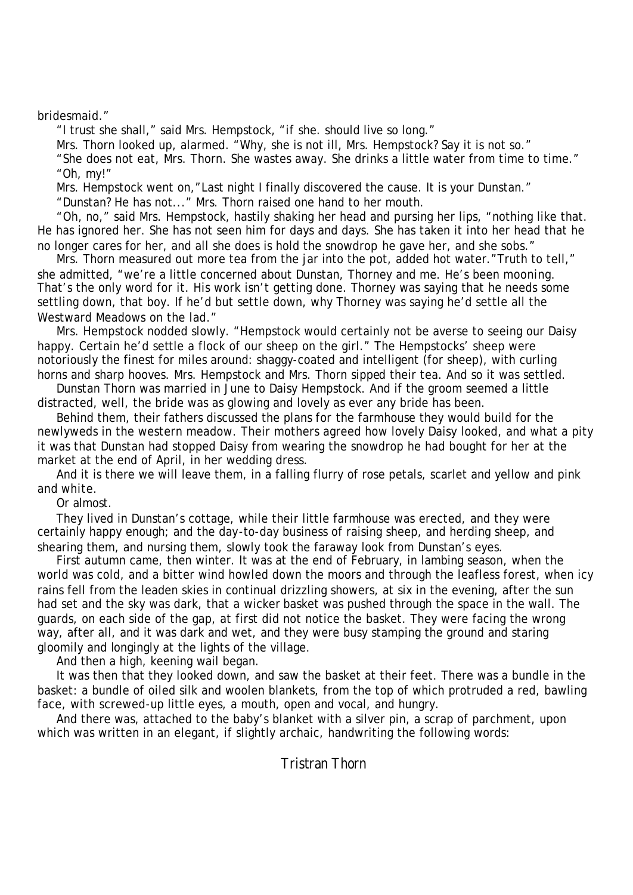bridesmaid."

"I trust she shall," said Mrs. Hempstock, "if she. should live so long."

Mrs. Thorn looked up, alarmed. "Why, she is not ill, Mrs. Hempstock? Say it is not so."

"She does not eat, Mrs. Thorn. She wastes away. She drinks a little water from time to time."

"Oh, my!"

Mrs. Hempstock went on,"Last night I finally discovered the cause. It is your Dunstan."

"Dunstan? He has not..." Mrs. Thorn raised one hand to her mouth.

"Oh, no," said Mrs. Hempstock, hastily shaking her head and pursing her lips, "nothing like that. He has ignored her. She has not seen him for days and days. She has taken it into her head that he no longer cares for her, and all she does is hold the snowdrop he gave her, and she sobs."

Mrs. Thorn measured out more tea from the jar into the pot, added hot water."Truth to tell," she admitted, "we're a little concerned about Dunstan, Thorney and me. He's been mooning. That's the only word for it. His work isn't getting done. Thorney was saying that he needs some settling down, that boy. If he'd but settle down, why Thorney was saying he'd settle all the Westward Meadows on the lad."

Mrs. Hempstock nodded slowly. "Hempstock would certainly not be averse to seeing our Daisy happy. Certain he'd settle a flock of our sheep on the girl." The Hempstocks' sheep were notoriously the finest for miles around: shaggy-coated and intelligent (for sheep), with curling horns and sharp hooves. Mrs. Hempstock and Mrs. Thorn sipped their tea. And so it was settled.

Dunstan Thorn was married in June to Daisy Hempstock. And if the groom seemed a little distracted, well, the bride was as glowing and lovely as ever any bride has been.

Behind them, their fathers discussed the plans for the farmhouse they would build for the newlyweds in the western meadow. Their mothers agreed how lovely Daisy looked, and what a pity it was that Dunstan had stopped Daisy from wearing the snowdrop he had bought for her at the market at the end of April, in her wedding dress.

And it is there we will leave them, in a falling flurry of rose petals, scarlet and yellow and pink and white.

Or almost.

They lived in Dunstan's cottage, while their little farmhouse was erected, and they were certainly happy enough; and the day-to-day business of raising sheep, and herding sheep, and shearing them, and nursing them, slowly took the faraway look from Dunstan's eyes.

First autumn came, then winter. It was at the end of February, in lambing season, when the world was cold, and a bitter wind howled down the moors and through the leafless forest, when icy rains fell from the leaden skies in continual drizzling showers, at six in the evening, after the sun had set and the sky was dark, that a wicker basket was pushed through the space in the wall. The guards, on each side of the gap, at first did not notice the basket. They were facing the wrong way, after all, and it was dark and wet, and they were busy stamping the ground and staring gloomily and longingly at the lights of the village.

And then a high, keening wail began.

It was then that they looked down, and saw the basket at their feet. There was a bundle in the basket: a bundle of oiled silk and woolen blankets, from the top of which protruded a red, bawling face, with screwed-up little eyes, a mouth, open and vocal, and hungry.

And there was, attached to the baby's blanket with a silver pin, a scrap of parchment, upon which was written in an elegant, if slightly archaic, handwriting the following words:

*Tristran Thorn*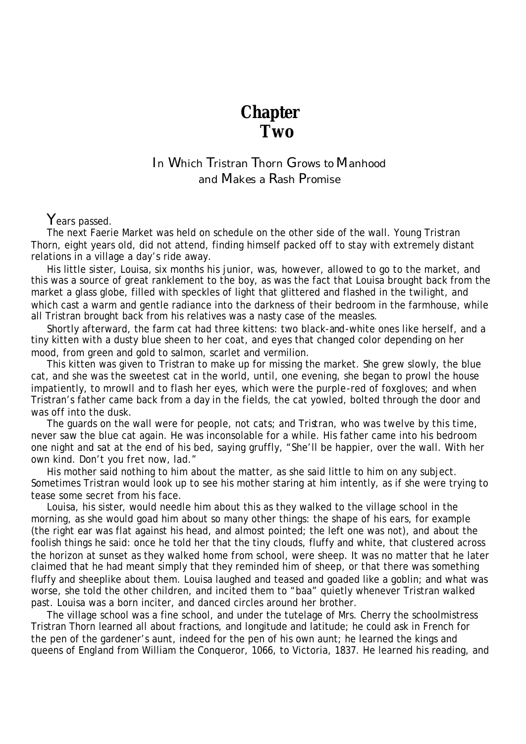# Chapter Two

## In Which Tristran Thorn Grows to Manhood and Makes a Rash Promise

Years passed.

The next Faerie Market was held on schedule on the other side of the wall. Young Tristran Thorn, eight years old, did not attend, finding himself packed off to stay with extremely distant relations in a village a day's ride away.

His little sister, Louisa, six months his junior, was, however, allowed to go to the market, and this was a source of great ranklement to the boy, as was the fact that Louisa brought back from the market a glass globe, filled with speckles of light that glittered and flashed in the twilight, and which cast a warm and gentle radiance into the darkness of their bedroom in the farmhouse, while all Tristran brought back from his relatives was a nasty case of the measles.

Shortly afterward, the farm cat had three kittens: two black-and-white ones like herself, and a tiny kitten with a dusty blue sheen to her coat, and eyes that changed color depending on her mood, from green and gold to salmon, scarlet and vermilion.

This kitten was given to Tristran to make up for missing the market. She grew slowly, the blue cat, and she was the sweetest cat in the world, until, one evening, she began to prowl the house impatiently, to mrowll and to flash her eyes, which were the purple-red of foxgloves; and when Tristran's father came back from a day in the fields, the cat yowled, bolted through the door and was off into the dusk.

The guards on the wall were for people, not cats; and Tristran, who was twelve by this time, never saw the blue cat again. He was inconsolable for a while. His father came into his bedroom one night and sat at the end of his bed, saying gruffly, "She'll be happier, over the wall. With her own kind. Don't you fret now, lad."

His mother said nothing to him about the matter, as she said little to him on any subject. Sometimes Tristran would look up to see his mother staring at him intently, as if she were trying to tease some secret from his face.

Louisa, his sister, would needle him about this as they walked to the village school in the morning, as she would goad him about so many other things: the shape of his ears, for example (the right ear was flat against his head, and almost pointed; the left one was not), and about the foolish things he said: once he told her that the tiny clouds, fluffy and white, that clustered across the horizon at sunset as they walked home from school, were sheep. It was no matter that he later claimed that he had meant simply that they reminded him of sheep, or that there was something fluffy and sheeplike about them. Louisa laughed and teased and goaded like a goblin; and what was worse, she told the other children, and incited them to "baa" quietly whenever Tristran walked past. Louisa was a born inciter, and danced circles around her brother.

The village school was a fine school, and under the tutelage of Mrs. Cherry the schoolmistress Tristran Thorn learned all about fractions, and longitude and latitude; he could ask in French for the pen of the gardener's aunt, indeed for the pen of his own aunt; he learned the kings and queens of England from William the Conqueror, 1066, to Victoria, 1837. He learned his reading, and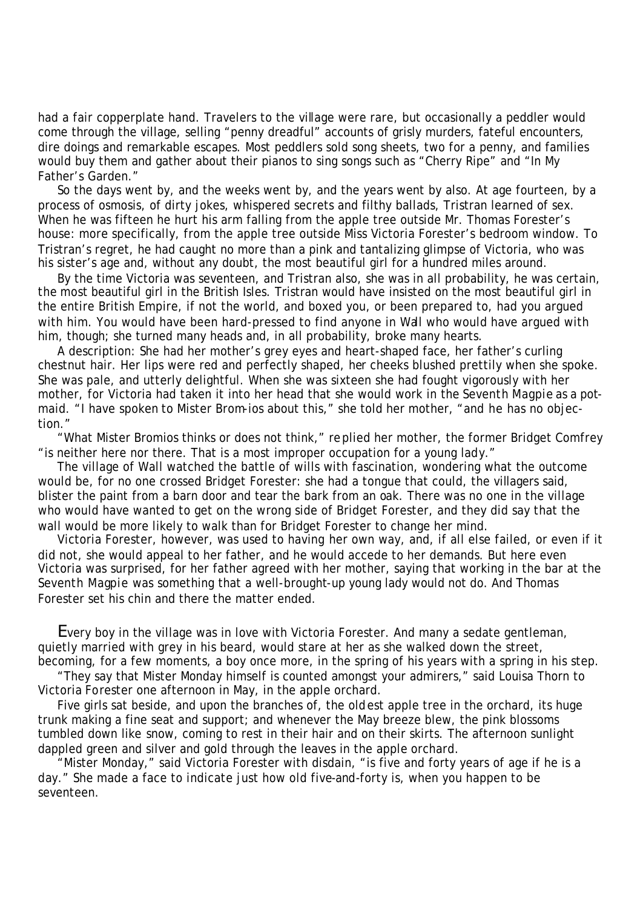had a fair copperplate hand. Travelers to the village were rare, but occasionally a peddler would come through the village, selling "penny dreadful" accounts of grisly murders, fateful encounters, dire doings and remarkable escapes. Most peddlers sold song sheets, two for a penny, and families would buy them and gather about their pianos to sing songs such as "Cherry Ripe" and "In My Father's Garden."

So the days went by, and the weeks went by, and the years went by also. At age fourteen, by a process of osmosis, of dirty jokes, whispered secrets and filthy ballads, Tristran learned of sex. When he was fifteen he hurt his arm falling from the apple tree outside Mr. Thomas Forester's house: more specifically, from the apple tree outside Miss Victoria Forester's bedroom window. To Tristran's regret, he had caught no more than a pink and tantalizing glimpse of Victoria, who was his sister's age and, without any doubt, the most beautiful girl for a hundred miles around.

By the time Victoria was seventeen, and Tristran also, she was in all probability, he was certain, the most beautiful girl in the British Isles. Tristran would have insisted on the most beautiful girl in the entire British Empire, if not the world, and boxed you, or been prepared to, had you argued with him. You would have been hard-pressed to find anyone in Wall who would have argued with him, though; she turned many heads and, in all probability, broke many hearts.

A description: She had her mother's grey eyes and heart-shaped face, her father's curling chestnut hair. Her lips were red and perfectly shaped, her cheeks blushed prettily when she spoke. She was pale, and utterly delightful. When she was sixteen she had fought vigorously with her mother, for Victoria had taken it into her head that she would work in the *Seventh Magpie* as a pot-maid. "I have spoken to Mister Brom-ios about this," she told her mother, "and he has no objec-tion."

"What Mister Bromios thinks or does not think," replied her mother, the former Bridget Comfrey "is neither here nor there. That is a most improper occupation for a young lady."

The village of Wall watched the battle of wills with fascination, wondering what the outcome would be, for no one crossed Bridget Forester: she had a tongue that could, the villagers said, blister the paint from a barn door and tear the bark from an oak. There was no one in the village who would have wanted to get on the wrong side of Bridget Forester, and they did say that the wall would be more likely to walk than for Bridget Forester to change her mind.

Victoria Forester, however, was used to having her own way, and, if all else failed, or even if it did not, she would appeal to her father, and he would accede to her demands. But here even Victoria was surprised, for her father agreed with her mother, saying that working in the bar at the *Seventh Magpie* was something that a well-brought-up young lady would not do. And Thomas Forester set his chin and there the matter ended.

Every boy in the village was in love with Victoria Forester. And many a sedate gentleman, quietly married with grey in his beard, would stare at her as she walked down the street, becoming, for a few moments, a boy once more, in the spring of his years with a spring in his step.

"They say that Mister Monday himself is counted amongst your admirers," said Louisa Thorn to Victoria Forester one afternoon in May, in the apple orchard.

Five girls sat beside, and upon the branches of, the oldest apple tree in the orchard, its huge trunk making a fine seat and support; and whenever the May breeze blew, the pink blossoms tumbled down like snow, coming to rest in their hair and on their skirts. The afternoon sunlight dappled green and silver and gold through the leaves in the apple orchard.

"Mister Monday," said Victoria Forester with disdain, "is five and forty years of age if he is a day." She made a face to indicate just how old five-and-forty is, when you happen to be seventeen.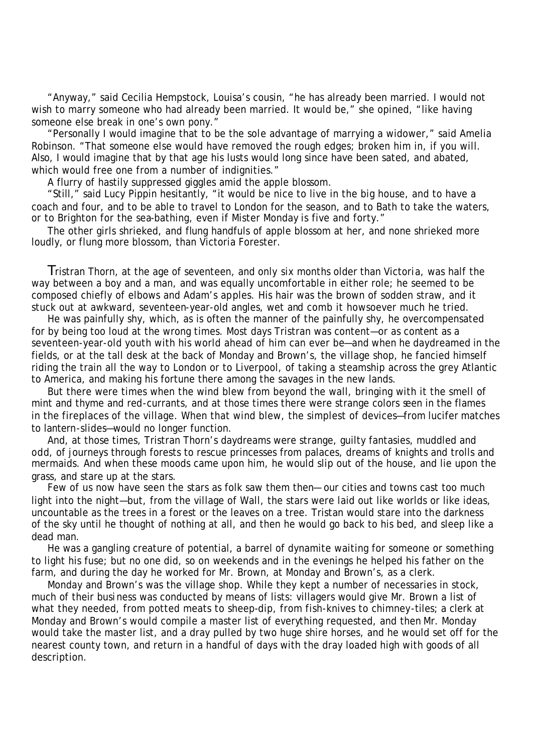"Anyway," said Cecilia Hempstock, Louisa's cousin, "he has already been married. I would not wish to marry someone who had already been married. It would be," she opined, "like having someone else break in one's own pony."

"Personally I would imagine that to be the sole advantage of marrying a widower," said Amelia Robinson. "That someone else would have removed the rough edges; broken him in, if you will. Also, I would imagine that by that age his lusts would long since have been sated, and abated, which would free one from a number of indignities."

A flurry of hastily suppressed giggles amid the apple blossom.

"Still," said Lucy Pippin hesitantly, "it would be nice to live in the big house, and to have a coach and four, and to be able to travel to London for the season, and to Bath to take the waters, or to Brighton for the sea-bathing, even if Mister Monday is five and forty."

The other girls shrieked, and flung handfuls of apple blossom at her, and none shrieked more loudly, or flung more blossom, than Victoria Forester.

Tristran Thorn, at the age of seventeen, and only six months older than Victoria, was half the way between a boy and a man, and was equally uncomfortable in either role; he seemed to be composed chiefly of elbows and Adam's apples. His hair was the brown of sodden straw, and it stuck out at awkward, seventeen-year-old angles, wet and comb it howsoever much he tried.

He was painfully shy, which, as is often the manner of the painfully shy, he overcompensated for by being too loud at the wrong times. Most days Tristran was content—or as content as a seventeen-year-old youth with his world ahead of him can ever be—and when he daydreamed in the fields, or at the tall desk at the back of Monday and Brown's, the village shop, he fancied himself riding the train all the way to London or to Liverpool, of taking a steamship across the grey Atlantic to America, and making his fortune there among the savages in the new lands.

But there were times when the wind blew from beyond the wall, bringing with it the smell of mint and thyme and red-currants, and at those times there were strange colors seen in the flames in the fireplaces of the village. When that wind blew, the simplest of devices—from lucifer matches to lantern-slides—would no longer function.

And, at those times, Tristran Thorn's daydreams were strange, guilty fantasies, muddled and odd, of journeys through forests to rescue princesses from palaces, dreams of knights and trolls and mermaids. And when these moods came upon him, he would slip out of the house, and lie upon the grass, and stare up at the stars.

Few of us now have seen the stars as folk saw them then—our cities and towns cast too much light into the night—but, from the village of Wall, the stars were laid out like worlds or like ideas, uncountable as the trees in a forest or the leaves on a tree. Tristan would stare into the darkness of the sky until he thought of nothing at all, and then he would go back to his bed, and sleep like a dead man.

He was a gangling creature of potential, a barrel of dynamite waiting for someone or something to light his fuse; but no one did, so on weekends and in the evenings he helped his father on the farm, and during the day he worked for Mr. Brown, at Monday and Brown's, as a clerk.

Monday and Brown's was the village shop. While they kept a number of necessaries in stock, much of their business was conducted by means of lists: villagers would give Mr. Brown a list of what they needed, from potted meats to sheep-dip, from fish-knives to chimney-tiles; a clerk at Monday and Brown's would compile a master list of everything requested, and then Mr. Monday would take the master list, and a dray pulled by two huge shire horses, and he would set off for the nearest county town, and return in a handful of days with the dray loaded high with goods of all description.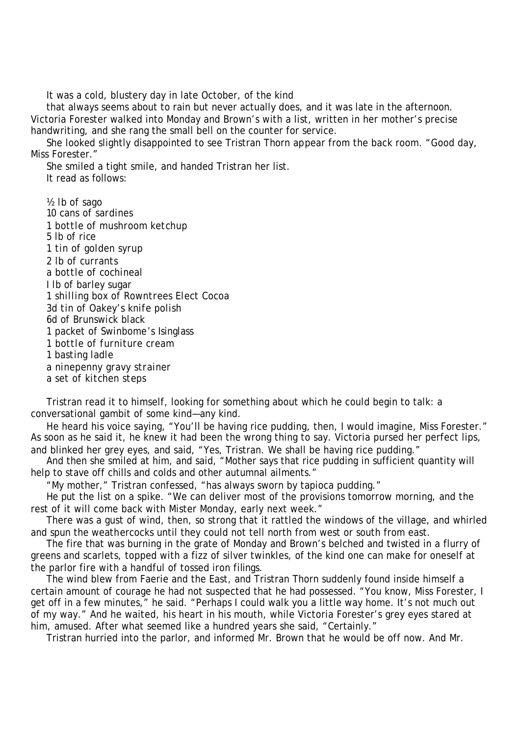It was a cold, blustery day in late October, of the kind that always seems about to rain but never actually does, and it was late in the afternoon. Victoria Forester walked into Monday and Brown's with a list, written in her mother's precise handwriting, and she rang the small bell on the counter for service.

She looked slightly disappointed to see Tristran Thorn appear from the back room. "Good day, Miss Forester."

She smiled a tight smile, and handed Tristran her list.

It read as follows:

½ lb of sago  
10 cans of sardines  
1 bottle of mushroom ketchup  
5 lb of rice  
1 tin of golden syrup  
2 lb of currants  
a bottle of cochineal  
I lb of barley sugar  
1 shilling box of Rowntrees Elect Cocoa  
3d tin of Oakey's knife polish  
6d of Brunswick black  
1 packet of Swinbome's Isinglass  
1 bottle of furniture cream  
1 basting ladle  
a ninepenny gravy strainer  
a set of kitchen steps

Tristran read it to himself, looking for something about which he could begin to talk: a conversational gambit of some kind—any kind.

He heard his voice saying, "You'll be having rice pudding, then, I would imagine, Miss Forester." As soon as he said it, he knew it had been the wrong thing to say. Victoria pursed her perfect lips, and blinked her grey eyes, and said, "Yes, Tristran. We shall be having rice pudding."

And then she smiled at him, and said, "Mother says that rice pudding in sufficient quantity will help to stave off chills and colds and other autumnal ailments."

"My mother," Tristran confessed, "has always sworn by tapioca pudding."

He put the list on a spike. "We can deliver most of the provisions tomorrow morning, and the rest of it will come back with Mister Monday, early next week."

There was a gust of wind, then, so strong that it rattled the windows of the village, and whirled and spun the weathercocks until they could not tell north from west or south from east.

The fire that was burning in the grate of Monday and Brown's belched and twisted in a flurry of greens and scarlets, topped with a fizz of silver twinkles, of the kind one can make for oneself at the parlor fire with a handful of tossed iron filings.

The wind blew from Faerie and the East, and Tristran Thorn suddenly found inside himself a certain amount of courage he had not suspected that he had possessed. "You know, Miss Forester, I get off in a few minutes," he said. "Perhaps I could walk you a little way home. It's not much out of my way." And he waited, his heart in his mouth, while Victoria Forester's grey eyes stared at him, amused. After what seemed like a hundred years she said, "Certainly."

Tristran hurried into the parlor, and informed Mr. Brown that he would be off now. And Mr.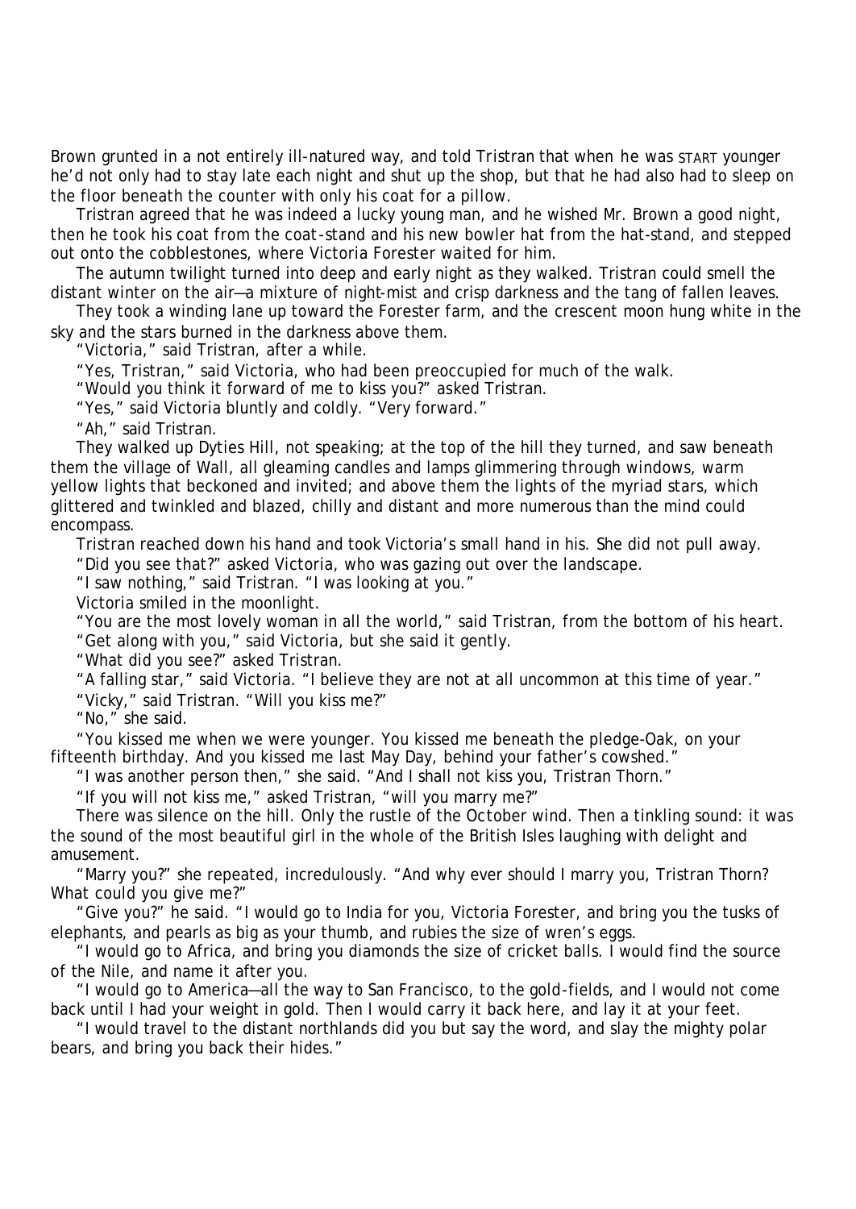Brown grunted in a not entirely ill-natured way, and told Tristran that when he was START younger he'd not only had to stay late each night and shut up the shop, but that he had also had to sleep on the floor beneath the counter with only his coat for a pillow.

Tristran agreed that he was indeed a lucky young man, and he wished Mr. Brown a good night, then he took his coat from the coat-stand and his new bowler hat from the hat-stand, and stepped out onto the cobblestones, where Victoria Forester waited for him.

The autumn twilight turned into deep and early night as they walked. Tristran could smell the distant winter on the air—a mixture of night-mist and crisp darkness and the tang of fallen leaves.

They took a winding lane up toward the Forester farm, and the crescent moon hung white in the sky and the stars burned in the darkness above them.

"Victoria," said Tristran, after a while.

"Yes, Tristran," said Victoria, who had been preoccupied for much of the walk.

"Would you think it forward of me to kiss you?" asked Tristran.

"Yes," said Victoria bluntly and coldly. "Very forward."

"Ah," said Tristran.

They walked up Dyties Hill, not speaking; at the top of the hill they turned, and saw beneath them the village of Wall, all gleaming candles and lamps glimmering through windows, warm yellow lights that beckoned and invited; and above them the lights of the myriad stars, which glittered and twinkled and blazed, chilly and distant and more numerous than the mind could encompass.

Tristran reached down his hand and took Victoria's small hand in his. She did not pull away.

"Did you see that?" asked Victoria, who was gazing out over the landscape.

"I saw nothing," said Tristran. "I was looking at you."

Victoria smiled in the moonlight.

"You are the most lovely woman in all the world," said Tristran, from the bottom of his heart.

"Get along with you," said Victoria, but she said it gently.

"What did you see?" asked Tristran.

"A falling star," said Victoria. "I believe they are not at all uncommon at this time of year."

"Vicky," said Tristran. "Will you kiss me?"

"No," she said.

"You kissed me when we were younger. You kissed me beneath the pledge-Oak, on your fifteenth birthday. And you kissed me last May Day, behind your father's cowshed."

"I was another person then," she said. "And I shall not kiss you, Tristran Thorn."

"If you will not kiss me," asked Tristran, "will you marry me?"

There was silence on the hill. Only the rustle of the October wind. Then a tinkling sound: it was the sound of the most beautiful girl in the whole of the British Isles laughing with delight and amusement.

"Marry you?" she repeated, incredulously. "And why ever should I marry you, Tristran Thorn? What could you give me?"

"Give you?" he said. "I would go to India for you, Victoria Forester, and bring you the tusks of elephants, and pearls as big as your thumb, and rubies the size of wren's eggs.

"I would go to Africa, and bring you diamonds the size of cricket balls. I would find the source of the Nile, and name it after you.

"I would go to America—all the way to San Francisco, to the gold-fields, and I would not come back until I had your weight in gold. Then I would carry it back here, and lay it at your feet.

"I would travel to the distant northlands did you but say the word, and slay the mighty polar bears, and bring you back their hides."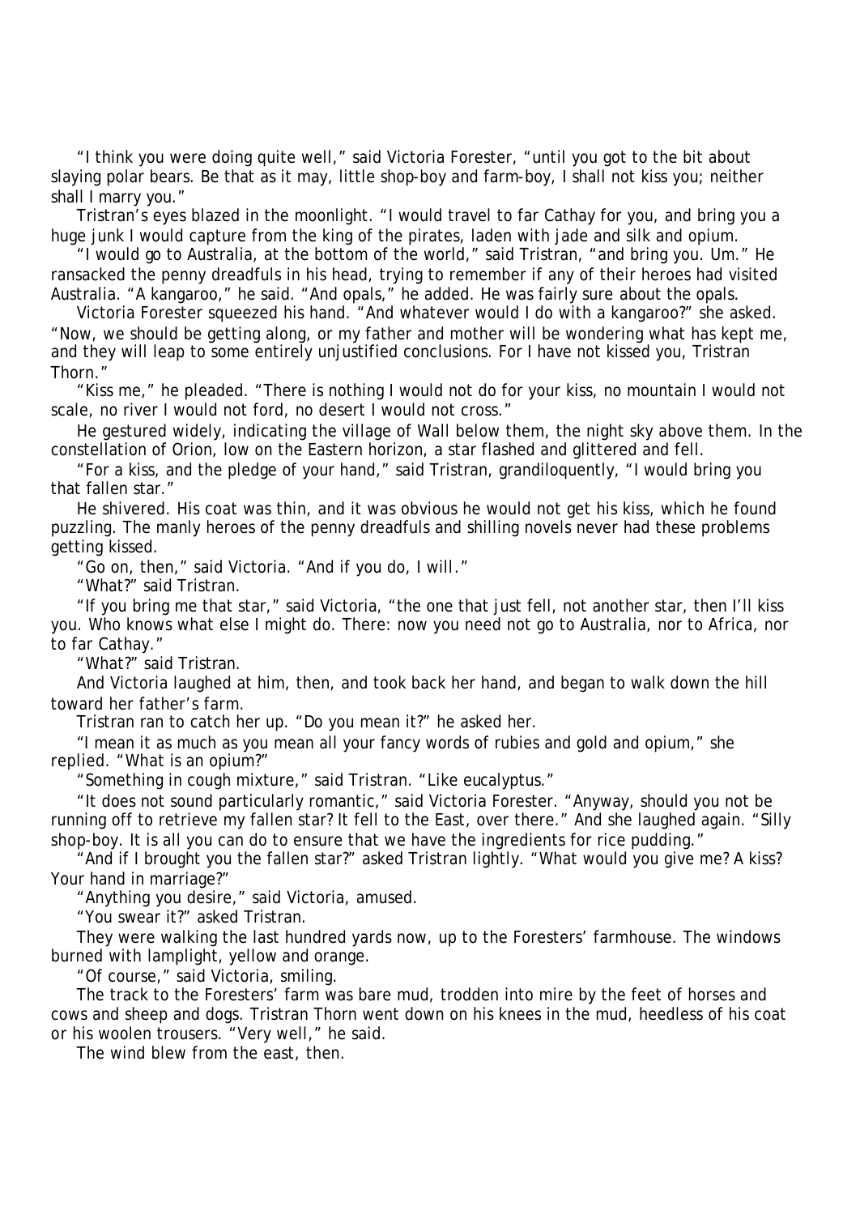"I think you were doing quite well," said Victoria Forester, "until you got to the bit about slaying polar bears. Be that as it may, little shop-boy and farm-boy, I shall not kiss you; neither shall I marry you."

Tristran's eyes blazed in the moonlight. "I would travel to far Cathay for you, and bring you a huge junk I would capture from the king of the pirates, laden with jade and silk and opium.

"I would go to Australia, at the bottom of the world," said Tristran, "and bring you. Um." He ransacked the penny dreadfuls in his head, trying to remember if any of their heroes had visited Australia. "A kangaroo," he said. "And opals," he added. He was fairly sure about the opals.

Victoria Forester squeezed his hand. "And whatever would I do with a kangaroo?" she asked. "Now, we should be getting along, or my father and mother will be wondering what has kept me, and they will leap to some entirely unjustified conclusions. For I have not kissed you, Tristran Thorn."

"Kiss me," he pleaded. "There is nothing I would not do for your kiss, no mountain I would not scale, no river I would not ford, no desert I would not cross."

He gestured widely, indicating the village of Wall below them, the night sky above them. In the constellation of Orion, low on the Eastern horizon, a star flashed and glittered and fell.

"For a kiss, and the pledge of your hand," said Tristran, grandiloquently, "I would bring you that fallen star."

He shivered. His coat was thin, and it was obvious he would not get his kiss, which he found puzzling. The manly heroes of the penny dreadfuls and shilling novels never had these problems getting kissed.

"Go on, then," said Victoria. "And if you do, I will."

"What?" said Tristran.

"If you bring me that star," said Victoria, "the one that just fell, not another star, then I'll kiss you. Who knows what else I might do. There: now you need not go to Australia, nor to Africa, nor to far Cathay."

"What?" said Tristran.

And Victoria laughed at him, then, and took back her hand, and began to walk down the hill toward her father's farm.

Tristran ran to catch her up. "Do you mean it?" he asked her.

"I mean it as much as you mean all your fancy words of rubies and gold and opium," she replied. "What is an opium?"

"Something in cough mixture," said Tristran. "Like eucalyptus."

"It does not sound particularly romantic," said Victoria Forester. "Anyway, should you not be running off to retrieve my fallen star? It fell to the East, over there." And she laughed again. "Silly shop-boy. It is all you can do to ensure that we have the ingredients for rice pudding."

"And if I brought you the fallen star?" asked Tristran lightly. "What would you give me? A kiss? Your hand in marriage?"

"Anything you desire," said Victoria, amused.

"You swear it?" asked Tristran.

They were walking the last hundred yards now, up to the Foresters' farmhouse. The windows burned with lamplight, yellow and orange.

"Of course," said Victoria, smiling.

The track to the Foresters' farm was bare mud, trodden into mire by the feet of horses and cows and sheep and dogs. Tristran Thorn went down on his knees in the mud, heedless of his coat or his woolen trousers. "Very well," he said.

The wind blew from the east, then.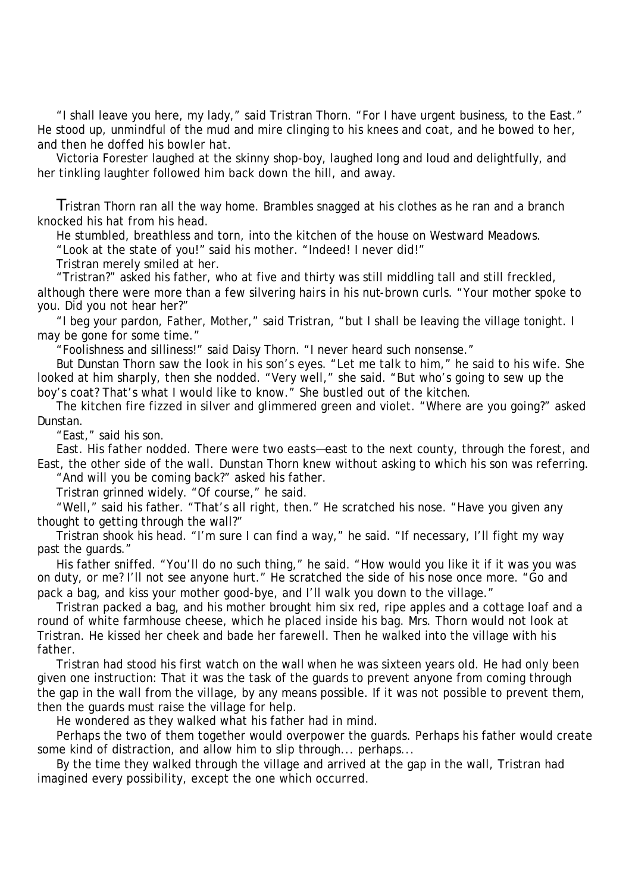"I shall leave you here, my lady," said Tristran Thorn. "For I have urgent business, to the East." He stood up, unmindful of the mud and mire clinging to his knees and coat, and he bowed to her, and then he doffed his bowler hat.

Victoria Forester laughed at the skinny shop-boy, laughed long and loud and delightfully, and her tinkling laughter followed him back down the hill, and away.

Tristran Thorn ran all the way home. Brambles snagged at his clothes as he ran and a branch knocked his hat from his head.

He stumbled, breathless and torn, into the kitchen of the house on Westward Meadows.

"Look at the state of you!" said his mother. "Indeed! I never did!"

Tristran merely smiled at her.

"Tristran?" asked his father, who at five and thirty was still middling tall and still freckled, although there were more than a few silvering hairs in his nut-brown curls. "Your mother spoke to you. Did you not hear her?"

"I beg your pardon, Father, Mother," said Tristran, "but I shall be leaving the village tonight. I may be gone for some time."

"Foolishness and silliness!" said Daisy Thorn. "I never heard such nonsense."

But Dunstan Thorn saw the look in his son's eyes. "Let me talk to him," he said to his wife. She looked at him sharply, then she nodded. "Very well," she said. "But who's going to sew up the boy's coat? That's what I would like to know." She bustled out of the kitchen.

The kitchen fire fizzed in silver and glimmered green and violet. "Where are you going?" asked Dunstan.

"East," said his son.

East. His father nodded. There were two easts—east to the next county, through the forest, and East, the other side of the wall. Dunstan Thorn knew without asking to which his son was referring.

"And will you be coming back?" asked his father.

Tristran grinned widely. "Of course," he said.

"Well," said his father. "That's all right, then." He scratched his nose. "Have you given any thought to getting through the wall?"

Tristran shook his head. "I'm sure I can find a way," he said. "If necessary, I'll fight my way past the guards."

His father sniffed. "You'll do no such thing," he said. "How would you like it if it was you was on duty, or me? I'll not see anyone hurt." He scratched the side of his nose once more. "Go and pack a bag, and kiss your mother good-bye, and I'll walk you down to the village."

Tristran packed a bag, and his mother brought him six red, ripe apples and a cottage loaf and a round of white farmhouse cheese, which he placed inside his bag. Mrs. Thorn would not look at Tristran. He kissed her cheek and bade her farewell. Then he walked into the village with his father.

Tristran had stood his first watch on the wall when he was sixteen years old. He had only been given one instruction: That it was the task of the guards to prevent anyone from coming through the gap in the wall from the village, by any means possible. If it was not possible to prevent them, then the guards must raise the village for help.

He wondered as they walked what his father had in mind.

Perhaps the two of them together would overpower the guards. Perhaps his father would create some kind of distraction, and allow him to slip through... perhaps...

By the time they walked through the village and arrived at the gap in the wall, Tristran had imagined every possibility, except the one which occurred.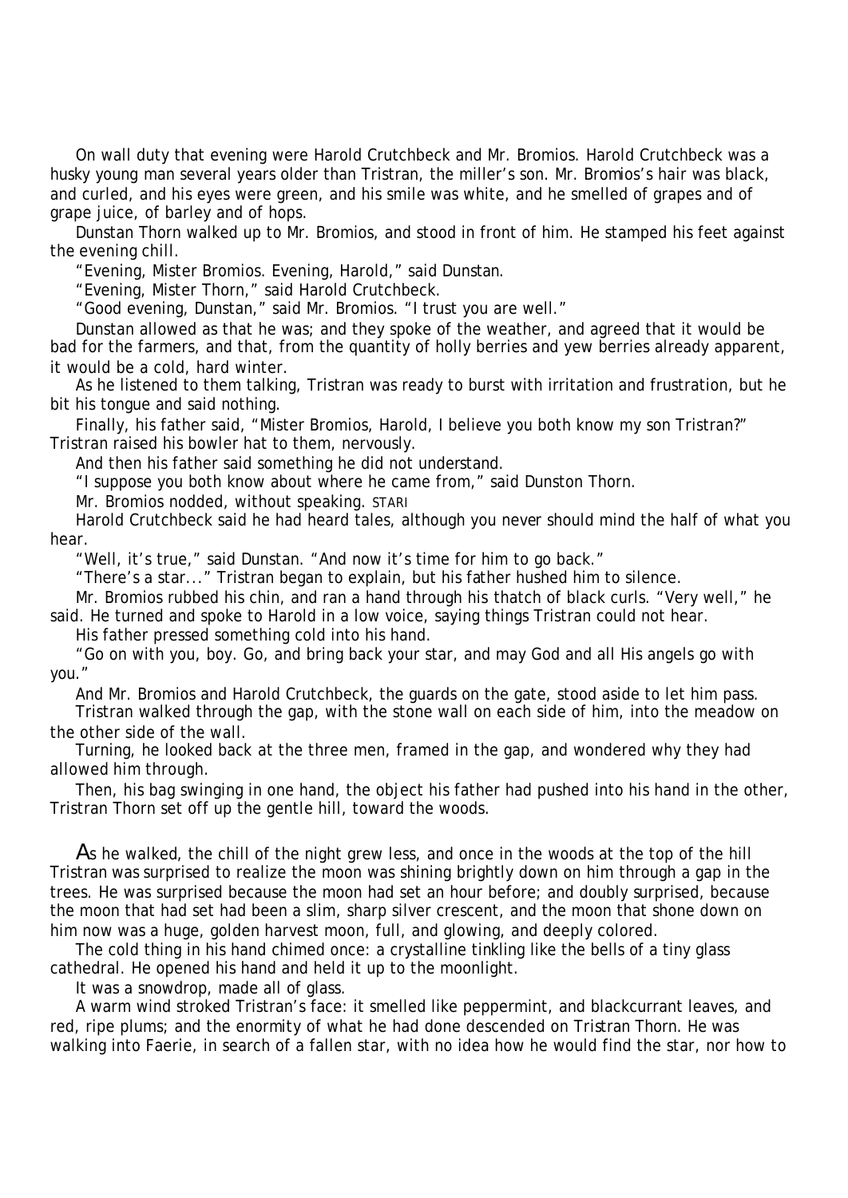On wall duty that evening were Harold Crutchbeck and Mr. Bromios. Harold Crutchbeck was a husky young man several years older than Tristran, the miller's son. Mr. Bromios's hair was black, and curled, and his eyes were green, and his smile was white, and he smelled of grapes and of grape juice, of barley and of hops.

Dunstan Thorn walked up to Mr. Bromios, and stood in front of him. He stamped his feet against the evening chill.

"Evening, Mister Bromios. Evening, Harold," said Dunstan.

"Evening, Mister Thorn," said Harold Crutchbeck.

"Good evening, Dunstan," said Mr. Bromios. "I trust you are well."

Dunstan allowed as that he was; and they spoke of the weather, and agreed that it would be bad for the farmers, and that, from the quantity of holly berries and yew berries already apparent, it would be a cold, hard winter.

As he listened to them talking, Tristran was ready to burst with irritation and frustration, but he bit his tongue and said nothing.

Finally, his father said, "Mister Bromios, Harold, I believe you both know my son Tristran?" Tristran raised his bowler hat to them, nervously.

And then his father said something he did not understand.

"I suppose you both know about where he came from," said Dunston Thorn.

Mr. Bromios nodded, without speaking. STARI

Harold Crutchbeck said he had heard tales, although you never should mind the half of what you hear.

"Well, it's true," said Dunstan. "And now it's time for him to go back."

"There's a star..." Tristran began to explain, but his father hushed him to silence.

Mr. Bromios rubbed his chin, and ran a hand through his thatch of black curls. "Very well," he said. He turned and spoke to Harold in a low voice, saying things Tristran could not hear.

His father pressed something cold into his hand.

"Go on with you, boy. Go, and bring back your star, and may God and all His angels go with you."

And Mr. Bromios and Harold Crutchbeck, the guards on the gate, stood aside to let him pass.

Tristran walked through the gap, with the stone wall on each side of him, into the meadow on the other side of the wall.

Turning, he looked back at the three men, framed in the gap, and wondered why they had allowed him through.

Then, his bag swinging in one hand, the object his father had pushed into his hand in the other, Tristran Thorn set off up the gentle hill, toward the woods.

As he walked, the chill of the night grew less, and once in the woods at the top of the hill Tristran was surprised to realize the moon was shining brightly down on him through a gap in the trees. He was surprised because the moon had set an hour before; and doubly surprised, because the moon that had set had been a slim, sharp silver crescent, and the moon that shone down on him now was a huge, golden harvest moon, full, and glowing, and deeply colored.

The cold thing in his hand chimed once: a crystalline tinkling like the bells of a tiny glass cathedral. He opened his hand and held it up to the moonlight.

It was a snowdrop, made all of glass.

A warm wind stroked Tristran's face: it smelled like peppermint, and blackcurrant leaves, and red, ripe plums; and the enormity of what he had done descended on Tristran Thorn. He was walking into Faerie, in search of a fallen star, with no idea how he would find the star, nor how to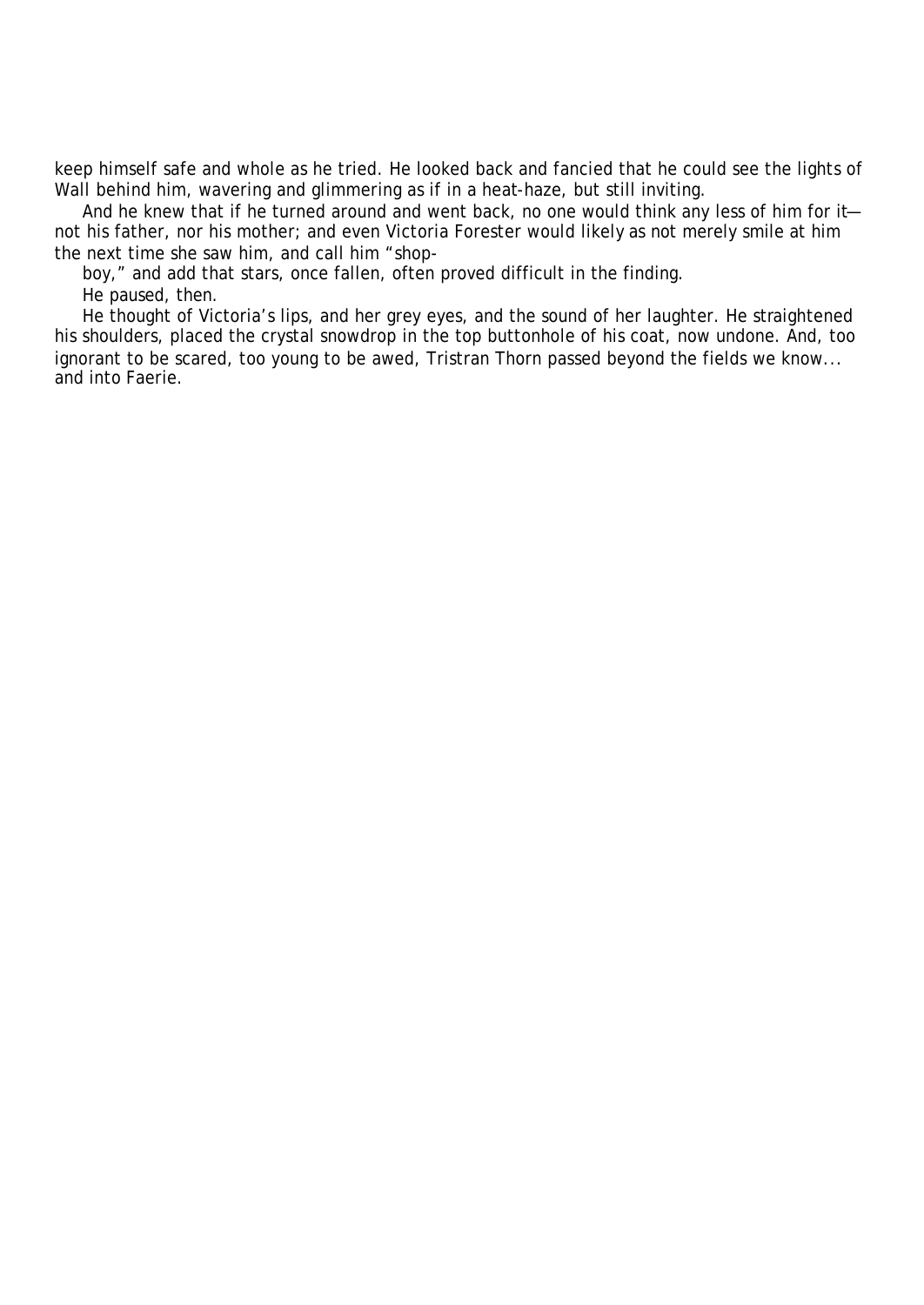keep himself safe and whole as he tried. He looked back and fancied that he could see the lights of Wall behind him, wavering and glimmering as if in a heat-haze, but still inviting.

And he knew that if he turned around and went back, no one would think any less of him for it—not his father, nor his mother; and even Victoria Forester would likely as not merely smile at him the next time she saw him, and call him "shop-boy," and add that stars, once fallen, often proved difficult in the finding.

He paused, then.

He thought of Victoria's lips, and her grey eyes, and the sound of her laughter. He straightened his shoulders, placed the crystal snowdrop in the top buttonhole of his coat, now undone. And, too ignorant to be scared, too young to be awed, Tristran Thorn passed beyond the fields we know... and into Faerie.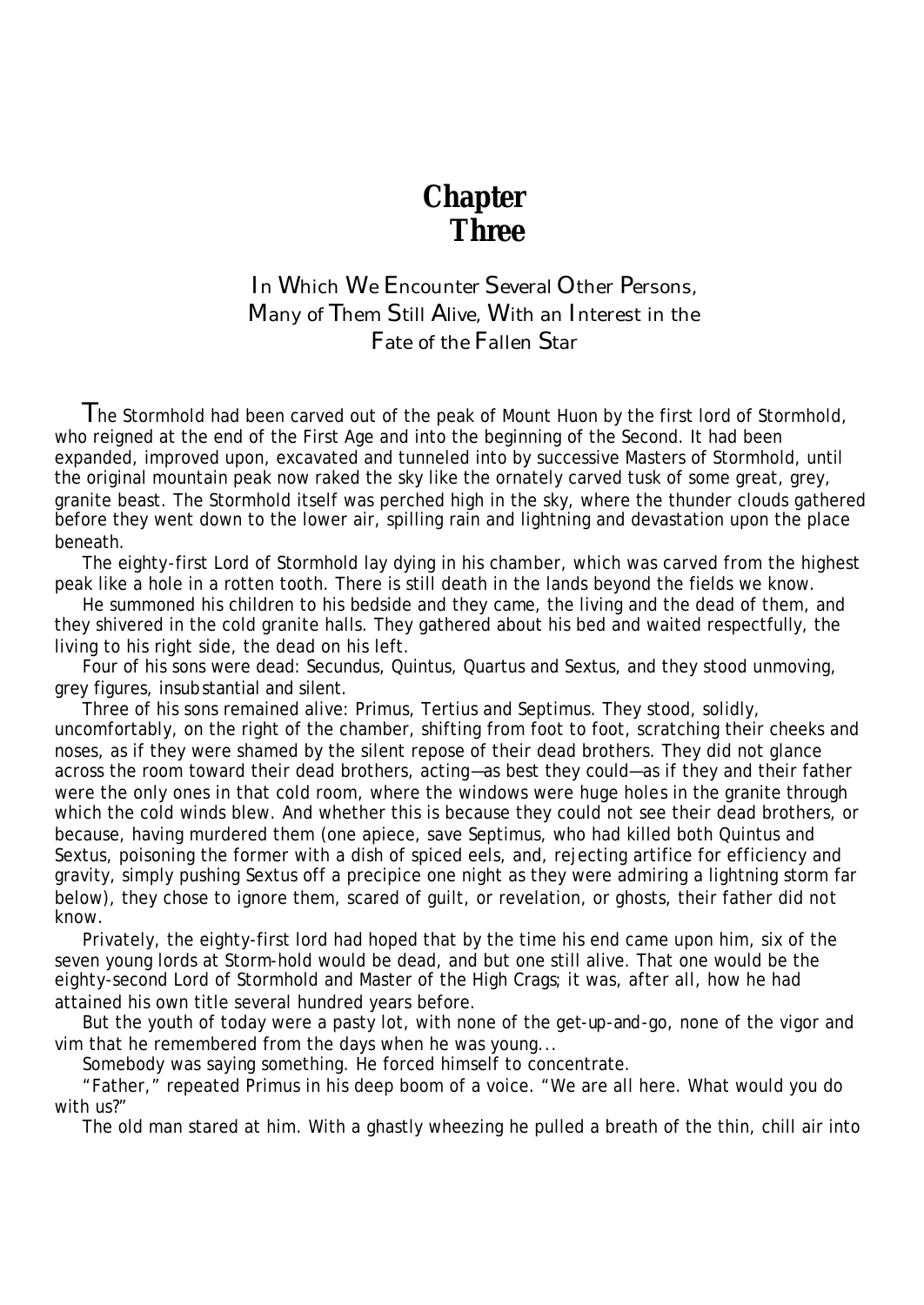# Chapter Three

## In Which We Encounter Several Other Persons, Many of Them Still Alive, With an Interest in the Fate of the Fallen Star

The Stormhold had been carved out of the peak of Mount Huon by the first lord of Stormhold, who reigned at the end of the First Age and into the beginning of the Second. It had been expanded, improved upon, excavated and tunneled into by successive Masters of Stormhold, until the original mountain peak now raked the sky like the ornately carved tusk of some great, grey, granite beast. The Stormhold itself was perched high in the sky, where the thunder clouds gathered before they went down to the lower air, spilling rain and lightning and devastation upon the place beneath.

The eighty-first Lord of Stormhold lay dying in his chamber, which was carved from the highest peak like a hole in a rotten tooth. There is still death in the lands beyond the fields we know.

He summoned his children to his bedside and they came, the living and the dead of them, and they shivered in the cold granite halls. They gathered about his bed and waited respectfully, the living to his right side, the dead on his left.

Four of his sons were dead: Secundus, Quintus, Quartus and Sextus, and they stood unmoving, grey figures, insubstantial and silent.

Three of his sons remained alive: Primus, Tertius and Septimus. They stood, solidly, uncomfortably, on the right of the chamber, shifting from foot to foot, scratching their cheeks and noses, as if they were shamed by the silent repose of their dead brothers. They did not glance across the room toward their dead brothers, acting—as best they could—as if they and their father were the only ones in that cold room, where the windows were huge holes in the granite through which the cold winds blew. And whether this is because they could not see their dead brothers, or because, having murdered them (one apiece, save Septimus, who had killed both Quintus and Sextus, poisoning the former with a dish of spiced eels, and, rejecting artifice for efficiency and gravity, simply pushing Sextus off a precipice one night as they were admiring a lightning storm far below), they chose to ignore them, scared of guilt, or revelation, or ghosts, their father did not know.

Privately, the eighty-first lord had hoped that by the time his end came upon him, six of the seven young lords at Storm-hold would be dead, and but one still alive. That one would be the eighty-second Lord of Stormhold and Master of the High Crags; it was, after all, how he had attained his own title several hundred years before.

But the youth of today were a pasty lot, with none of the get-up-and-go, none of the vigor and vim that he remembered from the days when he was young...

Somebody was saying something. He forced himself to concentrate.

"Father," repeated Primus in his deep boom of a voice. "We are all here. What would you do with us?"

The old man stared at him. With a ghastly wheezing he pulled a breath of the thin, chill air into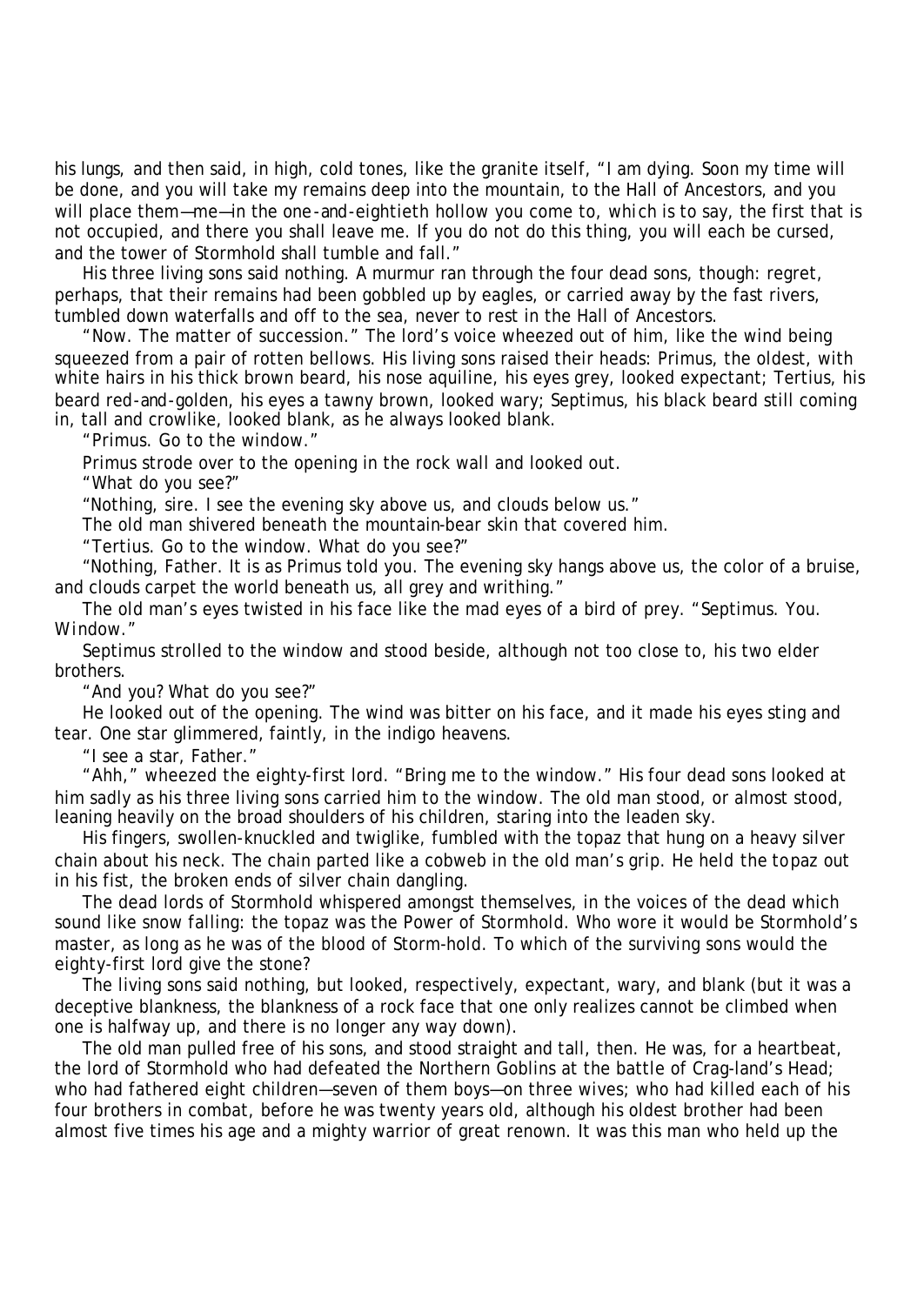his lungs, and then said, in high, cold tones, like the granite itself, "I am dying. Soon my time will be done, and you will take my remains deep into the mountain, to the Hall of Ancestors, and you will place them—me—in the one-and-eightieth hollow you come to, which is to say, the first that is not occupied, and there you shall leave me. If you do not do this thing, you will each be cursed, and the tower of Stormhold shall tumble and fall."

His three living sons said nothing. A murmur ran through the four dead sons, though: regret, perhaps, that their remains had been gobbled up by eagles, or carried away by the fast rivers, tumbled down waterfalls and off to the sea, never to rest in the Hall of Ancestors.

"Now. The matter of succession." The lord's voice wheezed out of him, like the wind being squeezed from a pair of rotten bellows. His living sons raised their heads: Primus, the oldest, with white hairs in his thick brown beard, his nose aquiline, his eyes grey, looked expectant; Tertius, his beard red-and-golden, his eyes a tawny brown, looked wary; Septimus, his black beard still coming in, tall and crowlike, looked blank, as he always looked blank.

"Primus. Go to the window."

Primus strode over to the opening in the rock wall and looked out.

"What do you see?"

"Nothing, sire. I see the evening sky above us, and clouds below us."

The old man shivered beneath the mountain-bear skin that covered him.

"Tertius. Go to the window. What do you see?"

"Nothing, Father. It is as Primus told you. The evening sky hangs above us, the color of a bruise, and clouds carpet the world beneath us, all grey and writhing."

The old man's eyes twisted in his face like the mad eyes of a bird of prey. "Septimus. You. *Window.*"

Septimus strolled to the window and stood beside, although not too close to, his two elder brothers.

"And you? What do you see?"

He looked out of the opening. The wind was bitter on his face, and it made his eyes sting and tear. One star glimmered, faintly, in the indigo heavens.

"I see a star, Father."

"Ahh," wheezed the eighty-first lord. "Bring me to the window." His four dead sons looked at him sadly as his three living sons carried him to the window. The old man stood, or almost stood, leaning heavily on the broad shoulders of his children, staring into the leaden sky.

His fingers, swollen-knuckled and twiglike, fumbled with the topaz that hung on a heavy silver chain about his neck. The chain parted like a cobweb in the old man's grip. He held the topaz out in his fist, the broken ends of silver chain dangling.

The dead lords of Stormhold whispered amongst themselves, in the voices of the dead which sound like snow falling: the topaz was the Power of Stormhold. Who wore it would be Stormhold's master, as long as he was of the blood of Storm-hold. To which of the surviving sons would the eighty-first lord give the stone?

The living sons said nothing, but looked, respectively, expectant, wary, and blank (but it was a deceptive blankness, the blankness of a rock face that one only realizes cannot be climbed when one is halfway up, and there is no longer any way down).

The old man pulled free of his sons, and stood straight and tall, then. He was, for a heartbeat, the lord of Stormhold who had defeated the Northern Goblins at the battle of Crag-land's Head; who had fathered eight children—seven of them boys—on three wives; who had killed each of his four brothers in combat, before he was twenty years old, although his oldest brother had been almost five times his age and a mighty warrior of great renown. It was this man who held up the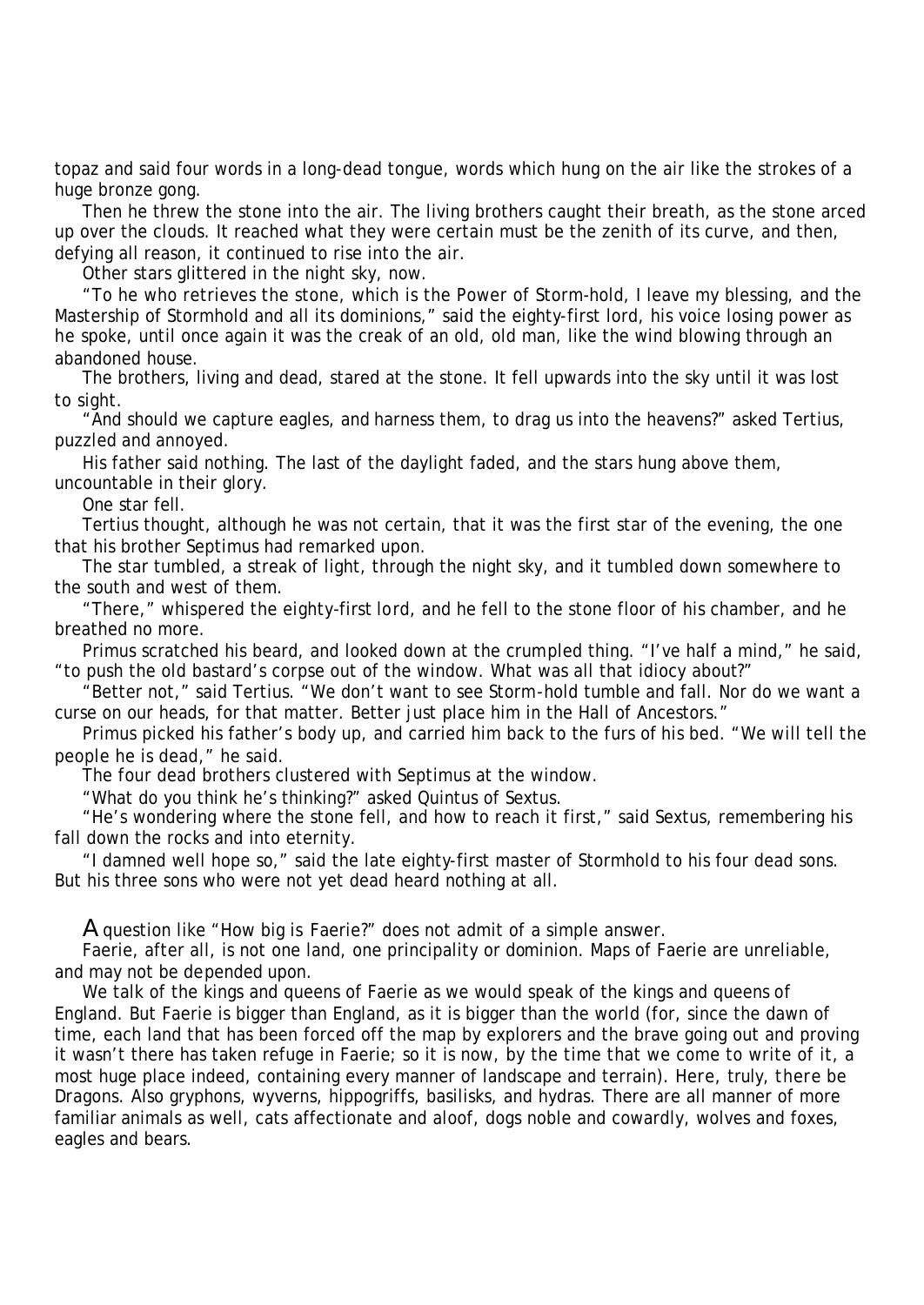topaz and said four words in a long-dead tongue, words which hung on the air like the strokes of a huge bronze gong.

Then he threw the stone into the air. The living brothers caught their breath, as the stone arced up over the clouds. It reached what they were certain must be the zenith of its curve, and then, defying all reason, it continued to rise into the air.

Other stars glittered in the night sky, now.

"To he who retrieves the stone, which is the Power of Storm-hold, I leave my blessing, and the Mastership of Stormhold and all its dominions," said the eighty-first lord, his voice losing power as he spoke, until once again it was the creak of an old, old man, like the wind blowing through an abandoned house.

The brothers, living and dead, stared at the stone. It fell upwards into the sky until it was lost to sight.

"And should we capture eagles, and harness them, to drag us into the heavens?" asked Tertius, puzzled and annoyed.

His father said nothing. The last of the daylight faded, and the stars hung above them, uncountable in their glory.

One star fell.

Tertius thought, although he was not certain, that it was the first star of the evening, the one that his brother Septimus had remarked upon.

The star tumbled, a streak of light, through the night sky, and it tumbled down somewhere to the south and west of them.

"There," whispered the eighty-first lord, and he fell to the stone floor of his chamber, and he breathed no more.

Primus scratched his beard, and looked down at the crumpled thing. "I've half a mind," he said, "to push the old bastard's corpse out of the window. What was all that idiocy about?"

"Better not," said Tertius. "We don't want to see Storm-hold tumble and fall. Nor do we want a curse on our heads, for that matter. Better just place him in the Hall of Ancestors."

Primus picked his father's body up, and carried him back to the furs of his bed. "We will tell the people he is dead," he said.

The four dead brothers clustered with Septimus at the window.

"What do you think he's thinking?" asked Quintus of Sextus.

"He's wondering where the stone fell, and how to reach it first," said Sextus, remembering his fall down the rocks and into eternity.

"I damned well hope so," said the late eighty-first master of Stormhold to his four dead sons. But his three sons who were not yet dead heard nothing at all.

A question like "How big is Faerie?" does not admit of a simple answer.

Faerie, after all, is not one land, one principality or dominion. Maps of Faerie are unreliable, and may not be depended upon.

We talk of the kings and queens of Faerie as we would speak of the kings and queens of England. But Faerie is bigger than England, as it is bigger than the world (for, since the dawn of time, each land that has been forced off the map by explorers and the brave going out and proving it wasn't there has taken refuge in Faerie; so it is now, by the time that we come to write of it, a most huge place indeed, containing every manner of landscape and terrain). Here, truly, *there be Dragons*. Also gryphons, wyverns, hippogriffs, basilisks, and hydras. There are all manner of more familiar animals as well, cats affectionate and aloof, dogs noble and cowardly, wolves and foxes, eagles and bears.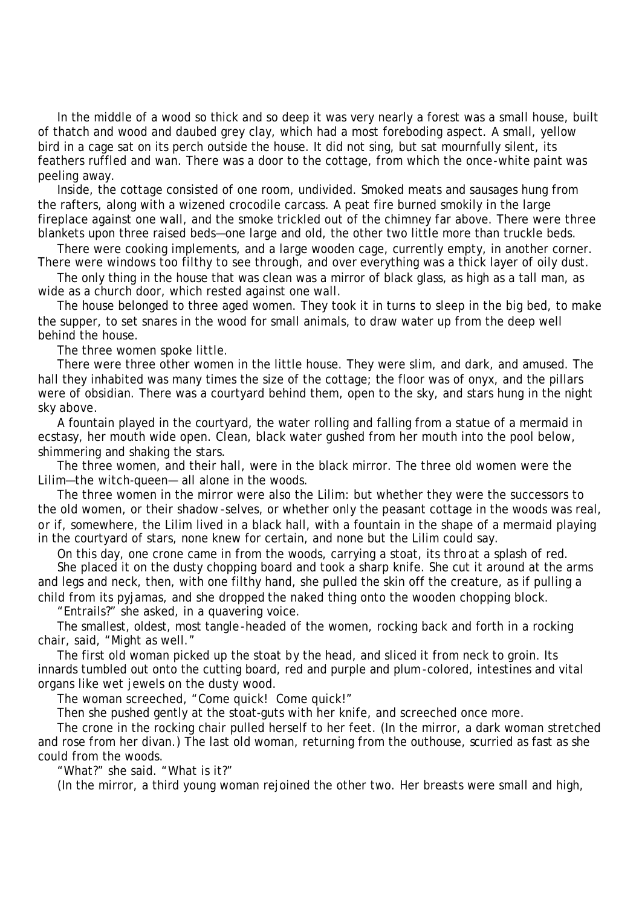In the middle of a wood so thick and so deep it was very nearly a forest was a small house, built of thatch and wood and daubed grey clay, which had a most foreboding aspect. A small, yellow bird in a cage sat on its perch outside the house. It did not sing, but sat mournfully silent, its feathers ruffled and wan. There was a door to the cottage, from which the once-white paint was peeling away.

Inside, the cottage consisted of one room, undivided. Smoked meats and sausages hung from the rafters, along with a wizened crocodile carcass. A peat fire burned smokily in the large fireplace against one wall, and the smoke trickled out of the chimney far above. There were three blankets upon three raised beds—one large and old, the other two little more than truckle beds.

There were cooking implements, and a large wooden cage, currently empty, in another corner. There were windows too filthy to see through, and over everything was a thick layer of oily dust.

The only thing in the house that was clean was a mirror of black glass, as high as a tall man, as wide as a church door, which rested against one wall.

The house belonged to three aged women. They took it in turns to sleep in the big bed, to make the supper, to set snares in the wood for small animals, to draw water up from the deep well behind the house.

The three women spoke little.

There were three other women in the little house. They were slim, and dark, and amused. The hall they inhabited was many times the size of the cottage; the floor was of onyx, and the pillars were of obsidian. There was a courtyard behind them, open to the sky, and stars hung in the night sky above.

A fountain played in the courtyard, the water rolling and falling from a statue of a mermaid in ecstasy, her mouth wide open. Clean, black water gushed from her mouth into the pool below, shimmering and shaking the stars.

The three women, and their hall, were in the black mirror. The three old women were the Lilim—the witch-queen— all alone in the woods.

The three women in the mirror were also the Lilim: but whether they were the successors to the old women, or their shadow-selves, or whether only the peasant cottage in the woods was real, or if, somewhere, the Lilim lived in a black hall, with a fountain in the shape of a mermaid playing in the courtyard of stars, none knew for certain, and none but the Lilim could say.

On this day, one crone came in from the woods, carrying a stoat, its throat a splash of red.

She placed it on the dusty chopping board and took a sharp knife. She cut it around at the arms and legs and neck, then, with one filthy hand, she pulled the skin off the creature, as if pulling a child from its pyjamas, and she dropped the naked thing onto the wooden chopping block.

"Entrails?" she asked, in a quavering voice.

The smallest, oldest, most tangle-headed of the women, rocking back and forth in a rocking chair, said, "Might as well."

The first old woman picked up the stoat by the head, and sliced it from neck to groin. Its innards tumbled out onto the cutting board, red and purple and plum-colored, intestines and vital organs like wet jewels on the dusty wood.

The woman screeched, "Come quick! Come quick!"

Then she pushed gently at the stoat-guts with her knife, and screeched once more.

The crone in the rocking chair pulled herself to her feet. (In the mirror, a dark woman stretched and rose from her divan.) The last old woman, returning from the outhouse, scurried as fast as she could from the woods.

"What?" she said. "What is it?"

(In the mirror, a third young woman rejoined the other two. Her breasts were small and high,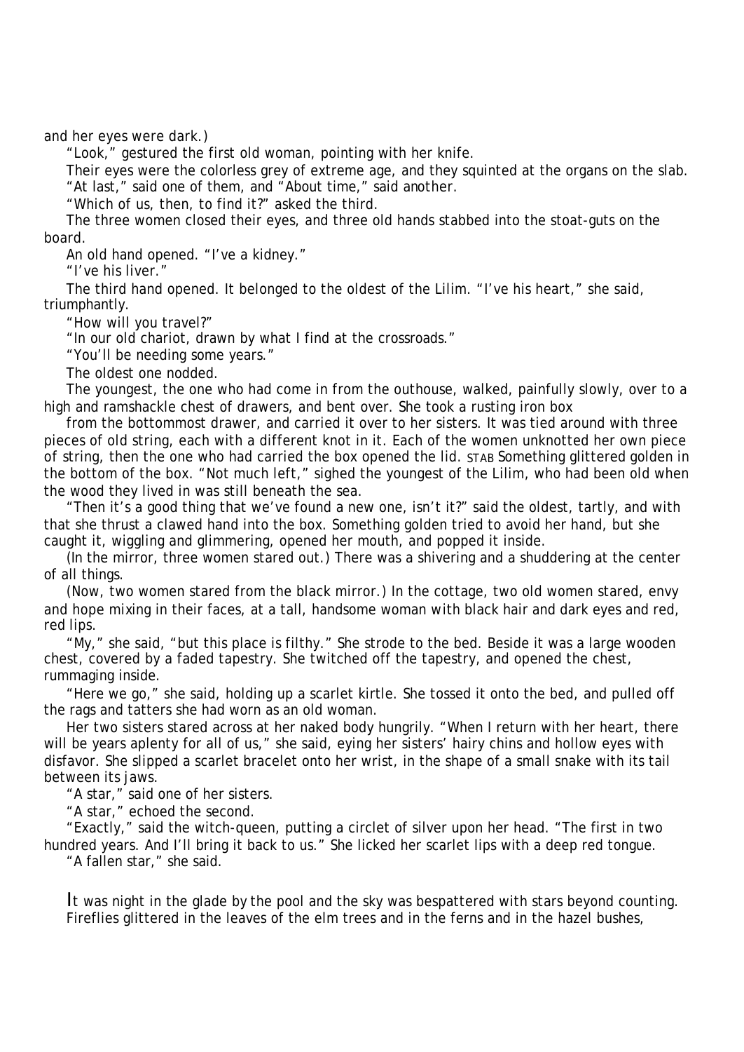and her eyes were dark.)

"Look," gestured the first old woman, pointing with her knife.

Their eyes were the colorless grey of extreme age, and they squinted at the organs on the slab.

"At last," said one of them, and "About time," said another.

"Which of us, then, to find it?" asked the third.

The three women closed their eyes, and three old hands stabbed into the stoat-guts on the board.

An old hand opened. "I've a kidney."

"I've his liver."

The third hand opened. It belonged to the oldest of the Lilim. "I've his heart," she said, triumphantly.

"How will you travel?"

"In our old chariot, drawn by what I find at the crossroads."

"You'll be needing some years."

The oldest one nodded.

The youngest, the one who had come in from the outhouse, walked, painfully slowly, over to a high and ramshackle chest of drawers, and bent over. She took a rusting iron box

from the bottommost drawer, and carried it over to her sisters. It was tied around with three pieces of old string, each with a different knot in it. Each of the women unknotted her own piece of string, then the one who had carried the box opened the lid. STAB Something glittered golden in the bottom of the box. "Not much left," sighed the youngest of the Lilim, who had been old when the wood they lived in was still beneath the sea.

"Then it's a good thing that we've found a new one, isn't it?" said the oldest, tartly, and with that she thrust a clawed hand into the box. Something golden tried to avoid her hand, but she caught it, wiggling and glimmering, opened her mouth, and popped it inside.

(In the mirror, three women stared out.) There was a shivering and a shuddering at the center of all things.

(Now, two women stared from the black mirror.) In the cottage, two old women stared, envy and hope mixing in their faces, at a tall, handsome woman with black hair and dark eyes and red, red lips.

"My," she said, "but this place is filthy." She strode to the bed. Beside it was a large wooden chest, covered by a faded tapestry. She twitched off the tapestry, and opened the chest, rummaging inside.

"Here we go," she said, holding up a scarlet kirtle. She tossed it onto the bed, and pulled off the rags and tatters she had worn as an old woman.

Her two sisters stared across at her naked body hungrily. "When I return with her heart, there will be years aplenty for all of us," she said, eying her sisters' hairy chins and hollow eyes with disfavor. She slipped a scarlet bracelet onto her wrist, in the shape of a small snake with its tail between its jaws.

"A star," said one of her sisters.

"A star," echoed the second.

"Exactly," said the witch-queen, putting a circlet of silver upon her head. "The first in two hundred years. And I'll bring it back to us." She licked her scarlet lips with a deep red tongue.

"A fallen star," she said.

It was night in the glade by the pool and the sky was bespattered with stars beyond counting. Fireflies glittered in the leaves of the elm trees and in the ferns and in the hazel bushes,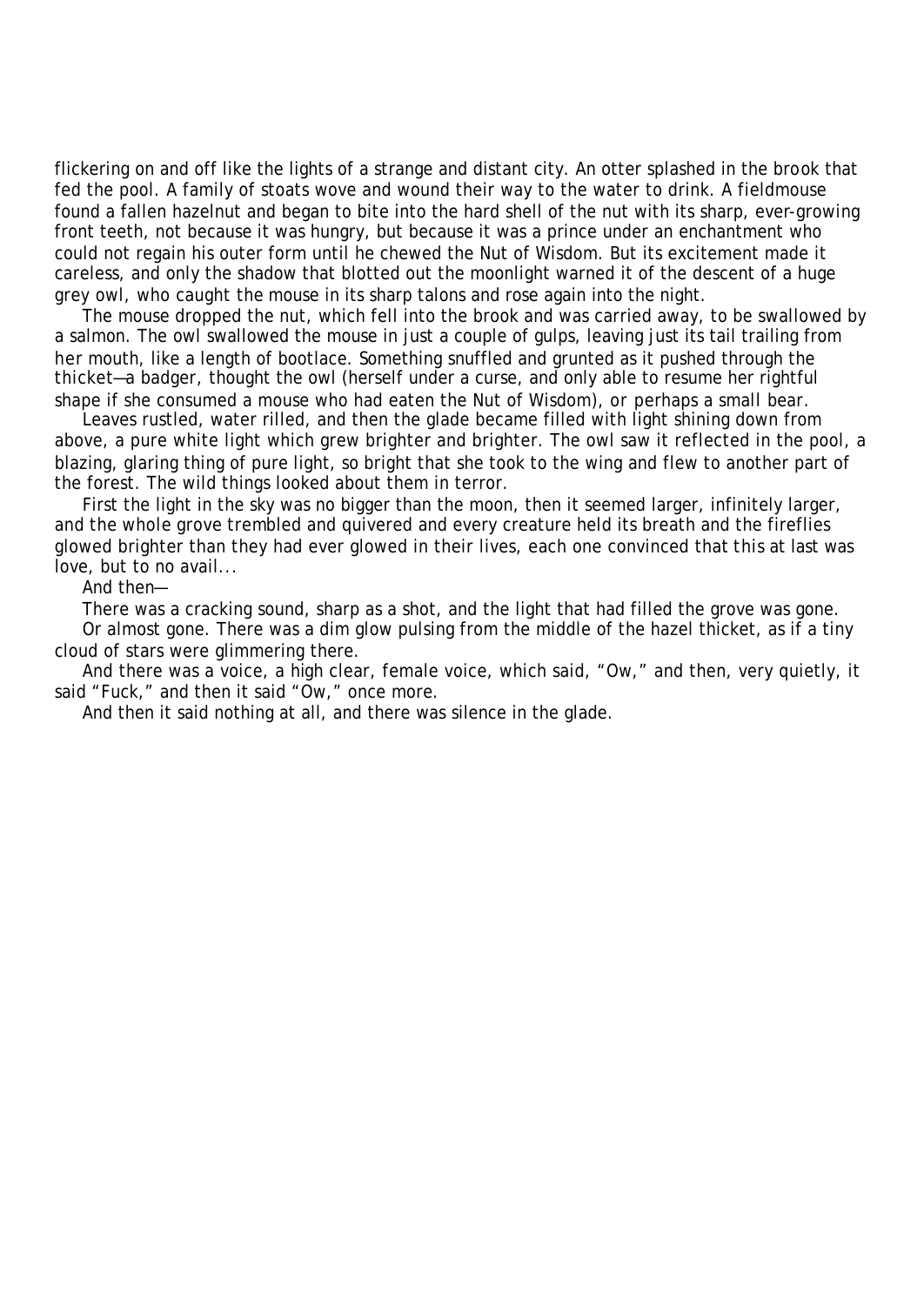flickering on and off like the lights of a strange and distant city. An otter splashed in the brook that fed the pool. A family of stoats wove and wound their way to the water to drink. A fieldmouse found a fallen hazelnut and began to bite into the hard shell of the nut with its sharp, ever-growing front teeth, not because it was hungry, but because it was a prince under an enchantment who could not regain his outer form until he chewed the Nut of Wisdom. But its excitement made it careless, and only the shadow that blotted out the moonlight warned it of the descent of a huge grey owl, who caught the mouse in its sharp talons and rose again into the night.

The mouse dropped the nut, which fell into the brook and was carried away, to be swallowed by a salmon. The owl swallowed the mouse in just a couple of gulps, leaving just its tail trailing from her mouth, like a length of bootlace. Something snuffled and grunted as it pushed through the thicket—a badger, thought the owl (herself under a curse, and only able to resume her rightful shape if she consumed a mouse who had eaten the Nut of Wisdom), or perhaps a small bear.

Leaves rustled, water rilled, and then the glade became filled with light shining down from above, a pure white light which grew brighter and brighter. The owl saw it reflected in the pool, a blazing, glaring thing of pure light, so bright that she took to the wing and flew to another part of the forest. The wild things looked about them in terror.

First the light in the sky was no bigger than the moon, then it seemed larger, infinitely larger, and the whole grove trembled and quivered and every creature held its breath and the fireflies glowed brighter than they had ever glowed in their lives, each one convinced that this at last was love, but to no avail...

And then—

There was a cracking sound, sharp as a shot, and the light that had filled the grove was gone.

Or almost gone. There was a dim glow pulsing from the middle of the hazel thicket, as if a tiny cloud of stars were glimmering there.

And there was a voice, a high clear, female voice, which said, “Ow,” and then, very quietly, it said “Fuck,” and then it said “Ow,” once more.

And then it said nothing at all, and there was silence in the glade.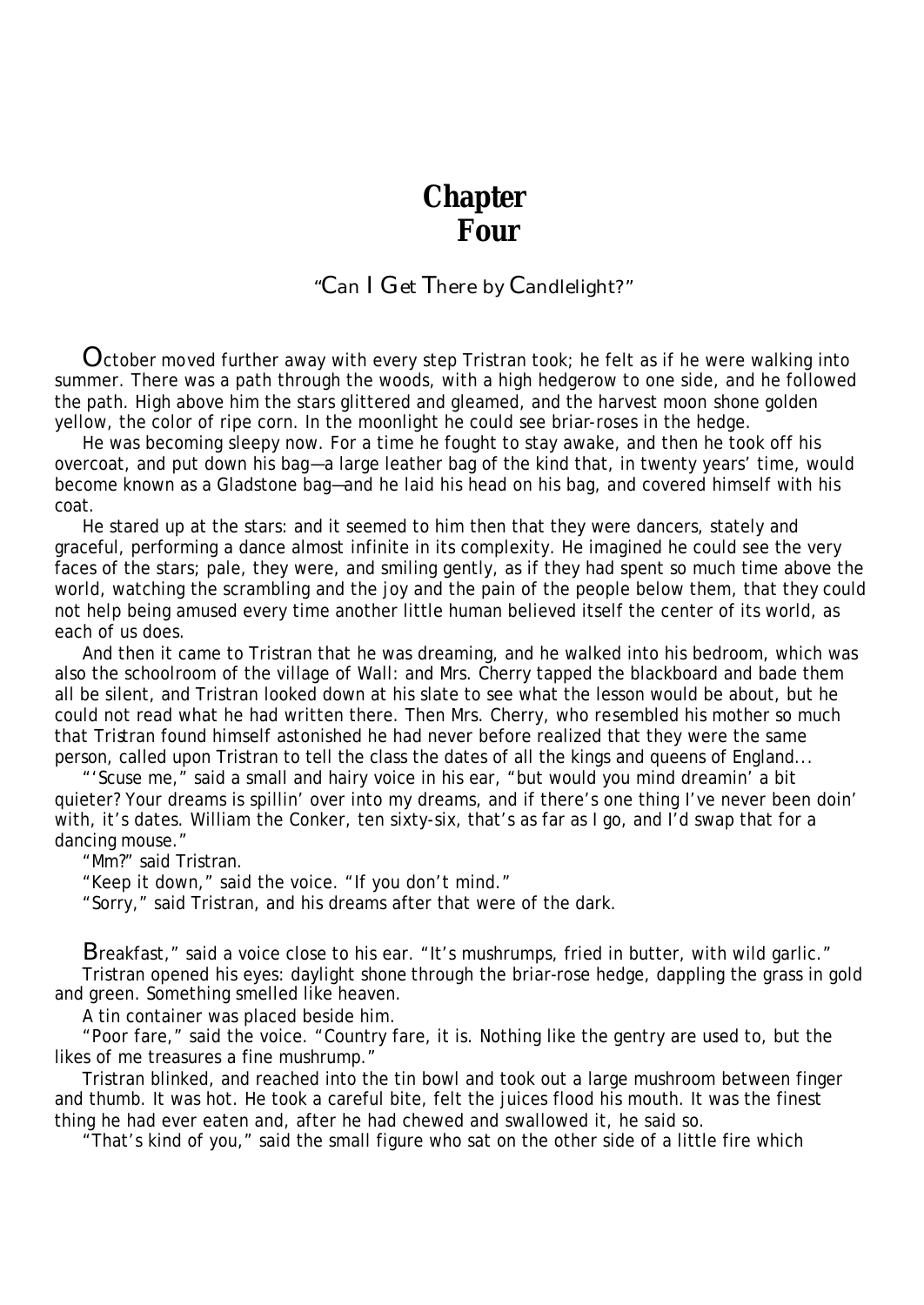# Chapter Four

## "Can I Get There by Candlelight?"

October moved further away with every step Tristran took; he felt as if he were walking into summer. There was a path through the woods, with a high hedgerow to one side, and he followed the path. High above him the stars glittered and gleamed, and the harvest moon shone golden yellow, the color of ripe corn. In the moonlight he could see briar-roses in the hedge.

He was becoming sleepy now. For a time he fought to stay awake, and then he took off his overcoat, and put down his bag—a large leather bag of the kind that, in twenty years' time, would become known as a Gladstone bag—and he laid his head on his bag, and covered himself with his coat.

He stared up at the stars: and it seemed to him then that they were dancers, stately and graceful, performing a dance almost infinite in its complexity. He imagined he could see the very faces of the stars; pale, they were, and smiling gently, as if they had spent so much time above the world, watching the scrambling and the joy and the pain of the people below them, that they could not help being amused every time another little human believed itself the center of its world, as each of us does.

And then it came to Tristran that he was dreaming, and he walked into his bedroom, which was also the schoolroom of the village of Wall: and Mrs. Cherry tapped the blackboard and bade them all be silent, and Tristran looked down at his slate to see what the lesson would be about, but he could not read what he had written there. Then Mrs. Cherry, who resembled his mother so much that Tristran found himself astonished he had never before realized that they were the same person, called upon Tristran to tell the class the dates of all the kings and queens of England...

"'Scuse me," said a small and hairy voice in his ear, "but would you mind dreamin' a bit quieter? Your dreams is spillin' over into my dreams, and if there's one thing I've never been doin' with, it's dates. William the Conker, ten sixty-six, that's as far as I go, and I'd swap that for a dancing mouse."

"Mm?" said Tristran.

"Keep it down," said the voice. "If you don't mind."

"Sorry," said Tristran, and his dreams after that were of the dark.

Breakfast," said a voice close to his ear. "It's mushrumps, fried in butter, with wild garlic."

Tristran opened his eyes: daylight shone through the briar-rose hedge, dappling the grass in gold and green. Something smelled like heaven.

A tin container was placed beside him.

"Poor fare," said the voice. "Country fare, it is. Nothing like the gentry are used to, but the likes of me treasures a fine mushrump."

Tristran blinked, and reached into the tin bowl and took out a large mushroom between finger and thumb. It was hot. He took a careful bite, felt the juices flood his mouth. It was the finest thing he had ever eaten and, after he had chewed and swallowed it, he said so.

"That's kind of you," said the small figure who sat on the other side of a little fire which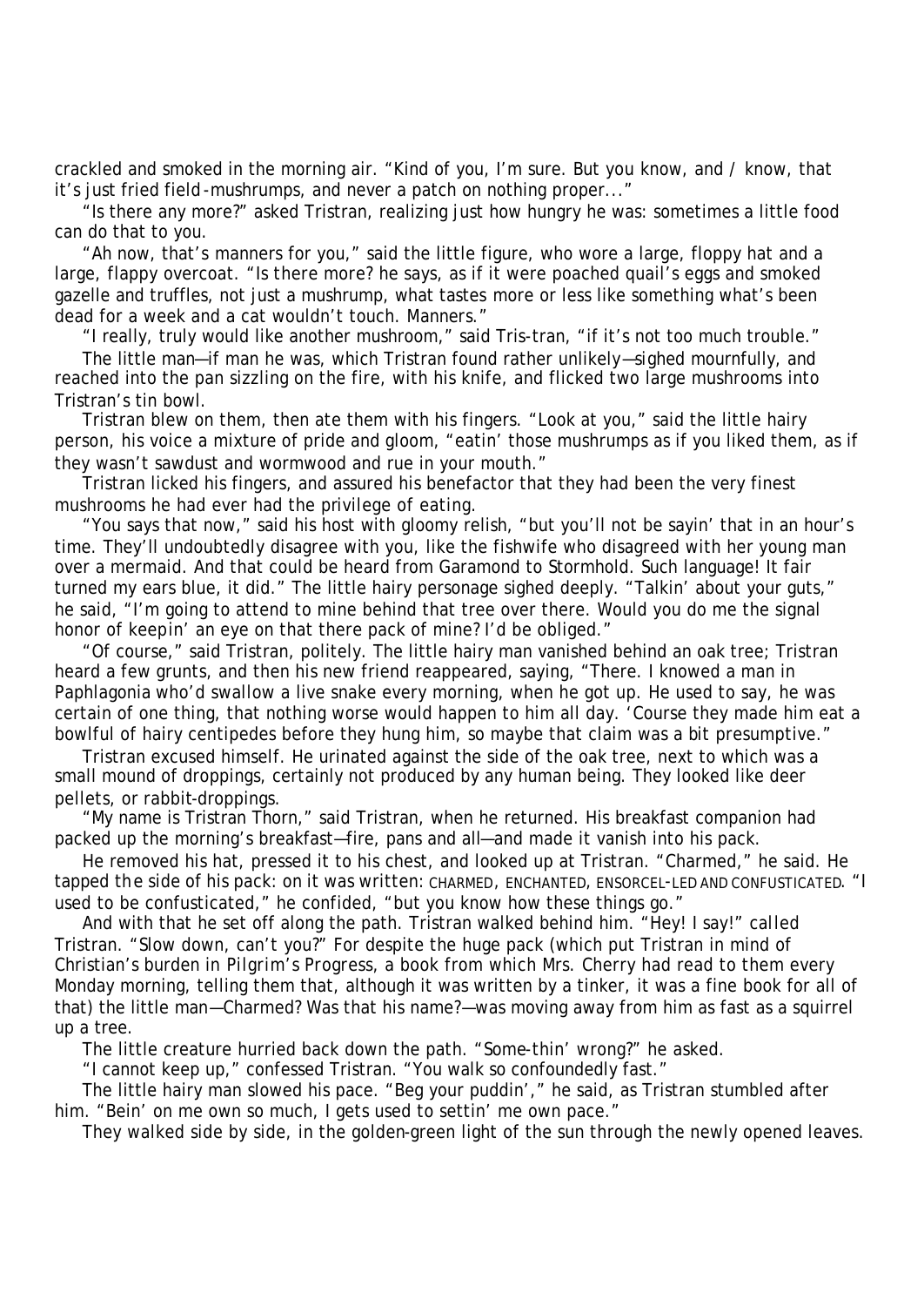crackled and smoked in the morning air. "Kind of you, I'm sure. But you know, and *I* know, that it's just fried field-mushrumps, and never a patch on nothing proper..."

"Is there any more?" asked Tristran, realizing just how hungry he was: sometimes a little food can do that to you.

"Ah now, that's manners for you," said the little figure, who wore a large, floppy hat and a large, flappy overcoat. "Is there more? he says, as if it were poached quail's eggs and smoked gazelle and truffles, not just a mushrump, what tastes more or less like something what's been dead for a week and a cat wouldn't touch. Manners."

"I really, truly would like another mushroom," said Tris-tran, "if it's not too much trouble."

The little man—if man he was, which Tristran found rather unlikely—sighed mournfully, and reached into the pan sizzling on the fire, with his knife, and flicked two large mushrooms into Tristran's tin bowl.

Tristran blew on them, then ate them with his fingers. "Look at you," said the little hairy person, his voice a mixture of pride and gloom, "eatin' those mushrumps as if you liked them, as if they wasn't sawdust and wormwood and rue in your mouth."

Tristran licked his fingers, and assured his benefactor that they had been the very finest mushrooms he had ever had the privilege of eating.

"You says that now," said his host with gloomy relish, "but you'll not be sayin' that in an hour's time. They'll undoubtedly disagree with you, like the fishwife who disagreed with her young man over a mermaid. And that could be heard from Garamond to Stormhold. Such language! It fair turned my ears blue, it did." The little hairy personage sighed deeply. "Talkin' about your guts," he said, "I'm going to attend to mine behind that tree over there. Would you do me the signal honor of keepin' an eye on that there pack of mine? I'd be obliged."

"Of course," said Tristran, politely. The little hairy man vanished behind an oak tree; Tristran heard a few grunts, and then his new friend reappeared, saying, "There. I knowed a man in Paphlagonia who'd swallow a live snake every morning, when he got up. He used to say, he was certain of one thing, that nothing worse would happen to him all day. 'Course they made him eat a bowlful of hairy centipedes before they hung him, so maybe that claim was a bit presumptive."

Tristran excused himself. He urinated against the side of the oak tree, next to which was a small mound of droppings, certainly not produced by any human being. They looked like deer pellets, or rabbit-droppings.

"My name is Tristran Thorn," said Tristran, when he returned. His breakfast companion had packed up the morning's breakfast—fire, pans and all—and made it vanish into his pack.

He removed his hat, pressed it to his chest, and looked up at Tristran. "Charmed," he said. He tapped the side of his pack: on it was written: CHARMED, ENCHANTED, ENSORCEL-LED AND CONFUSTICATED. "I used to be confusticated," he confided, "but you know how these things go."

And with that he set off along the path. Tristran walked behind him. "Hey! I say!" called Tristran. "Slow down, can't you?" For despite the huge pack (which put Tristran in mind of Christian's burden in *Pilgrim's Progress*, a book from which Mrs. Cherry had read to them every Monday morning, telling them that, although it was written by a tinker, it was a fine book for all of that) the little man—Charmed? Was that his name?—was moving away from him as fast as a squirrel up a tree.

The little creature hurried back down the path. "Some-thin' wrong?" he asked.

"I cannot keep up," confessed Tristran. "You walk so confoundedly fast."

The little hairy man slowed his pace. "Beg your puddin'," he said, as Tristran stumbled after him. "Bein' on me own so much, I gets used to settin' me own pace."

They walked side by side, in the golden-green light of the sun through the newly opened leaves.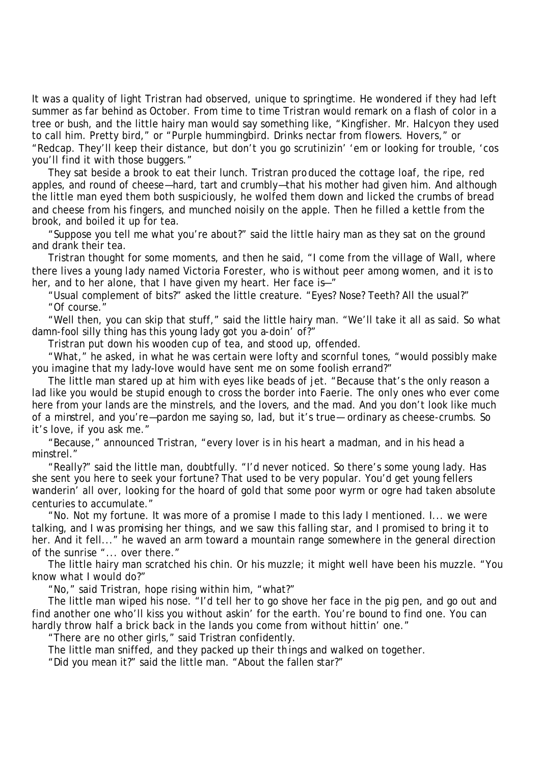It was a quality of light Tristran had observed, unique to springtime. He wondered if they had left summer as far behind as October. From time to time Tristran would remark on a flash of color in a tree or bush, and the little hairy man would say something like, "Kingfisher. Mr. Halcyon they used to call him. Pretty bird," or "Purple hummingbird. Drinks nectar from flowers. Hovers," or "Redcap. They'll keep their distance, but don't you go scrutinizin' 'em or looking for trouble, 'cos you'll find it with those buggers."

They sat beside a brook to eat their lunch. Tristran produced the cottage loaf, the ripe, red apples, and round of cheese—hard, tart and crumbly—that his mother had given him. And although the little man eyed them both suspiciously, he wolfed them down and licked the crumbs of bread and cheese from his fingers, and munched noisily on the apple. Then he filled a kettle from the brook, and boiled it up for tea.

"Suppose you tell me what you're about?" said the little hairy man as they sat on the ground and drank their tea.

Tristran thought for some moments, and then he said, "I come from the village of Wall, where there lives a young lady named Victoria Forester, who is without peer among women, and it is to her, and to her alone, that I have given my heart. Her face is—"

"Usual complement of bits?" asked the little creature. "Eyes? Nose? Teeth? All the usual?"

"Of course."

"Well then, you can skip that stuff," said the little hairy man. "We'll take it all as said. So what damn-fool silly thing has this young lady got you a-doin' of?"

Tristran put down his wooden cup of tea, and stood up, offended.

"What," he asked, in what he was certain were lofty and scornful tones, "would possibly make you imagine that my lady-love would have sent me on some foolish errand?"

The little man stared up at him with eyes like beads of jet. "Because that's the only reason a lad like you would be stupid enough to cross the border into Faerie. The only ones who ever come here from your lands are the minstrels, and the lovers, and the mad. And you don't look like much of a minstrel, and you're—pardon me saying so, lad, but it's true— ordinary as cheese-crumbs. So it's love, if you ask me."

"Because," announced Tristran, "every lover is in his heart a madman, and in his head a minstrel."

"Really?" said the little man, doubtfully. "I'd never noticed. So there's some young lady. Has she sent you here to seek your fortune? That used to be very popular. You'd get young fellers wanderin' all over, looking for the hoard of gold that some poor wyrm or ogre had taken absolute centuries to accumulate."

"No. Not my fortune. It was more of a promise I made to this lady I mentioned. I... we were talking, and I was promising her things, and we saw this falling star, and I promised to bring it to her. And it fell..." he waved an arm toward a mountain range somewhere in the general direction of the sunrise "... over there."

The little hairy man scratched his chin. Or his muzzle; it might well have been his muzzle. "You know what I would do?"

"No," said Tristran, hope rising within him, "what?"

The little man wiped his nose. "I'd tell her to go shove her face in the pig pen, and go out and find another one who'll kiss you without askin' for the earth. You're bound to find one. You can hardly throw half a brick back in the lands you come from without hittin' one."

"There are no other girls," said Tristran confidently.

The little man sniffed, and they packed up their things and walked on together.

"Did you mean it?" said the little man. "About the fallen star?"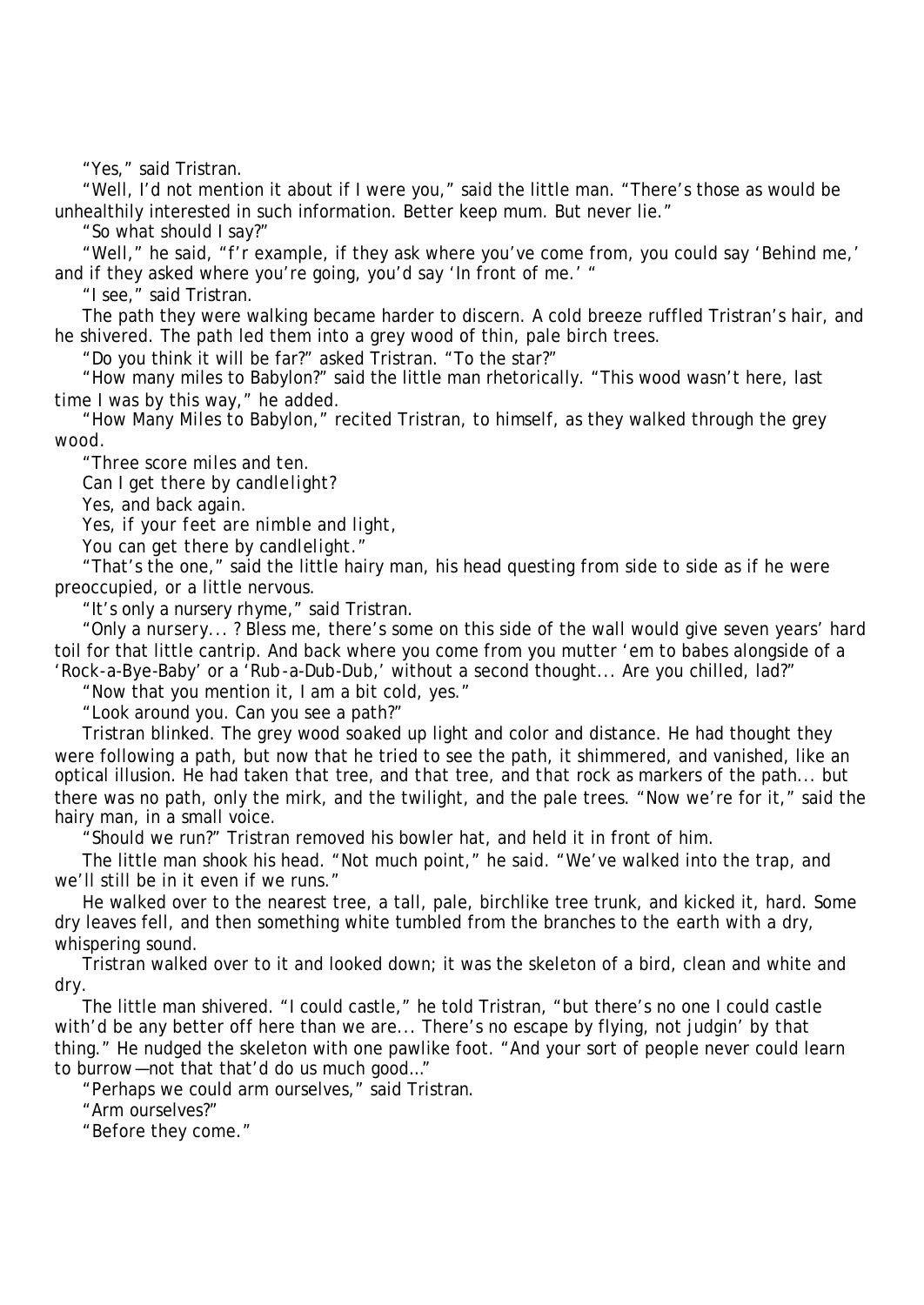"Yes," said Tristran.

"Well, I'd not mention it about if I were you," said the little man. "There's those as would be unhealthily interested in such information. Better keep mum. But never lie."

"So what should I say?"

"Well," he said, "f'r example, if they ask where you've come from, you could say 'Behind me,' and if they asked where you're going, you'd say 'In front of me.' "

"I see," said Tristran.

The path they were walking became harder to discern. A cold breeze ruffled Tristran's hair, and he shivered. The path led them into a grey wood of thin, pale birch trees.

"Do you think it will be far?" asked Tristran. "To the star?"

"How many miles to Babylon?" said the little man rhetorically. "This wood wasn't here, last time I was by this way," he added.

"*How Many Miles to Babylon*," recited Tristran, to himself, as they walked through the grey wood.

"*Three score miles and ten.*

*Can I get there by candlelight?*

*Yes, and back again.*

*Yes, if your feet are nimble and light,*

*You can get there by candlelight.*"

"That's the one," said the little hairy man, his head questing from side to side as if he were preoccupied, or a little nervous.

"It's only a nursery rhyme," said Tristran.

"Only a nursery... ? Bless me, there's some on this side of the wall would give seven years' hard toil for that little cantrip. And back where you come from you mutter 'em to babes alongside of a 'Rock-a-Bye-Baby' or a 'Rub-a-Dub-Dub,' without a second thought... Are you chilled, lad?"

"Now that you mention it, I am a bit cold, yes."

"Look around you. Can you see a path?"

Tristran blinked. The grey wood soaked up light and color and distance. He had thought they were following a path, but now that he tried to see the path, it shimmered, and vanished, like an optical illusion. He had taken *that* tree, and *that* tree, and *that* rock as markers of the path... but there was no path, only the mirk, and the twilight, and the pale trees. "Now we're for it," said the hairy man, in a small voice.

"Should we run?" Tristran removed his bowler hat, and held it in front of him.

The little man shook his head. "Not much point," he said. "We've walked into the trap, and we'll still be in it even if we runs."

He walked over to the nearest tree, a tall, pale, birchlike tree trunk, and kicked it, hard. Some dry leaves fell, and then something white tumbled from the branches to the earth with a dry, whispering sound.

Tristran walked over to it and looked down; it was the skeleton of a bird, clean and white and dry.

The little man shivered. "I could castle," he told Tristran, "but there's no one I could castle with'd be any better off here than we are... There's no escape by flying, not judgin' by that thing." He nudged the skeleton with one pawlike foot. "And your sort of people never could learn to burrow—not that that'd do us much good..."

"Perhaps we could arm ourselves," said Tristran.

"Arm ourselves?"

"Before they come."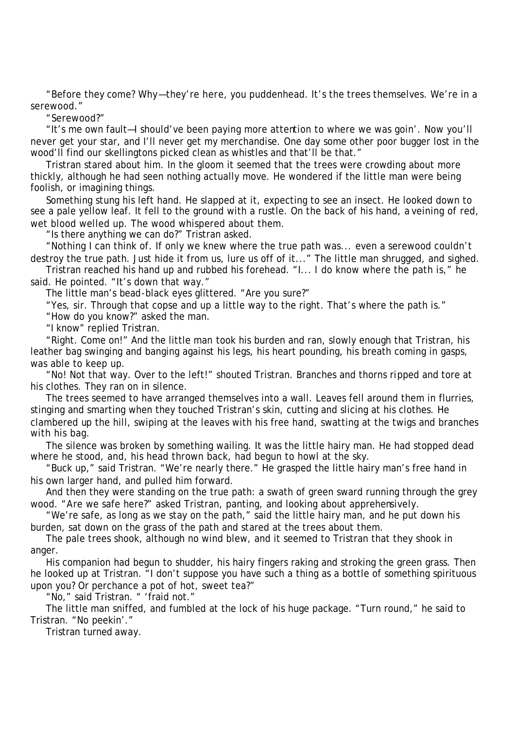"Before they come? Why—they're here, you puddenhead. It's the trees themselves. We're in a serewood."

"Serewood?"

"It's me own fault—I should've been paying more attention to where we was goin'. Now you'll never get your star, and I'll never get my merchandise. One day some other poor bugger lost in the wood'll find our skellingtons picked clean as whistles and that'll be that."

Tristran stared about him. In the gloom it seemed that the trees were crowding about more thickly, although he had seen nothing actually move. He wondered if the little man were being foolish, or imagining things.

Something stung his left hand. He slapped at it, expecting to see an insect. He looked down to see a pale yellow leaf. It fell to the ground with a rustle. On the back of his hand, a veining of red, wet blood welled up. The wood whispered about them.

"Is there anything we can do?" Tristran asked.

"Nothing I can think of. If only we knew where the true path was... even a serewood couldn't destroy the true path. Just hide it from us, lure us off of it..." The little man shrugged, and sighed.

Tristran reached his hand up and rubbed his forehead. "I... I do know where the path is," he said. He pointed. "It's down that way."

The little man's bead-black eyes glittered. "Are you sure?"

"Yes, sir. Through that copse and up a little way to the right. That's where the path is."

"How do you know?" asked the man.

"I know" replied Tristran.

"Right. Come on!" And the little man took his burden and ran, slowly enough that Tristran, his leather bag swinging and banging against his legs, his heart pounding, his breath coming in gasps, was able to keep up.

"No! Not that way. Over to the left!" shouted Tristran. Branches and thorns ripped and tore at his clothes. They ran on in silence.

The trees seemed to have arranged themselves into a wall. Leaves fell around them in flurries, stinging and smarting when they touched Tristran's skin, cutting and slicing at his clothes. He clambered up the hill, swiping at the leaves with his free hand, swatting at the twigs and branches with his bag.

The silence was broken by something wailing. It was the little hairy man. He had stopped dead where he stood, and, his head thrown back, had begun to howl at the sky.

"Buck up," said Tristran. "We're nearly there." He grasped the little hairy man's free hand in his own larger hand, and pulled him forward.

And then they were standing on the true path: a swath of green sward running through the grey wood. "Are we safe here?" asked Tristran, panting, and looking about apprehensively.

"We're safe, as long as we stay on the path," said the little hairy man, and he put down his burden, sat down on the grass of the path and stared at the trees about them.

The pale trees shook, although no wind blew, and it seemed to Tristran that they shook in anger.

His companion had begun to shudder, his hairy fingers raking and stroking the green grass. Then he looked up at Tristran. "I don't suppose you have such a thing as a bottle of something spirituous upon you? Or perchance a pot of hot, sweet tea?"

"No," said Tristran. " 'fraid not."

The little man sniffed, and fumbled at the lock of his huge package. "Turn round," he said to Tristran. "No peekin'."

Tristran turned away.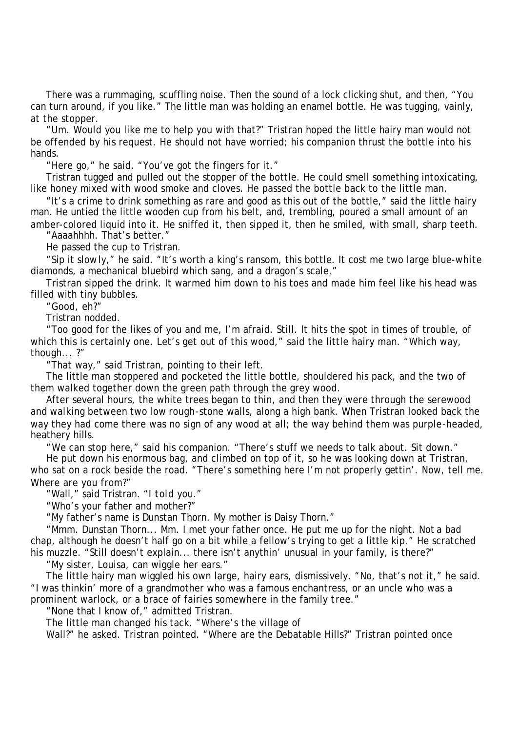There was a rummaging, scuffling noise. Then the sound of a lock clicking shut, and then, "You can turn around, if you like." The little man was holding an enamel bottle. He was tugging, vainly, at the stopper.

"Um. Would you like me to help you with that?" Tristran hoped the little hairy man would not be offended by his request. He should not have worried; his companion thrust the bottle into his hands.

"Here go," he said. "You've got the fingers for it."

Tristran tugged and pulled out the stopper of the bottle. He could smell something intoxicating, like honey mixed with wood smoke and cloves. He passed the bottle back to the little man.

"It's a crime to drink something as rare and good as this out of the bottle," said the little hairy man. He untied the little wooden cup from his belt, and, trembling, poured a small amount of an amber-colored liquid into it. He sniffed it, then sipped it, then he smiled, with small, sharp teeth. "Aaaahhhh. That's better."

He passed the cup to Tristran.

"Sip it slowly," he said. "It's worth a king's ransom, this bottle. It cost me two large blue-white diamonds, a mechanical bluebird which sang, and a dragon's scale."

Tristran sipped the drink. It warmed him down to his toes and made him feel like his head was filled with tiny bubbles.

"Good, eh?"

Tristran nodded.

"Too good for the likes of you and me, I'm afraid. Still. It hits the spot in times of trouble, of which this is certainly one. Let's get out of this wood," said the little hairy man. "Which way, though... ?"

"That way," said Tristran, pointing to their left.

The little man stoppered and pocketed the little bottle, shouldered his pack, and the two of them walked together down the green path through the grey wood.

After several hours, the white trees began to thin, and then they were through the serewood and walking between two low rough-stone walls, along a high bank. When Tristran looked back the way they had come there was no sign of any wood at all; the way behind them was purple-headed, heathery hills.

"We can stop here," said his companion. "There's stuff we needs to talk about. Sit down."

He put down his enormous bag, and climbed on top of it, so he was looking down at Tristran, who sat on a rock beside the road. "There's something here I'm not properly gettin'. Now, tell me. Where are you from?"

"Wall," said Tristran. "I told you."

"Who's your father and mother?"

"My father's name is Dunstan Thorn. My mother is Daisy Thorn."

"Mmm. Dunstan Thorn... Mm. I met your father once. He put me up for the night. Not a bad chap, although he doesn't half go on a bit while a fellow's trying to get a little kip." He scratched his muzzle. "Still doesn't explain... there isn't anythin' unusual in your family, is there?"

"My sister, Louisa, can wiggle her ears."

The little hairy man wiggled his own large, hairy ears, dismissively. "No, that's not it," he said. "I was thinkin' more of a grandmother who was a famous enchantress, or an uncle who was a prominent warlock, or a brace of fairies somewhere in the family tree."

"None that I know of," admitted Tristran.

The little man changed his tack. "Where's the village of Wall?" he asked. Tristran pointed. "Where are the Debatable Hills?" Tristran pointed once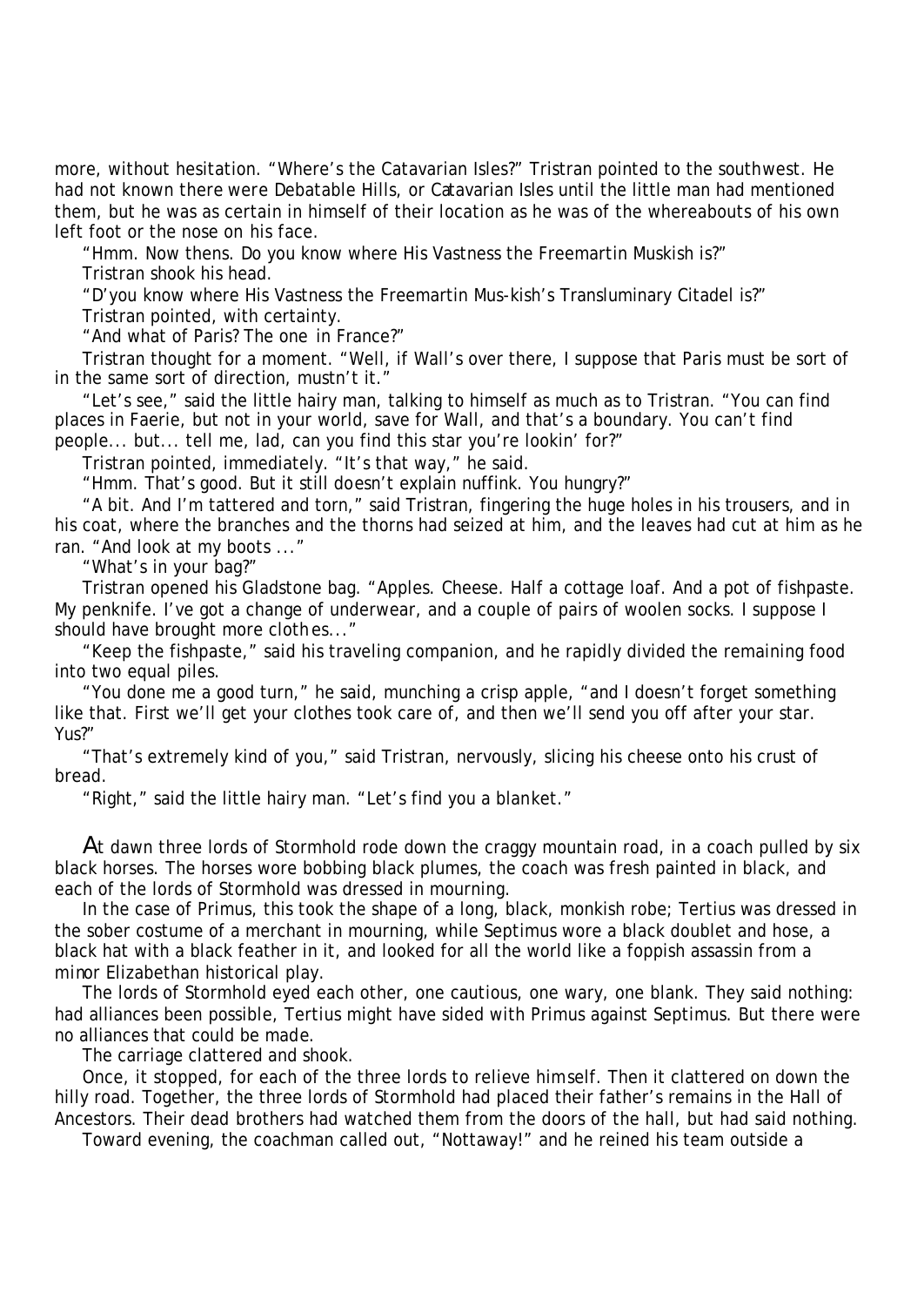more, without hesitation. "Where's the Catavarian Isles?" Tristran pointed to the southwest. He had not known there were Debatable Hills, or Catavarian Isles until the little man had mentioned them, but he was as certain in himself of their location as he was of the whereabouts of his own left foot or the nose on his face.

"Hmm. Now thens. Do you know where His Vastness the Freemartin Muskish is?"

Tristran shook his head.

"D'you know where His Vastness the Freemartin Mus-kish's Transluminary Citadel is?"

Tristran pointed, with certainty.

"And what of Paris? The one in France?"

Tristran thought for a moment. "Well, if Wall's over there, I suppose that Paris must be sort of in the same sort of direction, mustn't it."

"Let's see," said the little hairy man, talking to himself as much as to Tristran. "You can find places in Faerie, but not in your world, save for Wall, and that's a boundary. You can't find people... but... tell me, lad, can you find this star you're lookin' for?"

Tristran pointed, immediately. "It's that way," he said.

"Hmm. That's good. But it still doesn't explain nuffink. You hungry?"

"A bit. And I'm tattered and torn," said Tristran, fingering the huge holes in his trousers, and in his coat, where the branches and the thorns had seized at him, and the leaves had cut at him as he ran. "And look at my boots ..."

"What's in your bag?"

Tristran opened his Gladstone bag. "Apples. Cheese. Half a cottage loaf. And a pot of fishpaste. My penknife. I've got a change of underwear, and a couple of pairs of woolen socks. I suppose I should have brought more clothes..."

"Keep the fishpaste," said his traveling companion, and he rapidly divided the remaining food into two equal piles.

"You done me a good turn," he said, munching a crisp apple, "and I doesn't forget something like that. First we'll get your clothes took care of, and then we'll send you off after your star. Yus?"

"That's extremely kind of you," said Tristran, nervously, slicing his cheese onto his crust of bread.

"Right," said the little hairy man. "Let's find you a blanket."

At dawn three lords of Stormhold rode down the craggy mountain road, in a coach pulled by six black horses. The horses wore bobbing black plumes, the coach was fresh painted in black, and each of the lords of Stormhold was dressed in mourning.

In the case of Primus, this took the shape of a long, black, monkish robe; Tertius was dressed in the sober costume of a merchant in mourning, while Septimus wore a black doublet and hose, a black hat with a black feather in it, and looked for all the world like a foppish assassin from a minor Elizabethan historical play.

The lords of Stormhold eyed each other, one cautious, one wary, one blank. They said nothing: had alliances been possible, Tertius might have sided with Primus against Septimus. But there were no alliances that could be made.

The carriage clattered and shook.

Once, it stopped, for each of the three lords to relieve himself. Then it clattered on down the hilly road. Together, the three lords of Stormhold had placed their father's remains in the Hall of Ancestors. Their dead brothers had watched them from the doors of the hall, but had said nothing.

Toward evening, the coachman called out, "Nottaway!" and he reined his team outside a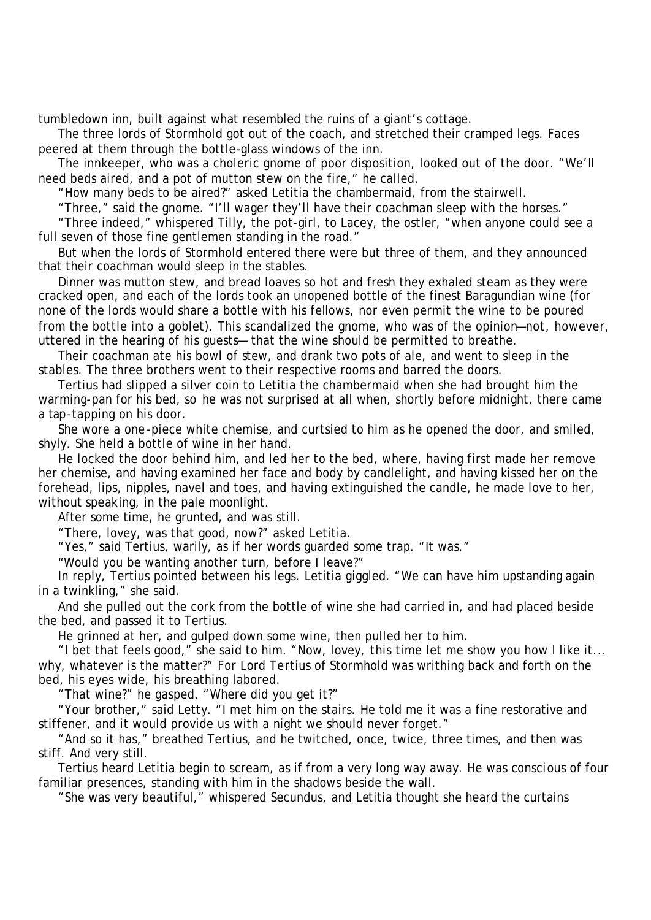tumbledown inn, built against what resembled the ruins of a giant's cottage.

The three lords of Stormhold got out of the coach, and stretched their cramped legs. Faces peered at them through the bottle-glass windows of the inn.

The innkeeper, who was a choleric gnome of poor disposition, looked out of the door. "We'll need beds aired, and a pot of mutton stew on the fire," he called.

"How many beds to be aired?" asked Letitia the chambermaid, from the stairwell.

"Three," said the gnome. "I'll wager they'll have their coachman sleep with the horses."

"Three indeed," whispered Tilly, the pot-girl, to Lacey, the ostler, "when anyone could see a full seven of those fine gentlemen standing in the road."

But when the lords of Stormhold entered there were but three of them, and they announced that their coachman would sleep in the stables.

Dinner was mutton stew, and bread loaves so hot and fresh they exhaled steam as they were cracked open, and each of the lords took an unopened bottle of the finest Baragundian wine (for none of the lords would share a bottle with his fellows, nor even permit the wine to be poured from the bottle into a goblet). This scandalized the gnome, who was of the opinion—not, however, uttered in the hearing of his guests— that the wine should be permitted to breathe.

Their coachman ate his bowl of stew, and drank two pots of ale, and went to sleep in the stables. The three brothers went to their respective rooms and barred the doors.

Tertius had slipped a silver coin to Letitia the chambermaid when she had brought him the warming-pan for his bed, so he was not surprised at all when, shortly before midnight, there came a tap-tapping on his door.

She wore a one-piece white chemise, and curtsied to him as he opened the door, and smiled, shyly. She held a bottle of wine in her hand.

He locked the door behind him, and led her to the bed, where, having first made her remove her chemise, and having examined her face and body by candlelight, and having kissed her on the forehead, lips, nipples, navel and toes, and having extinguished the candle, he made love to her, without speaking, in the pale moonlight.

After some time, he grunted, and was still.

"There, lovey, was that good, now?" asked Letitia.

"Yes," said Tertius, warily, as if her words guarded some trap. "It was."

"Would you be wanting another turn, before I leave?"

In reply, Tertius pointed between his legs. Letitia giggled. "We can have him upstanding again in a twinkling," she said.

And she pulled out the cork from the bottle of wine she had carried in, and had placed beside the bed, and passed it to Tertius.

He grinned at her, and gulped down some wine, then pulled her to him.

"I bet that feels good," she said to him. "Now, lovey, this time let me show you how I like it... why, whatever is the matter?" For Lord Tertius of Stormhold was writhing back and forth on the bed, his eyes wide, his breathing labored.

"That wine?" he gasped. "Where did you get it?"

"Your brother," said Letty. "I met him on the stairs. He told me it was a fine restorative and stiffener, and it would provide us with a night we should never forget."

"And so it has," breathed Tertius, and he twitched, once, twice, three times, and then was stiff. And very still.

Tertius heard Letitia begin to scream, as if from a very long way away. He was conscious of four familiar presences, standing with him in the shadows beside the wall.

"She was very beautiful," whispered Secundus, and Letitia thought she heard the curtains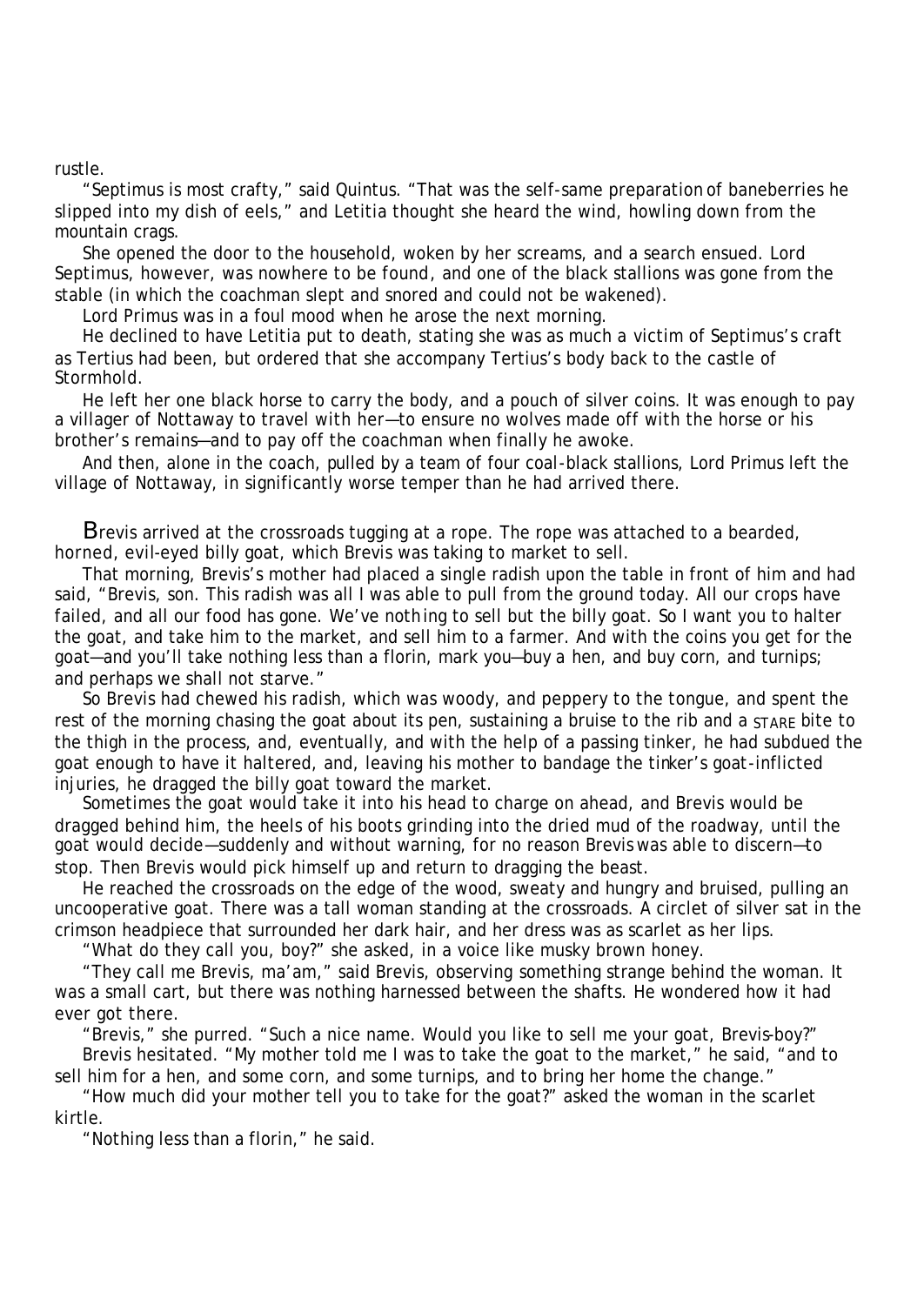rustle.

"Septimus is most crafty," said Quintus. "That was the self-same preparation of baneberries he slipped into my dish of eels," and Letitia thought she heard the wind, howling down from the mountain crags.

She opened the door to the household, woken by her screams, and a search ensued. Lord Septimus, however, was nowhere to be found, and one of the black stallions was gone from the stable (in which the coachman slept and snored and could not be wakened).

Lord Primus was in a foul mood when he arose the next morning.

He declined to have Letitia put to death, stating she was as much a victim of Septimus's craft as Tertius had been, but ordered that she accompany Tertius's body back to the castle of Stormhold.

He left her one black horse to carry the body, and a pouch of silver coins. It was enough to pay a villager of Nottaway to travel with her—to ensure no wolves made off with the horse or his brother's remains—and to pay off the coachman when finally he awoke.

And then, alone in the coach, pulled by a team of four coal-black stallions, Lord Primus left the village of Nottaway, in significantly worse temper than he had arrived there.

Brevis arrived at the crossroads tugging at a rope. The rope was attached to a bearded, horned, evil-eyed billy goat, which Brevis was taking to market to sell.

That morning, Brevis's mother had placed a single radish upon the table in front of him and had said, "Brevis, son. This radish was all I was able to pull from the ground today. All our crops have failed, and all our food has gone. We've nothing to sell but the billy goat. So I want you to halter the goat, and take him to the market, and sell him to a farmer. And with the coins you get for the goat—and you'll take nothing less than a florin, mark you—buy a hen, and buy corn, and turnips; and perhaps we shall not starve."

So Brevis had chewed his radish, which was woody, and peppery to the tongue, and spent the rest of the morning chasing the goat about its pen, sustaining a bruise to the rib and a STARE bite to the thigh in the process, and, eventually, and with the help of a passing tinker, he had subdued the goat enough to have it haltered, and, leaving his mother to bandage the tinker's goat-inflicted injuries, he dragged the billy goat toward the market.

Sometimes the goat would take it into his head to charge on ahead, and Brevis would be dragged behind him, the heels of his boots grinding into the dried mud of the roadway, until the goat would decide—suddenly and without warning, for no reason Brevis was able to discern—to stop. Then Brevis would pick himself up and return to dragging the beast.

He reached the crossroads on the edge of the wood, sweaty and hungry and bruised, pulling an uncooperative goat. There was a tall woman standing at the crossroads. A circlet of silver sat in the crimson headpiece that surrounded her dark hair, and her dress was as scarlet as her lips.

"What do they call you, boy?" she asked, in a voice like musky brown honey.

"They call me Brevis, ma'am," said Brevis, observing something strange behind the woman. It was a small cart, but there was nothing harnessed between the shafts. He wondered how it had ever got there.

"Brevis," she purred. "Such a nice name. Would you like to sell me your goat, Brevis-boy?"

Brevis hesitated. "My mother told me I was to take the goat to the market," he said, "and to sell him for a hen, and some corn, and some turnips, and to bring her home the change."

"How much did your mother tell you to take for the goat?" asked the woman in the scarlet kirtle.

"Nothing less than a florin," he said.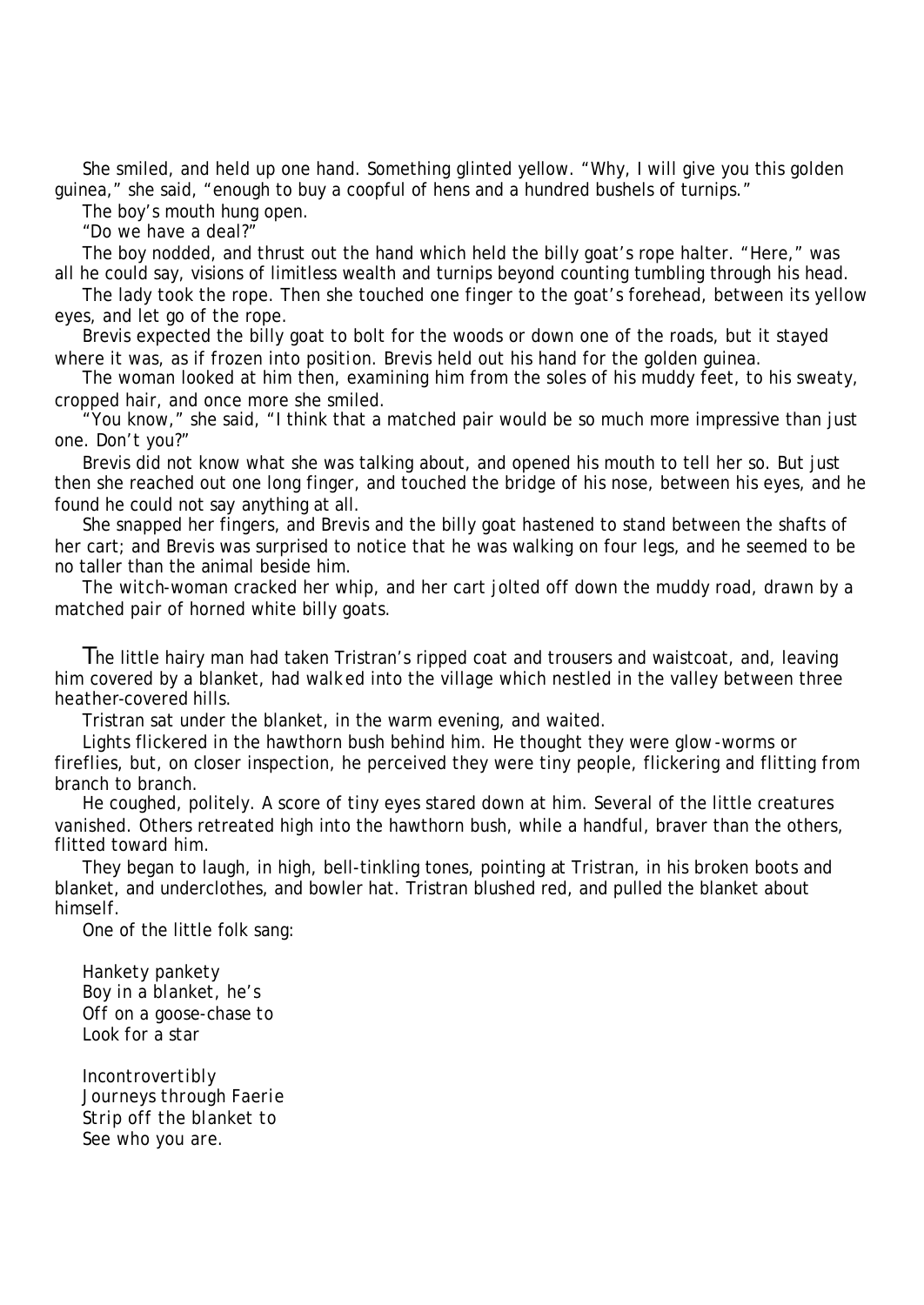She smiled, and held up one hand. Something glinted yellow. "Why, I will give you this golden guinea," she said, "enough to buy a coopful of hens and a hundred bushels of turnips."

The boy's mouth hung open.

"Do we have a deal?"

The boy nodded, and thrust out the hand which held the billy goat's rope halter. "Here," was all he could say, visions of limitless wealth and turnips beyond counting tumbling through his head.

The lady took the rope. Then she touched one finger to the goat's forehead, between its yellow eyes, and let go of the rope.

Brevis expected the billy goat to bolt for the woods or down one of the roads, but it stayed where it was, as if frozen into position. Brevis held out his hand for the golden guinea.

The woman looked at him then, examining him from the soles of his muddy feet, to his sweaty, cropped hair, and once more she smiled.

"You know," she said, "I think that a matched pair would be so much more impressive than just one. Don't you?"

Brevis did not know what she was talking about, and opened his mouth to tell her so. But just then she reached out one long finger, and touched the bridge of his nose, between his eyes, and he found he could not say anything at all.

She snapped her fingers, and Brevis and the billy goat hastened to stand between the shafts of her cart; and Brevis was surprised to notice that he was walking on four legs, and he seemed to be no taller than the animal beside him.

The witch-woman cracked her whip, and her cart jolted off down the muddy road, drawn by a matched pair of horned white billy goats.

The little hairy man had taken Tristran's ripped coat and trousers and waistcoat, and, leaving him covered by a blanket, had walked into the village which nestled in the valley between three heather-covered hills.

Tristran sat under the blanket, in the warm evening, and waited.

Lights flickered in the hawthorn bush behind him. He thought they were glow-worms or fireflies, but, on closer inspection, he perceived they were tiny people, flickering and flitting from branch to branch.

He coughed, politely. A score of tiny eyes stared down at him. Several of the little creatures vanished. Others retreated high into the hawthorn bush, while a handful, braver than the others, flitted toward him.

They began to laugh, in high, bell-tinkling tones, pointing at Tristran, in his broken boots and blanket, and underclothes, and bowler hat. Tristran blushed red, and pulled the blanket about himself.

One of the little folk sang:

*Hankety pankety*
*Boy in a blanket, he's*
*Off on a goose-chase to*
*Look for a star*

*Incontrovertibly*
*Journeys through Faerie*
*Strip off the blanket to*
*See who you are.*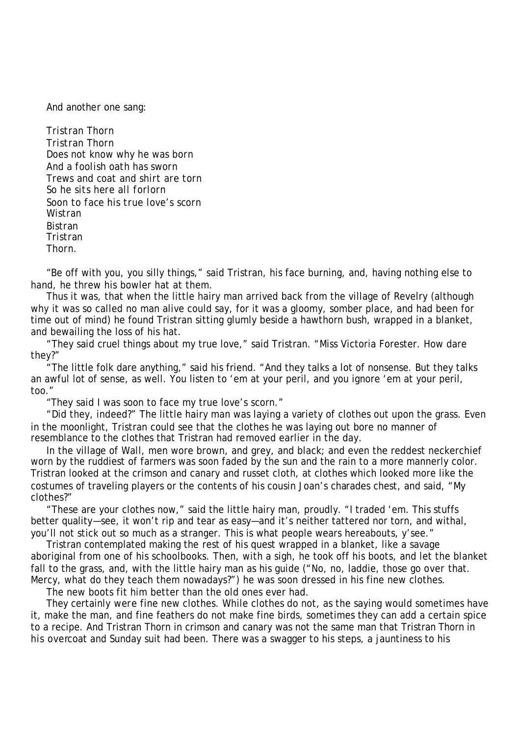And another one sang:

Tristran Thorn  
Tristran Thorn  
Does not know why he was born  
And a foolish oath has sworn  
Trews and coat and shirt are torn  
So he sits here all forlorn  
Soon to face his true love's scorn  
Wistran  
Bistran  
Tristran  
Thorn.

"Be off with you, you silly things," said Tristran, his face burning, and, having nothing else to hand, he threw his bowler hat at them.

Thus it was, that when the little hairy man arrived back from the village of Revelry (although why it was so called no man alive could say, for it was a gloomy, somber place, and had been for time out of mind) he found Tristran sitting glumly beside a hawthorn bush, wrapped in a blanket, and bewailing the loss of his hat.

"They said cruel things about my true love," said Tristran. "Miss Victoria Forester. How dare they?"

"The little folk dare anything," said his friend. "And they talks a lot of nonsense. But they talks an awful lot of sense, as well. You listen to 'em at your peril, and you ignore 'em at your peril, too."

"They said I was soon to face my true love's scorn."

"Did they, indeed?" The little hairy man was laying a variety of clothes out upon the grass. Even in the moonlight, Tristran could see that the clothes he was laying out bore no manner of resemblance to the clothes that Tristran had removed earlier in the day.

In the village of Wall, men wore brown, and grey, and black; and even the reddest neckerchief worn by the ruddiest of farmers was soon faded by the sun and the rain to a more mannerly color. Tristran looked at the crimson and canary and russet cloth, at clothes which looked more like the costumes of traveling players or the contents of his cousin Joan's charades chest, and said, "My clothes?"

"These are your clothes now," said the little hairy man, proudly. "I traded 'em. This stuffs better quality—see, it won't rip and tear as easy—and it's neither tattered nor torn, and withal, you'll not stick out so much as a stranger. This is what people wears hereabouts, y'see."

Tristran contemplated making the rest of his quest wrapped in a blanket, like a savage aboriginal from one of his schoolbooks. Then, with a sigh, he took off his boots, and let the blanket fall to the grass, and, with the little hairy man as his guide ("No, no, laddie, those go over that. Mercy, what do they teach them nowadays?") he was soon dressed in his fine new clothes.

The new boots fit him better than the old ones ever had.

They certainly were fine new clothes. While clothes do not, as the saying would sometimes have it, make the man, and fine feathers do not make fine birds, sometimes they can add a certain spice to a recipe. And Tristran Thorn in crimson and canary was not the same man that Tristran Thorn in his overcoat and Sunday suit had been. There was a swagger to his steps, a jauntiness to his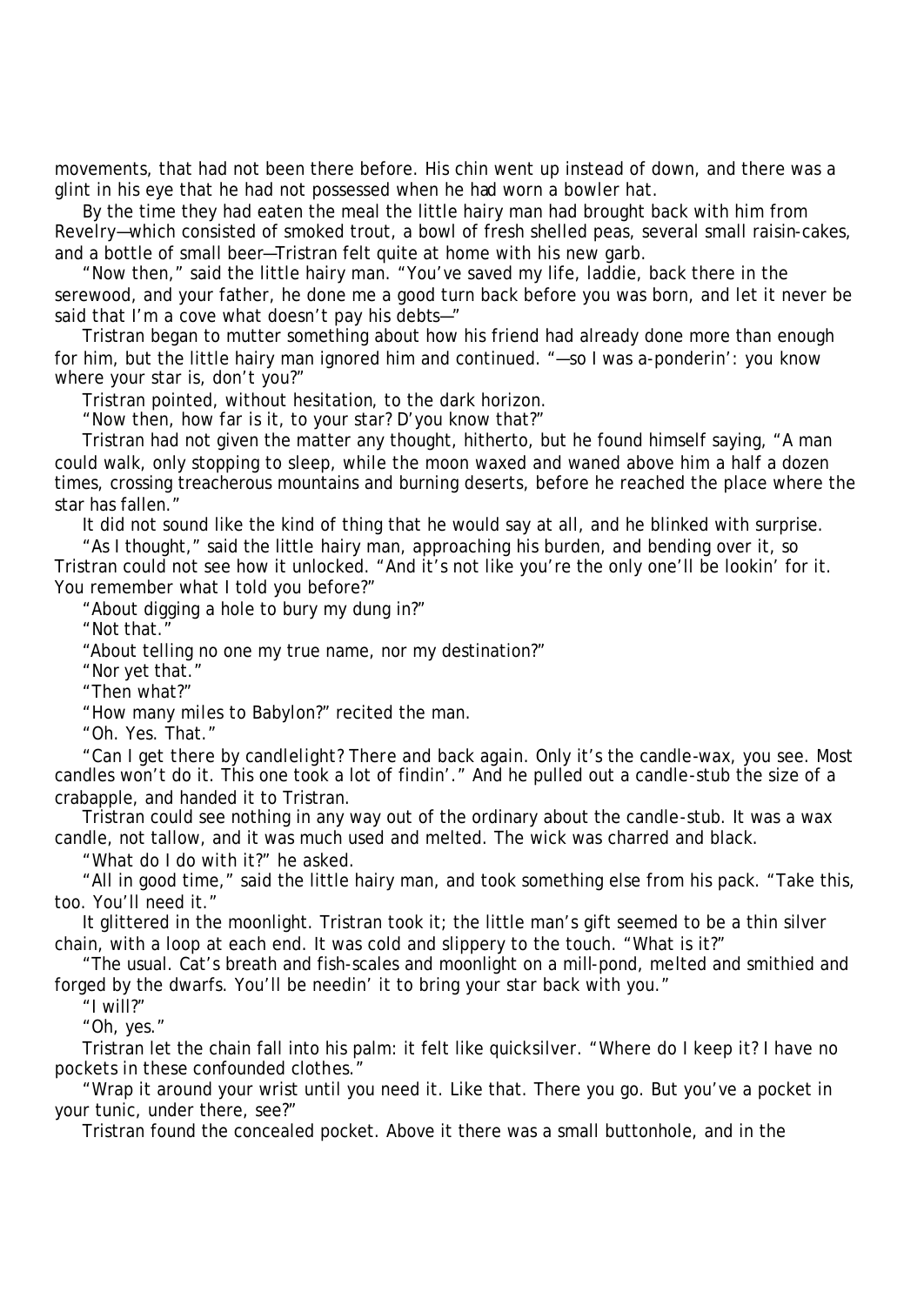movements, that had not been there before. His chin went up instead of down, and there was a glint in his eye that he had not possessed when he had worn a bowler hat.

By the time they had eaten the meal the little hairy man had brought back with him from Revelry—which consisted of smoked trout, a bowl of fresh shelled peas, several small raisin-cakes, and a bottle of small beer—Tristran felt quite at home with his new garb.

"Now then," said the little hairy man. "You've saved my life, laddie, back there in the serewood, and your father, he done me a good turn back before you was born, and let it never be said that I'm a cove what doesn't pay his debts—"

Tristran began to mutter something about how his friend had already done more than enough for him, but the little hairy man ignored him and continued. "—so I was a-ponderin': you know where your star is, don't you?"

Tristran pointed, without hesitation, to the dark horizon.

"Now then, how far is it, to your star? D'you know that?"

Tristran had not given the matter any thought, hitherto, but he found himself saying, "A man could walk, only stopping to sleep, while the moon waxed and waned above him a half a dozen times, crossing treacherous mountains and burning deserts, before he reached the place where the star has fallen."

It did not sound like the kind of thing that he would say at all, and he blinked with surprise.

"As I thought," said the little hairy man, approaching his burden, and bending over it, so Tristran could not see how it unlocked. "And it's not like you're the only one'll be lookin' for it. You remember what I told you before?"

"About digging a hole to bury my dung in?"

"Not that."

"About telling no one my true name, nor my destination?"

"Nor yet that."

"Then what?"

"*How many miles to Babylon?*" recited the man.

"Oh. Yes. That."

"*Can I get there by candlelight? There and back again.* Only it's the candle-wax, you see. Most candles won't do it. This one took a lot of findin'." And he pulled out a candle-stub the size of a crabapple, and handed it to Tristran.

Tristran could see nothing in any way out of the ordinary about the candle-stub. It was a wax candle, not tallow, and it was much used and melted. The wick was charred and black.

"What do I do with it?" he asked.

"All in good time," said the little hairy man, and took something else from his pack. "Take this, too. You'll need it."

It glittered in the moonlight. Tristran took it; the little man's gift seemed to be a thin silver chain, with a loop at each end. It was cold and slippery to the touch. "What is it?"

"The usual. Cat's breath and fish-scales and moonlight on a mill-pond, melted and smithied and forged by the dwarfs. You'll be needin' it to bring your star back with you."

"I will?"

"Oh, yes."

Tristran let the chain fall into his palm: it felt like quicksilver. "Where do I keep it? I have no pockets in these confounded clothes."

"Wrap it around your wrist until you need it. Like that. There you go. But you've a pocket in your tunic, under there, see?"

Tristran found the concealed pocket. Above it there was a small buttonhole, and in the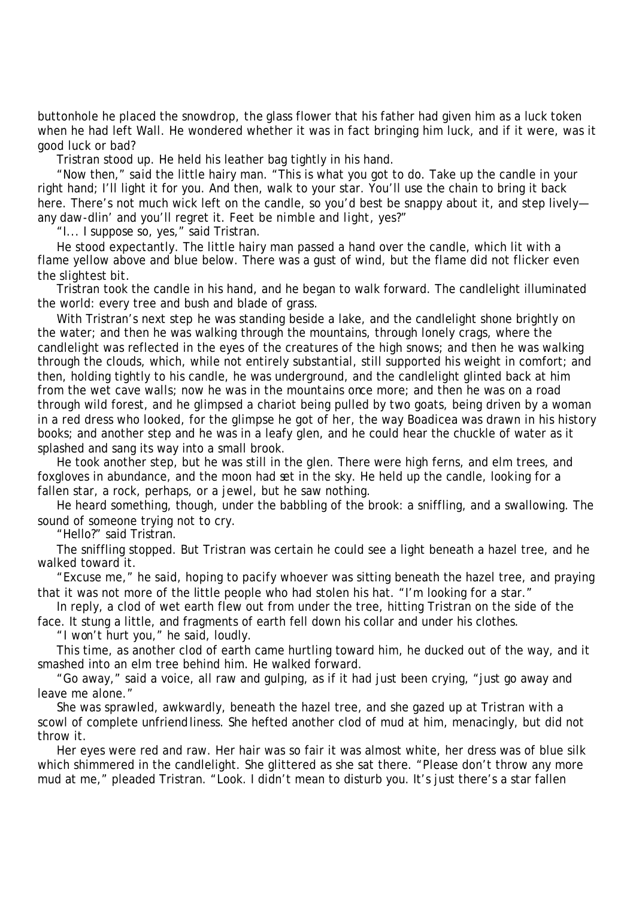buttonhole he placed the snowdrop, the glass flower that his father had given him as a luck token when he had left Wall. He wondered whether it was in fact bringing him luck, and if it were, was it good luck or bad?

Tristran stood up. He held his leather bag tightly in his hand.

"Now then," said the little hairy man. "This is what you got to do. Take up the candle in your right hand; I'll light it for you. And then, walk to your star. You'll use the chain to bring it back here. There's not much wick left on the candle, so you'd best be snappy about it, and step lively—any daw-dlin' and you'll regret it. Feet be nimble and light, yes?"

"I... I suppose so, yes," said Tristran.

He stood expectantly. The little hairy man passed a hand over the candle, which lit with a flame yellow above and blue below. There was a gust of wind, but the flame did not flicker even the slightest bit.

Tristran took the candle in his hand, and he began to walk forward. The candlelight illuminated the world: every tree and bush and blade of grass.

With Tristran's next step he was standing beside a lake, and the candlelight shone brightly on the water; and then he was walking through the mountains, through lonely crags, where the candlelight was reflected in the eyes of the creatures of the high snows; and then he was walking through the clouds, which, while not entirely substantial, still supported his weight in comfort; and then, holding tightly to his candle, he was underground, and the candlelight glinted back at him from the wet cave walls; now he was in the mountains once more; and then he was on a road through wild forest, and he glimpsed a chariot being pulled by two goats, being driven by a woman in a red dress who looked, for the glimpse he got of her, the way Boadicea was drawn in his history books; and another step and he was in a leafy glen, and he could hear the chuckle of water as it splashed and sang its way into a small brook.

He took another step, but he was still in the glen. There were high ferns, and elm trees, and foxgloves in abundance, and the moon had set in the sky. He held up the candle, looking for a fallen star, a rock, perhaps, or a jewel, but he saw nothing.

He heard something, though, under the babbling of the brook: a sniffling, and a swallowing. The sound of someone trying not to cry.

"Hello?" said Tristran.

The sniffling stopped. But Tristran was certain he could see a light beneath a hazel tree, and he walked toward it.

"Excuse me," he said, hoping to pacify whoever was sitting beneath the hazel tree, and praying that it was not more of the little people who had stolen his hat. "I'm looking for a star."

In reply, a clod of wet earth flew out from under the tree, hitting Tristran on the side of the face. It stung a little, and fragments of earth fell down his collar and under his clothes.

"I won't hurt you," he said, loudly.

This time, as another clod of earth came hurtling toward him, he ducked out of the way, and it smashed into an elm tree behind him. He walked forward.

"Go away," said a voice, all raw and gulping, as if it had just been crying, "just go away and leave me alone."

She was sprawled, awkwardly, beneath the hazel tree, and she gazed up at Tristran with a scowl of complete unfriendliness. She hefted another clod of mud at him, menacingly, but did not throw it.

Her eyes were red and raw. Her hair was so fair it was almost white, her dress was of blue silk which shimmered in the candlelight. She glittered as she sat there. "Please don't throw any more mud at me," pleaded Tristran. "Look. I didn't mean to disturb you. It's just there's a star fallen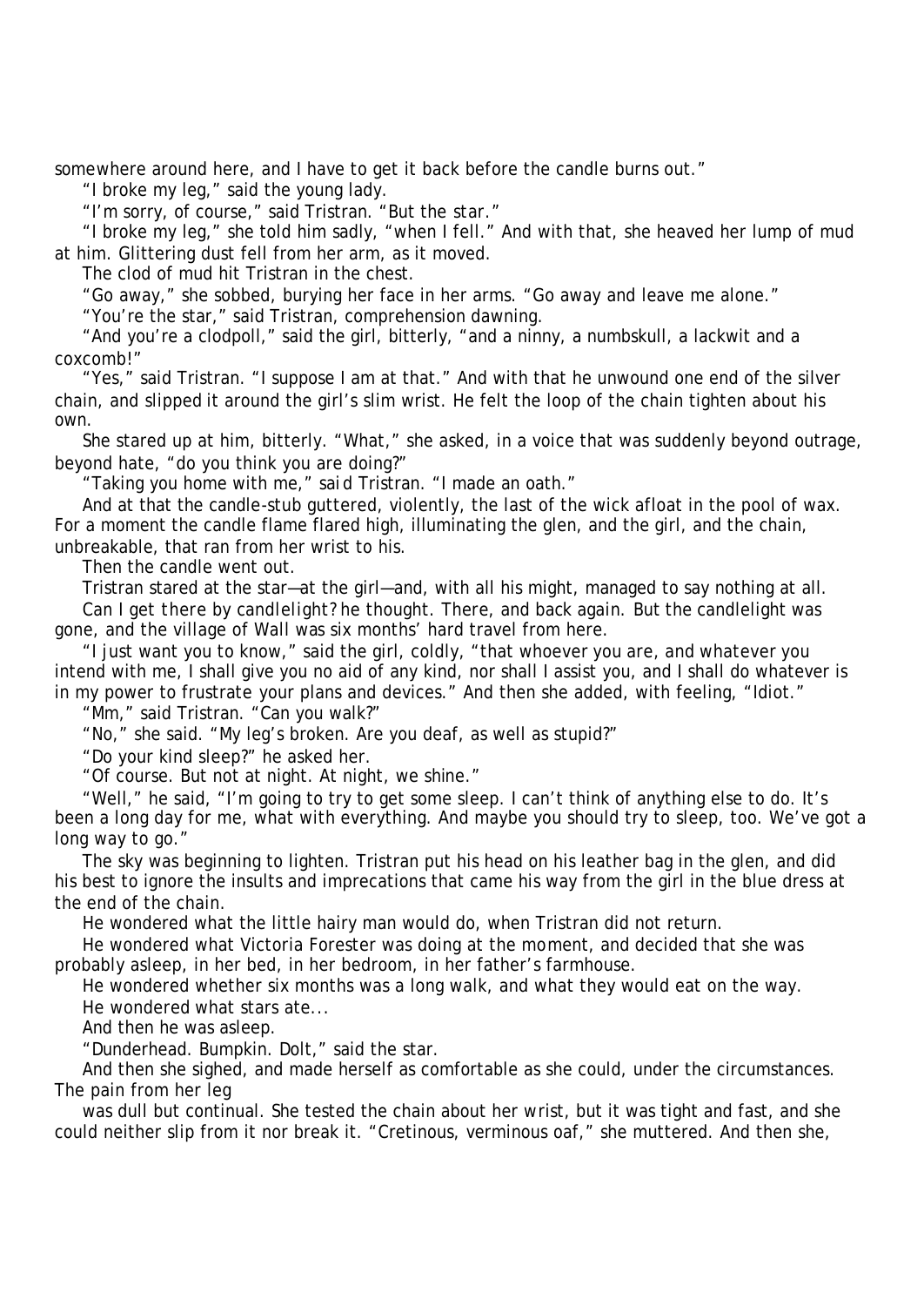somewhere around here, and I have to get it back before the candle burns out."

"I broke my leg," said the young lady.

"I'm sorry, of course," said Tristran. "But the *star*."

"I broke my leg," she told him sadly, "when I fell." And with that, she heaved her lump of mud at him. Glittering dust fell from her arm, as it moved.

The clod of mud hit Tristran in the chest.

"Go away," she sobbed, burying her face in her arms. "Go away and leave me alone."

"You're the star," said Tristran, comprehension dawning.

"And you're a clodpoll," said the girl, bitterly, "and a ninny, a numbskull, a lackwit and a coxcomb!"

"Yes," said Tristran. "I suppose I am at that." And with that he unwound one end of the silver chain, and slipped it around the girl's slim wrist. He felt the loop of the chain tighten about his own.

She stared up at him, bitterly. "What," she asked, in a voice that was suddenly beyond outrage, beyond hate, "do you think you are doing?"

"Taking you home with me," said Tristran. "I made an oath."

And at that the candle-stub guttered, violently, the last of the wick afloat in the pool of wax. For a moment the candle flame flared high, illuminating the glen, and the girl, and the chain, unbreakable, that ran from her wrist to his.

Then the candle went out.

Tristran stared at the star—at the girl—and, with all his might, managed to say nothing at all.

*Can I get there by candlelight?* he thought. There, and back again. But the candlelight was gone, and the village of Wall was six months' hard travel from here.

"I just want you to know," said the girl, coldly, "that whoever you are, and whatever you intend with me, I shall give you no aid of any kind, nor shall I assist you, and I shall do whatever is in my power to frustrate your plans and devices." And then she added, with feeling, "Idiot."

"Mm," said Tristran. "Can you walk?"

"No," she said. "My leg's broken. Are you deaf, as well as stupid?"

"Do your kind sleep?" he asked her.

"Of course. But not at night. At night, we shine."

"Well," he said, "I'm going to try to get some sleep. I can't think of anything else to do. It's been a long day for me, what with everything. And maybe you should try to sleep, too. We've got a long way to go."

The sky was beginning to lighten. Tristran put his head on his leather bag in the glen, and did his best to ignore the insults and imprecations that came his way from the girl in the blue dress at the end of the chain.

He wondered what the little hairy man would do, when Tristran did not return.

He wondered what Victoria Forester was doing at the moment, and decided that she was probably asleep, in her bed, in her bedroom, in her father's farmhouse.

He wondered whether six months was a long walk, and what they would eat on the way.

He wondered what stars ate...

And then he was asleep.

"Dunderhead. Bumpkin. Dolt," said the star.

And then she sighed, and made herself as comfortable as she could, under the circumstances. The pain from her leg was dull but continual. She tested the chain about her wrist, but it was tight and fast, and she could neither slip from it nor break it. "Cretinous, verminous oaf," she muttered. And then she,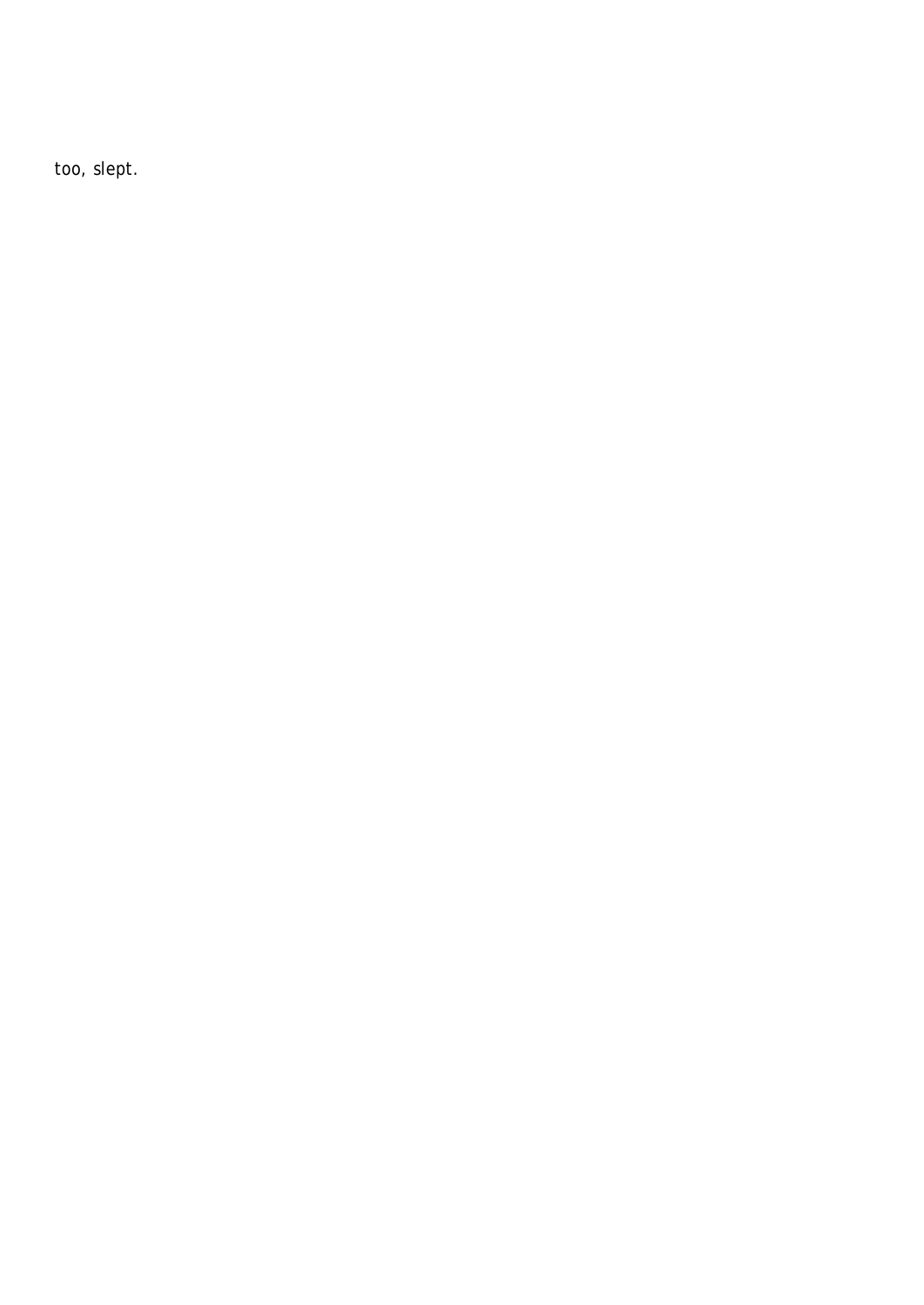too, slept.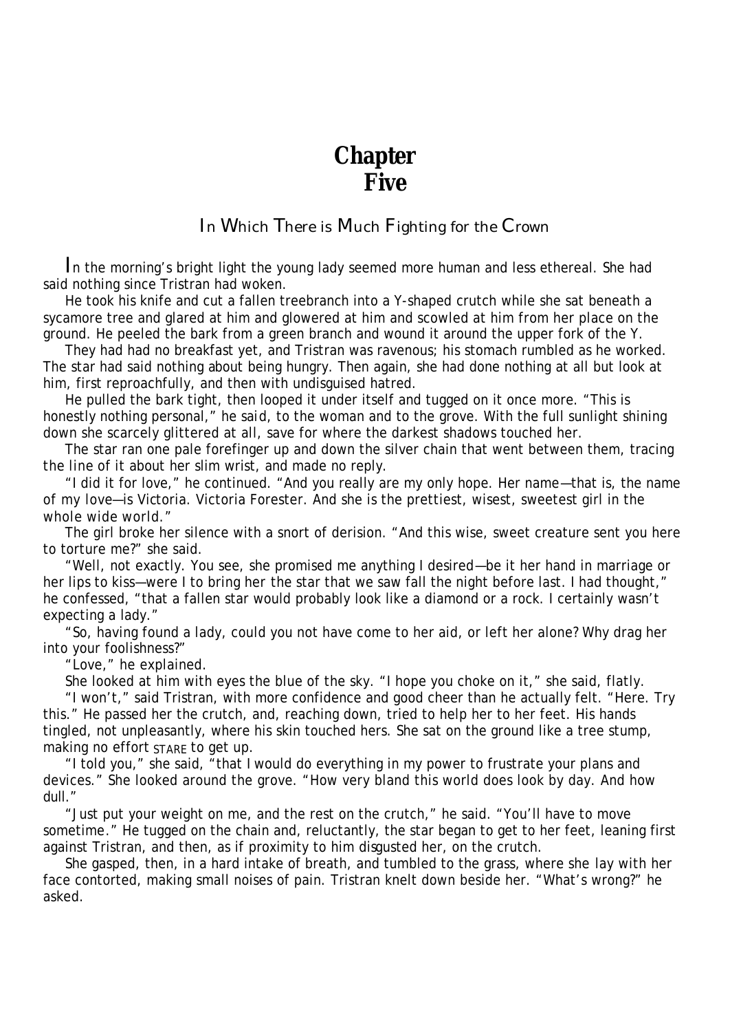# Chapter Five

## In Which There is Much Fighting for the Crown

In the morning's bright light the young lady seemed more human and less ethereal. She had said nothing since Tristran had woken.

He took his knife and cut a fallen treebranch into a Y-shaped crutch while she sat beneath a sycamore tree and glared at him and glowered at him and scowled at him from her place on the ground. He peeled the bark from a green branch and wound it around the upper fork of the Y.

They had had no breakfast yet, and Tristran was ravenous; his stomach rumbled as he worked. The star had said nothing about being hungry. Then again, she had done nothing at all but look at him, first reproachfully, and then with undisguised hatred.

He pulled the bark tight, then looped it under itself and tugged on it once more. "This is honestly nothing personal," he said, to the woman and to the grove. With the full sunlight shining down she scarcely glittered at all, save for where the darkest shadows touched her.

The star ran one pale forefinger up and down the silver chain that went between them, tracing the line of it about her slim wrist, and made no reply.

"I did it for love," he continued. "And you really are my only hope. Her name—that is, the name of my love—is Victoria. Victoria Forester. And she is the prettiest, wisest, sweetest girl in the whole wide world."

The girl broke her silence with a snort of derision. "And this wise, sweet creature sent you here to torture me?" she said.

"Well, not exactly. You see, she promised me anything I desired—be it her hand in marriage or her lips to kiss—were I to bring her the star that we saw fall the night before last. I had thought," he confessed, "that a fallen star would probably look like a diamond or a rock. I certainly wasn't expecting a lady."

"So, having found a lady, could you not have come to her aid, or left her alone? Why drag her into your foolishness?"

"Love," he explained.

She looked at him with eyes the blue of the sky. "I hope you choke on it," she said, flatly.

"I won't," said Tristran, with more confidence and good cheer than he actually felt. "Here. Try this." He passed her the crutch, and, reaching down, tried to help her to her feet. His hands tingled, not unpleasantly, where his skin touched hers. She sat on the ground like a tree stump, making no effort STARE to get up.

"I told you," she said, "that I would do everything in my power to frustrate your plans and devices." She looked around the grove. "How very bland this world does look by day. And how dull."

"Just put your weight on me, and the rest on the crutch," he said. "You'll have to move sometime." He tugged on the chain and, reluctantly, the star began to get to her feet, leaning first against Tristran, and then, as if proximity to him disgusted her, on the crutch.

She gasped, then, in a hard intake of breath, and tumbled to the grass, where she lay with her face contorted, making small noises of pain. Tristran knelt down beside her. "What's wrong?" he asked.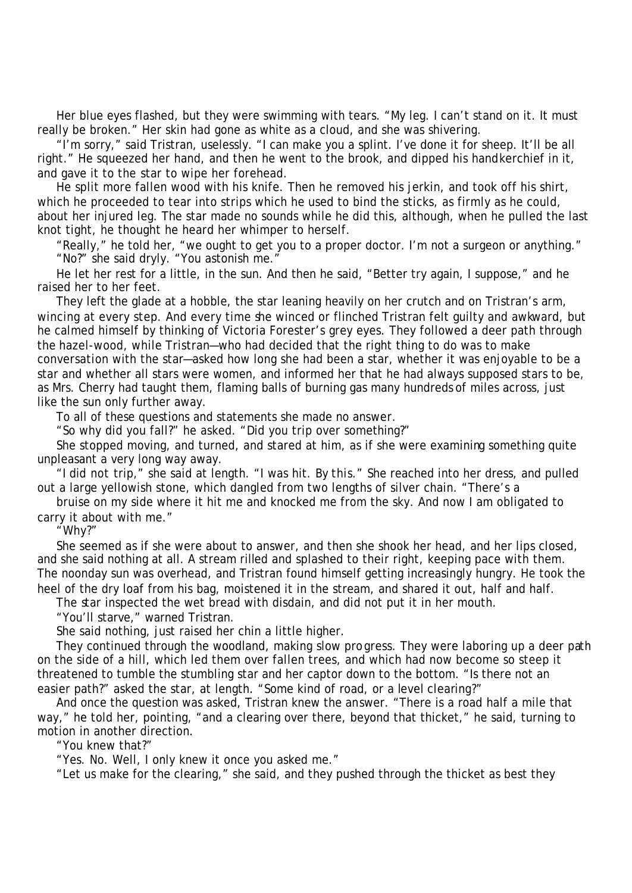Her blue eyes flashed, but they were swimming with tears. "My leg. I can't stand on it. It must really be broken." Her skin had gone as white as a cloud, and she was shivering.

"I'm sorry," said Tristran, uselessly. "I can make you a splint. I've done it for sheep. It'll be all right." He squeezed her hand, and then he went to the brook, and dipped his handkerchief in it, and gave it to the star to wipe her forehead.

He split more fallen wood with his knife. Then he removed his jerkin, and took off his shirt, which he proceeded to tear into strips which he used to bind the sticks, as firmly as he could, about her injured leg. The star made no sounds while he did this, although, when he pulled the last knot tight, he thought he heard her whimper to herself.

"Really," he told her, "we ought to get you to a proper doctor. I'm not a surgeon or anything."

"No?" she said dryly. "You astonish me."

He let her rest for a little, in the sun. And then he said, "Better try again, I suppose," and he raised her to her feet.

They left the glade at a hobble, the star leaning heavily on her crutch and on Tristran's arm, wincing at every step. And every time she winced or flinched Tristran felt guilty and awkward, but he calmed himself by thinking of Victoria Forester's grey eyes. They followed a deer path through the hazel-wood, while Tristran—who had decided that the right thing to do was to make conversation with the star—asked how long she had been a star, whether it was enjoyable to be a star and whether all stars were women, and informed her that he had always supposed stars to be, as Mrs. Cherry had taught them, flaming balls of burning gas many hundreds of miles across, just like the sun only further away.

To all of these questions and statements she made no answer.

"So why did you fall?" he asked. "Did you trip over something?"

She stopped moving, and turned, and stared at him, as if she were examining something quite unpleasant a very long way away.

"I did not trip," she said at length. "I was hit. By this." She reached into her dress, and pulled out a large yellowish stone, which dangled from two lengths of silver chain. "There's a bruise on my side where it hit me and knocked me from the sky. And now I am obligated to carry it about with me."

"Why?"

She seemed as if she were about to answer, and then she shook her head, and her lips closed, and she said nothing at all. A stream rilled and splashed to their right, keeping pace with them. The noonday sun was overhead, and Tristran found himself getting increasingly hungry. He took the heel of the dry loaf from his bag, moistened it in the stream, and shared it out, half and half.

The star inspected the wet bread with disdain, and did not put it in her mouth.

"You'll starve," warned Tristran.

She said nothing, just raised her chin a little higher.

They continued through the woodland, making slow progress. They were laboring up a deer path on the side of a hill, which led them over fallen trees, and which had now become so steep it threatened to tumble the stumbling star and her captor down to the bottom. "Is there not an easier path?" asked the star, at length. "Some kind of road, or a level clearing?"

And once the question was asked, Tristran knew the answer. "There is a road half a mile that way," he told her, pointing, "and a clearing over there, beyond that thicket," he said, turning to motion in another direction.

"You knew that?"

"Yes. No. Well, I only knew it once you asked me."

"Let us make for the clearing," she said, and they pushed through the thicket as best they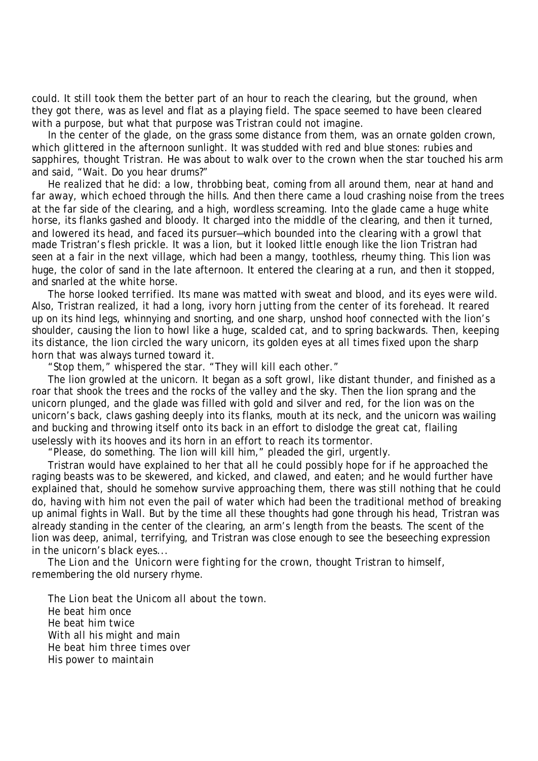could. It still took them the better part of an hour to reach the clearing, but the ground, when they got there, was as level and flat as a playing field. The space seemed to have been cleared with a purpose, but what that purpose was Tristran could not imagine.

In the center of the glade, on the grass some distance from them, was an ornate golden crown, which glittered in the afternoon sunlight. It was studded with red and blue stones: rubies and sapphires, thought Tristran. He was about to walk over to the crown when the star touched his arm and said, "Wait. Do you hear drums?"

He realized that he did: a low, throbbing beat, coming from all around them, near at hand and far away, which echoed through the hills. And then there came a loud crashing noise from the trees at the far side of the clearing, and a high, wordless screaming. Into the glade came a huge white horse, its flanks gashed and bloody. It charged into the middle of the clearing, and then it turned, and lowered its head, and faced its pursuer—which bounded into the clearing with a growl that made Tristran's flesh prickle. It was a lion, but it looked little enough like the lion Tristran had seen at a fair in the next village, which had been a mangy, toothless, rheumy thing. This lion was huge, the color of sand in the late afternoon. It entered the clearing at a run, and then it stopped, and snarled at the white horse.

The horse looked terrified. Its mane was matted with sweat and blood, and its eyes were wild. Also, Tristran realized, it had a long, ivory horn jutting from the center of its forehead. It reared up on its hind legs, whinnying and snorting, and one sharp, unshod hoof connected with the lion's shoulder, causing the lion to howl like a huge, scalded cat, and to spring backwards. Then, keeping its distance, the lion circled the wary unicorn, its golden eyes at all times fixed upon the sharp horn that was always turned toward it.

"Stop them," whispered the star. "They will kill each other."

The lion growled at the unicorn. It began as a soft growl, like distant thunder, and finished as a roar that shook the trees and the rocks of the valley and the sky. Then the lion sprang and the unicorn plunged, and the glade was filled with gold and silver and red, for the lion was on the unicorn's back, claws gashing deeply into its flanks, mouth at its neck, and the unicorn was wailing and bucking and throwing itself onto its back in an effort to dislodge the great cat, flailing uselessly with its hooves and its horn in an effort to reach its tormentor.

"Please, do something. The lion will kill him," pleaded the girl, urgently.

Tristran would have explained to her that all he could possibly hope for if he approached the raging beasts was to be skewered, and kicked, and clawed, and eaten; and he would further have explained that, should he somehow survive approaching them, there was still nothing that he could do, having with him not even the pail of water which had been the traditional method of breaking up animal fights in Wall. But by the time all these thoughts had gone through his head, Tristran was already standing in the center of the clearing, an arm's length from the beasts. The scent of the lion was deep, animal, terrifying, and Tristran was close enough to see the beseeching expression in the unicorn's black eyes...

*The Lion and the Unicorn were fighting for the crown,* thought Tristran to himself, remembering the old nursery rhyme.

*The Lion beat the Unicom all about the town.*
*He beat him once*
*He beat him twice*
*With all his might and main*
*He beat him three times over*
*His power to maintain*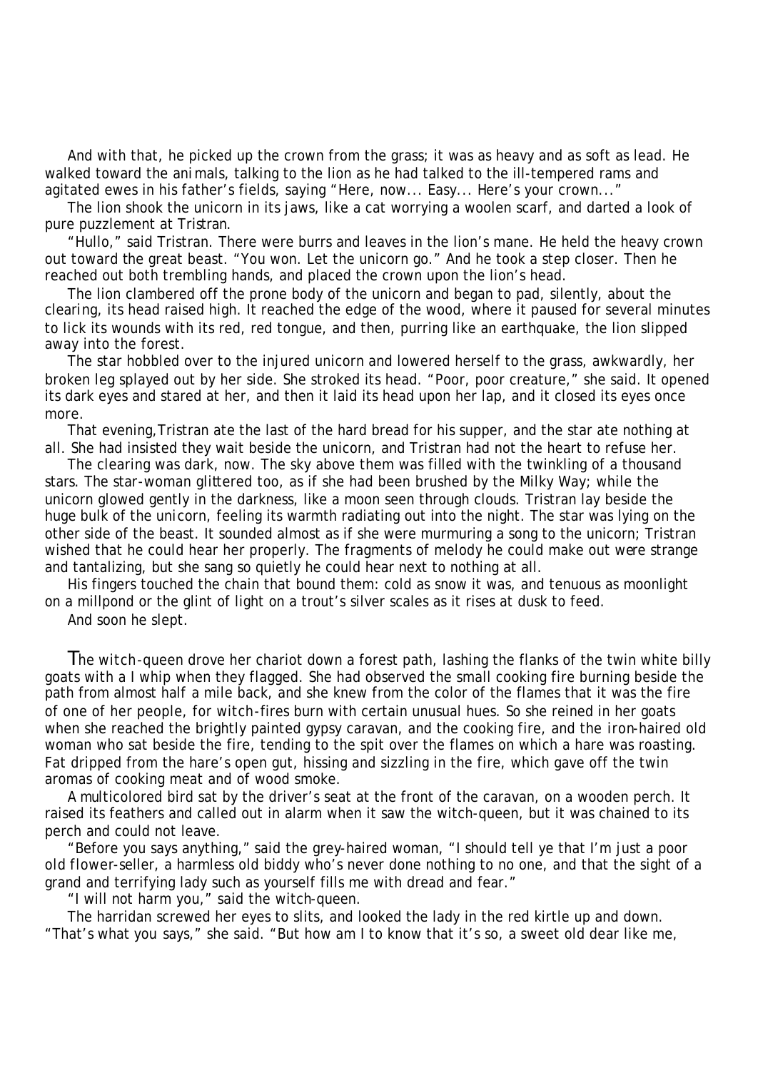And with that, he picked up the crown from the grass; it was as heavy and as soft as lead. He walked toward the animals, talking to the lion as he had talked to the ill-tempered rams and agitated ewes in his father's fields, saying "Here, now... Easy... Here's your crown..."

The lion shook the unicorn in its jaws, like a cat worrying a woolen scarf, and darted a look of pure puzzlement at Tristran.

"Hullo," said Tristran. There were burrs and leaves in the lion's mane. He held the heavy crown out toward the great beast. "You won. Let the unicorn go." And he took a step closer. Then he reached out both trembling hands, and placed the crown upon the lion's head.

The lion clambered off the prone body of the unicorn and began to pad, silently, about the clearing, its head raised high. It reached the edge of the wood, where it paused for several minutes to lick its wounds with its red, red tongue, and then, purring like an earthquake, the lion slipped away into the forest.

The star hobbled over to the injured unicorn and lowered herself to the grass, awkwardly, her broken leg splayed out by her side. She stroked its head. "Poor, poor creature," she said. It opened its dark eyes and stared at her, and then it laid its head upon her lap, and it closed its eyes once more.

That evening, Tristran ate the last of the hard bread for his supper, and the star ate nothing at all. She had insisted they wait beside the unicorn, and Tristran had not the heart to refuse her.

The clearing was dark, now. The sky above them was filled with the twinkling of a thousand stars. The star-woman glittered too, as if she had been brushed by the Milky Way; while the unicorn glowed gently in the darkness, like a moon seen through clouds. Tristran lay beside the huge bulk of the unicorn, feeling its warmth radiating out into the night. The star was lying on the other side of the beast. It sounded almost as if she were murmuring a song to the unicorn; Tristran wished that he could hear her properly. The fragments of melody he could make out were strange and tantalizing, but she sang so quietly he could hear next to nothing at all.

His fingers touched the chain that bound them: cold as snow it was, and tenuous as moonlight on a millpond or the glint of light on a trout's silver scales as it rises at dusk to feed.

And soon he slept.

The witch-queen drove her chariot down a forest path, lashing the flanks of the twin white billy goats with a l whip when they flagged. She had observed the small cooking fire burning beside the path from almost half a mile back, and she knew from the color of the flames that it was the fire of one of her people, for witch-fires burn with certain unusual hues. So she reined in her goats when she reached the brightly painted gypsy caravan, and the cooking fire, and the iron-haired old woman who sat beside the fire, tending to the spit over the flames on which a hare was roasting. Fat dripped from the hare's open gut, hissing and sizzling in the fire, which gave off the twin aromas of cooking meat and of wood smoke.

A multicolored bird sat by the driver's seat at the front of the caravan, on a wooden perch. It raised its feathers and called out in alarm when it saw the witch-queen, but it was chained to its perch and could not leave.

"Before you says anything," said the grey-haired woman, "I should tell ye that I'm just a poor old flower-seller, a harmless old biddy who's never done nothing to no one, and that the sight of a grand and terrifying lady such as yourself fills me with dread and fear."

"I will not harm you," said the witch-queen.

The harridan screwed her eyes to slits, and looked the lady in the red kirtle up and down. "That's what you says," she said. "But how am I to know that it's so, a sweet old dear like me,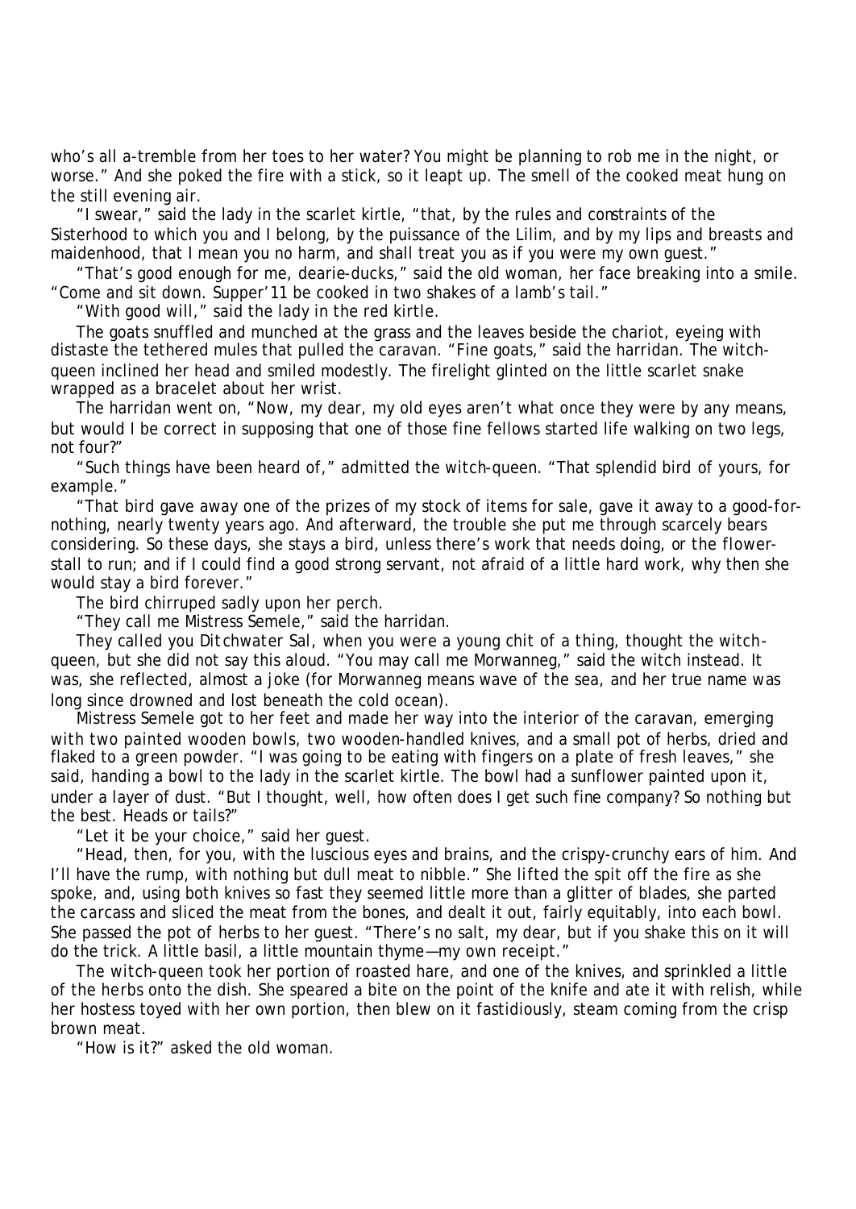who's all a-tremble from her toes to her water? You might be planning to rob me in the night, or worse." And she poked the fire with a stick, so it leapt up. The smell of the cooked meat hung on the still evening air.

"I swear," said the lady in the scarlet kirtle, "that, by the rules and constraints of the Sisterhood to which you and I belong, by the puissance of the Lilim, and by my lips and breasts and maidenhood, that I mean you no harm, and shall treat you as if you were my own guest."

"That's good enough for me, dearie-ducks," said the old woman, her face breaking into a smile. "Come and sit down. Supper'll be cooked in two shakes of a lamb's tail."

"With good will," said the lady in the red kirtle.

The goats snuffled and munched at the grass and the leaves beside the chariot, eyeing with distaste the tethered mules that pulled the caravan. "Fine goats," said the harridan. The witch-queen inclined her head and smiled modestly. The firelight glinted on the little scarlet snake wrapped as a bracelet about her wrist.

The harridan went on, "Now, my dear, my old eyes aren't what once they were by any means, but would I be correct in supposing that one of those fine fellows started life walking on two legs, not four?"

"Such things have been heard of," admitted the witch-queen. "That splendid bird of yours, for example."

"That bird gave away one of the prizes of my stock of items for sale, gave it away to a good-for-nothing, nearly twenty years ago. And afterward, the trouble she put me through scarcely bears considering. So these days, she stays a bird, unless there's work that needs doing, or the flower-stall to run; and if I could find a good strong servant, not afraid of a little hard work, why then she would stay a bird forever."

The bird chirruped sadly upon her perch.

"They call me Mistress Semele," said the harridan.

*They called you Ditchwater Sal, when you were a young chit of a thing,* thought the witch-queen, but she did not say this aloud. "You may call me Morwanneg," said the witch instead. It was, she reflected, almost a joke (for Morwanneg means *wave of the sea*, and her true name was long since drowned and lost beneath the cold ocean).

Mistress Semele got to her feet and made her way into the interior of the caravan, emerging with two painted wooden bowls, two wooden-handled knives, and a small pot of herbs, dried and flaked to a green powder. "I was going to be eating with fingers on a plate of fresh leaves," she said, handing a bowl to the lady in the scarlet kirtle. The bowl had a sunflower painted upon it, under a layer of dust. "But I thought, well, how often does I get such fine company? So nothing but the best. Heads or tails?"

"Let it be your choice," said her guest.

"Head, then, for you, with the luscious eyes and brains, and the crispy-crunchy ears of him. And I'll have the rump, with nothing but dull meat to nibble." She lifted the spit off the fire as she spoke, and, using both knives so fast they seemed little more than a glitter of blades, she parted the carcass and sliced the meat from the bones, and dealt it out, fairly equitably, into each bowl. She passed the pot of herbs to her guest. "There's no salt, my dear, but if you shake this on it will do the trick. A little basil, a little mountain thyme—my own receipt."

The witch-queen took her portion of roasted hare, and one of the knives, and sprinkled a little of the herbs onto the dish. She speared a bite on the point of the knife and ate it with relish, while her hostess toyed with her own portion, then blew on it fastidiously, steam coming from the crisp brown meat.

"How is it?" asked the old woman.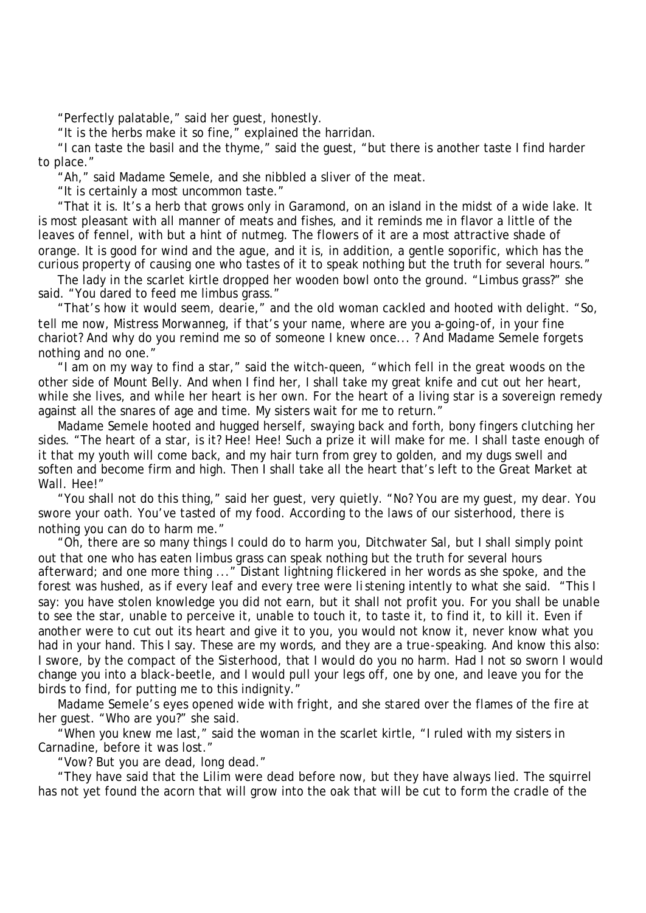"Perfectly palatable," said her guest, honestly.

"It is the herbs make it so fine," explained the harridan.

"I can taste the basil and the thyme," said the guest, "but there is another taste I find harder to place."

"Ah," said Madame Semele, and she nibbled a sliver of the meat.

"It is certainly a most uncommon taste."

"That it is. It's a herb that grows only in Garamond, on an island in the midst of a wide lake. It is most pleasant with all manner of meats and fishes, and it reminds me in flavor a little of the leaves of fennel, with but a hint of nutmeg. The flowers of it are a most attractive shade of orange. It is good for wind and the ague, and it is, in addition, a gentle soporific, which has the curious property of causing one who tastes of it to speak nothing but the truth for several hours."

The lady in the scarlet kirtle dropped her wooden bowl onto the ground. "Limbus grass?" she said. "You dared to feed me limbus grass."

"That's how it would seem, dearie," and the old woman cackled and hooted with delight. "So, tell me now, Mistress Morwanneg, if that's your name, where are you a-going-of, in your fine chariot? And why do you remind me so of someone I knew once... ? And Madame Semele forgets nothing and no one."

"I am on my way to find a star," said the witch-queen, "which fell in the great woods on the other side of Mount Belly. And when I find her, I shall take my great knife and cut out her heart, while she lives, and while her heart is her own. For the heart of a living star is a sovereign remedy against all the snares of age and time. My sisters wait for me to return."

Madame Semele hooted and hugged herself, swaying back and forth, bony fingers clutching her sides. "The heart of a star, is it? Hee! Hee! Such a prize it will make for me. I shall taste enough of it that my youth will come back, and my hair turn from grey to golden, and my dugs swell and soften and become firm and high. Then I shall take all the heart that's left to the Great Market at Wall. Hee!"

"You shall not do this thing," said her guest, very quietly. "No? You are my guest, my dear. You swore your oath. You've tasted of my food. According to the laws of our sisterhood, there is nothing you can do to harm me."

"Oh, there are so many things I could do to harm you, Ditchwater Sal, but I shall simply point out that one who has eaten limbus grass can speak nothing but the truth for several hours afterward; and one more thing ..." Distant lightning flickered in her words as she spoke, and the forest was hushed, as if every leaf and every tree were listening intently to what she said. "This I say: you have stolen knowledge you did not earn, but it shall not profit you. For you shall be unable to see the star, unable to perceive it, unable to touch it, to taste it, to find it, to kill it. Even if another were to cut out its heart and give it to you, you would not know it, never know what you had in your hand. This I say. These are my words, and they are a true-speaking. And know this also: I swore, by the compact of the Sisterhood, that I would do you no harm. Had I not so sworn I would change you into a black-beetle, and I would pull your legs off, one by one, and leave you for the birds to find, for putting me to this indignity."

Madame Semele's eyes opened wide with fright, and she stared over the flames of the fire at her guest. "Who are you?" she said.

"When you knew me last," said the woman in the scarlet kirtle, "I ruled with my sisters in Carnadine, before it was lost."

"Vow? But you are dead, long dead."

"They have said that the Lilim were dead before now, but they have always lied. The squirrel has not yet found the acorn that will grow into the oak that will be cut to form the cradle of the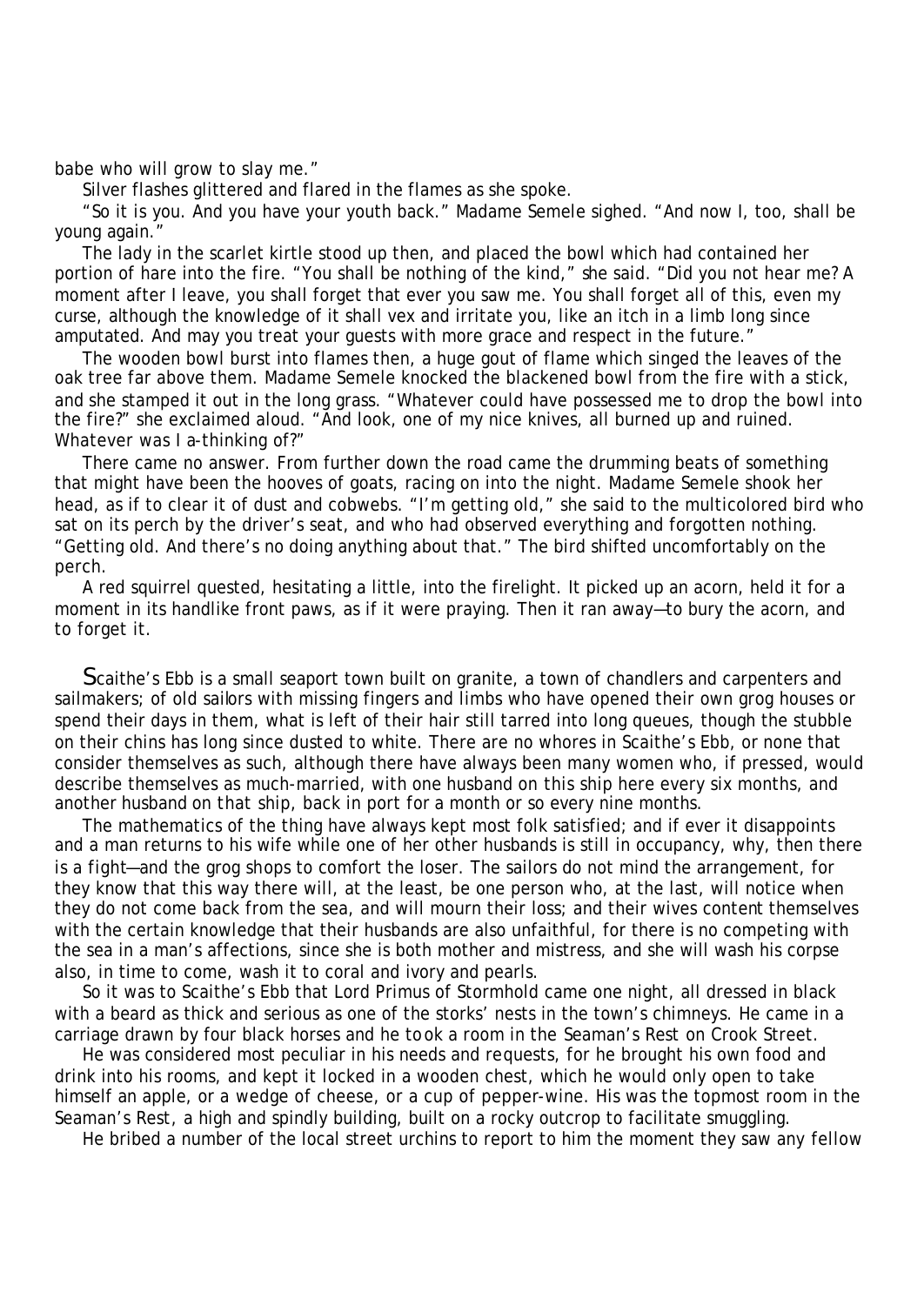babe who will grow to slay me."

Silver flashes glittered and flared in the flames as she spoke.

"So it is you. And you have your youth back." Madame Semele sighed. "And now I, too, shall be young again."

The lady in the scarlet kirtle stood up then, and placed the bowl which had contained her portion of hare into the fire. "You shall be nothing of the kind," she said. "Did you not hear me? A moment after I leave, you shall forget that ever you saw me. You shall forget all of this, even my curse, although the knowledge of it shall vex and irritate you, like an itch in a limb long since amputated. And may you treat your guests with more grace and respect in the future."

The wooden bowl burst into flames then, a huge gout of flame which singed the leaves of the oak tree far above them. Madame Semele knocked the blackened bowl from the fire with a stick, and she stamped it out in the long grass. "Whatever could have possessed me to drop the bowl into the fire?" she exclaimed aloud. "And look, one of my nice knives, all burned up and ruined. Whatever was I a-thinking of?"

There came no answer. From further down the road came the drumming beats of something that might have been the hooves of goats, racing on into the night. Madame Semele shook her head, as if to clear it of dust and cobwebs. "I'm getting old," she said to the multicolored bird who sat on its perch by the driver's seat, and who had observed everything and forgotten nothing. "Getting old. And there's no doing anything about that." The bird shifted uncomfortably on the perch.

A red squirrel quested, hesitating a little, into the firelight. It picked up an acorn, held it for a moment in its handlike front paws, as if it were praying. Then it ran away—to bury the acorn, and to forget it.

Scaithe's Ebb is a small seaport town built on granite, a town of chandlers and carpenters and sailmakers; of old sailors with missing fingers and limbs who have opened their own grog houses or spend their days in them, what is left of their hair still tarred into long queues, though the stubble on their chins has long since dusted to white. There are no whores in Scaithe's Ebb, or none that consider themselves as such, although there have always been many women who, if pressed, would describe themselves as much-married, with one husband on *this* ship here every six months, and another husband on *that* ship, back in port for a month or so every nine months.

The mathematics of the thing have always kept most folk satisfied; and if ever it disappoints and a man returns to his wife while one of her other husbands is still in occupancy, why, then there is a fight—and the grog shops to comfort the loser. The sailors do not mind the arrangement, for they know that this way there will, at the least, be one person who, at the last, will notice when they do not come back from the sea, and will mourn their loss; and their wives content themselves with the certain knowledge that their husbands are also unfaithful, for there is no competing with the sea in a man's affections, since she is both mother and mistress, and she will wash his corpse also, in time to come, wash it to coral and ivory and pearls.

So it was to Scaithe's Ebb that Lord Primus of Stormhold came one night, all dressed in black with a beard as thick and serious as one of the storks' nests in the town's chimneys. He came in a carriage drawn by four black horses and he took a room in the Seaman's Rest on Crook Street.

He was considered most peculiar in his needs and requests, for he brought his own food and drink into his rooms, and kept it locked in a wooden chest, which he would only open to take himself an apple, or a wedge of cheese, or a cup of pepper-wine. His was the topmost room in the Seaman's Rest, a high and spindly building, built on a rocky outcrop to facilitate smuggling.

He bribed a number of the local street urchins to report to him the moment they saw any fellow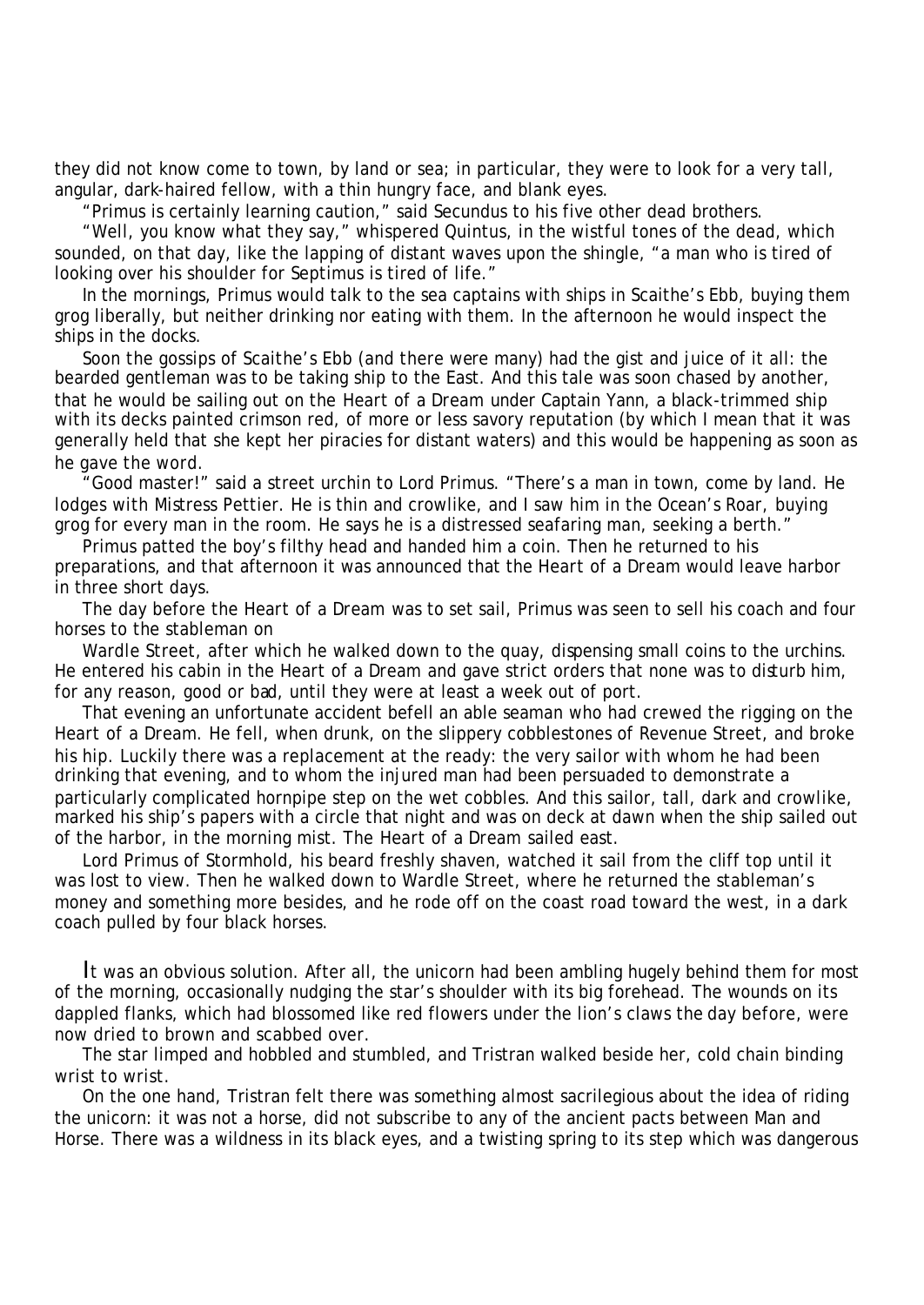they did not know come to town, by land or sea; in particular, they were to look for a very tall, angular, dark-haired fellow, with a thin hungry face, and blank eyes.

"Primus is certainly learning caution," said Secundus to his five other dead brothers.

"Well, you know what they say," whispered Quintus, in the wistful tones of the dead, which sounded, on that day, like the lapping of distant waves upon the shingle, "a man who is tired of looking over his shoulder for Septimus is tired of life."

In the mornings, Primus would talk to the sea captains with ships in Scaithe's Ebb, buying them grog liberally, but neither drinking nor eating with them. In the afternoon he would inspect the ships in the docks.

Soon the gossips of Scaithe's Ebb (and there were many) had the gist and juice of it all: the bearded gentleman was to be taking ship to the East. And this tale was soon chased by another, that he would be sailing out on the Heart of a Dream under Captain Yann, a black-trimmed ship with its decks painted crimson red, of more or less savory reputation (by which I mean that it was generally held that she kept her piracies for distant waters) and this would be happening as soon as he gave the word.

"Good master!" said a street urchin to Lord Primus. "There's a man in town, come by land. He lodges with Mistress Pettier. He is thin and crowlike, and I saw him in the Ocean's Roar, buying grog for every man in the room. He says he is a distressed seafaring man, seeking a berth."

Primus patted the boy's filthy head and handed him a coin. Then he returned to his preparations, and that afternoon it was announced that the Heart of a Dream would leave harbor in three short days.

The day before the Heart of a Dream was to set sail, Primus was seen to sell his coach and four horses to the stableman on Wardle Street, after which he walked down to the quay, dispensing small coins to the urchins. He entered his cabin in the Heart of a Dream and gave strict orders that none was to disturb him, for any reason, good or bad, until they were at least a week out of port.

That evening an unfortunate accident befell an able seaman who had crewed the rigging on the Heart of a Dream. He fell, when drunk, on the slippery cobblestones of Revenue Street, and broke his hip. Luckily there was a replacement at the ready: the very sailor with whom he had been drinking that evening, and to whom the injured man had been persuaded to demonstrate a particularly complicated hornpipe step on the wet cobbles. And this sailor, tall, dark and crowlike, marked his ship's papers with a circle that night and was on deck at dawn when the ship sailed out of the harbor, in the morning mist. The Heart of a Dream sailed east.

Lord Primus of Stormhold, his beard freshly shaven, watched it sail from the cliff top until it was lost to view. Then he walked down to Wardle Street, where he returned the stableman's money and something more besides, and he rode off on the coast road toward the west, in a dark coach pulled by four black horses.

It was an obvious solution. After all, the unicorn had been ambling hugely behind them for most of the morning, occasionally nudging the star's shoulder with its big forehead. The wounds on its dappled flanks, which had blossomed like red flowers under the lion's claws the day before, were now dried to brown and scabbed over.

The star limped and hobbled and stumbled, and Tristran walked beside her, cold chain binding wrist to wrist.

On the one hand, Tristran felt there was something almost sacrilegious about the idea of riding the unicorn: it was not a horse, did not subscribe to any of the ancient pacts between Man and Horse. There was a wildness in its black eyes, and a twisting spring to its step which was dangerous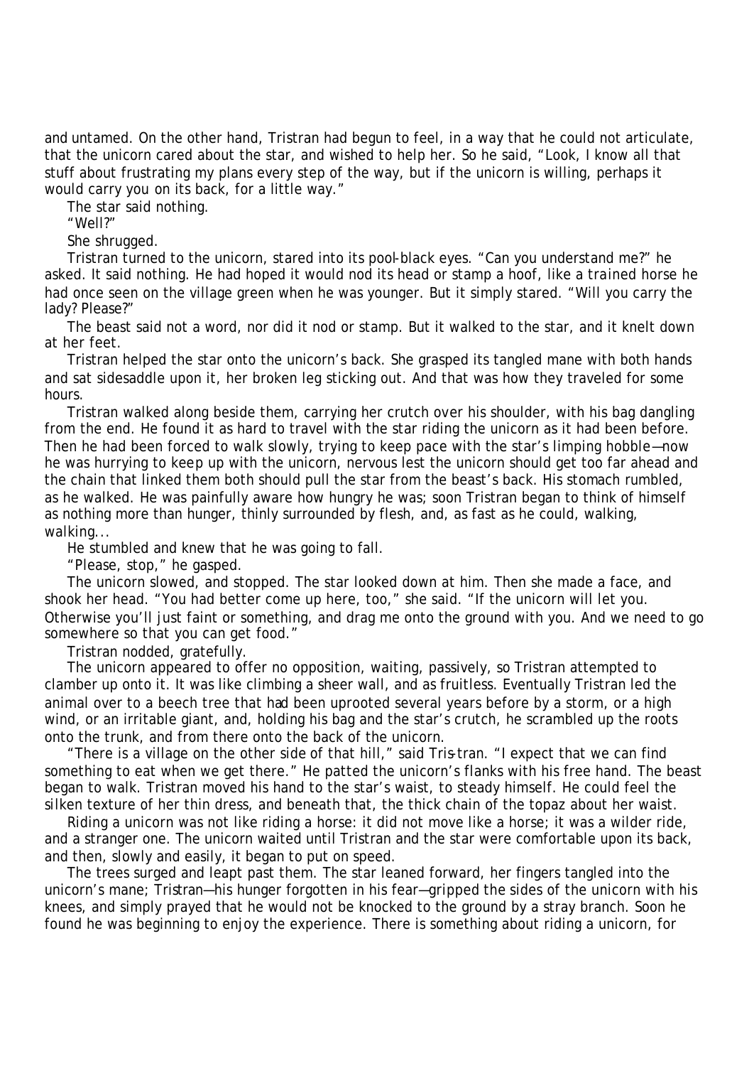and untamed. On the other hand, Tristran had begun to feel, in a way that he could not articulate, that the unicorn cared about the star, and wished to help her. So he said, "Look, I know all that stuff about frustrating my plans every step of the way, but if the unicorn is willing, perhaps it would carry you on its back, for a little way."

The star said nothing.

"Well?"

She shrugged.

Tristran turned to the unicorn, stared into its pool-black eyes. "Can you understand me?" he asked. It said nothing. He had hoped it would nod its head or stamp a hoof, like a trained horse he had once seen on the village green when he was younger. But it simply stared. "Will you carry the lady? Please?"

The beast said not a word, nor did it nod or stamp. But it walked to the star, and it knelt down at her feet.

Tristran helped the star onto the unicorn's back. She grasped its tangled mane with both hands and sat sidesaddle upon it, her broken leg sticking out. And that was how they traveled for some hours.

Tristran walked along beside them, carrying her crutch over his shoulder, with his bag dangling from the end. He found it as hard to travel with the star riding the unicorn as it had been before. Then he had been forced to walk slowly, trying to keep pace with the star's limping hobble—now he was hurrying to keep up with the unicorn, nervous lest the unicorn should get too far ahead and the chain that linked them both should pull the star from the beast's back. His stomach rumbled, as he walked. He was painfully aware how hungry he was; soon Tristran began to think of himself as nothing more than hunger, thinly surrounded by flesh, and, as fast as he could, walking, walking...

He stumbled and knew that he was going to fall.

"Please, stop," he gasped.

The unicorn slowed, and stopped. The star looked down at him. Then she made a face, and shook her head. "You had better come up here, too," she said. "If the unicorn will let you. Otherwise you'll just faint or something, and drag me onto the ground with you. And we need to go somewhere so that you can get food."

Tristran nodded, gratefully.

The unicorn appeared to offer no opposition, waiting, passively, so Tristran attempted to clamber up onto it. It was like climbing a sheer wall, and as fruitless. Eventually Tristran led the animal over to a beech tree that had been uprooted several years before by a storm, or a high wind, or an irritable giant, and, holding his bag and the star's crutch, he scrambled up the roots onto the trunk, and from there onto the back of the unicorn.

"There is a village on the other side of that hill," said Tris-tran. "I expect that we can find something to eat when we get there." He patted the unicorn's flanks with his free hand. The beast began to walk. Tristran moved his hand to the star's waist, to steady himself. He could feel the silken texture of her thin dress, and beneath that, the thick chain of the topaz about her waist.

Riding a unicorn was not like riding a horse: it did not move like a horse; it was a wilder ride, and a stranger one. The unicorn waited until Tristran and the star were comfortable upon its back, and then, slowly and easily, it began to put on speed.

The trees surged and leapt past them. The star leaned forward, her fingers tangled into the unicorn's mane; Tristran—his hunger forgotten in his fear—gripped the sides of the unicorn with his knees, and simply prayed that he would not be knocked to the ground by a stray branch. Soon he found he was beginning to enjoy the experience. There is something about riding a unicorn, for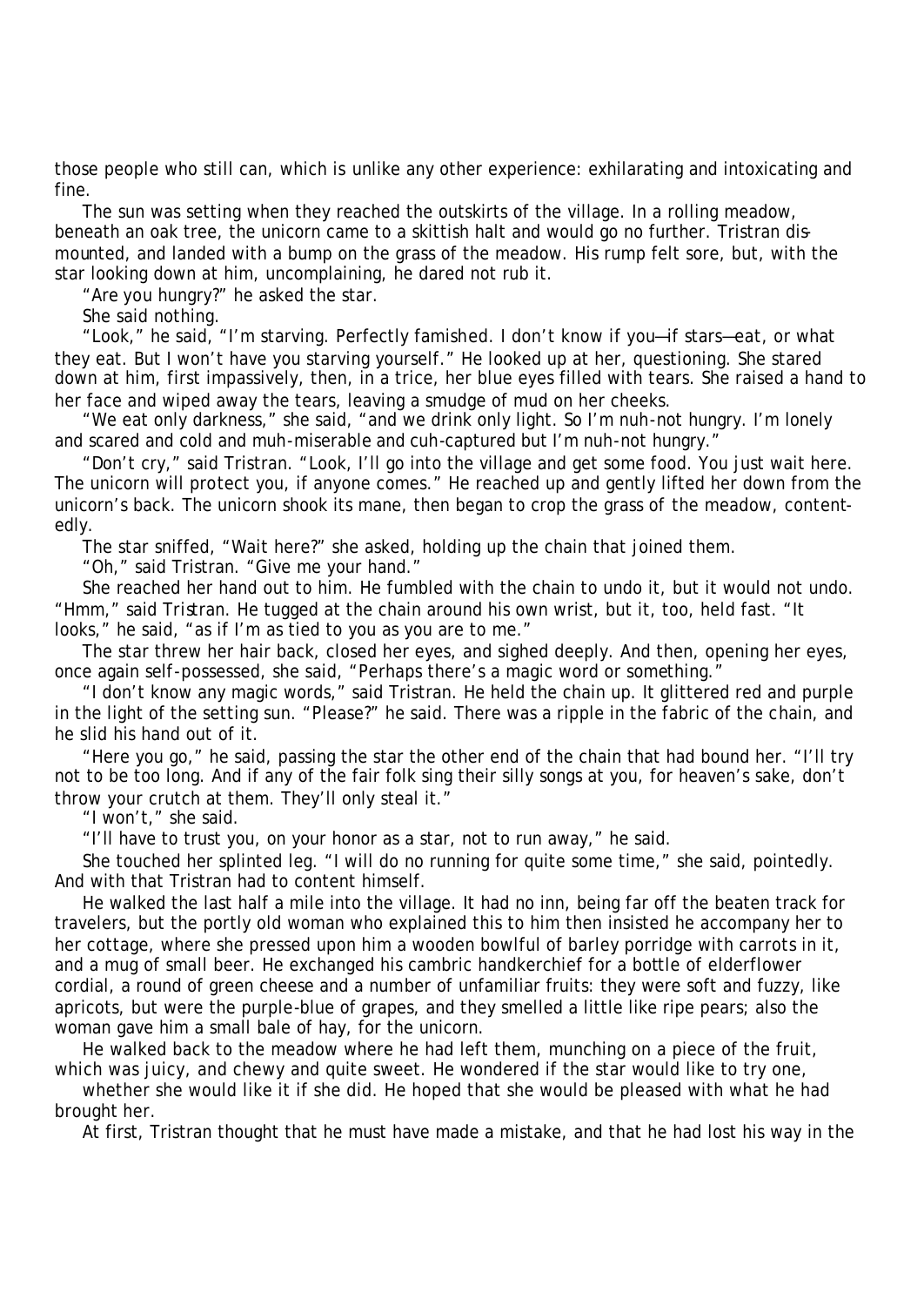those people who still can, which is unlike any other experience: exhilarating and intoxicating and fine.

The sun was setting when they reached the outskirts of the village. In a rolling meadow, beneath an oak tree, the unicorn came to a skittish halt and would go no further. Tristran dismounted, and landed with a bump on the grass of the meadow. His rump felt sore, but, with the star looking down at him, uncomplaining, he dared not rub it.

"Are you hungry?" he asked the star.

She said nothing.

"Look," he said, "I'm starving. Perfectly famished. I don't know if you—if stars—eat, or what they eat. But I won't have you starving yourself." He looked up at her, questioning. She stared down at him, first impassively, then, in a trice, her blue eyes filled with tears. She raised a hand to her face and wiped away the tears, leaving a smudge of mud on her cheeks.

"We eat only darkness," she said, "and we drink only light. So I'm nuh-not hungry. I'm lonely and scared and cold and muh-miserable and cuh-captured but I'm nuh-not hungry."

"Don't cry," said Tristran. "Look, I'll go into the village and get some food. You just wait here. The unicorn will protect you, if anyone comes." He reached up and gently lifted her down from the unicorn's back. The unicorn shook its mane, then began to crop the grass of the meadow, contentedly.

The star sniffed, "Wait here?" she asked, holding up the chain that joined them.

"Oh," said Tristran. "Give me your hand."

She reached her hand out to him. He fumbled with the chain to undo it, but it would not undo. "Hmm," said Tristran. He tugged at the chain around his own wrist, but it, too, held fast. "It looks," he said, "as if I'm as tied to you as you are to me."

The star threw her hair back, closed her eyes, and sighed deeply. And then, opening her eyes, once again self-possessed, she said, "Perhaps there's a magic word or something."

"I don't know any magic words," said Tristran. He held the chain up. It glittered red and purple in the light of the setting sun. "Please?" he said. There was a ripple in the fabric of the chain, and he slid his hand out of it.

"Here you go," he said, passing the star the other end of the chain that had bound her. "I'll try not to be too long. And if any of the fair folk sing their silly songs at you, for heaven's sake, don't throw your crutch at them. They'll only steal it."

"I won't," she said.

"I'll have to trust you, on your honor as a star, not to run away," he said.

She touched her splinted leg. "I will do no running for quite some time," she said, pointedly. And with that Tristran had to content himself.

He walked the last half a mile into the village. It had no inn, being far off the beaten track for travelers, but the portly old woman who explained this to him then insisted he accompany her to her cottage, where she pressed upon him a wooden bowlful of barley porridge with carrots in it, and a mug of small beer. He exchanged his cambric handkerchief for a bottle of elderflower cordial, a round of green cheese and a number of unfamiliar fruits: they were soft and fuzzy, like apricots, but were the purple-blue of grapes, and they smelled a little like ripe pears; also the woman gave him a small bale of hay, for the unicorn.

He walked back to the meadow where he had left them, munching on a piece of the fruit, which was juicy, and chewy and quite sweet. He wondered if the star would like to try one, whether she would like it if she did. He hoped that she would be pleased with what he had brought her.

At first, Tristran thought that he must have made a mistake, and that he had lost his way in the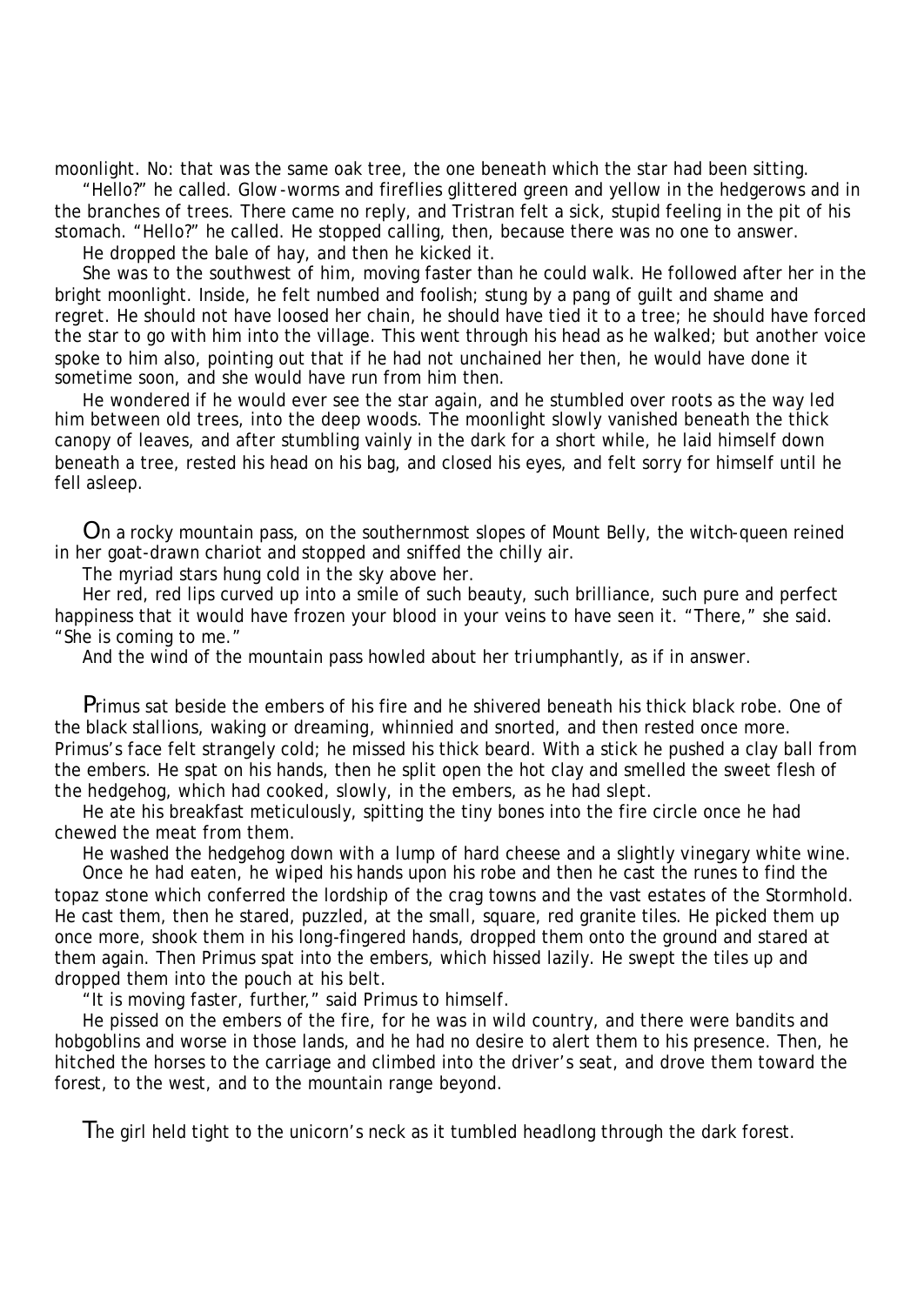moonlight. No: that was the same oak tree, the one beneath which the star had been sitting.

"Hello?" he called. Glow-worms and fireflies glittered green and yellow in the hedgerows and in the branches of trees. There came no reply, and Tristran felt a sick, stupid feeling in the pit of his stomach. "Hello?" he called. He stopped calling, then, because there was no one to answer.

He dropped the bale of hay, and then he kicked it.

She was to the southwest of him, moving faster than he could walk. He followed after her in the bright moonlight. Inside, he felt numbed and foolish; stung by a pang of guilt and shame and regret. He should not have loosed her chain, he should have tied it to a tree; he should have forced the star to go with him into the village. This went through his head as he walked; but another voice spoke to him also, pointing out that if he had not unchained her then, he would have done it sometime soon, and she would have run from him then.

He wondered if he would ever see the star again, and he stumbled over roots as the way led him between old trees, into the deep woods. The moonlight slowly vanished beneath the thick canopy of leaves, and after stumbling vainly in the dark for a short while, he laid himself down beneath a tree, rested his head on his bag, and closed his eyes, and felt sorry for himself until he fell asleep.

On a rocky mountain pass, on the southernmost slopes of Mount Belly, the witch-queen reined in her goat-drawn chariot and stopped and sniffed the chilly air.

The myriad stars hung cold in the sky above her.

Her red, red lips curved up into a smile of such beauty, such brilliance, such pure and perfect happiness that it would have frozen your blood in your veins to have seen it. "There," she said. "She is coming to me."

And the wind of the mountain pass howled about her triumphantly, as if in answer.

Primus sat beside the embers of his fire and he shivered beneath his thick black robe. One of the black stallions, waking or dreaming, whinnied and snorted, and then rested once more. Primus's face felt strangely cold; he missed his thick beard. With a stick he pushed a clay ball from the embers. He spat on his hands, then he split open the hot clay and smelled the sweet flesh of the hedgehog, which had cooked, slowly, in the embers, as he had slept.

He ate his breakfast meticulously, spitting the tiny bones into the fire circle once he had chewed the meat from them.

He washed the hedgehog down with a lump of hard cheese and a slightly vinegary white wine.

Once he had eaten, he wiped his hands upon his robe and then he cast the runes to find the topaz stone which conferred the lordship of the crag towns and the vast estates of the Stormhold. He cast them, then he stared, puzzled, at the small, square, red granite tiles. He picked them up once more, shook them in his long-fingered hands, dropped them onto the ground and stared at them again. Then Primus spat into the embers, which hissed lazily. He swept the tiles up and dropped them into the pouch at his belt.

"It is moving faster, further," said Primus to himself.

He pissed on the embers of the fire, for he was in wild country, and there were bandits and hobgoblins and worse in those lands, and he had no desire to alert them to his presence. Then, he hitched the horses to the carriage and climbed into the driver's seat, and drove them toward the forest, to the west, and to the mountain range beyond.

The girl held tight to the unicorn's neck as it tumbled headlong through the dark forest.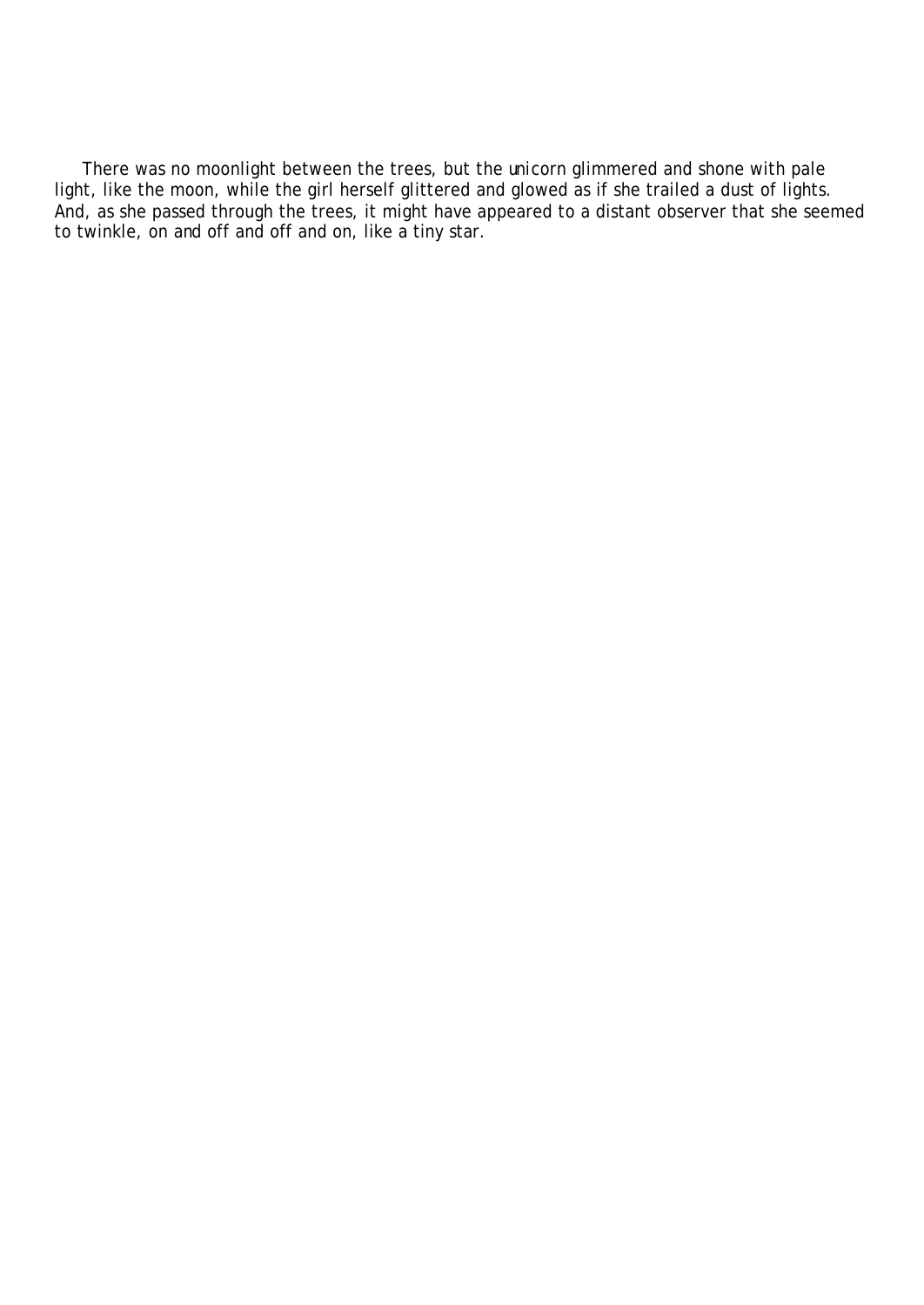There was no moonlight between the trees, but the unicorn glimmered and shone with pale light, like the moon, while the girl herself glittered and glowed as if she trailed a dust of lights. And, as she passed through the trees, it might have appeared to a distant observer that she seemed to twinkle, on and off and off and on, like a tiny star.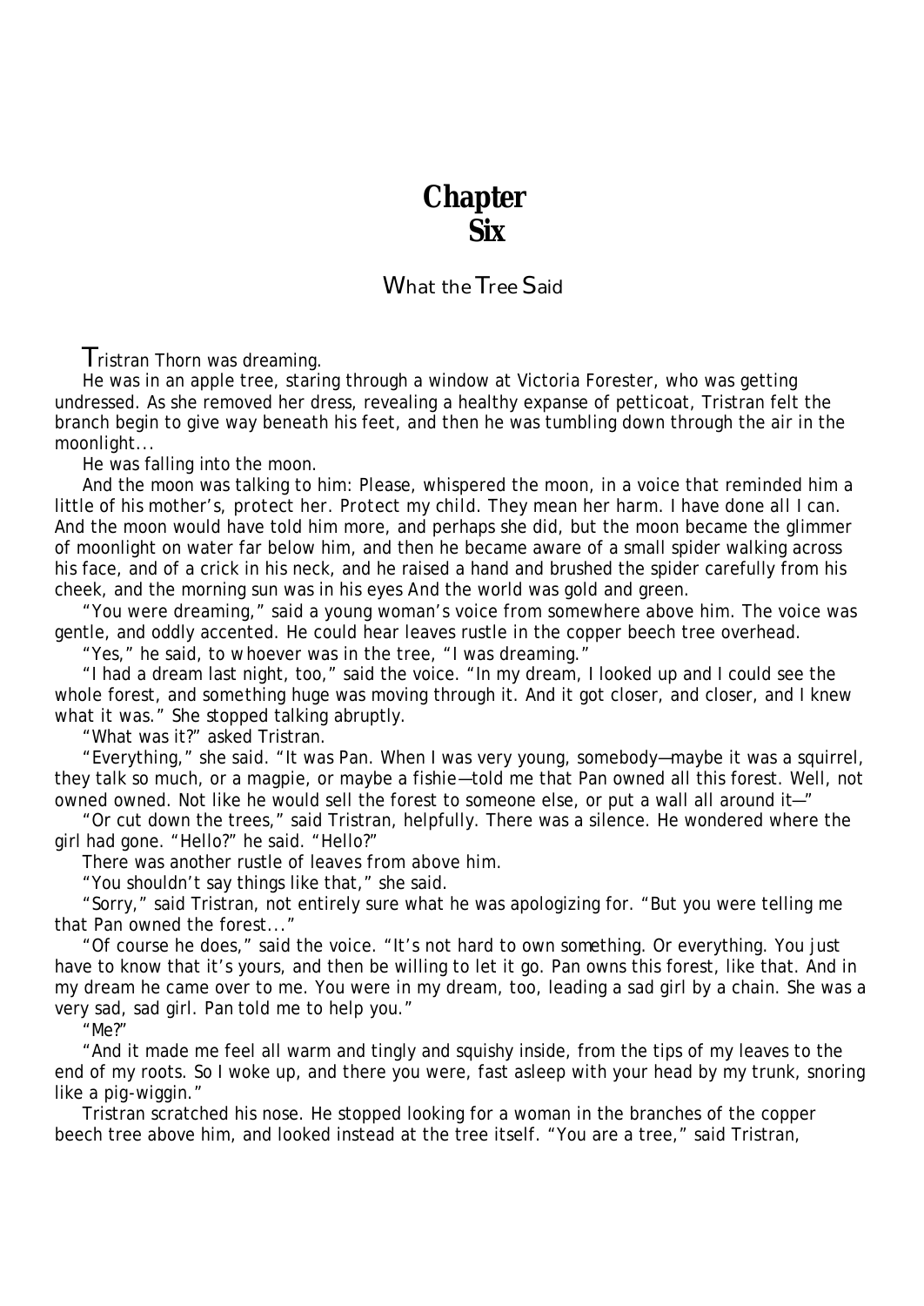# Chapter Six

## What the Tree Said

Tristran Thorn was dreaming.

He was in an apple tree, staring through a window at Victoria Forester, who was getting undressed. As she removed her dress, revealing a healthy expanse of petticoat, Tristran felt the branch begin to give way beneath his feet, and then he was tumbling down through the air in the moonlight...

He was falling into the moon.

And the moon was talking to him: Please, whispered the moon, in a voice that reminded him a little of his mother's, protect her. Protect my child. They mean her harm. I have done all I can. And the moon would have told him more, and perhaps she did, but the moon became the glimmer of moonlight on water far below him, and then he became aware of a small spider walking across his face, and of a crick in his neck, and he raised a hand and brushed the spider carefully from his cheek, and the morning sun was in his eyes And the world was gold and green.

"You were dreaming," said a young woman's voice from somewhere above him. The voice was gentle, and oddly accented. He could hear leaves rustle in the copper beech tree overhead.

"Yes," he said, to whoever was in the tree, "I was dreaming."

"I had a dream last night, too," said the voice. "In my dream, I looked up and I could see the whole forest, and something huge was moving through it. And it got closer, and closer, and I knew what it was." She stopped talking abruptly.

"What was it?" asked Tristran.

"Everything," she said. "It was Pan. When I was very young, somebody—maybe it was a squirrel, they talk so much, or a magpie, or maybe a fishie—told me that Pan owned all this forest. Well, not owned owned. Not like he would sell the forest to someone else, or put a wall all around it—"

"Or cut down the trees," said Tristran, helpfully. There was a silence. He wondered where the girl had gone. "Hello?" he said. "Hello?"

There was another rustle of leaves from above him.

"You shouldn't say things like that," she said.

"Sorry," said Tristran, not entirely sure what he was apologizing for. "But you were telling me that Pan owned the forest..."

"Of course he does," said the voice. "It's not hard to own something. Or everything. You just have to know that it's yours, and then be willing to let it go. Pan owns this forest, like that. And in my dream he came over to me. You were in my dream, too, leading a sad girl by a chain. She was a very sad, sad girl. Pan told me to help you."

"Me?"

"And it made me feel all warm and tingly and squishy inside, from the tips of my leaves to the end of my roots. So I woke up, and there you were, fast asleep with your head by my trunk, snoring like a pig-wiggin."

Tristran scratched his nose. He stopped looking for a woman in the branches of the copper beech tree above him, and looked instead at the tree itself. "You are a tree," said Tristran,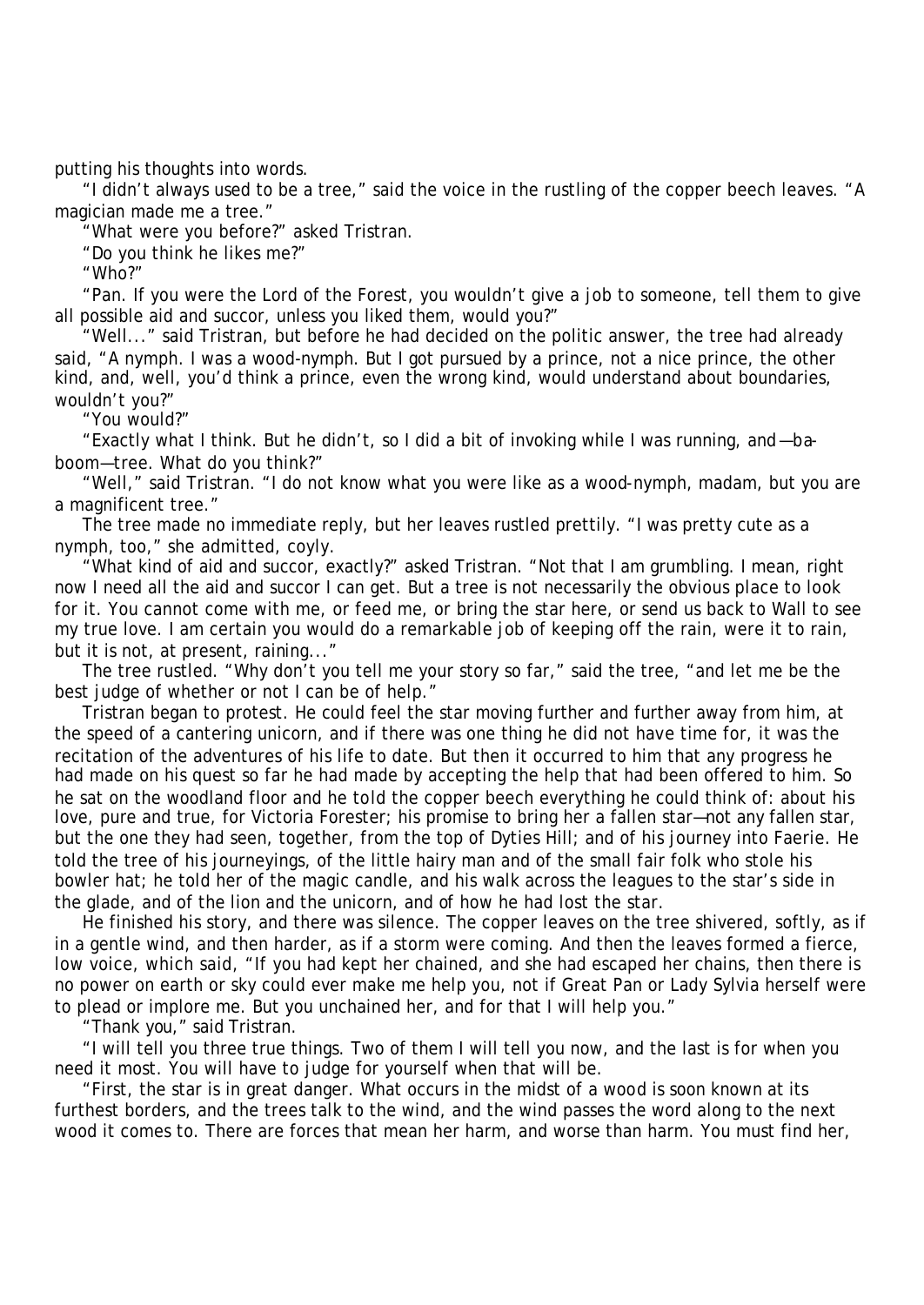putting his thoughts into words.

"I didn't always used to be a tree," said the voice in the rustling of the copper beech leaves. "A magician made me a tree."

"What were you before?" asked Tristran.

"Do you think he likes me?"

"Who?"

"Pan. If you were the Lord of the Forest, you wouldn't give a job to someone, tell them to give all possible aid and succor, unless you liked them, would you?"

"Well..." said Tristran, but before he had decided on the politic answer, the tree had already said, "A nymph. I was a wood-nymph. But I got pursued by a prince, not a nice prince, the other kind, and, well, you'd think a prince, even the wrong kind, would understand about boundaries, wouldn't you?"

"You would?"

"Exactly what I think. But he didn't, so I did a bit of invoking while I was running, and—ba-boom—tree. What do you think?"

"Well," said Tristran. "I do not know what you were like as a wood-nymph, madam, but you are a magnificent tree."

The tree made no immediate reply, but her leaves rustled prettily. "I was pretty cute as a nymph, too," she admitted, coyly.

"What kind of aid and succor, exactly?" asked Tristran. "Not that I am grumbling. I mean, right now I need all the aid and succor I can get. But a tree is not necessarily the obvious place to look for it. You cannot come with me, or feed me, or bring the star here, or send us back to Wall to see my true love. I am certain you would do a remarkable job of keeping off the rain, were it to rain, but it is not, at present, raining..."

The tree rustled. "Why don't you tell me your story so far," said the tree, "and let me be the best judge of whether or not I can be of help."

Tristran began to protest. He could feel the star moving further and further away from him, at the speed of a cantering unicorn, and if there was one thing he did not have time for, it was the recitation of the adventures of his life to date. But then it occurred to him that any progress he had made on his quest so far he had made by accepting the help that had been offered to him. So he sat on the woodland floor and he told the copper beech everything he could think of: about his love, pure and true, for Victoria Forester; his promise to bring her a fallen star—not any fallen star, but the one they had seen, together, from the top of Dyties Hill; and of his journey into Faerie. He told the tree of his journeyings, of the little hairy man and of the small fair folk who stole his bowler hat; he told her of the magic candle, and his walk across the leagues to the star's side in the glade, and of the lion and the unicorn, and of how he had lost the star.

He finished his story, and there was silence. The copper leaves on the tree shivered, softly, as if in a gentle wind, and then harder, as if a storm were coming. And then the leaves formed a fierce, low voice, which said, "If you had kept her chained, and she had escaped her chains, then there is no power on earth or sky could ever make me help you, not if Great Pan or Lady Sylvia herself were to plead or implore me. But you unchained her, and for that I will help you."

"Thank you," said Tristran.

"I will tell you three true things. Two of them I will tell you now, and the last is for when you need it most. You will have to judge for yourself when that will be.

"First, the star is in great danger. What occurs in the midst of a wood is soon known at its furthest borders, and the trees talk to the wind, and the wind passes the word along to the next wood it comes to. There are forces that mean her harm, and worse than harm. You must find her,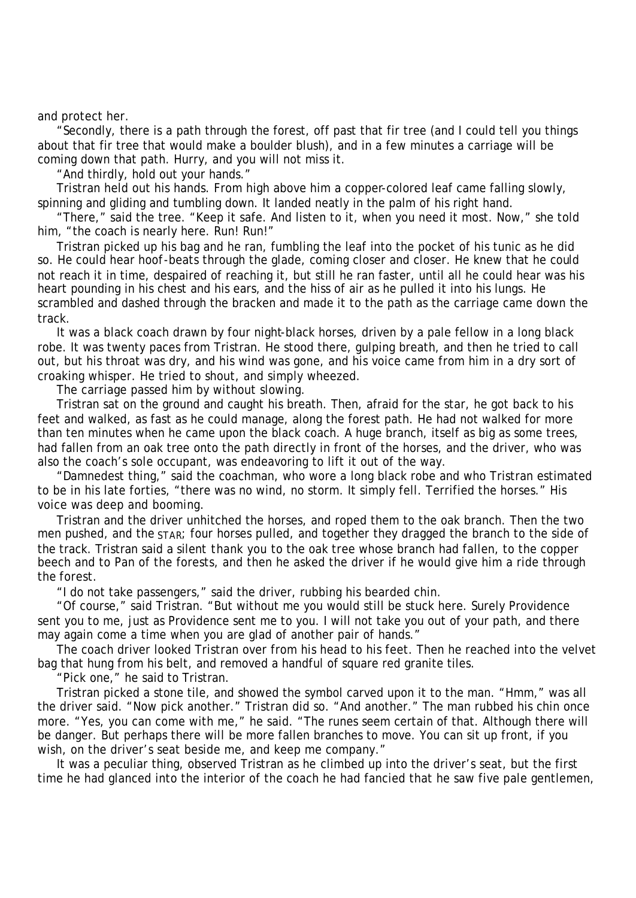and protect her.

"Secondly, there is a path through the forest, off past that fir tree (and I could tell you things about that fir tree that would make a boulder blush), and in a few minutes a carriage will be coming down that path. Hurry, and you will not miss it.

"And thirdly, hold out your hands."

Tristran held out his hands. From high above him a copper-colored leaf came falling slowly, spinning and gliding and tumbling down. It landed neatly in the palm of his right hand.

"There," said the tree. "Keep it safe. And listen to it, when you need it most. Now," she told him, "the coach is nearly here. Run! Run!"

Tristran picked up his bag and he ran, fumbling the leaf into the pocket of his tunic as he did so. He could hear hoof-beats through the glade, coming closer and closer. He knew that he could not reach it in time, despaired of reaching it, but still he ran faster, until all he could hear was his heart pounding in his chest and his ears, and the hiss of air as he pulled it into his lungs. He scrambled and dashed through the bracken and made it to the path as the carriage came down the track.

It was a black coach drawn by four night-black horses, driven by a pale fellow in a long black robe. It was twenty paces from Tristran. He stood there, gulping breath, and then he tried to call out, but his throat was dry, and his wind was gone, and his voice came from him in a dry sort of croaking whisper. He tried to shout, and simply wheezed.

The carriage passed him by without slowing.

Tristran sat on the ground and caught his breath. Then, afraid for the star, he got back to his feet and walked, as fast as he could manage, along the forest path. He had not walked for more than ten minutes when he came upon the black coach. A huge branch, itself as big as some trees, had fallen from an oak tree onto the path directly in front of the horses, and the driver, who was also the coach's sole occupant, was endeavoring to lift it out of the way.

"Damnedest thing," said the coachman, who wore a long black robe and who Tristran estimated to be in his late forties, "there was no wind, no storm. It simply fell. Terrified the horses." His voice was deep and booming.

Tristran and the driver unhitched the horses, and roped them to the oak branch. Then the two men pushed, and the STAR; four horses pulled, and together they dragged the branch to the side of the track. Tristran said a silent *thank you* to the oak tree whose branch had fallen, to the copper beech and to Pan of the forests, and then he asked the driver if he would give him a ride through the forest.

"I do not take passengers," said the driver, rubbing his bearded chin.

"Of course," said Tristran. "But without me you would still be stuck here. Surely Providence sent you to me, just as Providence sent me to you. I will not take you out of your path, and there may again come a time when you are glad of another pair of hands."

The coach driver looked Tristran over from his head to his feet. Then he reached into the velvet bag that hung from his belt, and removed a handful of square red granite tiles.

"Pick one," he said to Tristran.

Tristran picked a stone tile, and showed the symbol carved upon it to the man. "Hmm," was all the driver said. "Now pick another." Tristran did so. "And another." The man rubbed his chin once more. "Yes, you can come with me," he said. "The runes seem certain of that. Although there will be danger. But perhaps there will be more fallen branches to move. You can sit up front, if you wish, on the driver's seat beside me, and keep me company."

It was a peculiar thing, observed Tristran as he climbed up into the driver's seat, but the first time he had glanced into the interior of the coach he had fancied that he saw five pale gentlemen,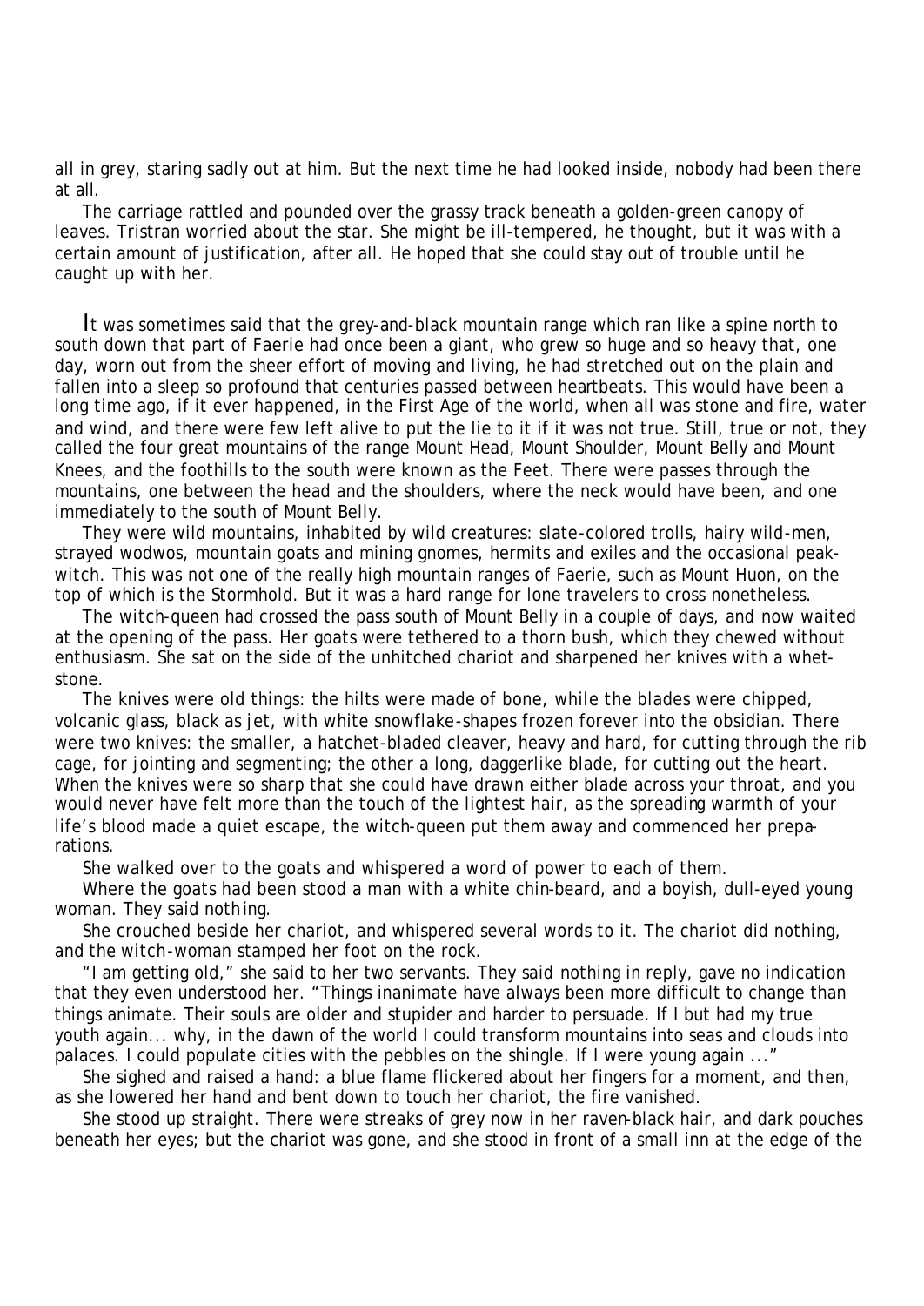all in grey, staring sadly out at him. But the next time he had looked inside, nobody had been there at all.

The carriage rattled and pounded over the grassy track beneath a golden-green canopy of leaves. Tristran worried about the star. She might be ill-tempered, he thought, but it was with a certain amount of justification, after all. He hoped that she could stay out of trouble until he caught up with her.

It was sometimes said that the grey-and-black mountain range which ran like a spine north to south down that part of Faerie had once been a giant, who grew so huge and so heavy that, one day, worn out from the sheer effort of moving and living, he had stretched out on the plain and fallen into a sleep so profound that centuries passed between heartbeats. This would have been a long time ago, if it ever happened, in the First Age of the world, when all was stone and fire, water and wind, and there were few left alive to put the lie to it if it was not true. Still, true or not, they called the four great mountains of the range Mount Head, Mount Shoulder, Mount Belly and Mount Knees, and the foothills to the south were known as the Feet. There were passes through the mountains, one between the head and the shoulders, where the neck would have been, and one immediately to the south of Mount Belly.

They were wild mountains, inhabited by wild creatures: slate-colored trolls, hairy wild-men, strayed wodwos, mountain goats and mining gnomes, hermits and exiles and the occasional peak-witch. This was not one of the really high mountain ranges of Faerie, such as Mount Huon, on the top of which is the Stormhold. But it was a hard range for lone travelers to cross nonetheless.

The witch-queen had crossed the pass south of Mount Belly in a couple of days, and now waited at the opening of the pass. Her goats were tethered to a thorn bush, which they chewed without enthusiasm. She sat on the side of the unhitched chariot and sharpened her knives with a whetstone.

The knives were old things: the hilts were made of bone, while the blades were chipped, volcanic glass, black as jet, with white snowflake-shapes frozen forever into the obsidian. There were two knives: the smaller, a hatchet-bladed cleaver, heavy and hard, for cutting through the rib cage, for jointing and segmenting; the other a long, daggerlike blade, for cutting out the heart. When the knives were so sharp that she could have drawn either blade across your throat, and you would never have felt more than the touch of the lightest hair, as the spreading warmth of your life's blood made a quiet escape, the witch-queen put them away and commenced her preparations.

She walked over to the goats and whispered a word of power to each of them.

Where the goats had been stood a man with a white chin-beard, and a boyish, dull-eyed young woman. They said nothing.

She crouched beside her chariot, and whispered several words to it. The chariot did nothing, and the witch-woman stamped her foot on the rock.

"I am getting old," she said to her two servants. They said nothing in reply, gave no indication that they even understood her. "Things inanimate have always been more difficult to change than things animate. Their souls are older and stupider and harder to persuade. If I but had my true youth again... why, in the dawn of the world I could transform mountains into seas and clouds into palaces. I could populate cities with the pebbles on the shingle. If I were young again ..."

She sighed and raised a hand: a blue flame flickered about her fingers for a moment, and then, as she lowered her hand and bent down to touch her chariot, the fire vanished.

She stood up straight. There were streaks of grey now in her raven-black hair, and dark pouches beneath her eyes; but the chariot was gone, and she stood in front of a small inn at the edge of the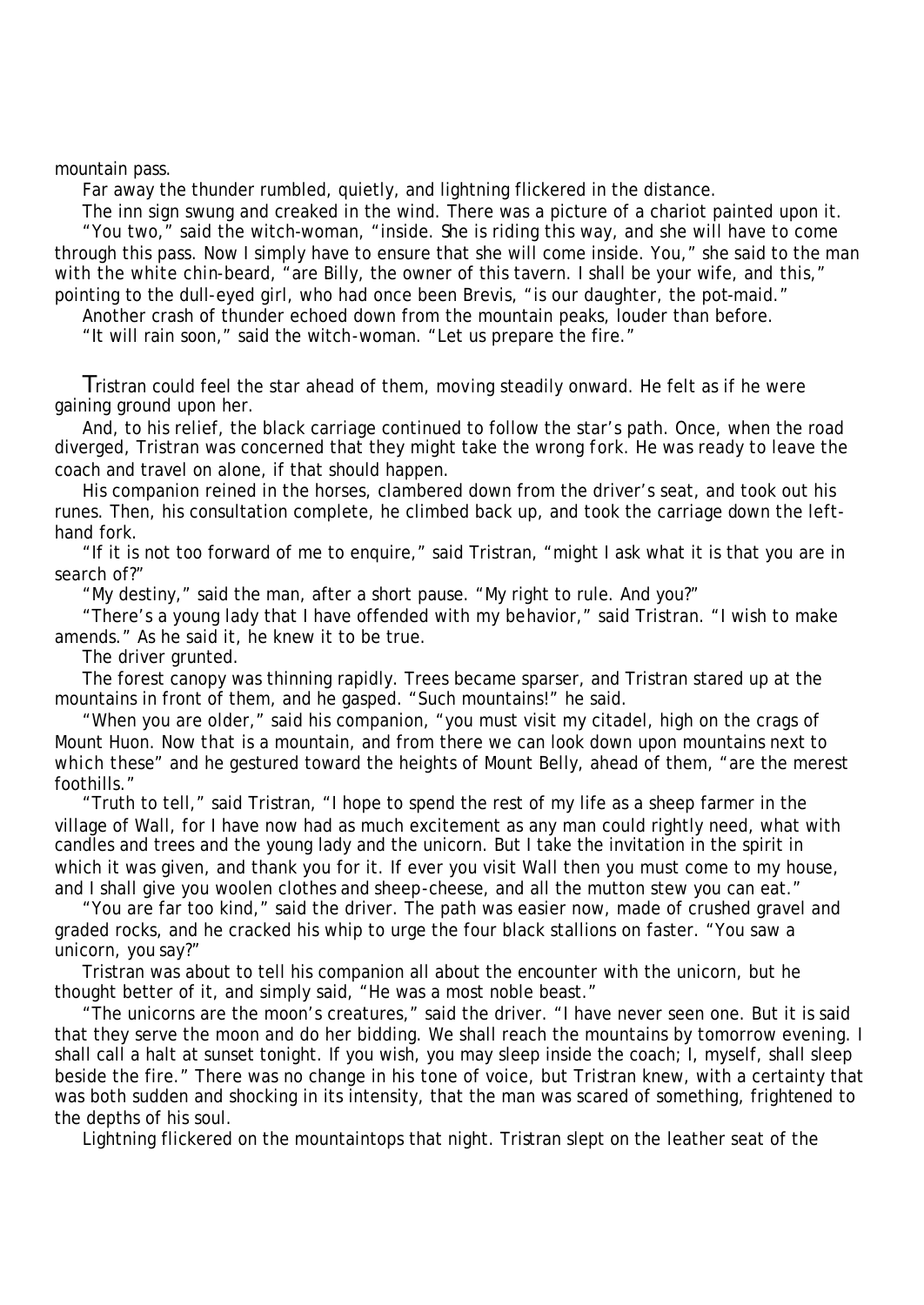mountain pass.

Far away the thunder rumbled, quietly, and lightning flickered in the distance.

The inn sign swung and creaked in the wind. There was a picture of a chariot painted upon it.

"You two," said the witch-woman, "inside. She is riding this way, and she will have to come through this pass. Now I simply have to ensure that she will come inside. You," she said to the man with the white chin-beard, "are Billy, the owner of this tavern. I shall be your wife, and this," pointing to the dull-eyed girl, who had once been Brevis, "is our daughter, the pot-maid."

Another crash of thunder echoed down from the mountain peaks, louder than before.

"It will rain soon," said the witch-woman. "Let us prepare the fire."

Tristran could feel the star ahead of them, moving steadily onward. He felt as if he were gaining ground upon her.

And, to his relief, the black carriage continued to follow the star's path. Once, when the road diverged, Tristran was concerned that they might take the wrong fork. He was ready to leave the coach and travel on alone, if that should happen.

His companion reined in the horses, clambered down from the driver's seat, and took out his runes. Then, his consultation complete, he climbed back up, and took the carriage down the left-hand fork.

"If it is not too forward of me to enquire," said Tristran, "might I ask what it is that you are in search of?"

"My destiny," said the man, after a short pause. "My right to rule. And you?"

"There's a young lady that I have offended with my behavior," said Tristran. "I wish to make amends." As he said it, he knew it to be true.

The driver grunted.

The forest canopy was thinning rapidly. Trees became sparser, and Tristran stared up at the mountains in front of them, and he gasped. "Such mountains!" he said.

"When you are older," said his companion, "you must visit my citadel, high on the crags of Mount Huon. Now that is a mountain, and from there we can look down upon mountains next to which these" and he gestured toward the heights of Mount Belly, ahead of them, "are the merest foothills."

"Truth to tell," said Tristran, "I hope to spend the rest of my life as a sheep farmer in the village of Wall, for I have now had as much excitement as any man could rightly need, what with candles and trees and the young lady and the unicorn. But I take the invitation in the spirit in which it was given, and thank you for it. If ever you visit Wall then you must come to my house, and I shall give you woolen clothes and sheep-cheese, and all the mutton stew you can eat."

"You are far too kind," said the driver. The path was easier now, made of crushed gravel and graded rocks, and he cracked his whip to urge the four black stallions on faster. "You saw a unicorn, you say?"

Tristran was about to tell his companion all about the encounter with the unicorn, but he thought better of it, and simply said, "He was a most noble beast."

"The unicorns are the moon's creatures," said the driver. "I have never seen one. But it is said that they serve the moon and do her bidding. We shall reach the mountains by tomorrow evening. I shall call a halt at sunset tonight. If you wish, you may sleep inside the coach; I, myself, shall sleep beside the fire." There was no change in his tone of voice, but Tristran knew, with a certainty that was both sudden and shocking in its intensity, that the man was scared of something, frightened to the depths of his soul.

Lightning flickered on the mountaintops that night. Tristran slept on the leather seat of the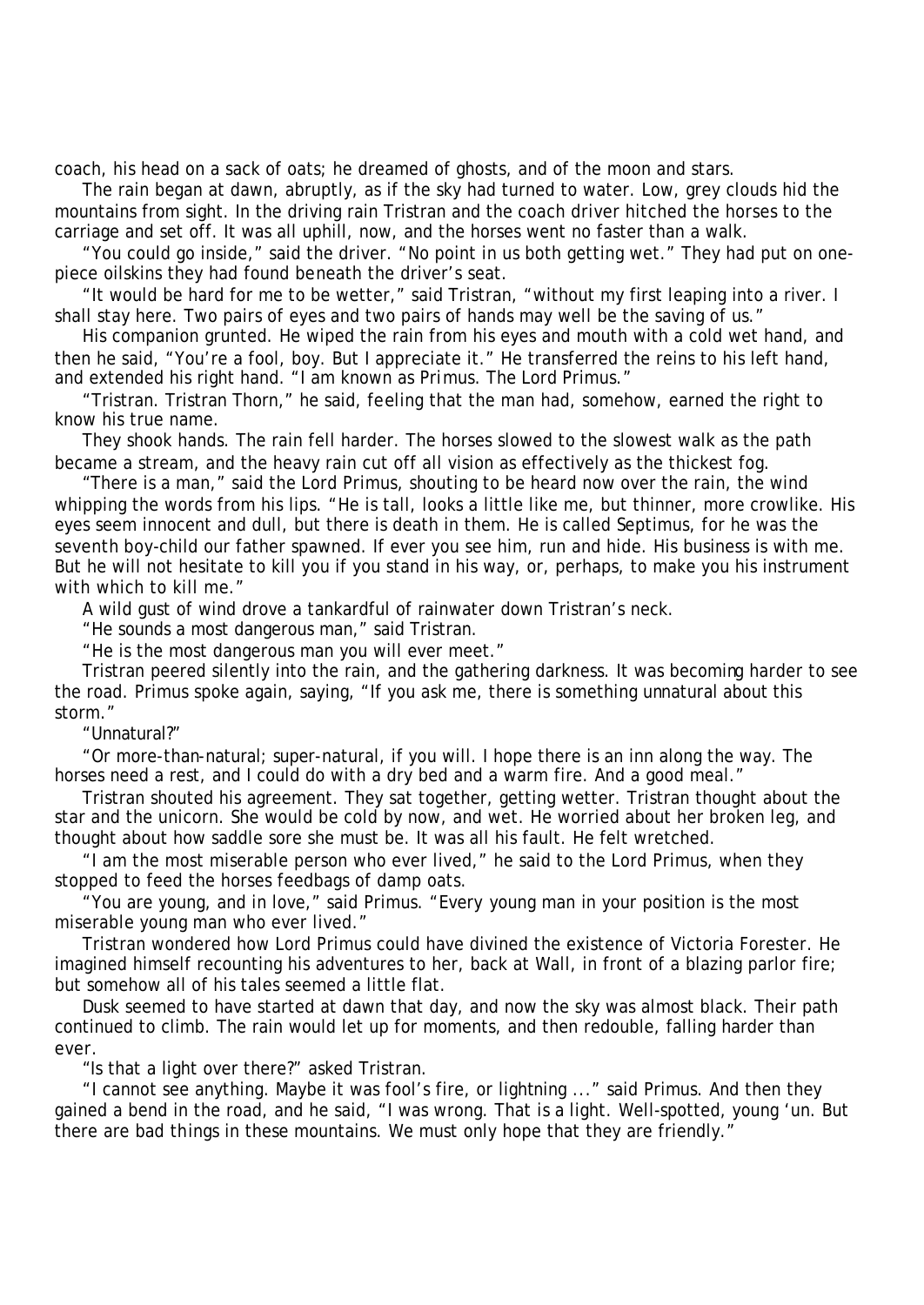coach, his head on a sack of oats; he dreamed of ghosts, and of the moon and stars.

The rain began at dawn, abruptly, as if the sky had turned to water. Low, grey clouds hid the mountains from sight. In the driving rain Tristran and the coach driver hitched the horses to the carriage and set off. It was all uphill, now, and the horses went no faster than a walk.

"You could go inside," said the driver. "No point in us both getting wet." They had put on one-piece oilskins they had found beneath the driver's seat.

"It would be hard for me to be wetter," said Tristran, "without my first leaping into a river. I shall stay here. Two pairs of eyes and two pairs of hands may well be the saving of us."

His companion grunted. He wiped the rain from his eyes and mouth with a cold wet hand, and then he said, "You're a fool, boy. But I appreciate it." He transferred the reins to his left hand, and extended his right hand. "I am known as Primus. The Lord Primus."

"Tristran. Tristran Thorn," he said, feeling that the man had, somehow, earned the right to know his true name.

They shook hands. The rain fell harder. The horses slowed to the slowest walk as the path became a stream, and the heavy rain cut off all vision as effectively as the thickest fog.

"There is a man," said the Lord Primus, shouting to be heard now over the rain, the wind whipping the words from his lips. "He is tall, looks a little like me, but thinner, more crowlike. His eyes seem innocent and dull, but there is death in them. He is called Septimus, for he was the seventh boy-child our father spawned. If ever you see him, run and hide. His business is with me. But he will not hesitate to kill you if you stand in his way, or, perhaps, to make you his instrument with which to kill me."

A wild gust of wind drove a tankardful of rainwater down Tristran's neck.

"He sounds a most dangerous man," said Tristran.

"He is the most dangerous man you will ever meet."

Tristran peered silently into the rain, and the gathering darkness. It was becoming harder to see the road. Primus spoke again, saying, "If you ask me, there is something unnatural about this storm."

"Unnatural?"

"Or more-than-natural; super-natural, if you will. I hope there is an inn along the way. The horses need a rest, and I could do with a dry bed and a warm fire. And a good meal."

Tristran shouted his agreement. They sat together, getting wetter. Tristran thought about the star and the unicorn. She would be cold by now, and wet. He worried about her broken leg, and thought about how saddle sore she must be. It was all his fault. He felt wretched.

"I am the most miserable person who ever lived," he said to the Lord Primus, when they stopped to feed the horses feedbags of damp oats.

"You are young, and in love," said Primus. "Every young man in your position is the most miserable young man who ever lived."

Tristran wondered how Lord Primus could have divined the existence of Victoria Forester. He imagined himself recounting his adventures to her, back at Wall, in front of a blazing parlor fire; but somehow all of his tales seemed a little flat.

Dusk seemed to have started at dawn that day, and now the sky was almost black. Their path continued to climb. The rain would let up for moments, and then redouble, falling harder than ever.

"Is that a light over there?" asked Tristran.

"I cannot see anything. Maybe it was fool's fire, or lightning ..." said Primus. And then they gained a bend in the road, and he said, "I was wrong. That is a light. Well-spotted, young 'un. But there are bad things in these mountains. We must only hope that they are friendly."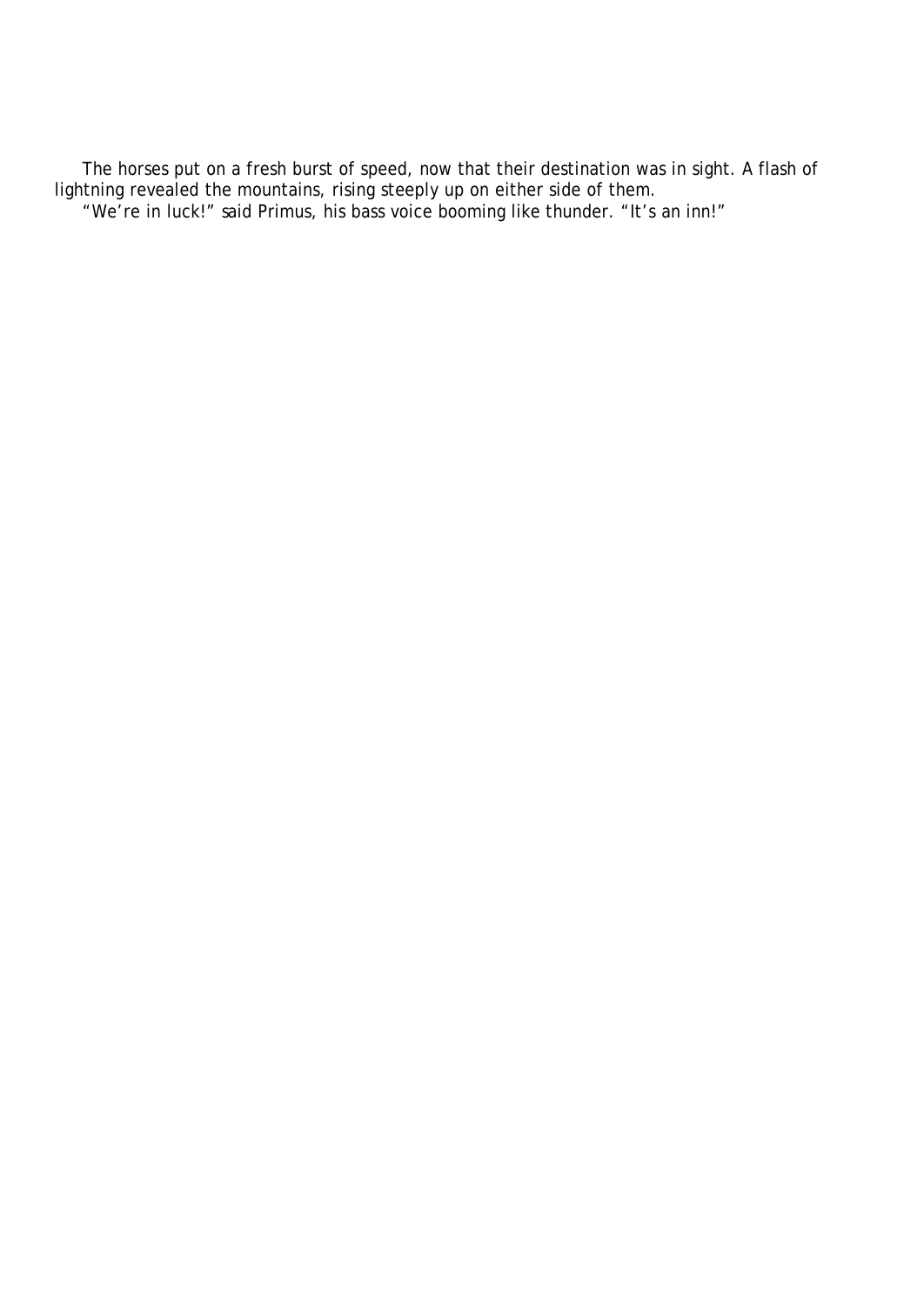The horses put on a fresh burst of speed, now that their destination was in sight. A flash of lightning revealed the mountains, rising steeply up on either side of them.

"We're in luck!" said Primus, his bass voice booming like thunder. "It's an inn!"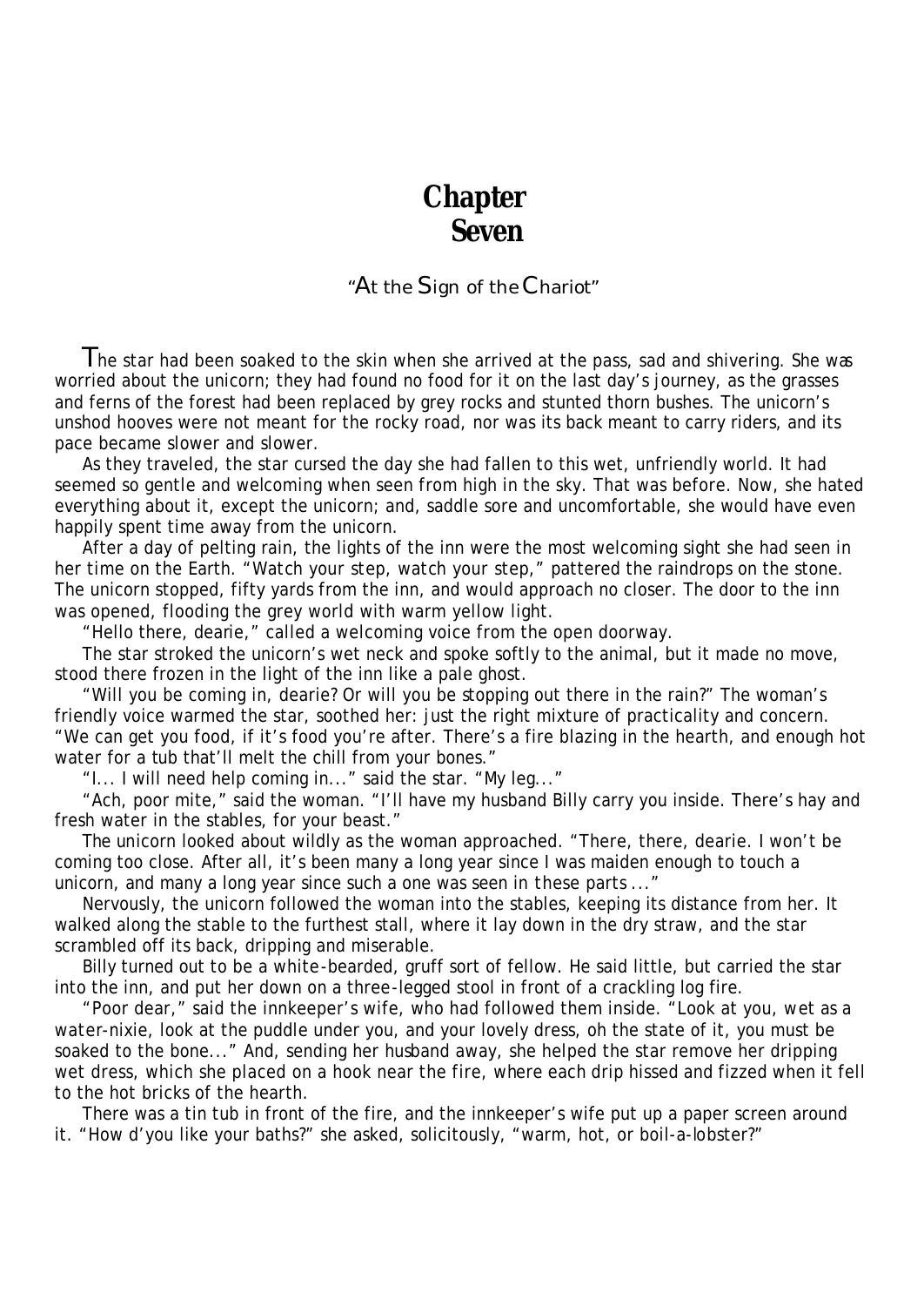# Chapter Seven

## "At the Sign of the Chariot"

The star had been soaked to the skin when she arrived at the pass, sad and shivering. She was worried about the unicorn; they had found no food for it on the last day's journey, as the grasses and ferns of the forest had been replaced by grey rocks and stunted thorn bushes. The unicorn's unshod hooves were not meant for the rocky road, nor was its back meant to carry riders, and its pace became slower and slower.

As they traveled, the star cursed the day she had fallen to this wet, unfriendly world. It had seemed so gentle and welcoming when seen from high in the sky. That was before. Now, she hated everything about it, except the unicorn; and, saddle sore and uncomfortable, she would have even happily spent time away from the unicorn.

After a day of pelting rain, the lights of the inn were the most welcoming sight she had seen in her time on the Earth. "Watch your step, watch your step," pattered the raindrops on the stone. The unicorn stopped, fifty yards from the inn, and would approach no closer. The door to the inn was opened, flooding the grey world with warm yellow light.

"Hello there, dearie," called a welcoming voice from the open doorway.

The star stroked the unicorn's wet neck and spoke softly to the animal, but it made no move, stood there frozen in the light of the inn like a pale ghost.

"Will you be coming in, dearie? Or will you be stopping out there in the rain?" The woman's friendly voice warmed the star, soothed her: just the right mixture of practicality and concern. "We can get you food, if it's food you're after. There's a fire blazing in the hearth, and enough hot water for a tub that'll melt the chill from your bones."

"I... I will need help coming in..." said the star. "My leg..."

"Ach, poor mite," said the woman. "I'll have my husband Billy carry you inside. There's hay and fresh water in the stables, for your beast."

The unicorn looked about wildly as the woman approached. "There, there, dearie. I won't be coming too close. After all, it's been many a long year since I was maiden enough to touch a unicorn, and many a long year since such a one was seen in these parts ..."

Nervously, the unicorn followed the woman into the stables, keeping its distance from her. It walked along the stable to the furthest stall, where it lay down in the dry straw, and the star scrambled off its back, dripping and miserable.

Billy turned out to be a white-bearded, gruff sort of fellow. He said little, but carried the star into the inn, and put her down on a three-legged stool in front of a crackling log fire.

"Poor dear," said the innkeeper's wife, who had followed them inside. "Look at you, wet as a water-nixie, look at the puddle under you, and your lovely dress, oh the state of it, you must be soaked to the bone..." And, sending her husband away, she helped the star remove her dripping wet dress, which she placed on a hook near the fire, where each drip hissed and fizzed when it fell to the hot bricks of the hearth.

There was a tin tub in front of the fire, and the innkeeper's wife put up a paper screen around it. "How d'you like your baths?" she asked, solicitously, "warm, hot, or boil-a-lobster?"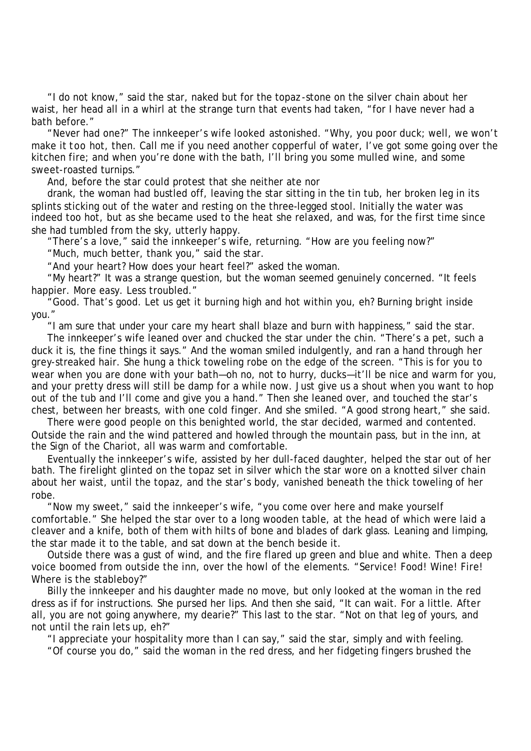"I do not know," said the star, naked but for the topaz-stone on the silver chain about her waist, her head all in a whirl at the strange turn that events had taken, "for I have never had a bath before."

"Never had one?" The innkeeper's wife looked astonished. "Why, you poor duck; well, we won't make it *too* hot, then. Call me if you need another copperful of water, I've got some going over the kitchen fire; and when you're done with the bath, I'll bring you some mulled wine, and some sweet-roasted turnips."

And, before the star could protest that she neither ate nor drank, the woman had bustled off, leaving the star sitting in the tin tub, her broken leg in its splints sticking out of the water and resting on the three-legged stool. Initially the water was indeed too hot, but as she became used to the heat she relaxed, and was, for the first time since she had tumbled from the sky, utterly happy.

"There's a love," said the innkeeper's wife, returning. "How are you feeling now?"

"Much, much better, thank you," said the star.

"And your heart? How does your heart feel?" asked the woman.

"My heart?" It was a strange question, but the woman seemed genuinely concerned. "It feels happier. More easy. Less troubled."

"Good. That's good. Let us get it burning high and hot within you, eh? Burning bright inside you."

"I am sure that under your care my heart shall blaze and burn with happiness," said the star.

The innkeeper's wife leaned over and chucked the star under the chin. "There's a pet, such a duck it is, the fine things it says." And the woman smiled indulgently, and ran a hand through her grey-streaked hair. She hung a thick toweling robe on the edge of the screen. "This is for you to wear when you are done with your bath—oh no, not to hurry, ducks—it'll be nice and warm for you, and your pretty dress will still be damp for a while now. Just give us a shout when you want to hop out of the tub and I'll come and give you a hand." Then she leaned over, and touched the star's chest, between her breasts, with one cold finger. And she smiled. "A good strong heart," she said.

There were good people on this benighted world, the star decided, warmed and contented. Outside the rain and the wind pattered and howled through the mountain pass, but in the inn, at the Sign of the Chariot, all was warm and comfortable.

Eventually the innkeeper's wife, assisted by her dull-faced daughter, helped the star out of her bath. The firelight glinted on the topaz set in silver which the star wore on a knotted silver chain about her waist, until the topaz, and the star's body, vanished beneath the thick toweling of her robe.

"Now my sweet," said the innkeeper's wife, "you come over here and make yourself comfortable." She helped the star over to a long wooden table, at the head of which were laid a cleaver and a knife, both of them with hilts of bone and blades of dark glass. Leaning and limping, the star made it to the table, and sat down at the bench beside it.

Outside there was a gust of wind, and the fire flared up green and blue and white. Then a deep voice boomed from outside the inn, over the howl of the elements. "Service! Food! Wine! Fire! Where is the stableboy?"

Billy the innkeeper and his daughter made no move, but only looked at the woman in the red dress as if for instructions. She pursed her lips. And then she said, "It can wait. For a little. After all, you are not going anywhere, my dearie?" This last to the star. "Not on that leg of yours, and not until the rain lets up, eh?"

"I appreciate your hospitality more than I can say," said the star, simply and with feeling.

"Of course you do," said the woman in the red dress, and her fidgeting fingers brushed the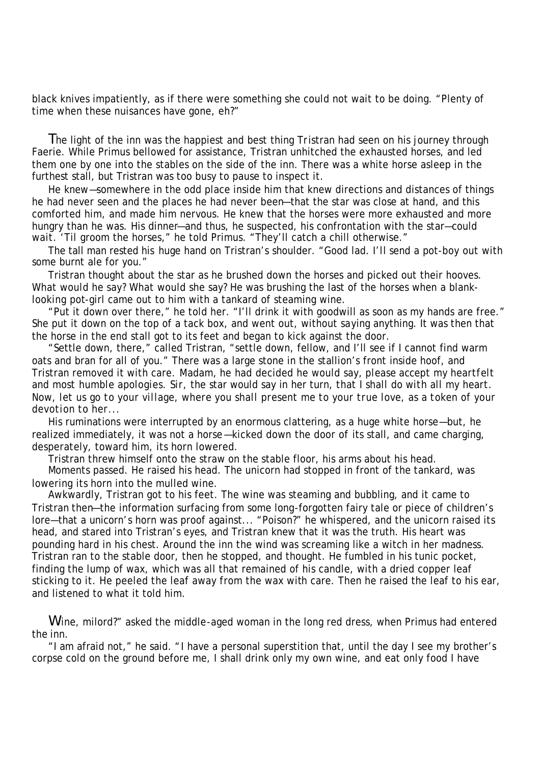black knives impatiently, as if there were something she could not wait to be doing. "Plenty of time when these nuisances have gone, eh?"

The light of the inn was the happiest and best thing Tristran had seen on his journey through Faerie. While Primus bellowed for assistance, Tristran unhitched the exhausted horses, and led them one by one into the stables on the side of the inn. There was a white horse asleep in the furthest stall, but Tristran was too busy to pause to inspect it.

He knew—somewhere in the odd place inside him that knew directions and distances of things he had never seen and the places he had never been—that the star was close at hand, and this comforted him, and made him nervous. He knew that the horses were more exhausted and more hungry than he was. His dinner—and thus, he suspected, his confrontation with the star—could wait. 'Til groom the horses," he told Primus. "They'll catch a chill otherwise."

The tall man rested his huge hand on Tristran's shoulder. "Good lad. I'll send a pot-boy out with some burnt ale for you."

Tristran thought about the star as he brushed down the horses and picked out their hooves. What would he say? What would she say? He was brushing the last of the horses when a blank-looking pot-girl came out to him with a tankard of steaming wine.

"Put it down over there," he told her. "I'll drink it with goodwill as soon as my hands are free." She put it down on the top of a tack box, and went out, without saying anything. It was then that the horse in the end stall got to its feet and began to kick against the door.

"Settle down, there," called Tristran, "settle down, fellow, and I'll see if I cannot find warm oats and bran for all of you." There was a large stone in the stallion's front inside hoof, and Tristran removed it with care. *Madam*, he had decided he would say, *please accept my heartfelt and most humble apologies. Sir*, the star would say in her turn, *that I shall do with all my heart. Now, let us go to your village, where you shall present me to your true love, as a token of your devotion to her...*

His ruminations were interrupted by an enormous clattering, as a huge white horse—but, he realized immediately, it was not a horse—kicked down the door of its stall, and came charging, desperately, toward him, its horn lowered.

Tristran threw himself onto the straw on the stable floor, his arms about his head.

Moments passed. He raised his head. The unicorn had stopped in front of the tankard, was lowering its horn into the mulled wine.

Awkwardly, Tristran got to his feet. The wine was steaming and bubbling, and it came to Tristran then—the information surfacing from some long-forgotten fairy tale or piece of children's lore—that a unicorn's horn was proof against... "Poison?" he whispered, and the unicorn raised its head, and stared into Tristran's eyes, and Tristran knew that it was the truth. His heart was pounding hard in his chest. Around the inn the wind was screaming like a witch in her madness. Tristran ran to the stable door, then he stopped, and thought. He fumbled in his tunic pocket, finding the lump of wax, which was all that remained of his candle, with a dried copper leaf sticking to it. He peeled the leaf away from the wax with care. Then he raised the leaf to his ear, and listened to what it told him.

Wine, milord?" asked the middle-aged woman in the long red dress, when Primus had entered the inn.

"I am afraid not," he said. "I have a personal superstition that, until the day I see my brother's corpse cold on the ground before me, I shall drink only my own wine, and eat only food I have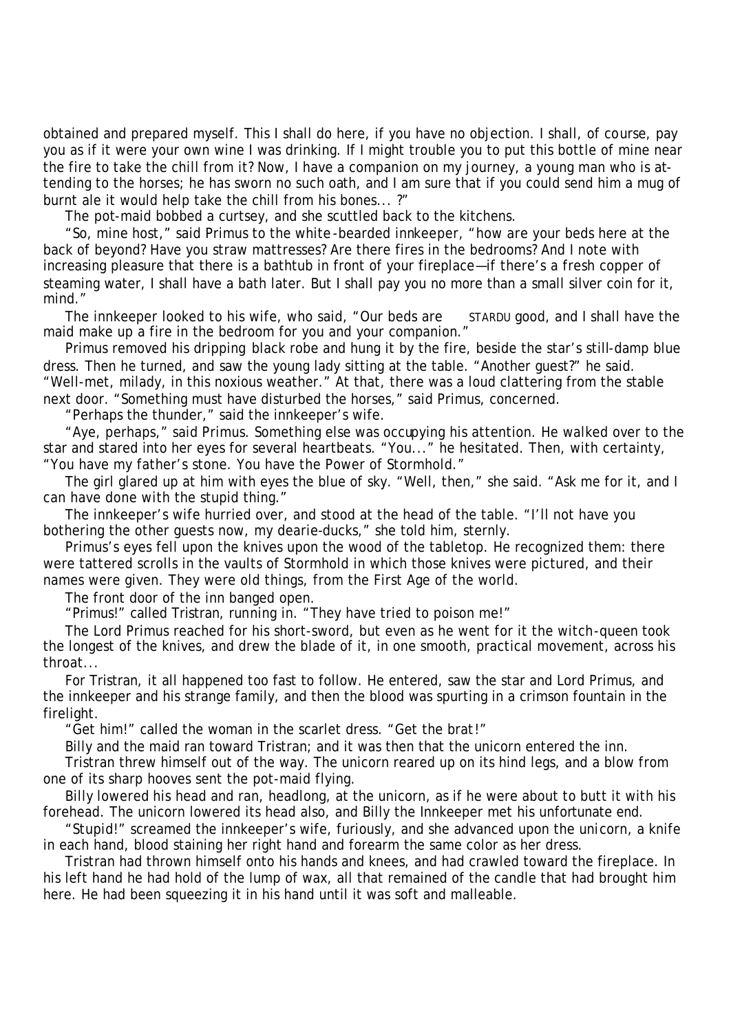obtained and prepared myself. This I shall do here, if you have no objection. I shall, of course, pay you as if it were your own wine I was drinking. If I might trouble you to put this bottle of mine near the fire to take the chill from it? Now, I have a companion on my journey, a young man who is attending to the horses; he has sworn no such oath, and I am sure that if you could send him a mug of burnt ale it would help take the chill from his bones... ?"

The pot-maid bobbed a curtsey, and she scuttled back to the kitchens.

"So, mine host," said Primus to the white-bearded innkeeper, "how are your beds here at the back of beyond? Have you straw mattresses? Are there fires in the bedrooms? And I note with increasing pleasure that there is a bathtub in front of your fireplace—if there's a fresh copper of steaming water, I shall have a bath later. But I shall pay you no more than a small silver coin for it, mind."

The innkeeper looked to his wife, who said, "Our beds are STARDU good, and I shall have the maid make up a fire in the bedroom for you and your companion."

Primus removed his dripping black robe and hung it by the fire, beside the star's still-damp blue dress. Then he turned, and saw the young lady sitting at the table. "Another guest?" he said. "Well-met, milady, in this noxious weather." At that, there was a loud clattering from the stable next door. "Something must have disturbed the horses," said Primus, concerned.

"Perhaps the thunder," said the innkeeper's wife.

"Aye, perhaps," said Primus. Something else was occupying his attention. He walked over to the star and stared into her eyes for several heartbeats. "You..." he hesitated. Then, with certainty, "You have my father's stone. You have the Power of Stormhold."

The girl glared up at him with eyes the blue of sky. "Well, then," she said. "Ask me for it, and I can have done with the stupid thing."

The innkeeper's wife hurried over, and stood at the head of the table. "I'll not have you bothering the other guests now, my dearie-ducks," she told him, sternly.

Primus's eyes fell upon the knives upon the wood of the tabletop. He recognized them: there were tattered scrolls in the vaults of Stormhold in which those knives were pictured, and their names were given. They were old things, from the First Age of the world.

The front door of the inn banged open.

"Primus!" called Tristran, running in. "They have tried to poison me!"

The Lord Primus reached for his short-sword, but even as he went for it the witch-queen took the longest of the knives, and drew the blade of it, in one smooth, practical movement, across his throat...

For Tristran, it all happened too fast to follow. He entered, saw the star and Lord Primus, and the innkeeper and his strange family, and then the blood was spurting in a crimson fountain in the firelight.

"Get him!" called the woman in the scarlet dress. "Get the brat!"

Billy and the maid ran toward Tristran; and it was then that the unicorn entered the inn.

Tristran threw himself out of the way. The unicorn reared up on its hind legs, and a blow from one of its sharp hooves sent the pot-maid flying.

Billy lowered his head and ran, headlong, at the unicorn, as if he were about to butt it with his forehead. The unicorn lowered its head also, and Billy the Innkeeper met his unfortunate end.

"Stupid!" screamed the innkeeper's wife, furiously, and she advanced upon the unicorn, a knife in each hand, blood staining her right hand and forearm the same color as her dress.

Tristran had thrown himself onto his hands and knees, and had crawled toward the fireplace. In his left hand he had hold of the lump of wax, all that remained of the candle that had brought him here. He had been squeezing it in his hand until it was soft and malleable.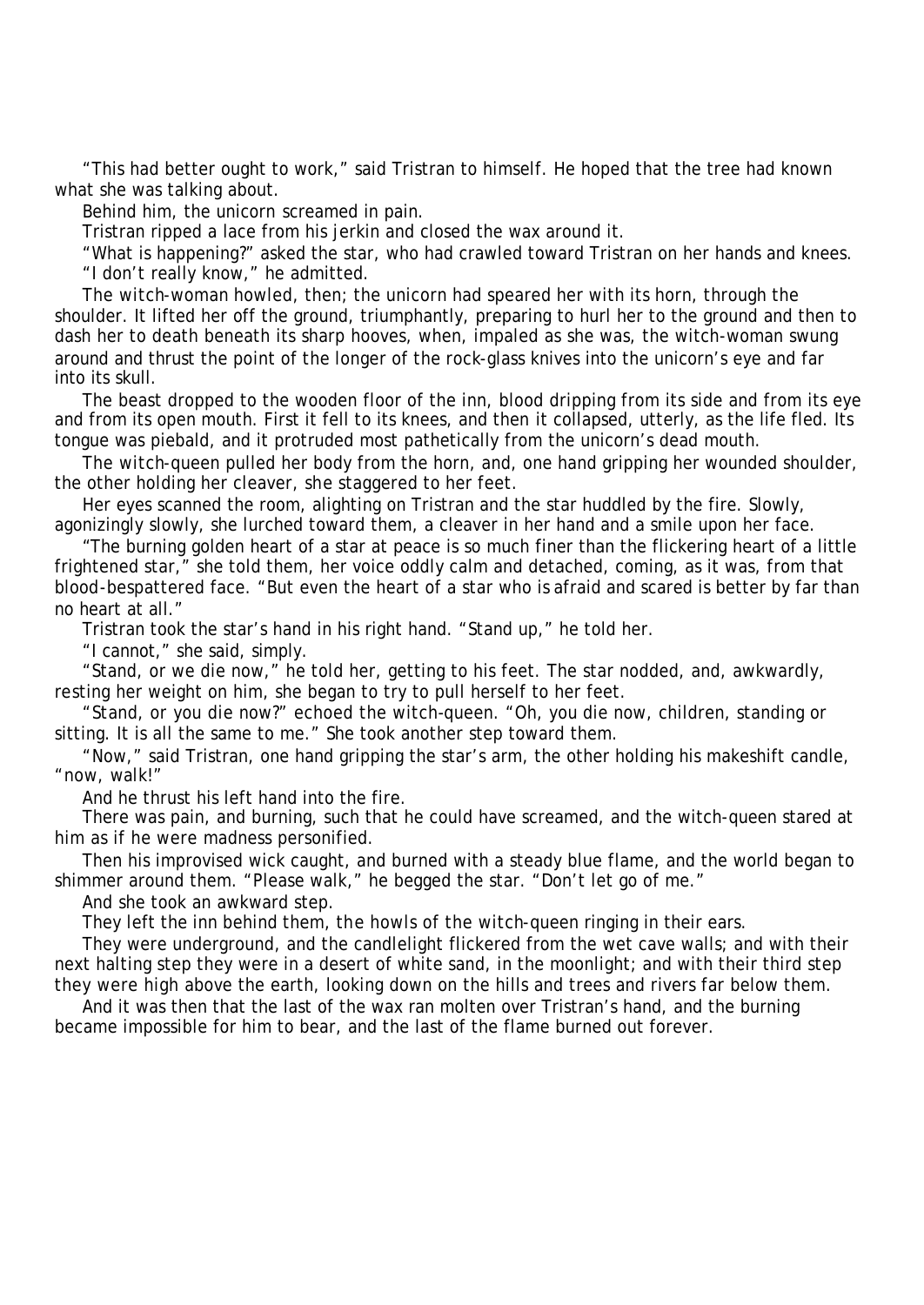"This had better ought to work," said Tristran to himself. He hoped that the tree had known what she was talking about.

Behind him, the unicorn screamed in pain.

Tristran ripped a lace from his jerkin and closed the wax around it.

"What is happening?" asked the star, who had crawled toward Tristran on her hands and knees.

"I don't really know," he admitted.

The witch-woman howled, then; the unicorn had speared her with its horn, through the shoulder. It lifted her off the ground, triumphantly, preparing to hurl her to the ground and then to dash her to death beneath its sharp hooves, when, impaled as she was, the witch-woman swung around and thrust the point of the longer of the rock-glass knives into the unicorn's eye and far into its skull.

The beast dropped to the wooden floor of the inn, blood dripping from its side and from its eye and from its open mouth. First it fell to its knees, and then it collapsed, utterly, as the life fled. Its tongue was piebald, and it protruded most pathetically from the unicorn's dead mouth.

The witch-queen pulled her body from the horn, and, one hand gripping her wounded shoulder, the other holding her cleaver, she staggered to her feet.

Her eyes scanned the room, alighting on Tristran and the star huddled by the fire. Slowly, agonizingly slowly, she lurched toward them, a cleaver in her hand and a smile upon her face.

"The burning golden heart of a star at peace is so much finer than the flickering heart of a little frightened star," she told them, her voice oddly calm and detached, coming, as it was, from that blood-bespattered face. "But even the heart of a star who is afraid and scared is better by far than no heart at all."

Tristran took the star's hand in his right hand. "Stand up," he told her.

"I cannot," she said, simply.

"Stand, or we die now," he told her, getting to his feet. The star nodded, and, awkwardly, resting her weight on him, she began to try to pull herself to her feet.

"Stand, or you die now?" echoed the witch-queen. "Oh, you die now, children, standing or sitting. It is all the same to me." She took another step toward them.

"Now," said Tristran, one hand gripping the star's arm, the other holding his makeshift candle, "now, walk!"

And he thrust his left hand into the fire.

There was pain, and burning, such that he could have screamed, and the witch-queen stared at him as if he were madness personified.

Then his improvised wick caught, and burned with a steady blue flame, and the world began to shimmer around them. "Please walk," he begged the star. "Don't let go of me."

And she took an awkward step.

They left the inn behind them, the howls of the witch-queen ringing in their ears.

They were underground, and the candlelight flickered from the wet cave walls; and with their next halting step they were in a desert of white sand, in the moonlight; and with their third step they were high above the earth, looking down on the hills and trees and rivers far below them.

And it was then that the last of the wax ran molten over Tristran's hand, and the burning became impossible for him to bear, and the last of the flame burned out forever.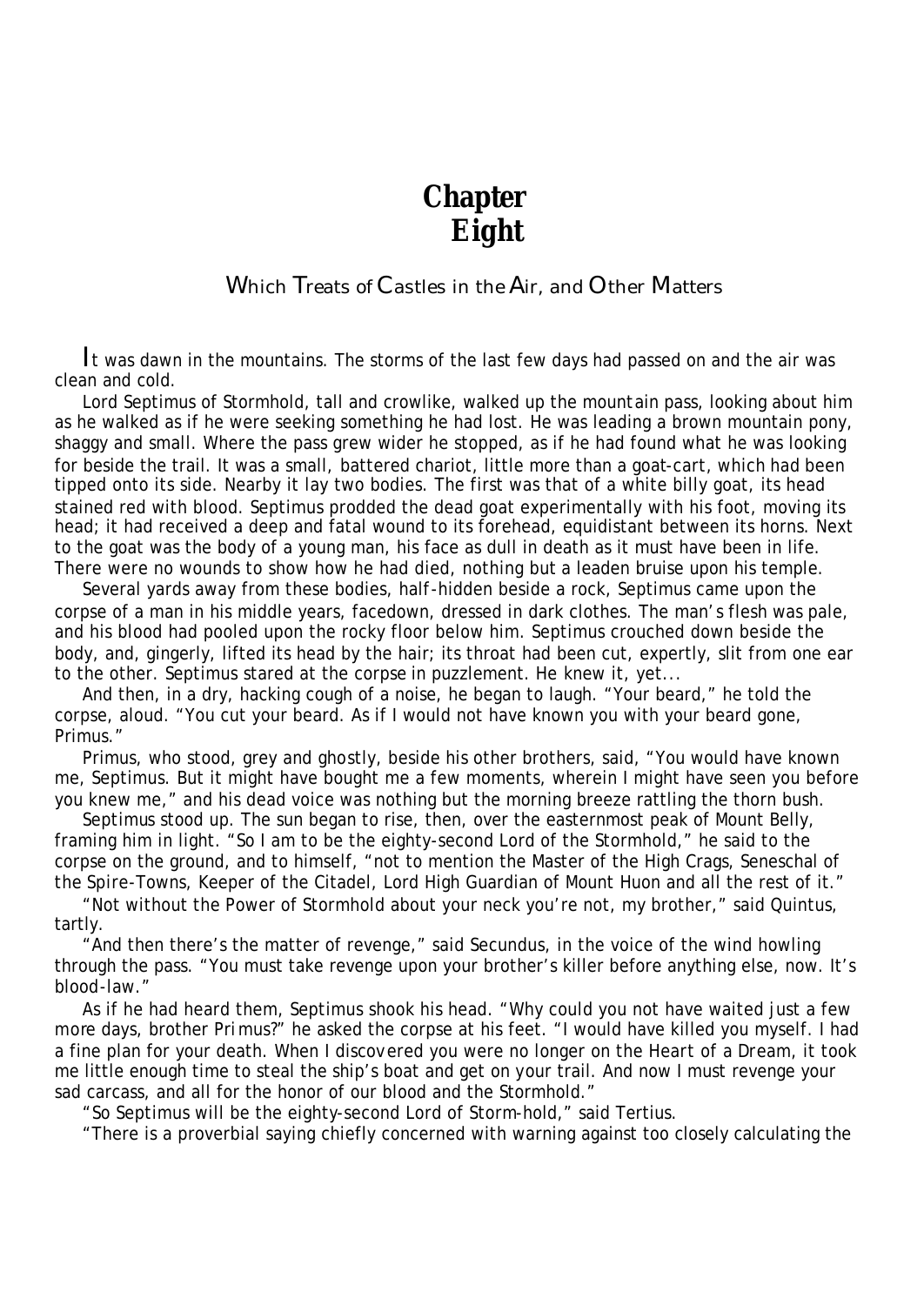# Chapter Eight

## Which Treats of Castles in the Air, and Other Matters

It was dawn in the mountains. The storms of the last few days had passed on and the air was clean and cold.

Lord Septimus of Stormhold, tall and crowlike, walked up the mountain pass, looking about him as he walked as if he were seeking something he had lost. He was leading a brown mountain pony, shaggy and small. Where the pass grew wider he stopped, as if he had found what he was looking for beside the trail. It was a small, battered chariot, little more than a goat-cart, which had been tipped onto its side. Nearby it lay two bodies. The first was that of a white billy goat, its head stained red with blood. Septimus prodded the dead goat experimentally with his foot, moving its head; it had received a deep and fatal wound to its forehead, equidistant between its horns. Next to the goat was the body of a young man, his face as dull in death as it must have been in life. There were no wounds to show how he had died, nothing but a leaden bruise upon his temple.

Several yards away from these bodies, half-hidden beside a rock, Septimus came upon the corpse of a man in his middle years, facedown, dressed in dark clothes. The man's flesh was pale, and his blood had pooled upon the rocky floor below him. Septimus crouched down beside the body, and, gingerly, lifted its head by the hair; its throat had been cut, expertly, slit from one ear to the other. Septimus stared at the corpse in puzzlement. He knew it, yet...

And then, in a dry, hacking cough of a noise, he began to laugh. "Your beard," he told the corpse, aloud. "You cut your beard. As if I would not have known you with your beard gone, Primus."

Primus, who stood, grey and ghostly, beside his other brothers, said, "You would have known me, Septimus. But it might have bought me a few moments, wherein I might have seen you before you knew me," and his dead voice was nothing but the morning breeze rattling the thorn bush.

Septimus stood up. The sun began to rise, then, over the easternmost peak of Mount Belly, framing him in light. "So I am to be the eighty-second Lord of the Stormhold," he said to the corpse on the ground, and to himself, "not to mention the Master of the High Crags, Seneschal of the Spire-Towns, Keeper of the Citadel, Lord High Guardian of Mount Huon and all the rest of it."

"Not without the Power of Stormhold about your neck you're not, my brother," said Quintus, tartly.

"And then there's the matter of revenge," said Secundus, in the voice of the wind howling through the pass. "You must take revenge upon your brother's killer before anything else, now. It's blood-law."

As if he had heard them, Septimus shook his head. "Why could you not have waited just a few more days, brother Primus?" he asked the corpse at his feet. "I would have killed you myself. I had a fine plan for your death. When I discovered you were no longer on the Heart of a Dream, it took me little enough time to steal the ship's boat and get on your trail. And now I must revenge your sad carcass, and all for the honor of our blood and the Stormhold."

"So Septimus will be the eighty-second Lord of Storm-hold," said Tertius.

"There is a proverbial saying chiefly concerned with warning against too closely calculating the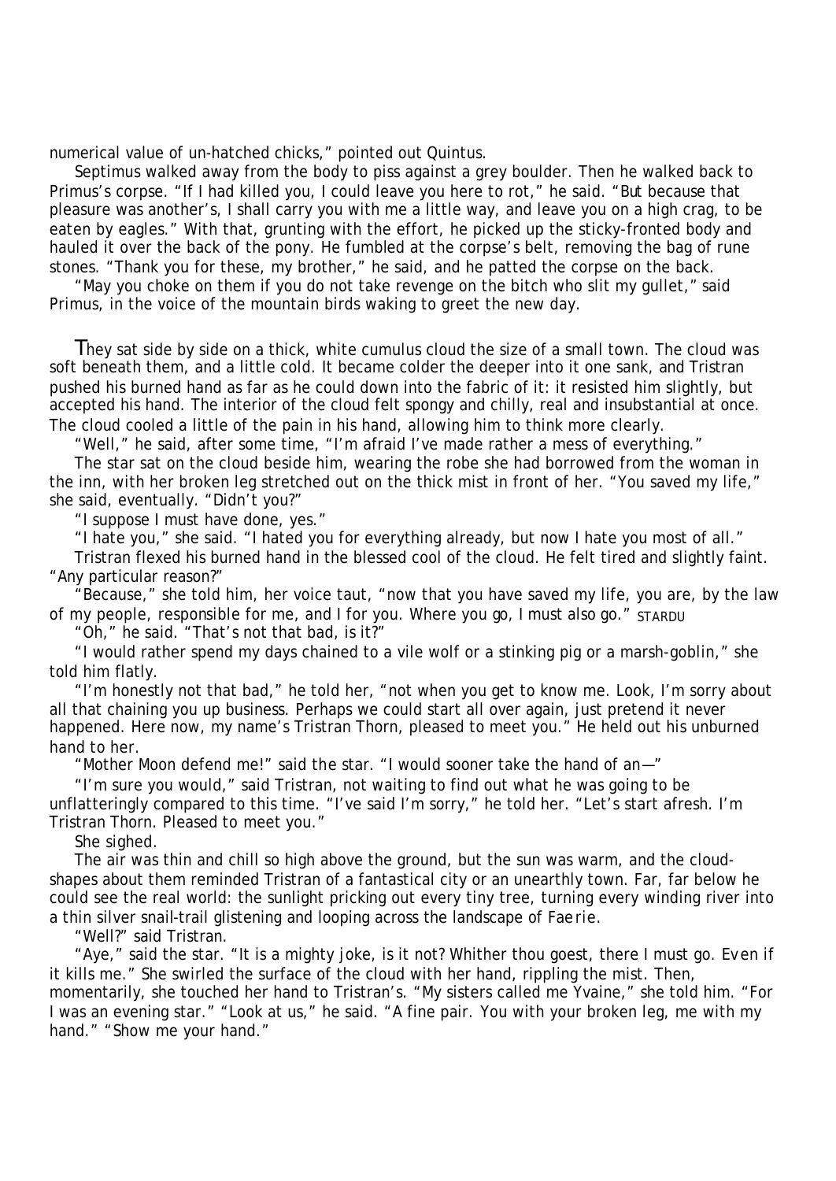numerical value of un-hatched chicks," pointed out Quintus.

Septimus walked away from the body to piss against a grey boulder. Then he walked back to Primus's corpse. "If I had killed you, I could leave you here to rot," he said. "But because that pleasure was another's, I shall carry you with me a little way, and leave you on a high crag, to be eaten by eagles." With that, grunting with the effort, he picked up the sticky-fronted body and hauled it over the back of the pony. He fumbled at the corpse's belt, removing the bag of rune stones. "Thank you for these, my brother," he said, and he patted the corpse on the back.

"May you choke on them if you do not take revenge on the bitch who slit my gullet," said Primus, in the voice of the mountain birds waking to greet the new day.

They sat side by side on a thick, white cumulus cloud the size of a small town. The cloud was soft beneath them, and a little cold. It became colder the deeper into it one sank, and Tristran pushed his burned hand as far as he could down into the fabric of it: it resisted him slightly, but accepted his hand. The interior of the cloud felt spongy and chilly, real and insubstantial at once. The cloud cooled a little of the pain in his hand, allowing him to think more clearly.

"Well," he said, after some time, "I'm afraid I've made rather a mess of everything."

The star sat on the cloud beside him, wearing the robe she had borrowed from the woman in the inn, with her broken leg stretched out on the thick mist in front of her. "You saved my life," she said, eventually. "Didn't you?"

"I suppose I must have done, yes."

"I hate you," she said. "I hated you for everything already, but now I hate you most of all."

Tristran flexed his burned hand in the blessed cool of the cloud. He felt tired and slightly faint. "Any particular reason?"

"Because," she told him, her voice taut, "now that you have saved my life, you are, by the law of my people, responsible for me, and I for you. Where you go, I must also go." STARDU

"Oh," he said. "That's not that bad, is it?"

"I would rather spend my days chained to a vile wolf or a stinking pig or a marsh-goblin," she told him flatly.

"I'm honestly not that bad," he told her, "not when you get to know me. Look, I'm sorry about all that chaining you up business. Perhaps we could start all over again, just pretend it never happened. Here now, my name's Tristran Thorn, pleased to meet you." He held out his unburned hand to her.

"Mother Moon defend me!" said the star. "I would sooner take the hand of an—"

"I'm sure you would," said Tristran, not waiting to find out what he was going to be unflatteringly compared to this time. "I've said I'm sorry," he told her. "Let's start afresh. I'm Tristran Thorn. Pleased to meet you."

She sighed.

The air was thin and chill so high above the ground, but the sun was warm, and the cloud-shapes about them reminded Tristran of a fantastical city or an unearthly town. Far, far below he could see the real world: the sunlight pricking out every tiny tree, turning every winding river into a thin silver snail-trail glistening and looping across the landscape of Faerie.

"Well?" said Tristran.

"Aye," said the star. "It is a mighty joke, is it not? Whither thou goest, there I must go. Even if it kills me." She swirled the surface of the cloud with her hand, rippling the mist. Then, momentarily, she touched her hand to Tristran's. "My sisters called me Yvaine," she told him. "For I was an evening star." "Look at us," he said. "A fine pair. You with your broken leg, me with my hand." "Show me your hand."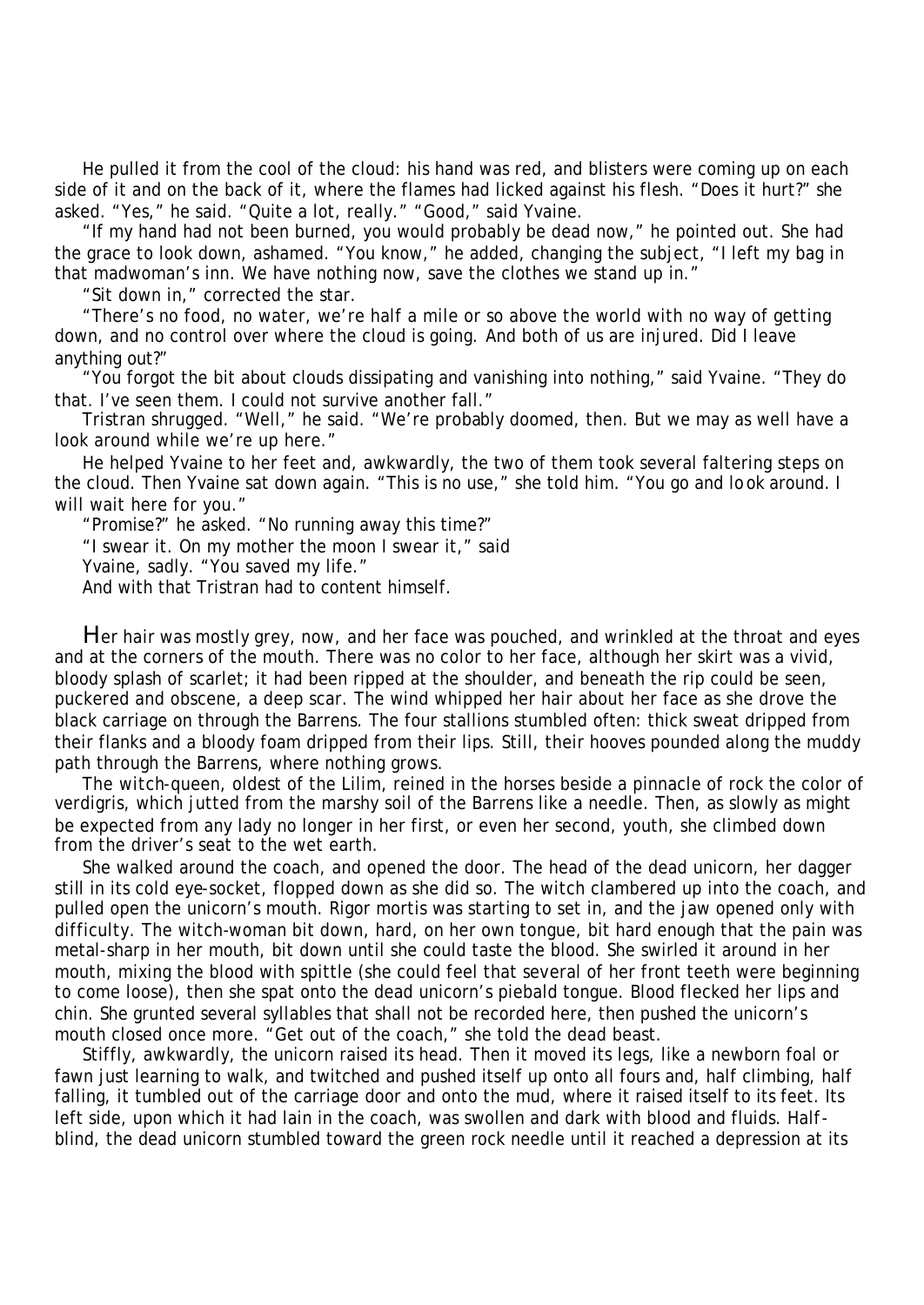He pulled it from the cool of the cloud: his hand was red, and blisters were coming up on each side of it and on the back of it, where the flames had licked against his flesh. "Does it hurt?" she asked. "Yes," he said. "Quite a lot, really." "Good," said Yvaine.

"If my hand had not been burned, you would probably be dead now," he pointed out. She had the grace to look down, ashamed. "You know," he added, changing the subject, "I left my bag in that madwoman's inn. We have nothing now, save the clothes we stand up in."

"Sit down in," corrected the star.

"There's no food, no water, we're half a mile or so above the world with no way of getting down, and no control over where the cloud is going. And both of us are injured. Did I leave anything out?"

"You forgot the bit about clouds dissipating and vanishing into nothing," said Yvaine. "They do that. I've seen them. I could not survive another fall."

Tristran shrugged. "Well," he said. "We're probably doomed, then. But we may as well have a look around while we're up here."

He helped Yvaine to her feet and, awkwardly, the two of them took several faltering steps on the cloud. Then Yvaine sat down again. "This is no use," she told him. "You go and look around. I will wait here for you."

"Promise?" he asked. "No running away this time?"

"I swear it. On my mother the moon I swear it," said Yvaine, sadly. "You saved my life."

And with that Tristran had to content himself.

Her hair was mostly grey, now, and her face was pouched, and wrinkled at the throat and eyes and at the corners of the mouth. There was no color to her face, although her skirt was a vivid, bloody splash of scarlet; it had been ripped at the shoulder, and beneath the rip could be seen, puckered and obscene, a deep scar. The wind whipped her hair about her face as she drove the black carriage on through the Barrens. The four stallions stumbled often: thick sweat dripped from their flanks and a bloody foam dripped from their lips. Still, their hooves pounded along the muddy path through the Barrens, where nothing grows.

The witch-queen, oldest of the Lilim, reined in the horses beside a pinnacle of rock the color of verdigris, which jutted from the marshy soil of the Barrens like a needle. Then, as slowly as might be expected from any lady no longer in her first, or even her second, youth, she climbed down from the driver's seat to the wet earth.

She walked around the coach, and opened the door. The head of the dead unicorn, her dagger still in its cold eye-socket, flopped down as she did so. The witch clambered up into the coach, and pulled open the unicorn's mouth. Rigor mortis was starting to set in, and the jaw opened only with difficulty. The witch-woman bit down, hard, on her own tongue, bit hard enough that the pain was metal-sharp in her mouth, bit down until she could taste the blood. She swirled it around in her mouth, mixing the blood with spittle (she could feel that several of her front teeth were beginning to come loose), then she spat onto the dead unicorn's piebald tongue. Blood flecked her lips and chin. She grunted several syllables that shall not be recorded here, then pushed the unicorn's mouth closed once more. "Get out of the coach," she told the dead beast.

Stiffly, awkwardly, the unicorn raised its head. Then it moved its legs, like a newborn foal or fawn just learning to walk, and twitched and pushed itself up onto all fours and, half climbing, half falling, it tumbled out of the carriage door and onto the mud, where it raised itself to its feet. Its left side, upon which it had lain in the coach, was swollen and dark with blood and fluids. Half-blind, the dead unicorn stumbled toward the green rock needle until it reached a depression at its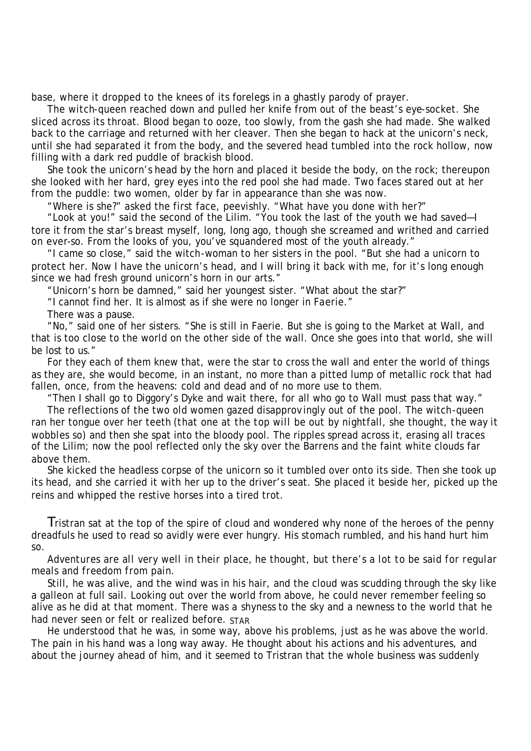base, where it dropped to the knees of its forelegs in a ghastly parody of prayer.

The witch-queen reached down and pulled her knife from out of the beast's eye-socket. She sliced across its throat. Blood began to ooze, too slowly, from the gash she had made. She walked back to the carriage and returned with her cleaver. Then she began to hack at the unicorn's neck, until she had separated it from the body, and the severed head tumbled into the rock hollow, now filling with a dark red puddle of brackish blood.

She took the unicorn's head by the horn and placed it beside the body, on the rock; thereupon she looked with her hard, grey eyes into the red pool she had made. Two faces stared out at her from the puddle: two women, older by far in appearance than she was now.

"Where is she?" asked the first face, peevishly. "What have you done with her?"

"Look at you!" said the second of the Lilim. "You took the last of the youth we had saved—I tore it from the star's breast myself, long, long ago, though she screamed and writhed and carried on ever-so. From the looks of you, you've squandered most of the youth already."

"I came so close," said the witch-woman to her sisters in the pool. "But she had a unicorn to protect her. Now I have the unicorn's head, and I will bring it back with me, for it's long enough since we had fresh ground unicorn's horn in our arts."

"Unicorn's horn be damned," said her youngest sister. "What about the star?"

"I cannot find her. It is almost as if she were no longer in Faerie."

There was a pause.

"No," said one of her sisters. "She is still in Faerie. But she is going to the Market at Wall, and that is too close to the world on the other side of the wall. Once she goes into that world, she will be lost to us."

For they each of them knew that, were the star to cross the wall and enter the world of things as they are, she would become, in an instant, no more than a pitted lump of metallic rock that had fallen, once, from the heavens: cold and dead and of no more use to them.

"Then I shall go to Diggory's Dyke and wait there, for all who go to Wall must pass that way."

The reflections of the two old women gazed disapprovingly out of the pool. The witch-queen ran her tongue over her teeth (*that one at the top will be out by nightfall*, she thought, *the way it wobbles so*) and then she spat into the bloody pool. The ripples spread across it, erasing all traces of the Lilim; now the pool reflected only the sky over the Barrens and the faint white clouds far above them.

She kicked the headless corpse of the unicorn so it tumbled over onto its side. Then she took up its head, and she carried it with her up to the driver's seat. She placed it beside her, picked up the reins and whipped the restive horses into a tired trot.

Tristran sat at the top of the spire of cloud and wondered why none of the heroes of the penny dreadfuls he used to read so avidly were ever hungry. His stomach rumbled, and his hand hurt him so.

*Adventures are all very well in their place*, he thought, *but there's a lot to be said for regular meals and freedom from pain*.

Still, he was alive, and the wind was in his hair, and the cloud was scudding through the sky like a galleon at full sail. Looking out over the world from above, he could never remember feeling so alive as he did at that moment. There was a shyness to the sky and a newness to the world that he had never seen or felt or realized before.

He understood that he was, in some way, above his problems, just as he was above the world. The pain in his hand was a long way away. He thought about his actions and his adventures, and about the journey ahead of him, and it seemed to Tristran that the whole business was suddenly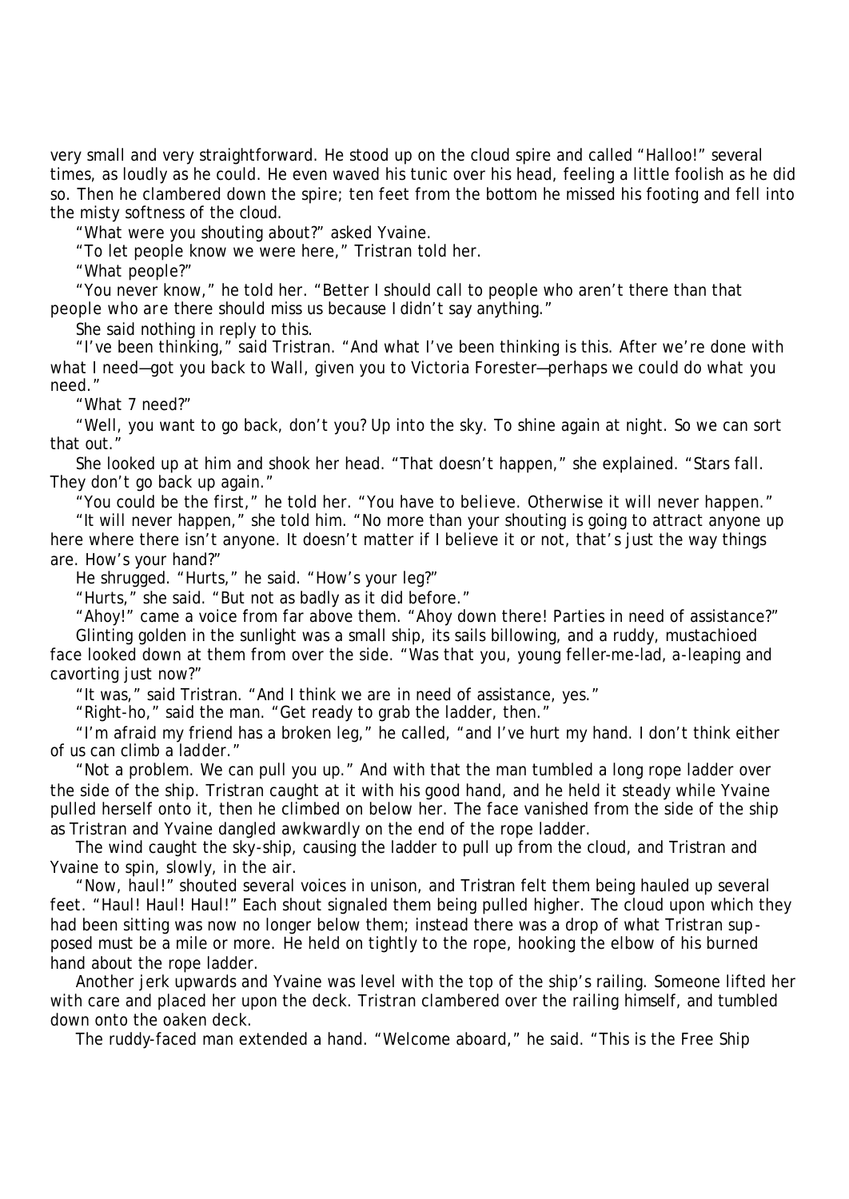very small and very straightforward. He stood up on the cloud spire and called "Halloo!" several times, as loudly as he could. He even waved his tunic over his head, feeling a little foolish as he did so. Then he clambered down the spire; ten feet from the bottom he missed his footing and fell into the misty softness of the cloud.

"What were you shouting about?" asked Yvaine.

"To let people know we were here," Tristran told her.

"What people?"

"You never know," he told her. "Better I should call to people who aren't there than that people who are there should miss us because I didn't say anything."

She said nothing in reply to this.

"I've been thinking," said Tristran. "And what I've been thinking is this. After we're done with what I need—got you back to Wall, given you to Victoria Forester—perhaps we could do what you need."

"What 7 need?"

"Well, you want to go back, don't you? Up into the sky. To shine again at night. So we can sort that out."

She looked up at him and shook her head. "That doesn't happen," she explained. "Stars fall. They don't go back up again."

"You could be the first," he told her. "You have to *believe*. Otherwise it will never happen."

"It will never happen," she told him. "No more than your shouting is going to attract anyone up here where there isn't anyone. It doesn't matter if I believe it or not, that's just the way things are. How's your hand?"

He shrugged. "Hurts," he said. "How's your leg?"

"Hurts," she said. "But not as badly as it did before."

"Ahoy!" came a voice from far above them. "Ahoy down there! Parties in need of assistance?"

Glinting golden in the sunlight was a small ship, its sails billowing, and a ruddy, mustachioed face looked down at them from over the side. "Was that you, young feller-me-lad, a-leaping and cavorting just now?"

"It was," said Tristran. "And I think we are in need of assistance, yes."

"Right-ho," said the man. "Get ready to grab the ladder, then."

"I'm afraid my friend has a broken leg," he called, "and I've hurt my hand. I don't think either of us can climb a ladder."

"Not a problem. We can pull you up." And with that the man tumbled a long rope ladder over the side of the ship. Tristran caught at it with his good hand, and he held it steady while Yvaine pulled herself onto it, then he climbed on below her. The face vanished from the side of the ship as Tristran and Yvaine dangled awkwardly on the end of the rope ladder.

The wind caught the sky-ship, causing the ladder to pull up from the cloud, and Tristran and Yvaine to spin, slowly, in the air.

"Now, haul!" shouted several voices in unison, and Tristran felt them being hauled up several feet. "Haul! Haul! Haul!" Each shout signaled them being pulled higher. The cloud upon which they had been sitting was now no longer below them; instead there was a drop of what Tristran supposed must be a mile or more. He held on tightly to the rope, hooking the elbow of his burned hand about the rope ladder.

Another jerk upwards and Yvaine was level with the top of the ship's railing. Someone lifted her with care and placed her upon the deck. Tristran clambered over the railing himself, and tumbled down onto the oaken deck.

The ruddy-faced man extended a hand. "Welcome aboard," he said. "This is the Free Ship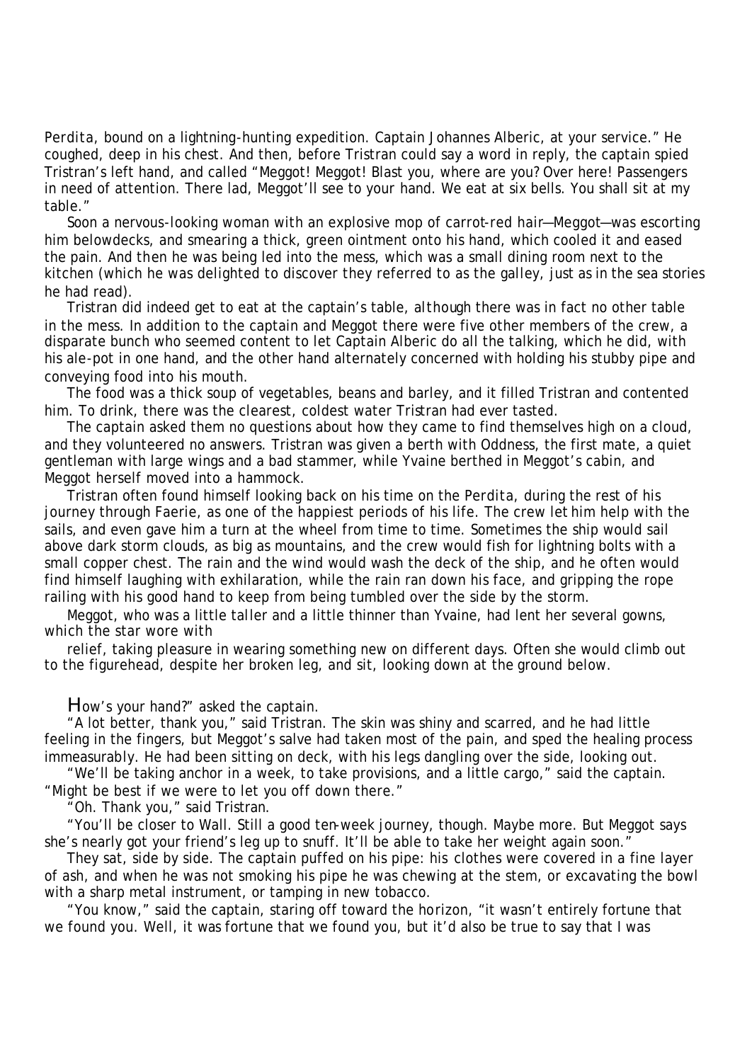*Perdita*, bound on a lightning-hunting expedition. Captain Johannes Alberic, at your service." He coughed, deep in his chest. And then, before Tristran could say a word in reply, the captain spied Tristran's left hand, and called "Meggot! Meggot! Blast you, where are you? Over here! Passengers in need of attention. There lad, Meggot'll see to your hand. We eat at six bells. You shall sit at my table."

Soon a nervous-looking woman with an explosive mop of carrot-red hair—Meggot—was escorting him belowdecks, and smearing a thick, green ointment onto his hand, which cooled it and eased the pain. And then he was being led into the mess, which was a small dining room next to the kitchen (which he was delighted to discover they referred to as the galley, just as in the sea stories he had read).

Tristran did indeed get to eat at the captain's table, although there was in fact no other table in the mess. In addition to the captain and Meggot there were five other members of the crew, a disparate bunch who seemed content to let Captain Alberic do all the talking, which he did, with his ale-pot in one hand, and the other hand alternately concerned with holding his stubby pipe and conveying food into his mouth.

The food was a thick soup of vegetables, beans and barley, and it filled Tristran and contented him. To drink, there was the clearest, coldest water Tristran had ever tasted.

The captain asked them no questions about how they came to find themselves high on a cloud, and they volunteered no answers. Tristran was given a berth with Oddness, the first mate, a quiet gentleman with large wings and a bad stammer, while Yvaine berthed in Meggot's cabin, and Meggot herself moved into a hammock.

Tristran often found himself looking back on his time on the *Perdita*, during the rest of his journey through Faerie, as one of the happiest periods of his life. The crew let him help with the sails, and even gave him a turn at the wheel from time to time. Sometimes the ship would sail above dark storm clouds, as big as mountains, and the crew would fish for lightning bolts with a small copper chest. The rain and the wind would wash the deck of the ship, and he often would find himself laughing with exhilaration, while the rain ran down his face, and gripping the rope railing with his good hand to keep from being tumbled over the side by the storm.

Meggot, who was a little taller and a little thinner than Yvaine, had lent her several gowns, which the star wore with

relief, taking pleasure in wearing something new on different days. Often she would climb out to the figurehead, despite her broken leg, and sit, looking down at the ground below.

How's your hand?" asked the captain.

"A lot better, thank you," said Tristran. The skin was shiny and scarred, and he had little feeling in the fingers, but Meggot's salve had taken most of the pain, and sped the healing process immeasurably. He had been sitting on deck, with his legs dangling over the side, looking out.

"We'll be taking anchor in a week, to take provisions, and a little cargo," said the captain. "Might be best if we were to let you off down there."

"Oh. Thank you," said Tristran.

"You'll be closer to Wall. Still a good ten-week journey, though. Maybe more. But Meggot says she's nearly got your friend's leg up to snuff. It'll be able to take her weight again soon."

They sat, side by side. The captain puffed on his pipe: his clothes were covered in a fine layer of ash, and when he was not smoking his pipe he was chewing at the stem, or excavating the bowl with a sharp metal instrument, or tamping in new tobacco.

"You know," said the captain, staring off toward the horizon, "it wasn't entirely fortune that we found you. Well, it *was* fortune that we found you, but it'd also be true to say that I was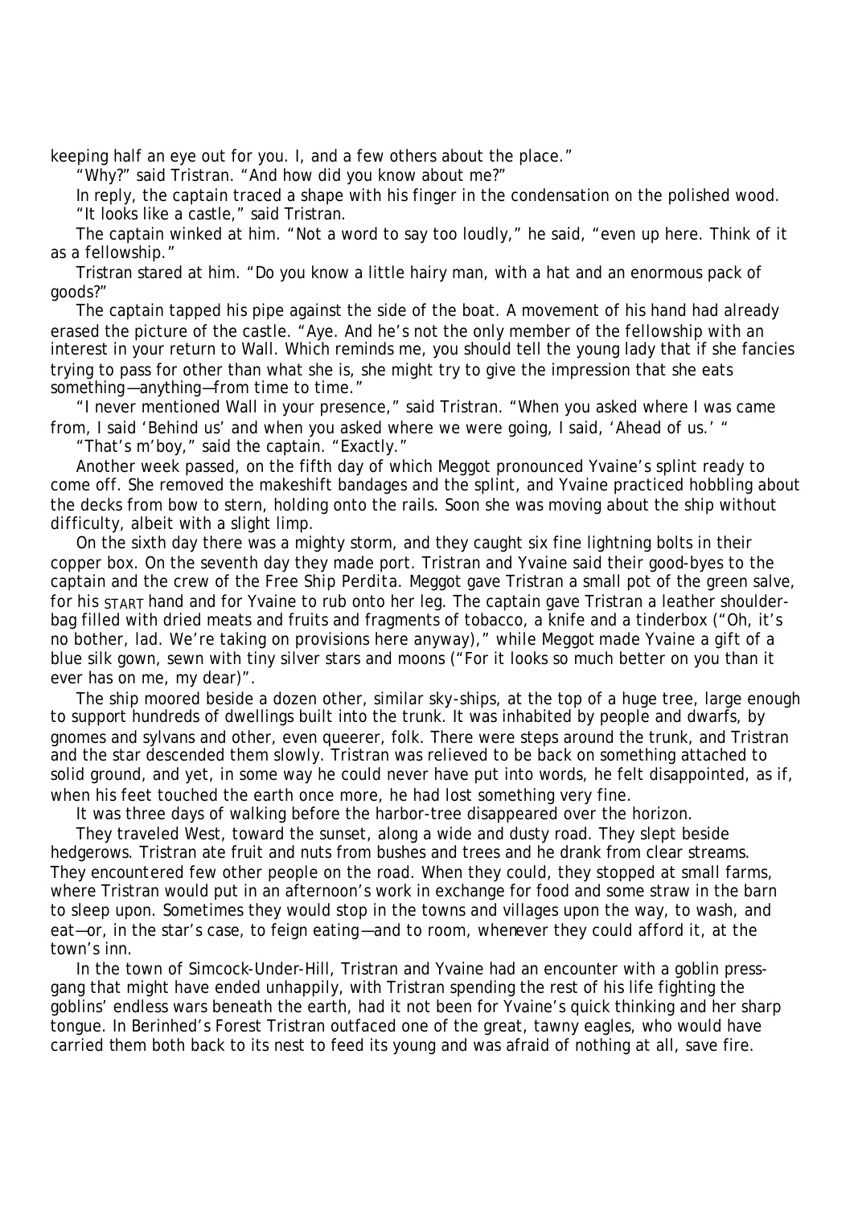keeping half an eye out for you. I, and a few others about the place."

"Why?" said Tristran. "And how did you know about me?"

In reply, the captain traced a shape with his finger in the condensation on the polished wood.

"It looks like a castle," said Tristran.

The captain winked at him. "Not a word to say too loudly," he said, "even up here. Think of it as a fellowship."

Tristran stared at him. "Do you know a little hairy man, with a hat and an enormous pack of goods?"

The captain tapped his pipe against the side of the boat. A movement of his hand had already erased the picture of the castle. "Aye. And he's not the only member of the fellowship with an interest in your return to Wall. Which reminds me, you should tell the young lady that if she fancies trying to pass for other than what she is, she might try to give the impression that she eats something—anything—from time to time."

"I never mentioned Wall in your presence," said Tristran. "When you asked where I was came from, I said 'Behind us' and when you asked where we were going, I said, 'Ahead of us.' "

"That's m'boy," said the captain. "Exactly."

Another week passed, on the fifth day of which Meggot pronounced Yvaine's splint ready to come off. She removed the makeshift bandages and the splint, and Yvaine practiced hobbling about the decks from bow to stern, holding onto the rails. Soon she was moving about the ship without difficulty, albeit with a slight limp.

On the sixth day there was a mighty storm, and they caught six fine lightning bolts in their copper box. On the seventh day they made port. Tristran and Yvaine said their good-byes to the captain and the crew of the Free Ship *Perdita*. Meggot gave Tristran a small pot of the green salve, for his START hand and for Yvaine to rub onto her leg. The captain gave Tristran a leather shoulder-bag filled with dried meats and fruits and fragments of tobacco, a knife and a tinderbox ("Oh, it's no bother, lad. We're taking on provisions here anyway)," while Meggot made Yvaine a gift of a blue silk gown, sewn with tiny silver stars and moons ("For it looks so much better on you than it ever has on me, my dear)".

The ship moored beside a dozen other, similar sky-ships, at the top of a huge tree, large enough to support hundreds of dwellings built into the trunk. It was inhabited by people and dwarfs, by gnomes and sylvans and other, even queerer, folk. There were steps around the trunk, and Tristran and the star descended them slowly. Tristran was relieved to be back on something attached to solid ground, and yet, in some way he could never have put into words, he felt disappointed, as if, when his feet touched the earth once more, he had lost something very fine.

It was three days of walking before the harbor-tree disappeared over the horizon.

They traveled West, toward the sunset, along a wide and dusty road. They slept beside hedgerows. Tristran ate fruit and nuts from bushes and trees and he drank from clear streams. They encountered few other people on the road. When they could, they stopped at small farms, where Tristran would put in an afternoon's work in exchange for food and some straw in the barn to sleep upon. Sometimes they would stop in the towns and villages upon the way, to wash, and eat—or, in the star's case, to feign eating—and to room, whenever they could afford it, at the town's inn.

In the town of Simcock-Under-Hill, Tristran and Yvaine had an encounter with a goblin press-gang that might have ended unhappily, with Tristran spending the rest of his life fighting the goblins' endless wars beneath the earth, had it not been for Yvaine's quick thinking and her sharp tongue. In Berinhed's Forest Tristran outfaced one of the great, tawny eagles, who would have carried them both back to its nest to feed its young and was afraid of nothing at all, save fire.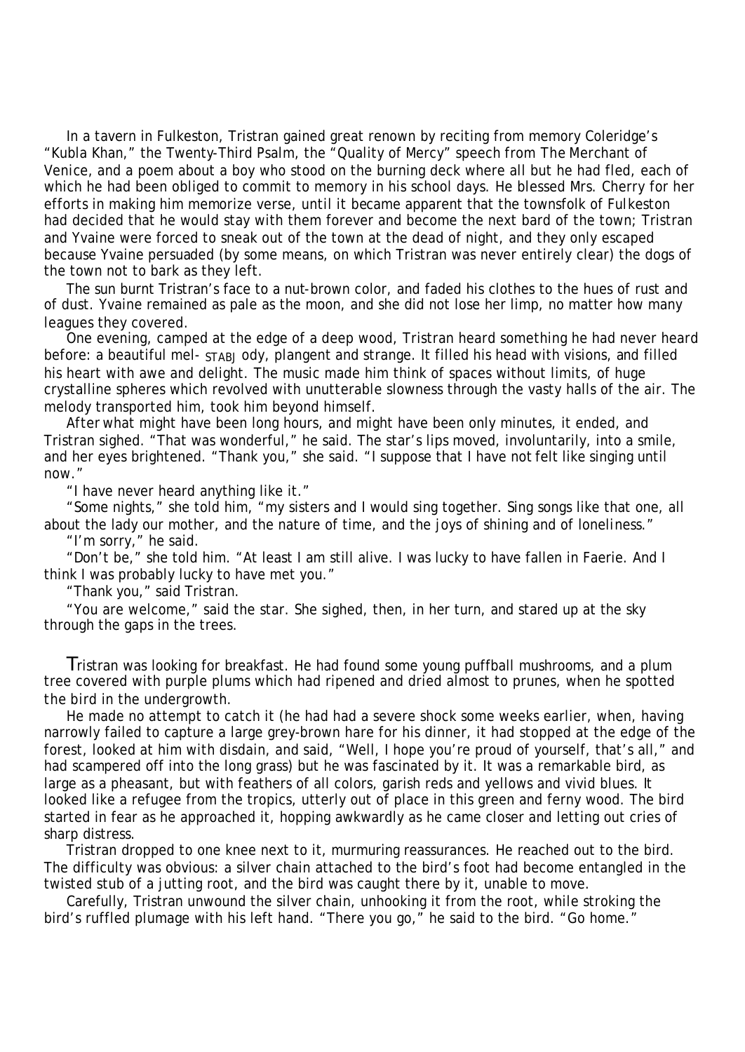In a tavern in Fulkeston, Tristran gained great renown by reciting from memory Coleridge's "Kubla Khan," the Twenty-Third Psalm, the "Quality of Mercy" speech from *The Merchant of Venice*, and a poem about a boy who stood on the burning deck where all but he had fled, each of which he had been obliged to commit to memory in his school days. He blessed Mrs. Cherry for her efforts in making him memorize verse, until it became apparent that the townsfolk of Fulkeston had decided that he would stay with them forever and become the next bard of the town; Tristran and Yvaine were forced to sneak out of the town at the dead of night, and they only escaped because Yvaine persuaded (by some means, on which Tristran was never entirely clear) the dogs of the town not to bark as they left.

The sun burnt Tristran's face to a nut-brown color, and faded his clothes to the hues of rust and of dust. Yvaine remained as pale as the moon, and she did not lose her limp, no matter how many leagues they covered.

One evening, camped at the edge of a deep wood, Tristran heard something he had never heard before: a beautiful mel- STABJ ody, plangent and strange. It filled his head with visions, and filled his heart with awe and delight. The music made him think of spaces without limits, of huge crystalline spheres which revolved with unutterable slowness through the vasty halls of the air. The melody transported him, took him beyond himself.

After what might have been long hours, and might have been only minutes, it ended, and Tristran sighed. "That was wonderful," he said. The star's lips moved, involuntarily, into a smile, and her eyes brightened. "Thank you," she said. "I suppose that I have not felt like singing until now."

"I have never heard anything like it."

"Some nights," she told him, "my sisters and I would sing together. Sing songs like that one, all about the lady our mother, and the nature of time, and the joys of shining and of loneliness."

"I'm sorry," he said.

"Don't be," she told him. "At least I am still alive. I was lucky to have fallen in Faerie. And I think I was probably lucky to have met you."

"Thank you," said Tristran.

"You are welcome," said the star. She sighed, then, in her turn, and stared up at the sky through the gaps in the trees.

Tristran was looking for breakfast. He had found some young puffball mushrooms, and a plum tree covered with purple plums which had ripened and dried almost to prunes, when he spotted the bird in the undergrowth.

He made no attempt to catch it (he had had a severe shock some weeks earlier, when, having narrowly failed to capture a large grey-brown hare for his dinner, it had stopped at the edge of the forest, looked at him with disdain, and said, "Well, I hope you're proud of yourself, that's all," and had scampered off into the long grass) but he was fascinated by it. It was a remarkable bird, as large as a pheasant, but with feathers of all colors, garish reds and yellows and vivid blues. It looked like a refugee from the tropics, utterly out of place in this green and ferny wood. The bird started in fear as he approached it, hopping awkwardly as he came closer and letting out cries of sharp distress.

Tristran dropped to one knee next to it, murmuring reassurances. He reached out to the bird. The difficulty was obvious: a silver chain attached to the bird's foot had become entangled in the twisted stub of a jutting root, and the bird was caught there by it, unable to move.

Carefully, Tristran unwound the silver chain, unhooking it from the root, while stroking the bird's ruffled plumage with his left hand. "There you go," he said to the bird. "Go home."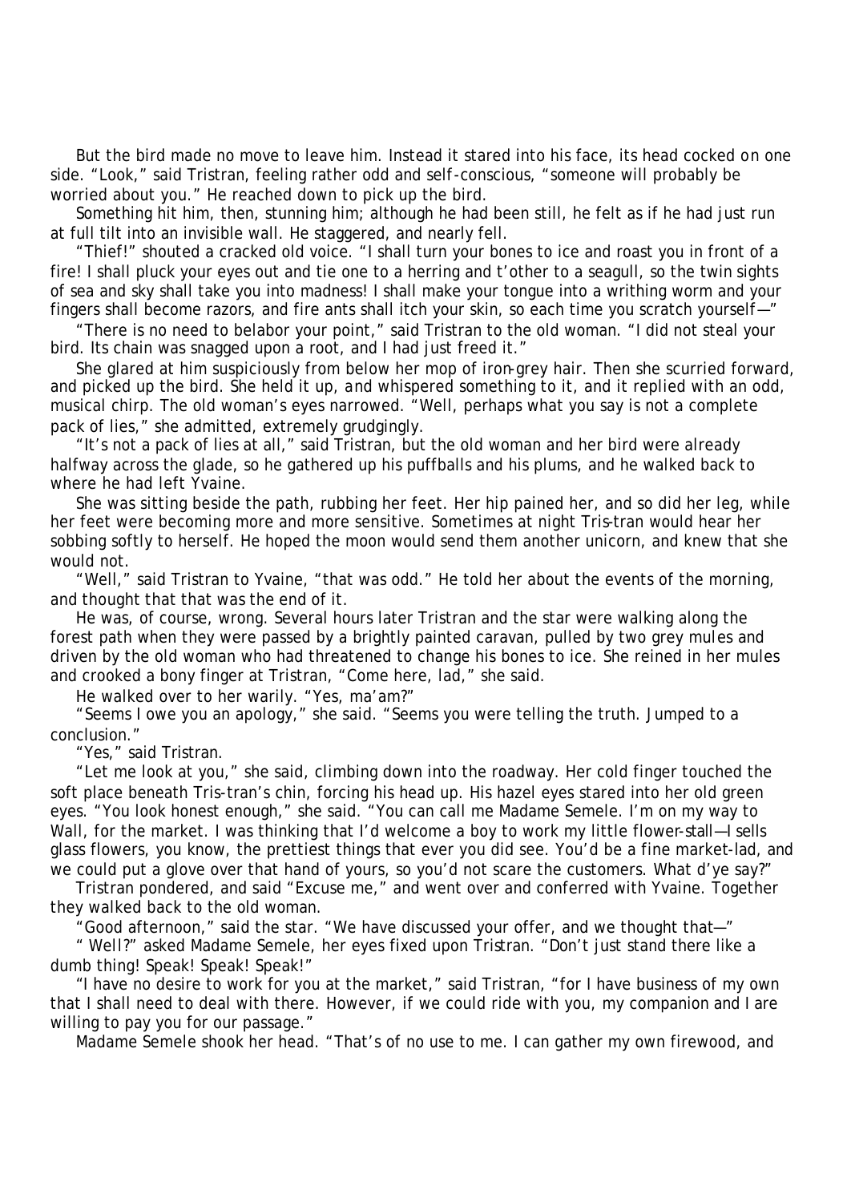But the bird made no move to leave him. Instead it stared into his face, its head cocked on one side. "Look," said Tristran, feeling rather odd and self-conscious, "someone will probably be worried about you." He reached down to pick up the bird.

Something hit him, then, stunning him; although he had been still, he felt as if he had just run at full tilt into an invisible wall. He staggered, and nearly fell.

"Thief!" shouted a cracked old voice. "I shall turn your bones to ice and roast you in front of a fire! I shall pluck your eyes out and tie one to a herring and t'other to a seagull, so the twin sights of sea and sky shall take you into madness! I shall make your tongue into a writhing worm and your fingers shall become razors, and fire ants shall itch your skin, so each time you scratch yourself—"

"There is no need to belabor your point," said Tristran to the old woman. "I did not steal your bird. Its chain was snagged upon a root, and I had just freed it."

She glared at him suspiciously from below her mop of iron-grey hair. Then she scurried forward, and picked up the bird. She held it up, and whispered something to it, and it replied with an odd, musical chirp. The old woman's eyes narrowed. "Well, perhaps what you say is not a complete pack of lies," she admitted, extremely grudgingly.

"It's not a pack of lies at all," said Tristran, but the old woman and her bird were already halfway across the glade, so he gathered up his puffballs and his plums, and he walked back to where he had left Yvaine.

She was sitting beside the path, rubbing her feet. Her hip pained her, and so did her leg, while her feet were becoming more and more sensitive. Sometimes at night Tris-tran would hear her sobbing softly to herself. He hoped the moon would send them another unicorn, and knew that she would not.

"Well," said Tristran to Yvaine, "that was odd." He told her about the events of the morning, and thought that that was the end of it.

He was, of course, wrong. Several hours later Tristran and the star were walking along the forest path when they were passed by a brightly painted caravan, pulled by two grey mules and driven by the old woman who had threatened to change his bones to ice. She reined in her mules and crooked a bony finger at Tristran, "Come here, lad," she said.

He walked over to her warily. "Yes, ma'am?"

"Seems I owe you an apology," she said. "Seems you were telling the truth. Jumped to a conclusion."

"Yes," said Tristran.

"Let me look at you," she said, climbing down into the roadway. Her cold finger touched the soft place beneath Tris-tran's chin, forcing his head up. His hazel eyes stared into her old green eyes. "You look honest enough," she said. "You can call me Madame Semele. I'm on my way to Wall, for the market. I was thinking that I'd welcome a boy to work my little flower-stall—I sells glass flowers, you know, the prettiest things that ever you did see. You'd be a fine market-lad, and we could put a glove over that hand of yours, so you'd not scare the customers. What d'ye say?"

Tristran pondered, and said "Excuse me," and went over and conferred with Yvaine. Together they walked back to the old woman.

"Good afternoon," said the star. "We have discussed your offer, and we thought that—"

" Well?" asked Madame Semele, her eyes fixed upon Tristran. "Don't just stand there like a dumb thing! Speak! Speak! Speak!"

"I have no desire to work for you at the market," said Tristran, "for I have business of my own that I shall need to deal with there. However, if we could ride with you, my companion and I are willing to pay you for our passage."

Madame Semele shook her head. "That's of no use to me. I can gather my own firewood, and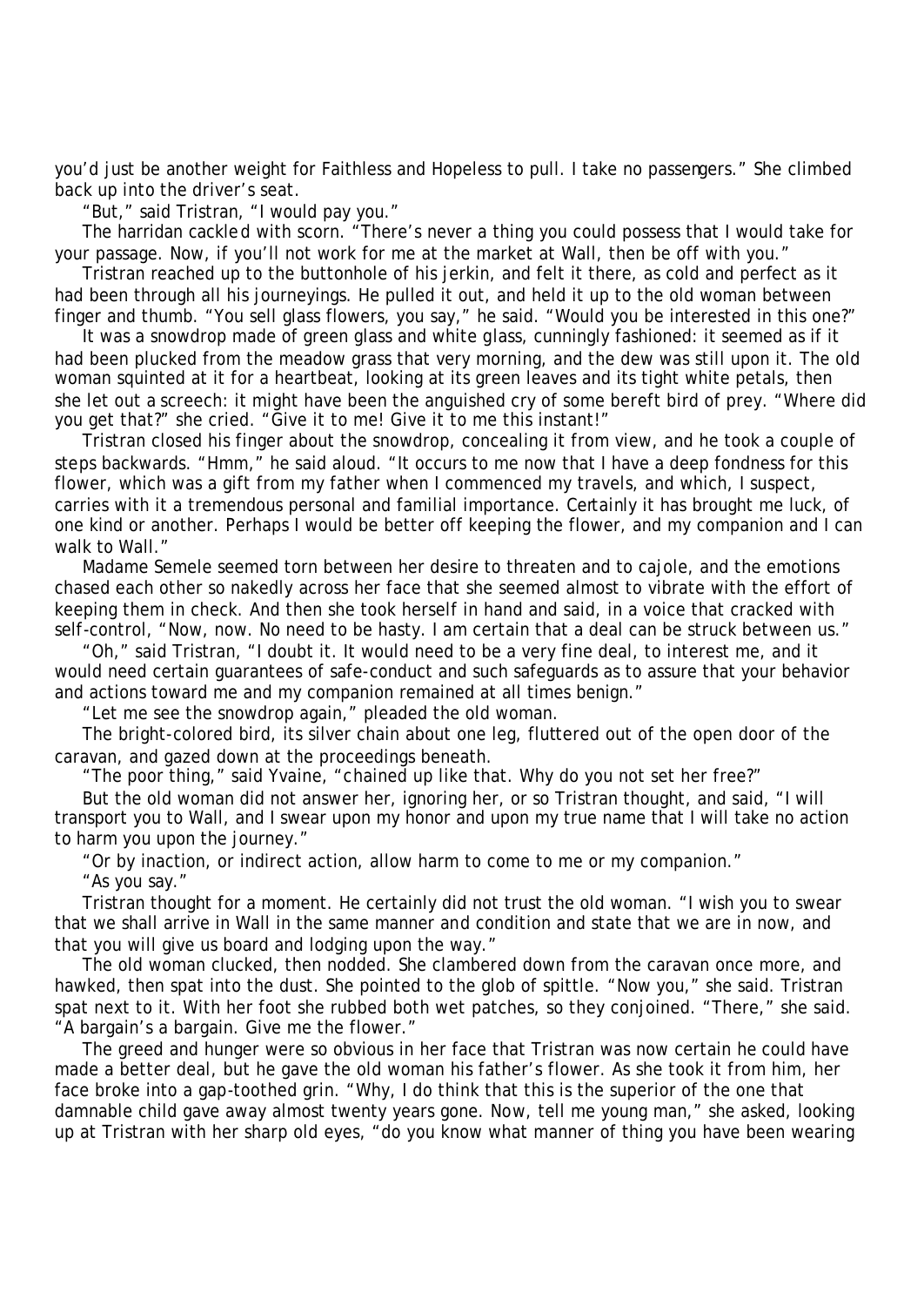you'd just be another weight for Faithless and Hopeless to pull. I take no passengers." She climbed back up into the driver's seat.

"But," said Tristran, "I would pay you."

The harridan cackled with scorn. "There's never a thing you could possess that I would take for your passage. Now, if you'll not work for me at the market at Wall, then be off with you."

Tristran reached up to the buttonhole of his jerkin, and felt it there, as cold and perfect as it had been through all his journeyings. He pulled it out, and held it up to the old woman between finger and thumb. "You sell glass flowers, you say," he said. "Would you be interested in this one?"

It was a snowdrop made of green glass and white glass, cunningly fashioned: it seemed as if it had been plucked from the meadow grass that very morning, and the dew was still upon it. The old woman squinted at it for a heartbeat, looking at its green leaves and its tight white petals, then she let out a screech: it might have been the anguished cry of some bereft bird of prey. "Where did you get that?" she cried. "Give it to me! Give it to me this instant!"

Tristran closed his finger about the snowdrop, concealing it from view, and he took a couple of steps backwards. "Hmm," he said aloud. "It occurs to me now that I have a deep fondness for this flower, which was a gift from my father when I commenced my travels, and which, I suspect, carries with it a tremendous personal and familial importance. Certainly it has brought me luck, of one kind or another. Perhaps I would be better off keeping the flower, and my companion and I can walk to Wall."

Madame Semele seemed torn between her desire to threaten and to cajole, and the emotions chased each other so nakedly across her face that she seemed almost to vibrate with the effort of keeping them in check. And then she took herself in hand and said, in a voice that cracked with self-control, "Now, now. No need to be hasty. I am certain that a deal can be struck between us."

"Oh," said Tristran, "I doubt it. It would need to be a very fine deal, to interest me, and it would need certain guarantees of safe-conduct and such safeguards as to assure that your behavior and actions toward me and my companion remained at all times benign."

"Let me see the snowdrop again," pleaded the old woman.

The bright-colored bird, its silver chain about one leg, fluttered out of the open door of the caravan, and gazed down at the proceedings beneath.

"The poor thing," said Yvaine, "chained up like that. Why do you not set her free?"

But the old woman did not answer her, ignoring her, or so Tristran thought, and said, "I will transport you to Wall, and I swear upon my honor and upon my true name that I will take no action to harm you upon the journey."

"Or by inaction, or indirect action, allow harm to come to me or my companion."

"As you say."

Tristran thought for a moment. He certainly did not trust the old woman. "I wish you to swear that we shall arrive in Wall in the same manner and condition and state that we are in now, and that you will give us board and lodging upon the way."

The old woman clucked, then nodded. She clambered down from the caravan once more, and hawked, then spat into the dust. She pointed to the glob of spittle. "Now you," she said. Tristran spat next to it. With her foot she rubbed both wet patches, so they conjoined. "There," she said. "A bargain's a bargain. Give me the flower."

The greed and hunger were so obvious in her face that Tristran was now certain he could have made a better deal, but he gave the old woman his father's flower. As she took it from him, her face broke into a gap-toothed grin. "Why, I do think that this is the superior of the one that damnable child gave away almost twenty years gone. Now, tell me young man," she asked, looking up at Tristran with her sharp old eyes, "do you know what manner of thing you have been wearing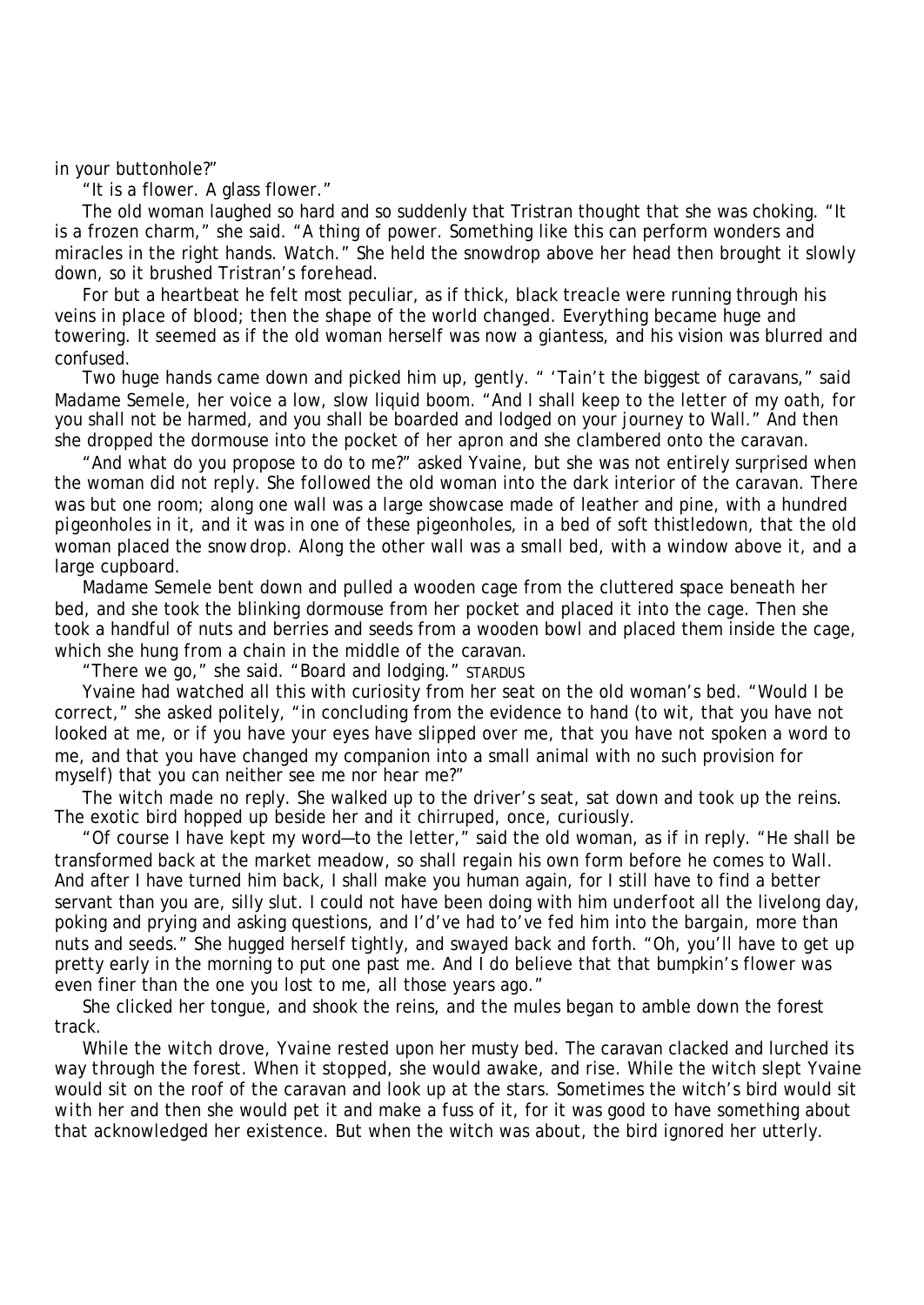in your buttonhole?"

"It is a flower. A glass flower."

The old woman laughed so hard and so suddenly that Tristran thought that she was choking. "It is a frozen charm," she said. "A thing of power. Something like this can perform wonders and miracles in the right hands. Watch." She held the snowdrop above her head then brought it slowly down, so it brushed Tristran's forehead.

For but a heartbeat he felt most peculiar, as if thick, black treacle were running through his veins in place of blood; then the shape of the world changed. Everything became huge and towering. It seemed as if the old woman herself was now a giantess, and his vision was blurred and confused.

Two huge hands came down and picked him up, gently. " 'Tain't the biggest of caravans," said Madame Semele, her voice a low, slow liquid boom. "And I shall keep to the letter of my oath, for you shall not be harmed, and you shall be boarded and lodged on your journey to Wall." And then she dropped the dormouse into the pocket of her apron and she clambered onto the caravan.

"And what do you propose to do to me?" asked Yvaine, but she was not entirely surprised when the woman did not reply. She followed the old woman into the dark interior of the caravan. There was but one room; along one wall was a large showcase made of leather and pine, with a hundred pigeonholes in it, and it was in one of these pigeonholes, in a bed of soft thistledown, that the old woman placed the snowdrop. Along the other wall was a small bed, with a window above it, and a large cupboard.

Madame Semele bent down and pulled a wooden cage from the cluttered space beneath her bed, and she took the blinking dormouse from her pocket and placed it into the cage. Then she took a handful of nuts and berries and seeds from a wooden bowl and placed them inside the cage, which she hung from a chain in the middle of the caravan.

"There we go," she said. "Board and lodging."

Yvaine had watched all this with curiosity from her seat on the old woman's bed. "Would I be correct," she asked politely, "in concluding from the evidence to hand (to wit, that you have not looked at me, or if you have your eyes have slipped over me, that you have not spoken a word to me, and that you have changed my companion into a small animal with no such provision for myself) that you can neither see me nor hear me?"

The witch made no reply. She walked up to the driver's seat, sat down and took up the reins. The exotic bird hopped up beside her and it chirruped, once, curiously.

"Of course I have kept my word—to the letter," said the old woman, as if in reply. "He shall be transformed back at the market meadow, so shall regain his own form before he comes to Wall. And after I have turned him back, I shall make you human again, for I still have to find a better servant than you are, silly slut. I could not have been doing with him underfoot all the livelong day, poking and prying and asking questions, and I'd've had to've fed him into the bargain, more than nuts and seeds." She hugged herself tightly, and swayed back and forth. "Oh, you'll have to get up pretty early in the morning to put one past me. And I do believe that that bumpkin's flower was even finer than the one you lost to me, all those years ago."

She clicked her tongue, and shook the reins, and the mules began to amble down the forest track.

While the witch drove, Yvaine rested upon her musty bed. The caravan clacked and lurched its way through the forest. When it stopped, she would awake, and rise. While the witch slept Yvaine would sit on the roof of the caravan and look up at the stars. Sometimes the witch's bird would sit with her and then she would pet it and make a fuss of it, for it was good to have something about that acknowledged her existence. But when the witch was about, the bird ignored her utterly.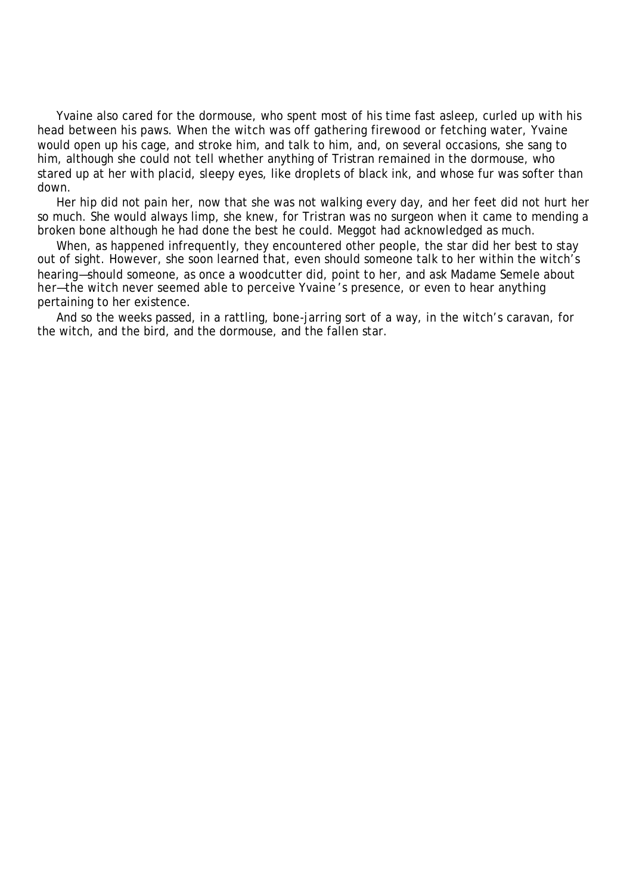Yvaine also cared for the dormouse, who spent most of his time fast asleep, curled up with his head between his paws. When the witch was off gathering firewood or fetching water, Yvaine would open up his cage, and stroke him, and talk to him, and, on several occasions, she sang to him, although she could not tell whether anything of Tristran remained in the dormouse, who stared up at her with placid, sleepy eyes, like droplets of black ink, and whose fur was softer than down.

Her hip did not pain her, now that she was not walking every day, and her feet did not hurt her so much. She would always limp, she knew, for Tristran was no surgeon when it came to mending a broken bone although he had done the best he could. Meggot had acknowledged as much.

When, as happened infrequently, they encountered other people, the star did her best to stay out of sight. However, she soon learned that, even should someone talk to her within the witch's hearing—should someone, as once a woodcutter did, point to her, and ask Madame Semele about her—the witch never seemed able to perceive Yvaine's presence, or even to hear anything pertaining to her existence.

And so the weeks passed, in a rattling, bone-jarring sort of a way, in the witch's caravan, for the witch, and the bird, and the dormouse, and the fallen star.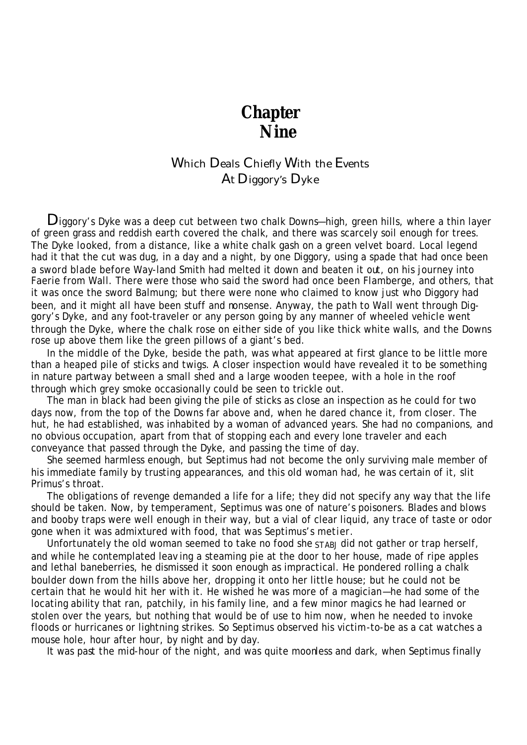# Chapter Nine

## Which Deals Chiefly With the Events At Diggory's Dyke

Diggory's Dyke was a deep cut between two chalk Downs—high, green hills, where a thin layer of green grass and reddish earth covered the chalk, and there was scarcely soil enough for trees. The Dyke looked, from a distance, like a white chalk gash on a green velvet board. Local legend had it that the cut was dug, in a day and a night, by one Diggory, using a spade that had once been a sword blade before Way-land Smith had melted it down and beaten it out, on his journey into Faerie from Wall. There were those who said the sword had once been Flamberge, and others, that it was once the sword Balmung; but there were none who claimed to know just who Diggory had been, and it might all have been stuff and nonsense. Anyway, the path to Wall went through Diggory's Dyke, and any foot-traveler or any person going by any manner of wheeled vehicle went through the Dyke, where the chalk rose on either side of you like thick white walls, and the Downs rose up above them like the green pillows of a giant's bed.

In the middle of the Dyke, beside the path, was what appeared at first glance to be little more than a heaped pile of sticks and twigs. A closer inspection would have revealed it to be something in nature partway between a small shed and a large wooden teepee, with a hole in the roof through which grey smoke occasionally could be seen to trickle out.

The man in black had been giving the pile of sticks as close an inspection as he could for two days now, from the top of the Downs far above and, when he dared chance it, from closer. The hut, he had established, was inhabited by a woman of advanced years. She had no companions, and no obvious occupation, apart from that of stopping each and every lone traveler and each conveyance that passed through the Dyke, and passing the time of day.

She seemed harmless enough, but Septimus had not become the only surviving male member of his immediate family by trusting appearances, and this old woman had, he was certain of it, slit Primus's throat.

The obligations of revenge demanded a life for a life; they did not specify any way that the life should be taken. Now, by temperament, Septimus was one of nature's poisoners. Blades and blows and booby traps were well enough in their way, but a vial of clear liquid, any trace of taste or odor gone when it was admixtured with food, that was Septimus's *metier*.

Unfortunately the old woman seemed to take no food she STABJ did not gather or trap herself, and while he contemplated leav ing a steaming pie at the door to her house, made of ripe apples and lethal baneberries, he dismissed it soon enough as impractical. He pondered rolling a chalk boulder down from the hills above her, dropping it onto her little house; but he could not be certain that he would hit her with it. He wished he was more of a magician—he had some of the locating ability that ran, patchily, in his family line, and a few minor magics he had learned or stolen over the years, but nothing that would be of use to him now, when he needed to invoke floods or hurricanes or lightning strikes. So Septimus observed his victim-to-be as a cat watches a mouse hole, hour after hour, by night and by day.

It was past the mid-hour of the night, and was quite moonless and dark, when Septimus finally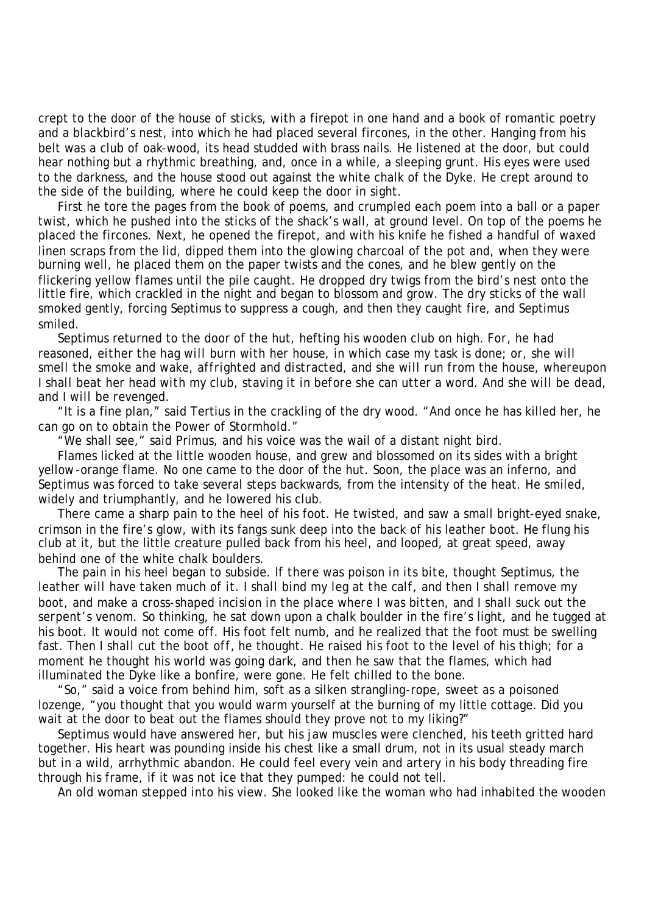crept to the door of the house of sticks, with a firepot in one hand and a book of romantic poetry and a blackbird's nest, into which he had placed several fircones, in the other. Hanging from his belt was a club of oak-wood, its head studded with brass nails. He listened at the door, but could hear nothing but a rhythmic breathing, and, once in a while, a sleeping grunt. His eyes were used to the darkness, and the house stood out against the white chalk of the Dyke. He crept around to the side of the building, where he could keep the door in sight.

First he tore the pages from the book of poems, and crumpled each poem into a ball or a paper twist, which he pushed into the sticks of the shack's wall, at ground level. On top of the poems he placed the fircones. Next, he opened the firepot, and with his knife he fished a handful of waxed linen scraps from the lid, dipped them into the glowing charcoal of the pot and, when they were burning well, he placed them on the paper twists and the cones, and he blew gently on the flickering yellow flames until the pile caught. He dropped dry twigs from the bird's nest onto the little fire, which crackled in the night and began to blossom and grow. The dry sticks of the wall smoked gently, forcing Septimus to suppress a cough, and then they caught fire, and Septimus smiled.

Septimus returned to the door of the hut, hefting his wooden club on high. For, he had reasoned, *either the hag will burn with her house, in which case my task is done; or, she will smell the smoke and wake, affrighted and distracted, and she will run from the house, whereupon I shall beat her head with my club, staving it in before she can utter a word. And she will be dead, and I will be revenged.*

"It is a fine plan," said Tertius in the crackling of the dry wood. "And once he has killed her, he can go on to obtain the Power of Stormhold."

"We shall see," said Primus, and his voice was the wail of a distant night bird.

Flames licked at the little wooden house, and grew and blossomed on its sides with a bright yellow-orange flame. No one came to the door of the hut. Soon, the place was an inferno, and Septimus was forced to take several steps backwards, from the intensity of the heat. He smiled, widely and triumphantly, and he lowered his club.

There came a sharp pain to the heel of his foot. He twisted, and saw a small bright-eyed snake, crimson in the fire's glow, with its fangs sunk deep into the back of his leather boot. He flung his club at it, but the little creature pulled back from his heel, and looped, at great speed, away behind one of the white chalk boulders.

The pain in his heel began to subside. *If there was poison in its bite,* thought Septimus, *the leather will have taken much of it. I shall bind my leg at the calf, and then I shall remove my boot, and make a cross-shaped incision in the place where I was bitten, and I shall suck out the serpent's venom.* So thinking, he sat down upon a chalk boulder in the fire's light, and he tugged at his boot. It would not come off. His foot felt numb, and he realized that the foot must be swelling fast. *Then I shall cut the boot off,* he thought. He raised his foot to the level of his thigh; for a moment he thought his world was going dark, and then he saw that the flames, which had illuminated the Dyke like a bonfire, were gone. He felt chilled to the bone.

"So," said a voice from behind him, soft as a silken strangling-rope, sweet as a poisoned lozenge, "you thought that you would warm yourself at the burning of my little cottage. Did you wait at the door to beat out the flames should they prove not to my liking?"

Septimus would have answered her, but his jaw muscles were clenched, his teeth gritted hard together. His heart was pounding inside his chest like a small drum, not in its usual steady march but in a wild, arrhythmic abandon. He could feel every vein and artery in his body threading fire through his frame, if it was not ice that they pumped: he could not tell.

An old woman stepped into his view. She looked like the woman who had inhabited the wooden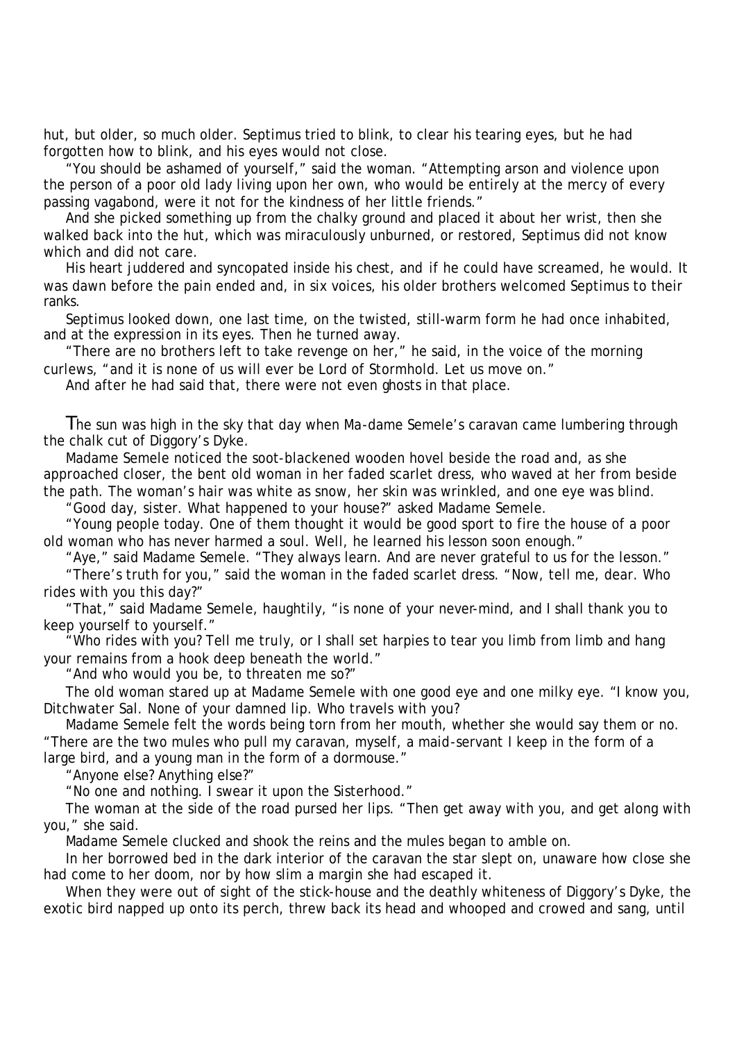hut, but older, so much older. Septimus tried to blink, to clear his tearing eyes, but he had forgotten how to blink, and his eyes would not close.

"You should be ashamed of yourself," said the woman. "Attempting arson and violence upon the person of a poor old lady living upon her own, who would be entirely at the mercy of every passing vagabond, were it not for the kindness of her little friends."

And she picked something up from the chalky ground and placed it about her wrist, then she walked back into the hut, which was miraculously unburned, or restored, Septimus did not know which and did not care.

His heart juddered and syncopated inside his chest, and if he could have screamed, he would. It was dawn before the pain ended and, in six voices, his older brothers welcomed Septimus to their ranks.

Septimus looked down, one last time, on the twisted, still-warm form he had once inhabited, and at the expression in its eyes. Then he turned away.

"There are no brothers left to take revenge on her," he said, in the voice of the morning curlews, "and it is none of us will ever be Lord of Stormhold. Let us move on."

And after he had said that, there were not even ghosts in that place.

The sun was high in the sky that day when Ma-dame Semele's caravan came lumbering through the chalk cut of Diggory's Dyke.

Madame Semele noticed the soot-blackened wooden hovel beside the road and, as she approached closer, the bent old woman in her faded scarlet dress, who waved at her from beside the path. The woman's hair was white as snow, her skin was wrinkled, and one eye was blind.

"Good day, sister. What happened to your house?" asked Madame Semele.

"Young people today. One of them thought it would be good sport to fire the house of a poor old woman who has never harmed a soul. Well, he learned his lesson soon enough."

"Aye," said Madame Semele. "They always learn. And are never grateful to us for the lesson."

"There's truth for you," said the woman in the faded scarlet dress. "Now, tell me, dear. Who rides with you this day?"

"That," said Madame Semele, haughtily, "is none of your never-mind, and I shall thank you to keep yourself to yourself."

"Who rides with you? Tell me truly, or I shall set harpies to tear you limb from limb and hang your remains from a hook deep beneath the world."

"And who would you be, to threaten me so?"

The old woman stared up at Madame Semele with one good eye and one milky eye. "I know you, Ditchwater Sal. None of your damned lip. Who travels with you?

Madame Semele felt the words being torn from her mouth, whether she would say them or no. "There are the two mules who pull my caravan, myself, a maid-servant I keep in the form of a large bird, and a young man in the form of a dormouse."

"Anyone else? Anything else?"

"No one and nothing. I swear it upon the Sisterhood."

The woman at the side of the road pursed her lips. "Then get away with you, and get along with you," she said.

Madame Semele clucked and shook the reins and the mules began to amble on.

In her borrowed bed in the dark interior of the caravan the star slept on, unaware how close she had come to her doom, nor by how slim a margin she had escaped it.

When they were out of sight of the stick-house and the deathly whiteness of Diggory's Dyke, the exotic bird napped up onto its perch, threw back its head and whooped and crowed and sang, until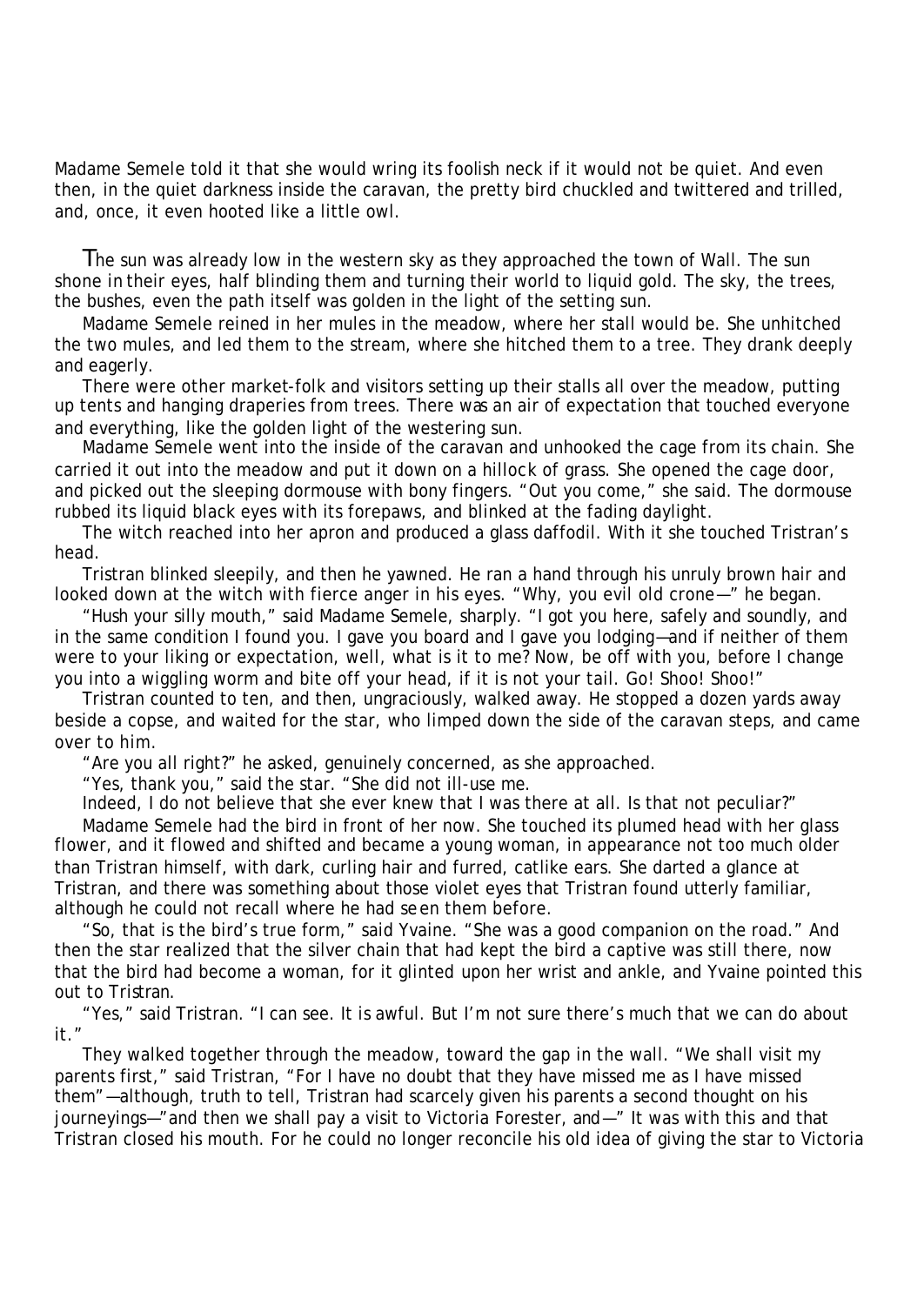Madame Semele told it that she would wring its foolish neck if it would not be quiet. And even then, in the quiet darkness inside the caravan, the pretty bird chuckled and twittered and trilled, and, once, it even hooted like a little owl.

The sun was already low in the western sky as they approached the town of Wall. The sun shone in their eyes, half blinding them and turning their world to liquid gold. The sky, the trees, the bushes, even the path itself was golden in the light of the setting sun.

Madame Semele reined in her mules in the meadow, where her stall would be. She unhitched the two mules, and led them to the stream, where she hitched them to a tree. They drank deeply and eagerly.

There were other market-folk and visitors setting up their stalls all over the meadow, putting up tents and hanging draperies from trees. There was an air of expectation that touched everyone and everything, like the golden light of the westering sun.

Madame Semele went into the inside of the caravan and unhooked the cage from its chain. She carried it out into the meadow and put it down on a hillock of grass. She opened the cage door, and picked out the sleeping dormouse with bony fingers. "Out you come," she said. The dormouse rubbed its liquid black eyes with its forepaws, and blinked at the fading daylight.

The witch reached into her apron and produced a glass daffodil. With it she touched Tristran's head.

Tristran blinked sleepily, and then he yawned. He ran a hand through his unruly brown hair and looked down at the witch with fierce anger in his eyes. "Why, you evil old crone—" he began.

"Hush your silly mouth," said Madame Semele, sharply. "I got you here, safely and soundly, and in the same condition I found you. I gave you board and I gave you lodging—and if neither of them were to your liking or expectation, well, what is it to me? Now, be off with you, before I change you into a wiggling worm and bite off your head, if it is not your tail. Go! Shoo! Shoo!"

Tristran counted to ten, and then, ungraciously, walked away. He stopped a dozen yards away beside a copse, and waited for the star, who limped down the side of the caravan steps, and came over to him.

"Are you all right?" he asked, genuinely concerned, as she approached.

"Yes, thank you," said the star. "She did not ill-use me.

Indeed, I do not believe that she ever knew that I was there at all. Is that not peculiar?"

Madame Semele had the bird in front of her now. She touched its plumed head with her glass flower, and it flowed and shifted and became a young woman, in appearance not too much older than Tristran himself, with dark, curling hair and furred, catlike ears. She darted a glance at Tristran, and there was something about those violet eyes that Tristran found utterly familiar, although he could not recall where he had seen them before.

"So, that is the bird's true form," said Yvaine. "She was a good companion on the road." And then the star realized that the silver chain that had kept the bird a captive was still there, now that the bird had become a woman, for it glinted upon her wrist and ankle, and Yvaine pointed this out to Tristran.

"Yes," said Tristran. "I can see. It is awful. But I'm not sure there's much that we can do about it."

They walked together through the meadow, toward the gap in the wall. "We shall visit my parents first," said Tristran, "For I have no doubt that they have missed me as I have missed them"—although, truth to tell, Tristran had scarcely given his parents a second thought on his journeyings—"and then we shall pay a visit to Victoria Forester, and—" It was with this and that Tristran closed his mouth. For he could no longer reconcile his old idea of giving the star to Victoria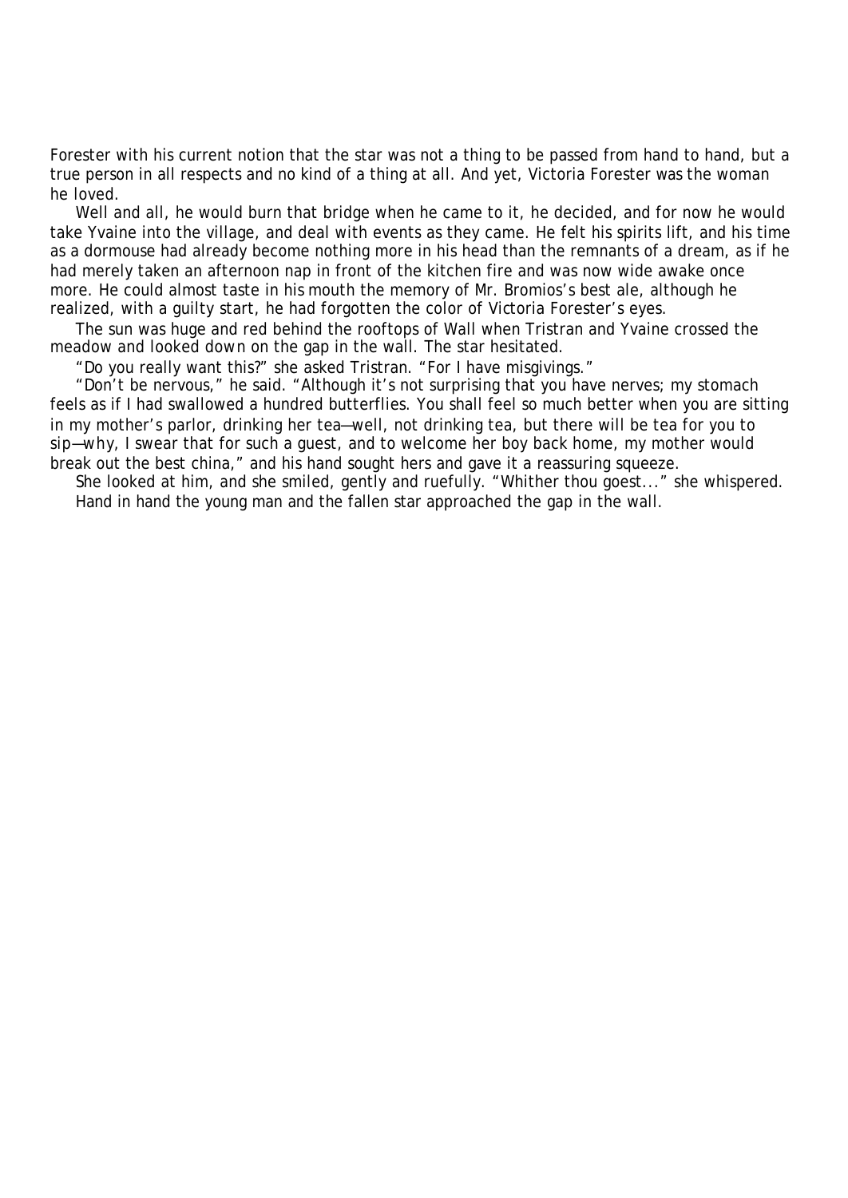Forester with his current notion that the star was not a thing to be passed from hand to hand, but a true person in all respects and no kind of a thing at all. And yet, Victoria Forester was the woman he loved.

Well and all, he would burn that bridge when he came to it, he decided, and for now he would take Yvaine into the village, and deal with events as they came. He felt his spirits lift, and his time as a dormouse had already become nothing more in his head than the remnants of a dream, as if he had merely taken an afternoon nap in front of the kitchen fire and was now wide awake once more. He could almost taste in his mouth the memory of Mr. Bromios's best ale, although he realized, with a guilty start, he had forgotten the color of Victoria Forester's eyes.

The sun was huge and red behind the rooftops of Wall when Tristran and Yvaine crossed the meadow and looked down on the gap in the wall. The star hesitated.

"Do you really want this?" she asked Tristran. "For I have misgivings."

"Don't be nervous," he said. "Although it's not surprising that you have nerves; my stomach feels as if I had swallowed a hundred butterflies. You shall feel so much better when you are sitting in my mother's parlor, drinking her tea—well, not drinking tea, but there will be tea for you to sip—why, I swear that for such a guest, and to welcome her boy back home, my mother would break out the best china," and his hand sought hers and gave it a reassuring squeeze.

She looked at him, and she smiled, gently and ruefully. "Whither thou goest..." she whispered.

Hand in hand the young man and the fallen star approached the gap in the wall.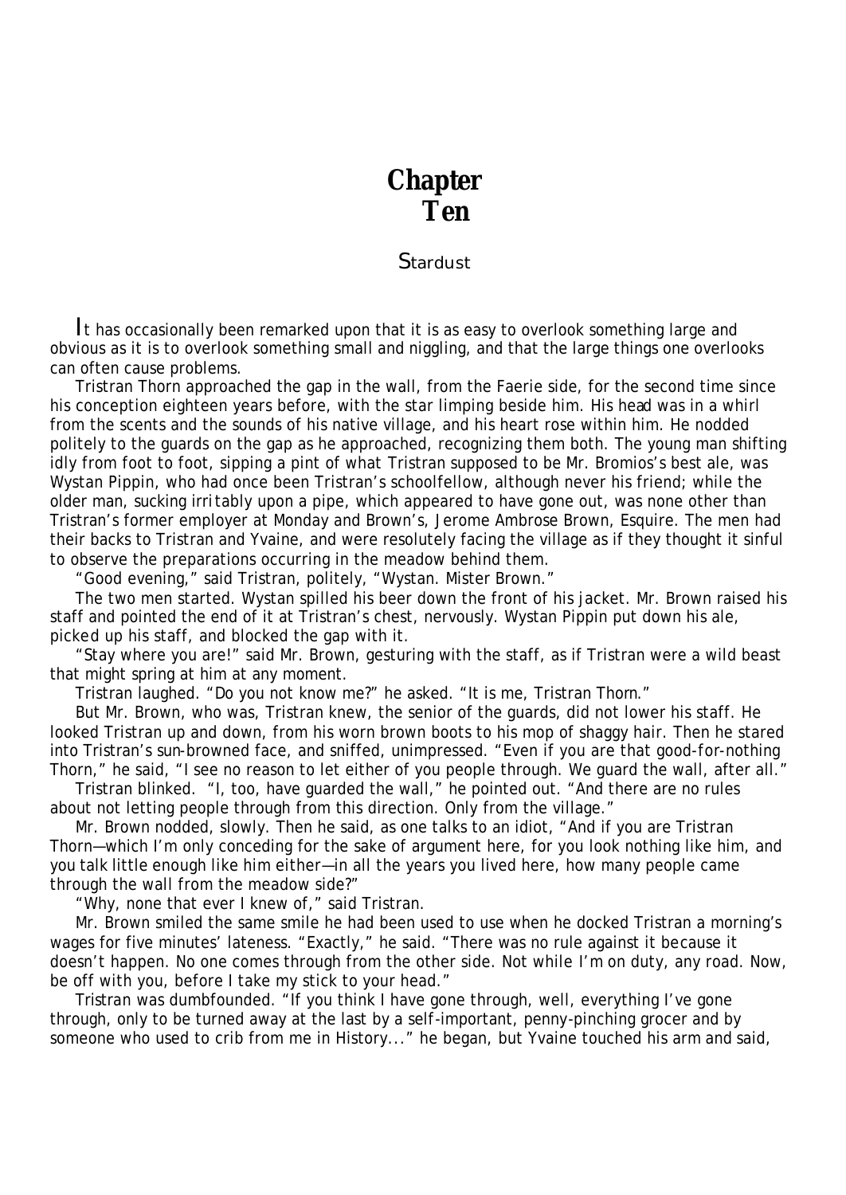# Chapter Ten

## Stardust

It has occasionally been remarked upon that it is as easy to overlook something large and obvious as it is to overlook something small and niggling, and that the large things one overlooks can often cause problems.

Tristran Thorn approached the gap in the wall, from the Faerie side, for the second time since his conception eighteen years before, with the star limping beside him. His head was in a whirl from the scents and the sounds of his native village, and his heart rose within him. He nodded politely to the guards on the gap as he approached, recognizing them both. The young man shifting idly from foot to foot, sipping a pint of what Tristran supposed to be Mr. Bromios's best ale, was Wystan Pippin, who had once been Tristran's schoolfellow, although never his friend; while the older man, sucking irritably upon a pipe, which appeared to have gone out, was none other than Tristran's former employer at Monday and Brown's, Jerome Ambrose Brown, Esquire. The men had their backs to Tristran and Yvaine, and were resolutely facing the village as if they thought it sinful to observe the preparations occurring in the meadow behind them.

"Good evening," said Tristran, politely, "Wystan. Mister Brown."

The two men started. Wystan spilled his beer down the front of his jacket. Mr. Brown raised his staff and pointed the end of it at Tristran's chest, nervously. Wystan Pippin put down his ale, picked up his staff, and blocked the gap with it.

"Stay where you are!" said Mr. Brown, gesturing with the staff, as if Tristran were a wild beast that might spring at him at any moment.

Tristran laughed. "Do you not know me?" he asked. "It is me, Tristran Thorn."

But Mr. Brown, who was, Tristran knew, the senior of the guards, did not lower his staff. He looked Tristran up and down, from his worn brown boots to his mop of shaggy hair. Then he stared into Tristran's sun-browned face, and sniffed, unimpressed. "Even if you are that good-for-nothing Thorn," he said, "I see no reason to let either of you people through. We guard the wall, after all."

Tristran blinked. "I, too, have guarded the wall," he pointed out. "And there are no rules about not letting people through from this direction. Only from the village."

Mr. Brown nodded, slowly. Then he said, as one talks to an idiot, "And if you are Tristran Thorn—which I'm only conceding for the sake of argument here, for you look nothing like him, and you talk little enough like him either—in all the years you lived here, how many people came through the wall from the meadow side?"

"Why, none that ever I knew of," said Tristran.

Mr. Brown smiled the same smile he had been used to use when he docked Tristran a morning's wages for five minutes' lateness. "Exactly," he said. "There was no rule against it because it doesn't happen. No one comes through from the other side. Not while I'm on duty, any road. Now, be off with you, before I take my stick to your head."

Tristran was dumbfounded. "If you think I have gone through, well, everything I've gone through, only to be turned away at the last by a self-important, penny-pinching grocer and by someone who used to crib from me in History..." he began, but Yvaine touched his arm and said,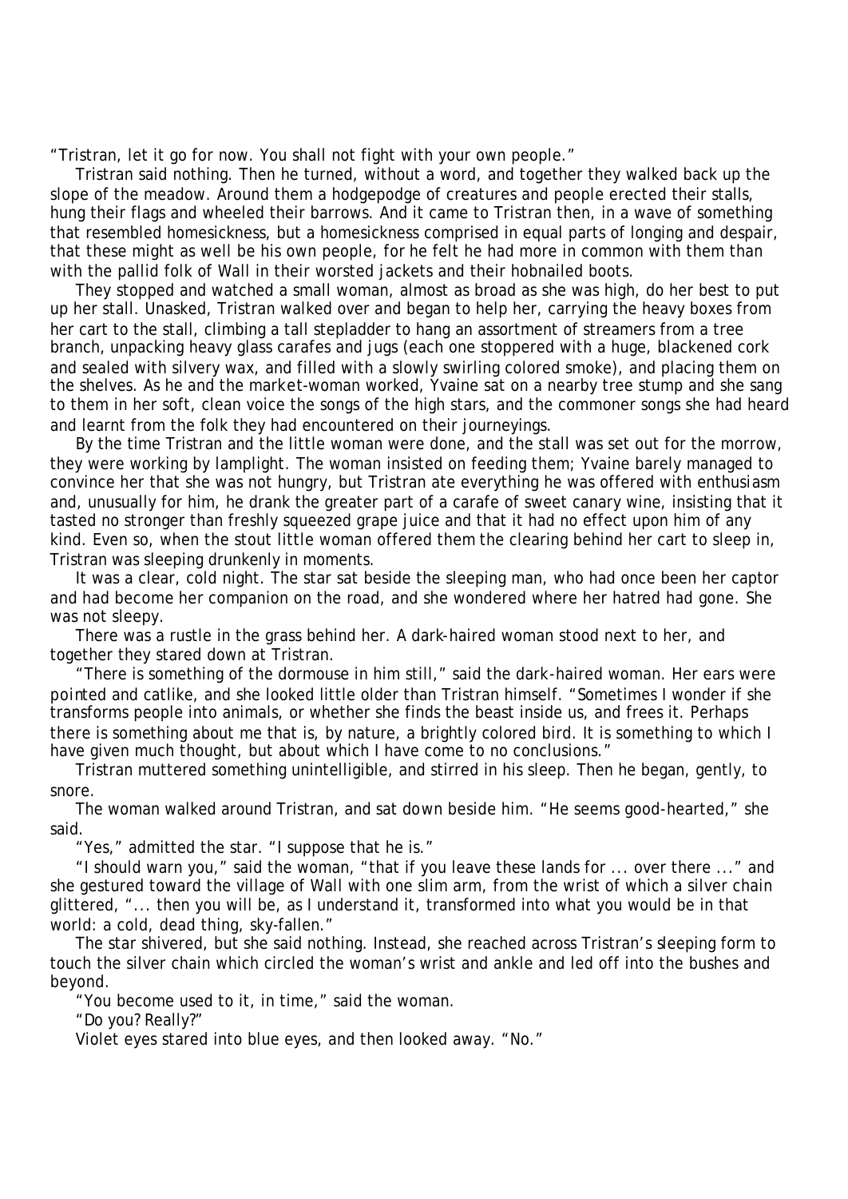"Tristran, let it go for now. You shall not fight with your own people."

Tristran said nothing. Then he turned, without a word, and together they walked back up the slope of the meadow. Around them a hodgepodge of creatures and people erected their stalls, hung their flags and wheeled their barrows. And it came to Tristran then, in a wave of something that resembled homesickness, but a homesickness comprised in equal parts of longing and despair, that these might as well be his own people, for he felt he had more in common with them than with the pallid folk of Wall in their worsted jackets and their hobnailed boots.

They stopped and watched a small woman, almost as broad as she was high, do her best to put up her stall. Unasked, Tristran walked over and began to help her, carrying the heavy boxes from her cart to the stall, climbing a tall stepladder to hang an assortment of streamers from a tree branch, unpacking heavy glass carafes and jugs (each one stoppered with a huge, blackened cork and sealed with silvery wax, and filled with a slowly swirling colored smoke), and placing them on the shelves. As he and the market-woman worked, Yvaine sat on a nearby tree stump and she sang to them in her soft, clean voice the songs of the high stars, and the commoner songs she had heard and learnt from the folk they had encountered on their journeyings.

By the time Tristran and the little woman were done, and the stall was set out for the morrow, they were working by lamplight. The woman insisted on feeding them; Yvaine barely managed to convince her that she was not hungry, but Tristran ate everything he was offered with enthusiasm and, unusually for him, he drank the greater part of a carafe of sweet canary wine, insisting that it tasted no stronger than freshly squeezed grape juice and that it had no effect upon him of any kind. Even so, when the stout little woman offered them the clearing behind her cart to sleep in, Tristran was sleeping drunkenly in moments.

It was a clear, cold night. The star sat beside the sleeping man, who had once been her captor and had become her companion on the road, and she wondered where her hatred had gone. She was not sleepy.

There was a rustle in the grass behind her. A dark-haired woman stood next to her, and together they stared down at Tristran.

"There is something of the dormouse in him still," said the dark-haired woman. Her ears were pointed and catlike, and she looked little older than Tristran himself. "Sometimes I wonder if she transforms people into animals, or whether she finds the beast inside us, and frees it. Perhaps there is something about me that is, by nature, a brightly colored bird. It is something to which I have given much thought, but about which I have come to no conclusions."

Tristran muttered something unintelligible, and stirred in his sleep. Then he began, gently, to snore.

The woman walked around Tristran, and sat down beside him. "He seems good-hearted," she said.

"Yes," admitted the star. "I suppose that he is."

"I should warn you," said the woman, "that if you leave these lands for ... over there ..." and she gestured toward the village of Wall with one slim arm, from the wrist of which a silver chain glittered, "... then you will be, as I understand it, transformed into what you would be in that world: a cold, dead thing, sky-fallen."

The star shivered, but she said nothing. Instead, she reached across Tristran's sleeping form to touch the silver chain which circled the woman's wrist and ankle and led off into the bushes and beyond.

"You become used to it, in time," said the woman.

"Do you? Really?"

Violet eyes stared into blue eyes, and then looked away. "No."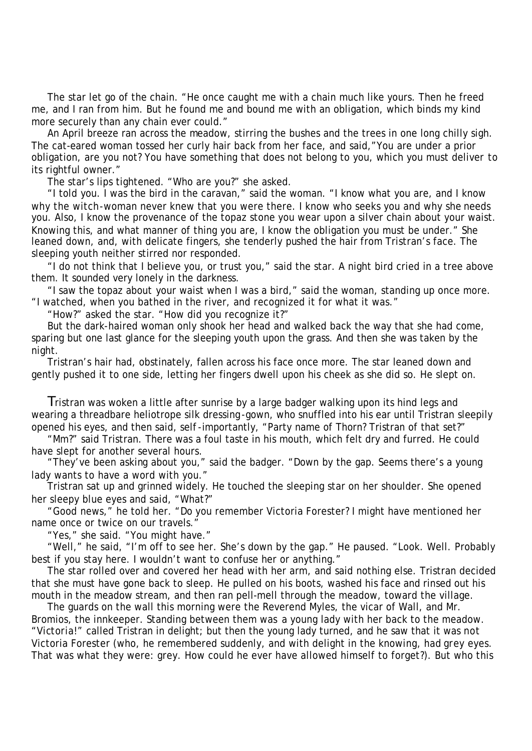The star let go of the chain. "He once caught me with a chain much like yours. Then he freed me, and I ran from him. But he found me and bound me with an obligation, which binds my kind more securely than any chain ever could."

An April breeze ran across the meadow, stirring the bushes and the trees in one long chilly sigh. The cat-eared woman tossed her curly hair back from her face, and said,"You are under a prior obligation, are you not? You have something that does not belong to you, which you must deliver to its rightful owner."

The star's lips tightened. "Who are you?" she asked.

"I told you. I was the bird in the caravan," said the woman. "I know what you are, and I know why the witch-woman never knew that you were there. I know who seeks you and why she needs you. Also, I know the provenance of the topaz stone you wear upon a silver chain about your waist. Knowing this, and what manner of thing you are, I know the obligation you must be under." She leaned down, and, with delicate fingers, she tenderly pushed the hair from Tristran's face. The sleeping youth neither stirred nor responded.

"I do not think that I believe you, or trust you," said the star. A night bird cried in a tree above them. It sounded very lonely in the darkness.

"I saw the topaz about your waist when I was a bird," said the woman, standing up once more. "I watched, when you bathed in the river, and recognized it for what it was."

"How?" asked the star. "How did you recognize it?"

But the dark-haired woman only shook her head and walked back the way that she had come, sparing but one last glance for the sleeping youth upon the grass. And then she was taken by the night.

Tristran's hair had, obstinately, fallen across his face once more. The star leaned down and gently pushed it to one side, letting her fingers dwell upon his cheek as she did so. He slept on.

Tristran was woken a little after sunrise by a large badger walking upon its hind legs and wearing a threadbare heliotrope silk dressing-gown, who snuffled into his ear until Tristran sleepily opened his eyes, and then said, self-importantly, "Party name of Thorn? Tristran of that set?"

"Mm?" said Tristran. There was a foul taste in his mouth, which felt dry and furred. He could have slept for another several hours.

"They've been asking about you," said the badger. "Down by the gap. Seems there's a young lady wants to have a word with you."

Tristran sat up and grinned widely. He touched the sleeping star on her shoulder. She opened her sleepy blue eyes and said, "What?"

"Good news," he told her. "Do you remember Victoria Forester? I might have mentioned her name once or twice on our travels."

"Yes," she said. "You might have."

"Well," he said, "I'm off to see her. She's down by the gap." He paused. "Look. Well. Probably best if you stay here. I wouldn't want to confuse her or anything."

The star rolled over and covered her head with her arm, and said nothing else. Tristran decided that she must have gone back to sleep. He pulled on his boots, washed his face and rinsed out his mouth in the meadow stream, and then ran pell-mell through the meadow, toward the village.

The guards on the wall this morning were the Reverend Myles, the vicar of Wall, and Mr. Bromios, the innkeeper. Standing between them was a young lady with her back to the meadow. "Victoria!" called Tristran in delight; but then the young lady turned, and he saw that it was not Victoria Forester (who, he remembered suddenly, and with delight in the knowing, had grey eyes. That was what they were: grey. How could he ever have allowed himself to forget?). But who this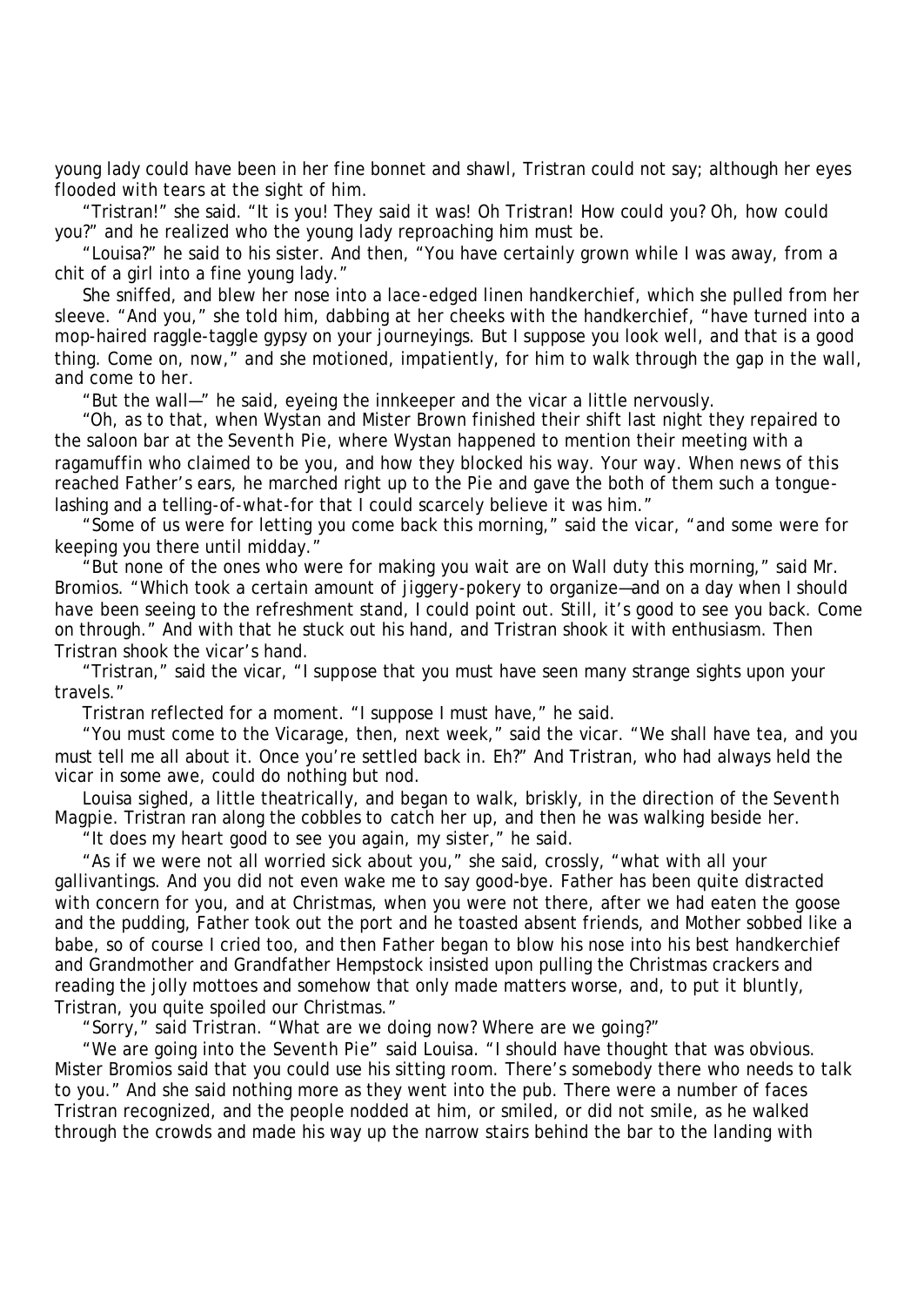young lady could have been in her fine bonnet and shawl, Tristran could not say; although her eyes flooded with tears at the sight of him.

"Tristran!" she said. "It *is* you! They said it was! Oh Tristran! How *could* you? Oh, how could you?" and he realized who the young lady reproaching him must be.

"Louisa?" he said to his sister. And then, "You have certainly grown while I was away, from a chit of a girl into a fine young lady."

She sniffed, and blew her nose into a lace-edged linen handkerchief, which she pulled from her sleeve. "And you," she told him, dabbing at her cheeks with the handkerchief, "have turned into a mop-haired raggle-taggle gypsy on your journeyings. But I suppose you look well, and that is a good thing. Come on, now," and she motioned, impatiently, for him to walk through the gap in the wall, and come to her.

"But the wall—" he said, eyeing the innkeeper and the vicar a little nervously.

"Oh, as to that, when Wystan and Mister Brown finished their shift last night they repaired to the saloon bar at the *Seventh Pie*, where Wystan happened to mention their meeting with a ragamuffin who claimed to be you, and how they blocked his way. Your way. When news of this reached Father's ears, he marched right up to the *Pie* and gave the both of them such a tongue-lashing and a telling-of-what-for that I could scarcely believe it was him."

"Some of us were for letting you come back this morning," said the vicar, "and some were for keeping you there until midday."

"But none of the ones who were for making you wait are on Wall duty this morning," said Mr. Bromios. "Which took a certain amount of jiggery-pokery to organize—and on a day when I should have been seeing to the refreshment stand, I could point out. Still, it's good to see you back. Come on through." And with that he stuck out his hand, and Tristran shook it with enthusiasm. Then Tristran shook the vicar's hand.

"Tristran," said the vicar, "I suppose that you must have seen many strange sights upon your travels."

Tristran reflected for a moment. "I suppose I must have," he said.

"You must come to the Vicarage, then, next week," said the vicar. "We shall have tea, and you must tell me all about it. Once you're settled back in. Eh?" And Tristran, who had always held the vicar in some awe, could do nothing but nod.

Louisa sighed, a little theatrically, and began to walk, briskly, in the direction of the *Seventh Magpie*. Tristran ran along the cobbles to catch her up, and then he was walking beside her.

"It does my heart good to see you again, my sister," he said.

"As if we were not all worried sick about you," she said, crossly, "what with all your gallivantings. And you did not even wake me to say good-bye. Father has been quite distracted with concern for you, and at Christmas, when you were not there, after we had eaten the goose and the pudding, Father took out the port and he toasted absent friends, and Mother sobbed like a babe, so of course I cried too, and then Father began to blow his nose into his best handkerchief and Grandmother and Grandfather Hempstock insisted upon pulling the Christmas crackers and reading the jolly mottoes and somehow that only made matters worse, and, to put it bluntly, Tristran, you quite spoiled our Christmas."

"Sorry," said Tristran. "What are we doing now? Where are we going?"

"We are going into the *Seventh Pie*" said Louisa. "I should have thought that was obvious. Mister Bromios said that you could use his sitting room. There's somebody there who needs to talk to you." And she said nothing more as they went into the pub. There were a number of faces Tristran recognized, and the people nodded at him, or smiled, or did not smile, as he walked through the crowds and made his way up the narrow stairs behind the bar to the landing with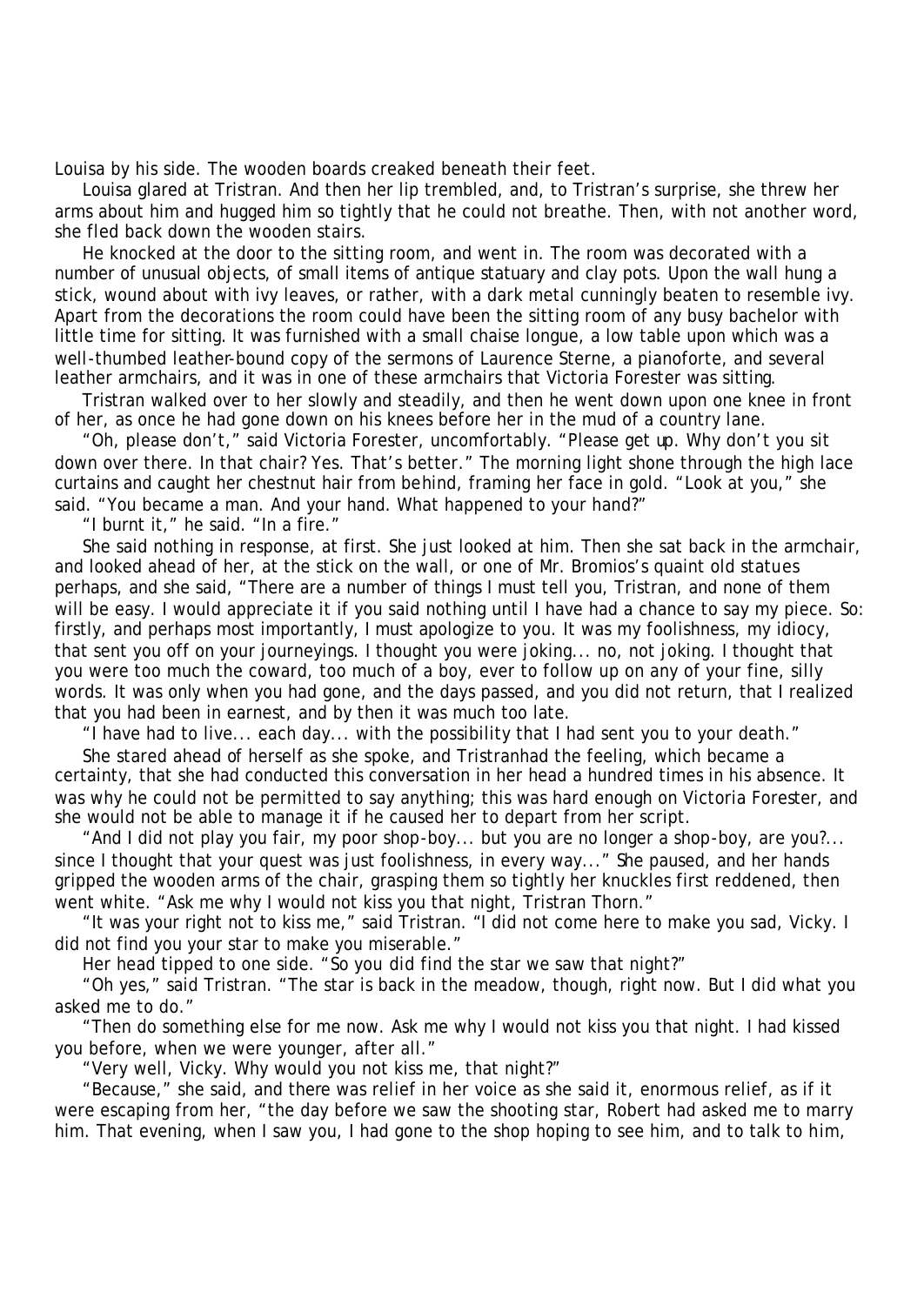Louisa by his side. The wooden boards creaked beneath their feet.

Louisa glared at Tristran. And then her lip trembled, and, to Tristran's surprise, she threw her arms about him and hugged him so tightly that he could not breathe. Then, with not another word, she fled back down the wooden stairs.

He knocked at the door to the sitting room, and went in. The room was decorated with a number of unusual objects, of small items of antique statuary and clay pots. Upon the wall hung a stick, wound about with ivy leaves, or rather, with a dark metal cunningly beaten to resemble ivy. Apart from the decorations the room could have been the sitting room of any busy bachelor with little time for sitting. It was furnished with a small chaise longue, a low table upon which was a well-thumbed leather-bound copy of the sermons of Laurence Sterne, a pianoforte, and several leather armchairs, and it was in one of these armchairs that Victoria Forester was sitting.

Tristran walked over to her slowly and steadily, and then he went down upon one knee in front of her, as once he had gone down on his knees before her in the mud of a country lane.

"Oh, please don't," said Victoria Forester, uncomfortably. "Please get up. Why don't you sit down over there. In that chair? Yes. That's better." The morning light shone through the high lace curtains and caught her chestnut hair from behind, framing her face in gold. "Look at you," she said. "You became a man. And your hand. What happened to your hand?"

"I burnt it," he said. "In a fire."

She said nothing in response, at first. She just looked at him. Then she sat back in the armchair, and looked ahead of her, at the stick on the wall, or one of Mr. Bromios's quaint old statues perhaps, and she said, "There are a number of things I must tell you, Tristran, and none of them will be easy. I would appreciate it if you said nothing until I have had a chance to say my piece. So: firstly, and perhaps most importantly, I must apologize to you. It was my foolishness, my idiocy, that sent you off on your journeyings. I thought you were joking... no, not joking. I thought that you were too much the coward, too much of a boy, ever to follow up on any of your fine, silly words. It was only when you had gone, and the days passed, and you did not return, that I realized that you had been in earnest, and by then it was much too late.

"I have had to live... each day... with the possibility that I had sent you to your death."

She stared ahead of herself as she spoke, and Tristranhad the feeling, which became a certainty, that she had conducted this conversation in her head a hundred times in his absence. It was why he could not be permitted to say anything; this was hard enough on Victoria Forester, and she would not be able to manage it if he caused her to depart from her script.

"And I did not play you fair, my poor shop-boy... but you are no longer a shop-boy, are you?... since I thought that your quest was just foolishness, in every way..." She paused, and her hands gripped the wooden arms of the chair, grasping them so tightly her knuckles first reddened, then went white. "Ask me why I would not kiss you that night, Tristran Thorn."

"It was your right not to kiss me," said Tristran. "I did not come here to make you sad, Vicky. I did not find you your star to make you miserable."

Her head tipped to one side. "So you did find the star we saw that night?"

"Oh yes," said Tristran. "The star is back in the meadow, though, right now. But I did what you asked me to do."

"Then do something else for me now. Ask me why I would not kiss you that night. I had kissed you before, when we were younger, after all."

"Very well, Vicky. Why would you not kiss me, that night?"

"Because," she said, and there was relief in her voice as she said it, enormous relief, as if it were escaping from her, "the day before we saw the shooting star, Robert had asked me to marry him. That evening, when I saw you, I had gone to the shop hoping to see him, and to talk to him,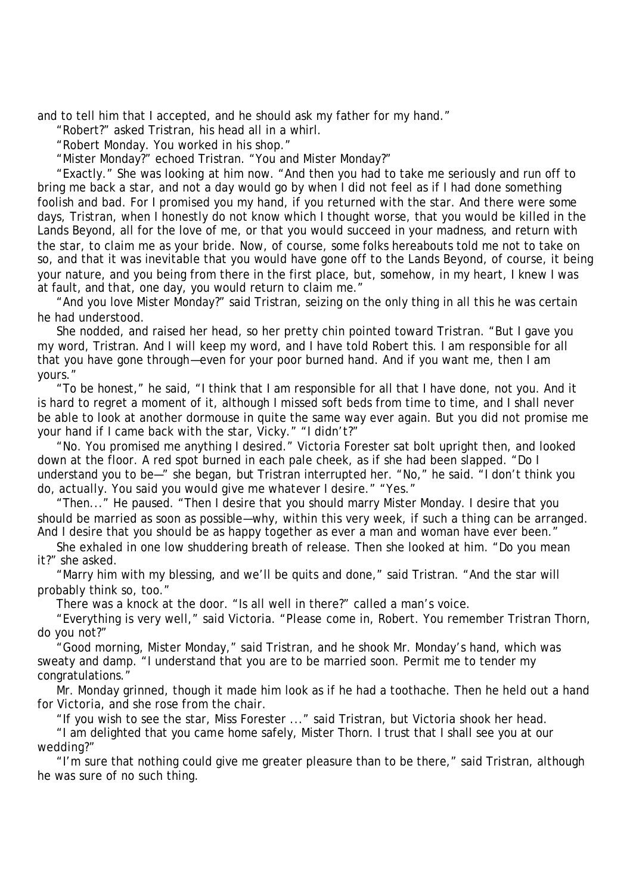and to tell him that I accepted, and he should ask my father for my hand."

"Robert?" asked Tristran, his head all in a whirl.

"Robert Monday. You worked in his shop."

"Mister Monday?" echoed Tristran. "You and Mister Monday?"

"Exactly." She was looking at him now. "And then you had to take me seriously and run off to bring me back a star, and not a day would go by when I did not feel as if I had done something foolish and bad. For I promised you my hand, if you returned with the star. And there were some days, Tristran, when I honestly do not know which I thought worse, that you would be killed in the Lands Beyond, all for the love of me, or that you would succeed in your madness, and return with the star, to claim me as your bride. Now, of course, some folks hereabouts told me not to take on so, and that it was inevitable that you would have gone off to the Lands Beyond, of course, it being your nature, and you being from there in the first place, but, somehow, in my heart, I knew I was at fault, and that, one day, you would return to claim me."

"And you love Mister Monday?" said Tristran, seizing on the only thing in all this he was certain he had understood.

She nodded, and raised her head, so her pretty chin pointed toward Tristran. "But I gave you my word, Tristran. And I will keep my word, and I have told Robert this. I am responsible for all that you have gone through—even for your poor burned hand. And if you want me, then I am yours."

"To be honest," he said, "I think that I am responsible for all that I have done, not you. And it is hard to regret a moment of it, although I missed soft beds from time to time, and I shall never be able to look at another dormouse in quite the same way ever again. But you did not promise me your hand if I came back with the star, Vicky." "I didn't?"

"No. You promised me anything I desired." Victoria Forester sat bolt upright then, and looked down at the floor. A red spot burned in each pale cheek, as if she had been slapped. "Do I understand you to be—" she began, but Tristran interrupted her. "No," he said. "I don't think you do, actually. You said you would give me whatever I desire." "Yes."

"Then..." He paused. "Then I desire that you should marry Mister Monday. I desire that you should be married as soon as possible—why, within this very week, if such a thing can be arranged. And I desire that you should be as happy together as ever a man and woman have ever been."

She exhaled in one low shuddering breath of release. Then she looked at him. "Do you mean it?" she asked.

"Marry him with my blessing, and we'll be quits and done," said Tristran. "And the star will probably think so, too."

There was a knock at the door. "Is all well in there?" called a man's voice.

"Everything is very well," said Victoria. "Please come in, Robert. You remember Tristran Thorn, do you not?"

"Good morning, Mister Monday," said Tristran, and he shook Mr. Monday's hand, which was sweaty and damp. "I understand that you are to be married soon. Permit me to tender my congratulations."

Mr. Monday grinned, though it made him look as if he had a toothache. Then he held out a hand for Victoria, and she rose from the chair.

"If you wish to see the star, Miss Forester ..." said Tristran, but Victoria shook her head.

"I am delighted that you came home safely, Mister Thorn. I trust that I shall see you at our wedding?"

"I'm sure that nothing could give me greater pleasure than to be there," said Tristran, although he was sure of no such thing.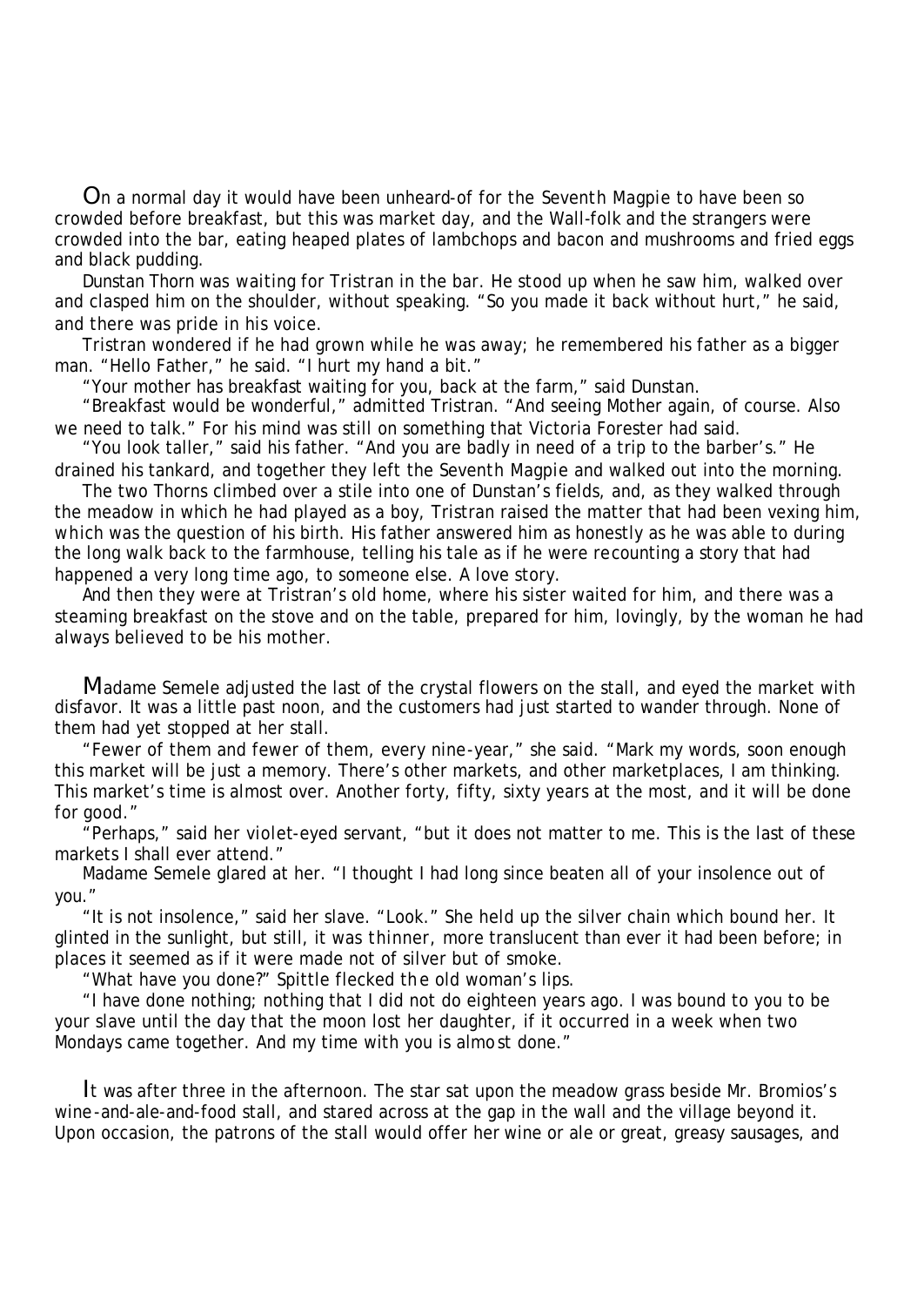On a normal day it would have been unheard-of for the Seventh Magpie to have been so crowded before breakfast, but this was market day, and the Wall-folk and the strangers were crowded into the bar, eating heaped plates of lambchops and bacon and mushrooms and fried eggs and black pudding.

Dunstan Thorn was waiting for Tristran in the bar. He stood up when he saw him, walked over and clasped him on the shoulder, without speaking. "So you made it back without hurt," he said, and there was pride in his voice.

Tristran wondered if he had grown while he was away; he remembered his father as a bigger man. "Hello Father," he said. "I hurt my hand a bit."

"Your mother has breakfast waiting for you, back at the farm," said Dunstan.

"Breakfast would be wonderful," admitted Tristran. "And seeing Mother again, of course. Also we need to talk." For his mind was still on something that Victoria Forester had said.

"You look taller," said his father. "And you are badly in need of a trip to the barber's." He drained his tankard, and together they left the Seventh Magpie and walked out into the morning.

The two Thorns climbed over a stile into one of Dunstan's fields, and, as they walked through the meadow in which he had played as a boy, Tristran raised the matter that had been vexing him, which was the question of his birth. His father answered him as honestly as he was able to during the long walk back to the farmhouse, telling his tale as if he were recounting a story that had happened a very long time ago, to someone else. A love story.

And then they were at Tristran's old home, where his sister waited for him, and there was a steaming breakfast on the stove and on the table, prepared for him, lovingly, by the woman he had always believed to be his mother.

Madame Semele adjusted the last of the crystal flowers on the stall, and eyed the market with disfavor. It was a little past noon, and the customers had just started to wander through. None of them had yet stopped at her stall.

"Fewer of them and fewer of them, every nine-year," she said. "Mark my words, soon enough this market will be just a memory. There's other markets, and other marketplaces, I am thinking. This market's time is almost over. Another forty, fifty, sixty years at the most, and it will be done for good."

"Perhaps," said her violet-eyed servant, "but it does not matter to me. This is the last of these markets I shall ever attend."

Madame Semele glared at her. "I thought I had long since beaten all of your insolence out of you."

"It is not insolence," said her slave. "Look." She held up the silver chain which bound her. It glinted in the sunlight, but still, it was thinner, more translucent than ever it had been before; in places it seemed as if it were made not of silver but of smoke.

"What have you done?" Spittle flecked the old woman's lips.

"I have done nothing; nothing that I did not do eighteen years ago. I was bound to you to be your slave until the day that the moon lost her daughter, if it occurred in a week when two Mondays came together. And my time with you is almost done."

It was after three in the afternoon. The star sat upon the meadow grass beside Mr. Bromios's wine-and-ale-and-food stall, and stared across at the gap in the wall and the village beyond it. Upon occasion, the patrons of the stall would offer her wine or ale or great, greasy sausages, and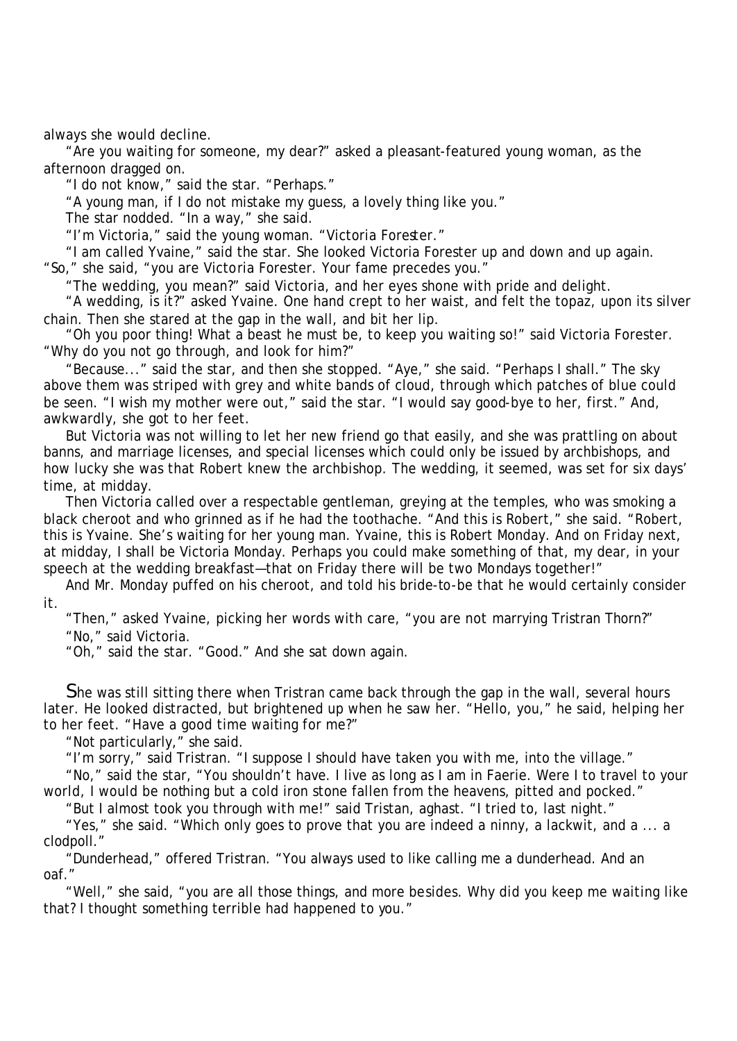always she would decline.

"Are you waiting for someone, my dear?" asked a pleasant-featured young woman, as the afternoon dragged on.

"I do not know," said the star. "Perhaps."

"A young man, if I do not mistake my guess, a lovely thing like you."

The star nodded. "In a way," she said.

"I'm Victoria," said the young woman. "Victoria Forester."

"I am called Yvaine," said the star. She looked Victoria Forester up and down and up again. "So," she said, "you are Victoria Forester. Your fame precedes you."

"The wedding, you mean?" said Victoria, and her eyes shone with pride and delight.

"A wedding, is it?" asked Yvaine. One hand crept to her waist, and felt the topaz, upon its silver chain. Then she stared at the gap in the wall, and bit her lip.

"Oh you poor thing! What a beast he must be, to keep you waiting so!" said Victoria Forester. "Why do you not go through, and look for him?"

"Because..." said the star, and then she stopped. "Aye," she said. "Perhaps I shall." The sky above them was striped with grey and white bands of cloud, through which patches of blue could be seen. "I wish my mother were out," said the star. "I would say good-bye to her, first." And, awkwardly, she got to her feet.

But Victoria was not willing to let her new friend go that easily, and she was prattling on about banns, and marriage licenses, and special licenses which could only be issued by archbishops, and how lucky she was that Robert knew the archbishop. The wedding, it seemed, was set for six days' time, at midday.

Then Victoria called over a respectable gentleman, greying at the temples, who was smoking a black cheroot and who grinned as if he had the toothache. "And this is Robert," she said. "Robert, this is Yvaine. She's waiting for her young man. Yvaine, this is Robert Monday. And on Friday next, at midday, I shall be Victoria Monday. Perhaps you could make something of that, my dear, in your speech at the wedding breakfast—that on Friday there will be two Mondays together!"

And Mr. Monday puffed on his cheroot, and told his bride-to-be that he would certainly consider it.

"Then," asked Yvaine, picking her words with care, "you are not marrying Tristran Thorn?"

"No," said Victoria.

"Oh," said the star. "Good." And she sat down again.

She was still sitting there when Tristran came back through the gap in the wall, several hours later. He looked distracted, but brightened up when he saw her. "Hello, you," he said, helping her to her feet. "Have a good time waiting for me?"

"Not particularly," she said.

"I'm sorry," said Tristran. "I suppose I should have taken you with me, into the village."

"No," said the star, "You shouldn't have. I live as long as I am in Faerie. Were I to travel to your world, I would be nothing but a cold iron stone fallen from the heavens, pitted and pocked."

"But I almost took you through with me!" said Tristan, aghast. "I tried to, last night."

"Yes," she said. "Which only goes to prove that you are indeed a ninny, a lackwit, and a ... a clodpoll."

"Dunderhead," offered Tristran. "You always used to like calling me a dunderhead. And an oaf."

"Well," she said, "you are all those things, and more besides. Why did you keep me waiting like that? I thought something terrible had happened to you."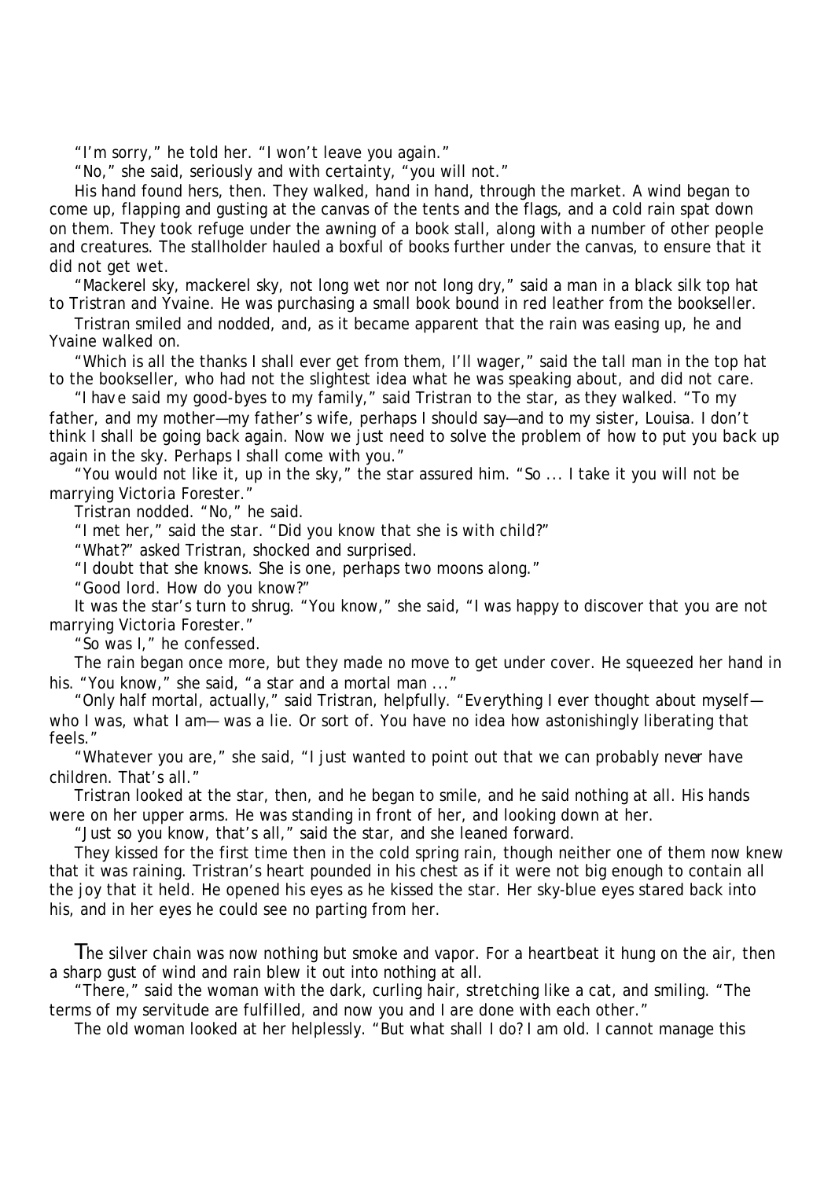"I'm sorry," he told her. "I won't leave you again."

"No," she said, seriously and with certainty, "you will not."

His hand found hers, then. They walked, hand in hand, through the market. A wind began to come up, flapping and gusting at the canvas of the tents and the flags, and a cold rain spat down on them. They took refuge under the awning of a book stall, along with a number of other people and creatures. The stallholder hauled a boxful of books further under the canvas, to ensure that it did not get wet.

"Mackerel sky, mackerel sky, not long wet nor not long dry," said a man in a black silk top hat to Tristran and Yvaine. He was purchasing a small book bound in red leather from the bookseller.

Tristran smiled and nodded, and, as it became apparent that the rain was easing up, he and Yvaine walked on.

"Which is all the thanks I shall ever get from them, I'll wager," said the tall man in the top hat to the bookseller, who had not the slightest idea what he was speaking about, and did not care.

"I have said my good-byes to my family," said Tristran to the star, as they walked. "To my father, and my mother—my father's wife, perhaps I should say—and to my sister, Louisa. I don't think I shall be going back again. Now we just need to solve the problem of how to put you back up again in the sky. Perhaps I shall come with you."

"You would not like it, up in the sky," the star assured him. "So ... I take it you will not be marrying Victoria Forester."

Tristran nodded. "No," he said.

"I met her," said the star. "Did you know that she is with child?"

"What?" asked Tristran, shocked and surprised.

"I doubt that she knows. She is one, perhaps two moons along."

"Good lord. How do you know?"

It was the star's turn to shrug. "You know," she said, "I was happy to discover that you are not marrying Victoria Forester."

"So was I," he confessed.

The rain began once more, but they made no move to get under cover. He squeezed her hand in his. "You know," she said, "a star and a mortal man ..."

"Only half mortal, actually," said Tristran, helpfully. "Everything I ever thought about myself—who I was, what I am—was a lie. Or sort of. You have no idea how astonishingly liberating that feels."

"Whatever you are," she said, "I just wanted to point out that we can probably *never* have children. That's all."

Tristran looked at the star, then, and he began to smile, and he said nothing at all. His hands were on her upper arms. He was standing in front of her, and looking down at her.

"Just so you know, that's all," said the star, and she leaned forward.

They kissed for the first time then in the cold spring rain, though neither one of them now knew that it was raining. Tristran's heart pounded in his chest as if it were not big enough to contain all the joy that it held. He opened his eyes as he kissed the star. Her sky-blue eyes stared back into his, and in her eyes he could see no parting from her.

The silver chain was now nothing but smoke and vapor. For a heartbeat it hung on the air, then a sharp gust of wind and rain blew it out into nothing at all.

"There," said the woman with the dark, curling hair, stretching like a cat, and smiling. "The terms of my servitude are fulfilled, and now you and I are done with each other."

The old woman looked at her helplessly. "But what shall I do? I am old. I cannot manage this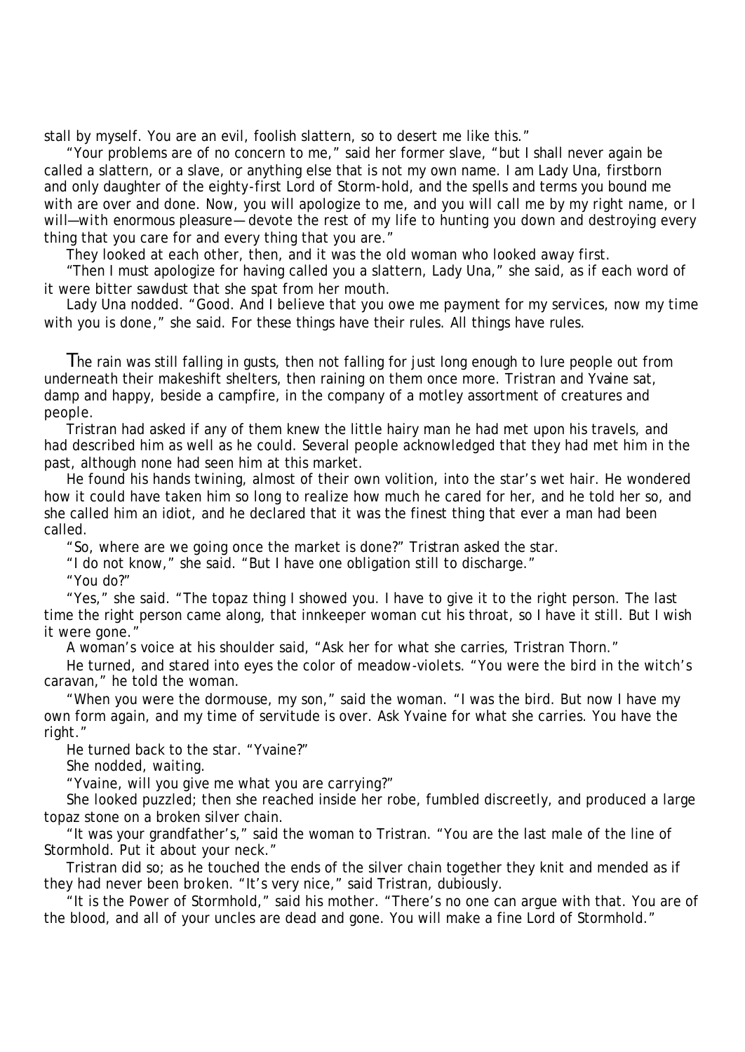stall by myself. You are an evil, foolish slattern, so to desert me like this."

"Your problems are of no concern to me," said her former slave, "but I shall never again be called a slattern, or a slave, or anything else that is not my own name. I am Lady Una, firstborn and only daughter of the eighty-first Lord of Storm-hold, and the spells and terms you bound me with are over and done. Now, you will apologize to me, and you will call me by my right name, or I will—with enormous pleasure— devote the rest of my life to hunting you down and destroying every thing that you care for and every thing that you are."

They looked at each other, then, and it was the old woman who looked away first.

"Then I must apologize for having called you a slattern, Lady Una," she said, as if each word of it were bitter sawdust that she spat from her mouth.

Lady Una nodded. "Good. And I believe that you owe me payment for my services, now my time with you is done," she said. For these things have their rules. All things have rules.

The rain was still falling in gusts, then not falling for just long enough to lure people out from underneath their makeshift shelters, then raining on them once more. Tristran and Yvaine sat, damp and happy, beside a campfire, in the company of a motley assortment of creatures and people.

Tristran had asked if any of them knew the little hairy man he had met upon his travels, and had described him as well as he could. Several people acknowledged that they had met him in the past, although none had seen him at this market.

He found his hands twining, almost of their own volition, into the star's wet hair. He wondered how it could have taken him so long to realize how much he cared for her, and he told her so, and she called him an idiot, and he declared that it was the finest thing that ever a man had been called.

"So, where are we going once the market is done?" Tristran asked the star.

"I do not know," she said. "But I have one obligation still to discharge."

"You do?"

"Yes," she said. "The topaz thing I showed you. I have to give it to the right person. The last time the right person came along, that innkeeper woman cut his throat, so I have it still. But I wish it were gone."

A woman's voice at his shoulder said, "Ask her for what she carries, Tristran Thorn."

He turned, and stared into eyes the color of meadow-violets. "You were the bird in the witch's caravan," he told the woman.

"When you were the dormouse, my son," said the woman. "I was the bird. But now I have my own form again, and my time of servitude is over. Ask Yvaine for what she carries. You have the right."

He turned back to the star. "Yvaine?"

She nodded, waiting.

"Yvaine, will you give me what you are carrying?"

She looked puzzled; then she reached inside her robe, fumbled discreetly, and produced a large topaz stone on a broken silver chain.

"It was your grandfather's," said the woman to Tristran. "You are the last male of the line of Stormhold. Put it about your neck."

Tristran did so; as he touched the ends of the silver chain together they knit and mended as if they had never been broken. "It's very nice," said Tristran, dubiously.

"It is the Power of Stormhold," said his mother. "There's no one can argue with that. You are of the blood, and all of your uncles are dead and gone. You will make a fine Lord of Stormhold."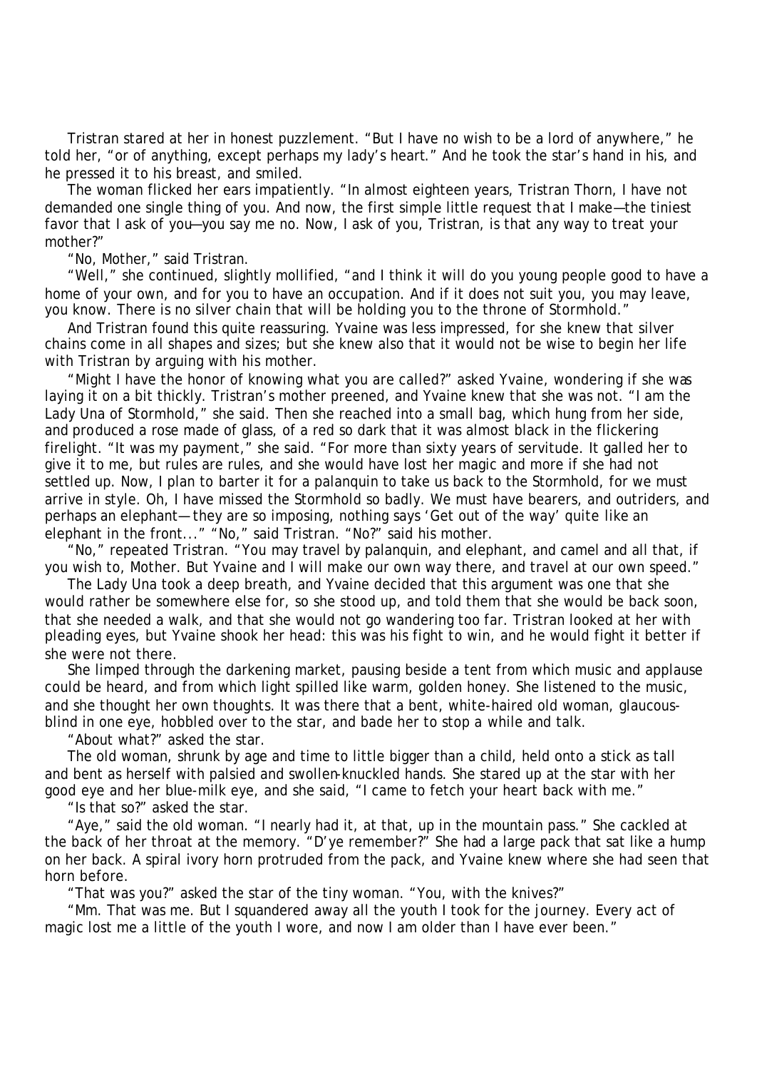Tristran stared at her in honest puzzlement. "But I have no wish to be a lord of anywhere," he told her, "or of anything, except perhaps my lady's heart." And he took the star's hand in his, and he pressed it to his breast, and smiled.

The woman flicked her ears impatiently. "In almost eighteen years, Tristran Thorn, I have not demanded one single thing of you. And now, the first simple little request that I make—the tiniest favor that I ask of you—you say me no. Now, I ask of you, Tristran, is that any way to treat your mother?"

"No, Mother," said Tristran.

"Well," she continued, slightly mollified, "and I think it will do you young people good to have a home of your own, and for you to have an occupation. And if it does not suit you, you may leave, you know. There is no silver chain that will be holding you to the throne of Stormhold."

And Tristran found this quite reassuring. Yvaine was less impressed, for she knew that silver chains come in all shapes and sizes; but she knew also that it would not be wise to begin her life with Tristran by arguing with his mother.

"Might I have the honor of knowing what you are called?" asked Yvaine, wondering if she was laying it on a bit thickly. Tristran's mother preened, and Yvaine knew that she was not. "I am the Lady Una of Stormhold," she said. Then she reached into a small bag, which hung from her side, and produced a rose made of glass, of a red so dark that it was almost black in the flickering firelight. "It was my payment," she said. "For more than sixty years of servitude. It galled her to give it to me, but rules are rules, and she would have lost her magic and more if she had not settled up. Now, I plan to barter it for a palanquin to take us back to the Stormhold, for we must arrive in style. Oh, I have missed the Stormhold so badly. We must have bearers, and outriders, and perhaps an elephant—they are so imposing, nothing says 'Get out of the way' quite like an elephant in the front..." "No," said Tristran. "No?" said his mother.

"No," repeated Tristran. "You may travel by palanquin, and elephant, and camel and all that, if you wish to, Mother. But Yvaine and I will make our own way there, and travel at our own speed."

The Lady Una took a deep breath, and Yvaine decided that this argument was one that she would rather be somewhere else for, so she stood up, and told them that she would be back soon, that she needed a walk, and that she would not go wandering too far. Tristran looked at her with pleading eyes, but Yvaine shook her head: this was his fight to win, and he would fight it better if she were not there.

She limped through the darkening market, pausing beside a tent from which music and applause could be heard, and from which light spilled like warm, golden honey. She listened to the music, and she thought her own thoughts. It was there that a bent, white-haired old woman, glaucous-blind in one eye, hobbled over to the star, and bade her to stop a while and talk.

"About what?" asked the star.

The old woman, shrunk by age and time to little bigger than a child, held onto a stick as tall and bent as herself with palsied and swollen-knuckled hands. She stared up at the star with her good eye and her blue-milk eye, and she said, "I came to fetch your heart back with me."

"Is that so?" asked the star.

"Aye," said the old woman. "I nearly had it, at that, up in the mountain pass." She cackled at the back of her throat at the memory. "D'ye remember?" She had a large pack that sat like a hump on her back. A spiral ivory horn protruded from the pack, and Yvaine knew where she had seen that horn before.

"That was you?" asked the star of the tiny woman. "You, with the knives?"

"Mm. That was me. But I squandered away all the youth I took for the journey. Every act of magic lost me a little of the youth I wore, and now I am older than I have ever been."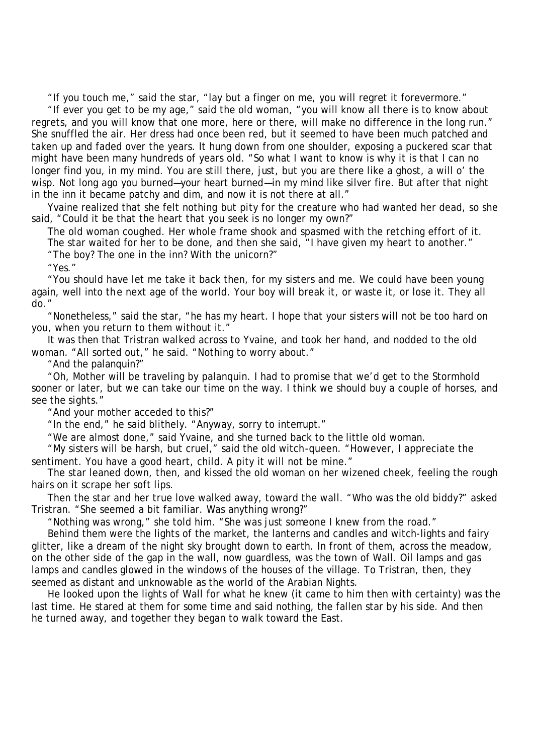"If you touch me," said the star, "lay but a finger on me, you will regret it forevermore."

"If ever you get to be my age," said the old woman, "you will know all there is to know about regrets, and you will know that one more, here or there, will make no difference in the long run." She snuffled the air. Her dress had once been red, but it seemed to have been much patched and taken up and faded over the years. It hung down from one shoulder, exposing a puckered scar that might have been many hundreds of years old. "So what I want to know is why it is that I can no longer find you, in my mind. You are still there, just, but you are there like a ghost, a will o' the wisp. Not long ago you burned—your heart burned—in my mind like silver fire. But after that night in the inn it became patchy and dim, and now it is not there at all."

Yvaine realized that she felt nothing but pity for the creature who had wanted her dead, so she said, "Could it be that the heart that you seek is no longer my own?"

The old woman coughed. Her whole frame shook and spasmed with the retching effort of it. The star waited for her to be done, and then she said, "I have given my heart to another."

"The boy? The one in the inn? With the unicorn?"

"Yes."

"You should have let me take it back then, for my sisters and me. We could have been young again, well into the next age of the world. Your boy will break it, or waste it, or lose it. They all do."

"Nonetheless," said the star, "he has my heart. I hope that your sisters will not be too hard on you, when you return to them without it."

It was then that Tristran walked across to Yvaine, and took her hand, and nodded to the old woman. "All sorted out," he said. "Nothing to worry about."

"And the palanquin?"

"Oh, Mother will be traveling by palanquin. I had to promise that we'd get to the Stormhold sooner or later, but we can take our time on the way. I think we should buy a couple of horses, and see the sights."

"And your mother acceded to this?"

"In the end," he said blithely. "Anyway, sorry to interrupt."

"We are almost done," said Yvaine, and she turned back to the little old woman.

"My sisters will be harsh, but cruel," said the old witch-queen. "However, I appreciate the sentiment. You have a good heart, child. A pity it will not be mine."

The star leaned down, then, and kissed the old woman on her wizened cheek, feeling the rough hairs on it scrape her soft lips.

Then the star and her true love walked away, toward the wall. "Who was the old biddy?" asked Tristran. "She seemed a bit familiar. Was anything wrong?"

"Nothing was wrong," she told him. "She was just someone I knew from the road."

Behind them were the lights of the market, the lanterns and candles and witch-lights and fairy glitter, like a dream of the night sky brought down to earth. In front of them, across the meadow, on the other side of the gap in the wall, now guardless, was the town of Wall. Oil lamps and gas lamps and candles glowed in the windows of the houses of the village. To Tristran, then, they seemed as distant and unknowable as the world of the Arabian Nights.

He looked upon the lights of Wall for what he knew (it came to him then with certainty) was the last time. He stared at them for some time and said nothing, the fallen star by his side. And then he turned away, and together they began to walk toward the East.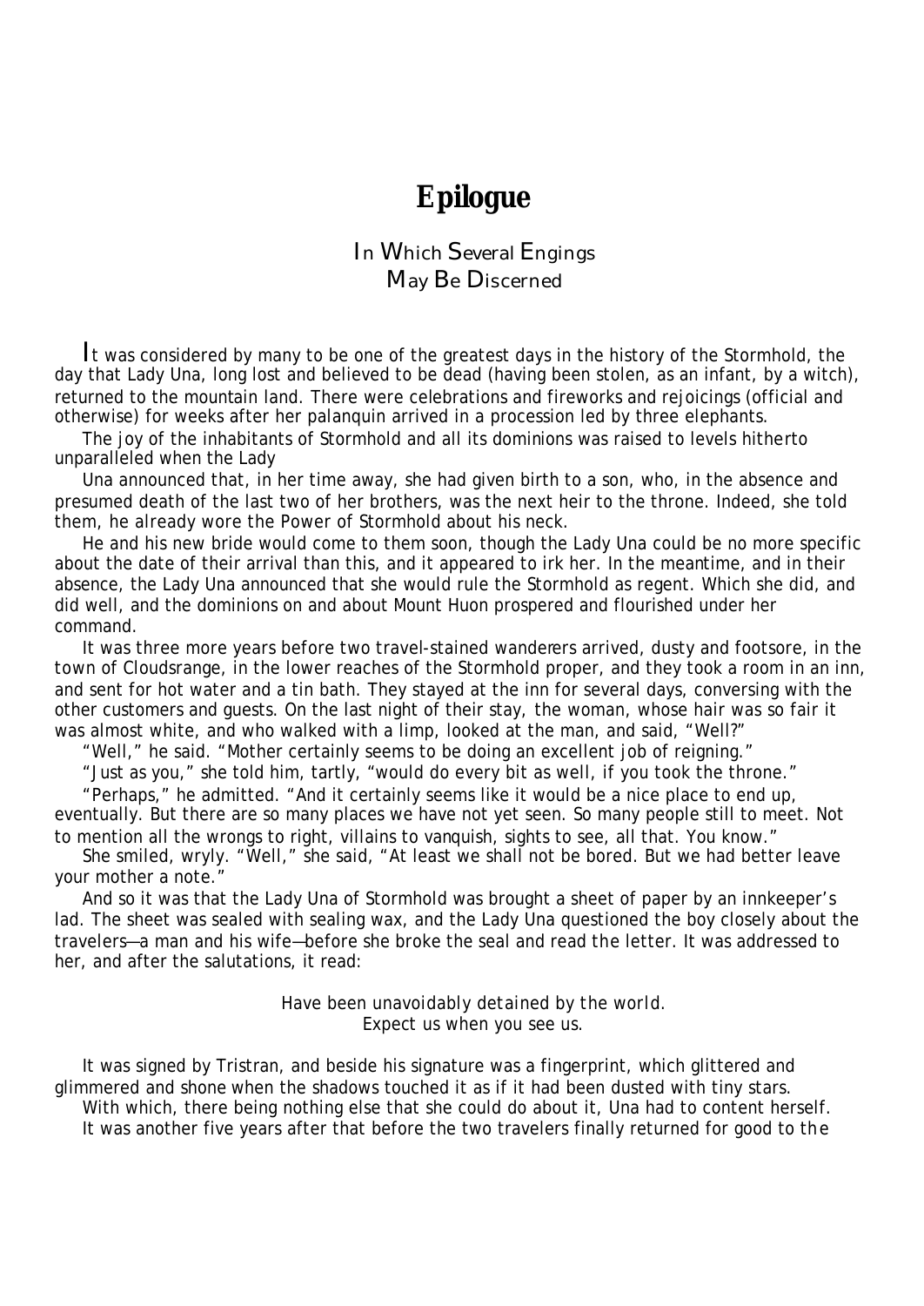# Epilogue

## In Which Several Engings May Be Discerned

It was considered by many to be one of the greatest days in the history of the Stormhold, the day that Lady Una, long lost and believed to be dead (having been stolen, as an infant, by a witch), returned to the mountain land. There were celebrations and fireworks and rejoicings (official and otherwise) for weeks after her palanquin arrived in a procession led by three elephants.

The joy of the inhabitants of Stormhold and all its dominions was raised to levels hitherto unparalleled when the Lady

Una announced that, in her time away, she had given birth to a son, who, in the absence and presumed death of the last two of her brothers, was the next heir to the throne. Indeed, she told them, he already wore the Power of Stormhold about his neck.

He and his new bride would come to them soon, though the Lady Una could be no more specific about the date of their arrival than this, and it appeared to irk her. In the meantime, and in their absence, the Lady Una announced that she would rule the Stormhold as regent. Which she did, and did well, and the dominions on and about Mount Huon prospered and flourished under her command.

It was three more years before two travel-stained wanderers arrived, dusty and footsore, in the town of Cloudsrange, in the lower reaches of the Stormhold proper, and they took a room in an inn, and sent for hot water and a tin bath. They stayed at the inn for several days, conversing with the other customers and guests. On the last night of their stay, the woman, whose hair was so fair it was almost white, and who walked with a limp, looked at the man, and said, "Well?"

"Well," he said. "Mother certainly seems to be doing an excellent job of reigning."

"Just as you," she told him, tartly, "would do every bit as well, if you took the throne."

"Perhaps," he admitted. "And it certainly seems like it would be a nice place to end up, eventually. But there are so many places we have not yet seen. So many people still to meet. Not to mention all the wrongs to right, villains to vanquish, sights to see, all that. You know."

She smiled, wryly. "Well," she said, "At least we shall not be bored. But we had better leave your mother a note."

And so it was that the Lady Una of Stormhold was brought a sheet of paper by an innkeeper's lad. The sheet was sealed with sealing wax, and the Lady Una questioned the boy closely about the travelers—a man and his wife—before she broke the seal and read the letter. It was addressed to her, and after the salutations, it read:

*Have been unavoidably detained by the world.*
*Expect us when you see us.*

It was signed by Tristran, and beside his signature was a fingerprint, which glittered and glimmered and shone when the shadows touched it as if it had been dusted with tiny stars.

With which, there being nothing else that she could do about it, Una had to content herself.

It was another five years after that before the two travelers finally returned for good to the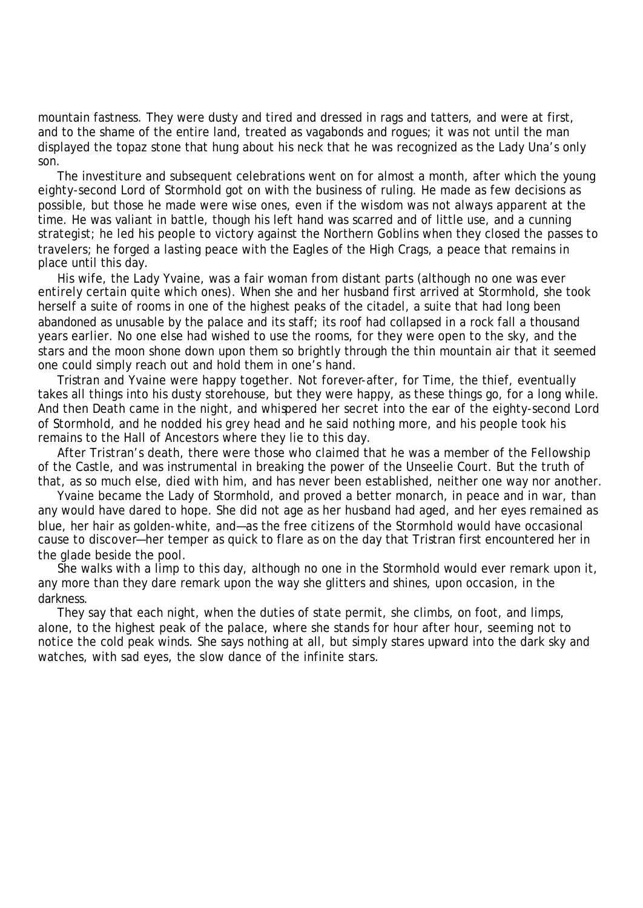mountain fastness. They were dusty and tired and dressed in rags and tatters, and were at first, and to the shame of the entire land, treated as vagabonds and rogues; it was not until the man displayed the topaz stone that hung about his neck that he was recognized as the Lady Una's only son.

The investiture and subsequent celebrations went on for almost a month, after which the young eighty-second Lord of Stormhold got on with the business of ruling. He made as few decisions as possible, but those he made were wise ones, even if the wisdom was not always apparent at the time. He was valiant in battle, though his left hand was scarred and of little use, and a cunning strategist; he led his people to victory against the Northern Goblins when they closed the passes to travelers; he forged a lasting peace with the Eagles of the High Crags, a peace that remains in place until this day.

His wife, the Lady Yvaine, was a fair woman from distant parts (although no one was ever entirely certain quite which ones). When she and her husband first arrived at Stormhold, she took herself a suite of rooms in one of the highest peaks of the citadel, a suite that had long been abandoned as unusable by the palace and its staff; its roof had collapsed in a rock fall a thousand years earlier. No one else had wished to use the rooms, for they were open to the sky, and the stars and the moon shone down upon them so brightly through the thin mountain air that it seemed one could simply reach out and hold them in one's hand.

Tristran and Yvaine were happy together. Not forever-after, for Time, the thief, eventually takes all things into his dusty storehouse, but they were happy, as these things go, for a long while. And then Death came in the night, and whispered her secret into the ear of the eighty-second Lord of Stormhold, and he nodded his grey head and he said nothing more, and his people took his remains to the Hall of Ancestors where they lie to this day.

After Tristran's death, there were those who claimed that he was a member of the Fellowship of the Castle, and was instrumental in breaking the power of the Unseelie Court. But the truth of that, as so much else, died with him, and has never been established, neither one way nor another.

Yvaine became the Lady of Stormhold, and proved a better monarch, in peace and in war, than any would have dared to hope. She did not age as her husband had aged, and her eyes remained as blue, her hair as golden-white, and—as the free citizens of the Stormhold would have occasional cause to discover—her temper as quick to flare as on the day that Tristran first encountered her in the glade beside the pool.

She walks with a limp to this day, although no one in the Stormhold would ever remark upon it, any more than they dare remark upon the way she glitters and shines, upon occasion, in the darkness.

They say that each night, when the duties of state permit, she climbs, on foot, and limps, alone, to the highest peak of the palace, where she stands for hour after hour, seeming not to notice the cold peak winds. She says nothing at all, but simply stares upward into the dark sky and watches, with sad eyes, the slow dance of the infinite stars.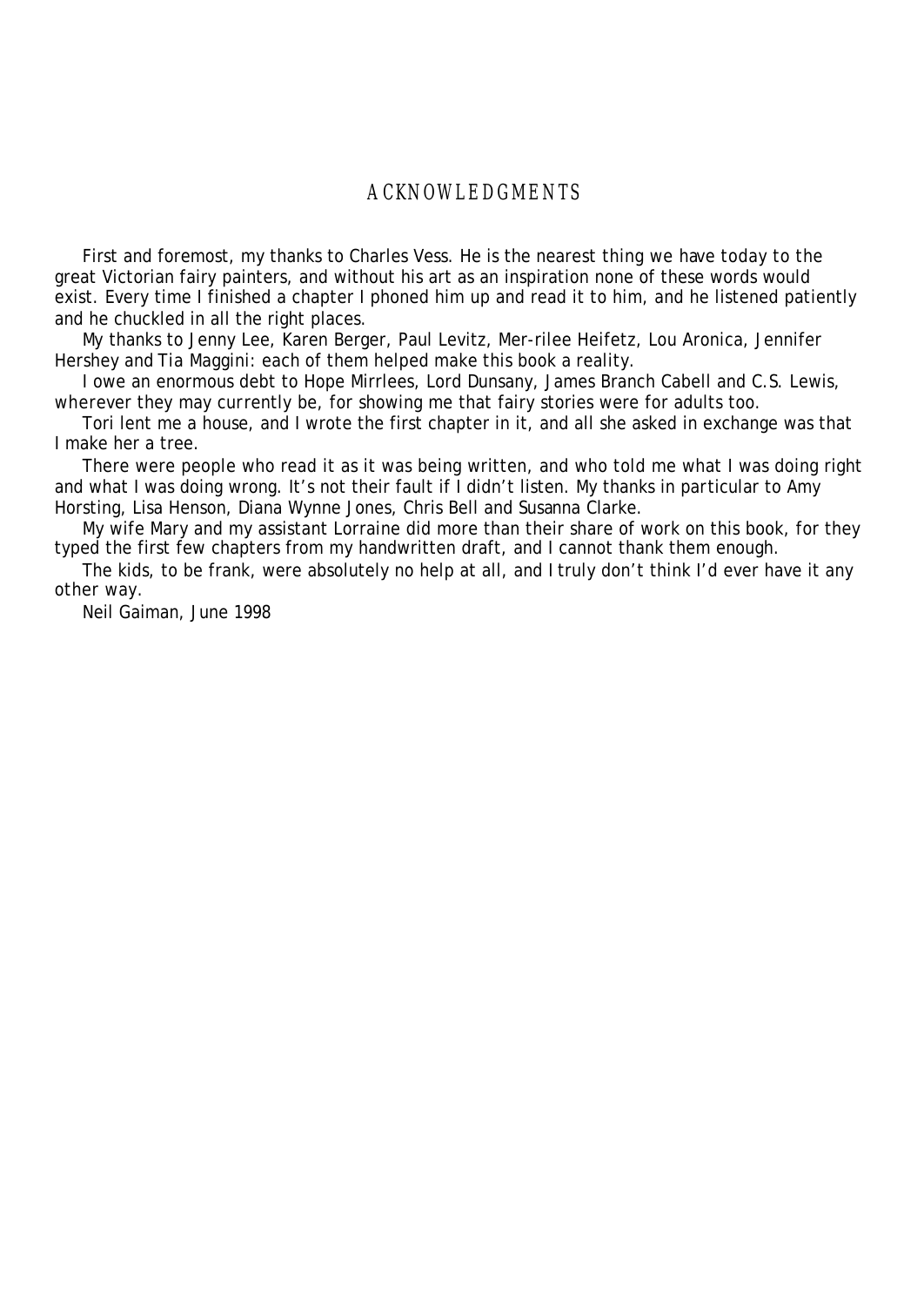# ACKNOWLEDGMENTS

First and foremost, my thanks to Charles Vess. He is the nearest thing we have today to the great Victorian fairy painters, and without his art as an inspiration none of these words would exist. Every time I finished a chapter I phoned him up and read it to him, and he listened patiently and he chuckled in all the right places.

My thanks to Jenny Lee, Karen Berger, Paul Levitz, Mer-rilee Heifetz, Lou Aronica, Jennifer Hershey and Tia Maggini: each of them helped make this book a reality.

I owe an enormous debt to Hope Mirrlees, Lord Dunsany, James Branch Cabell and C.S. Lewis, wherever they may currently be, for showing me that fairy stories were for adults too.

Tori lent me a house, and I wrote the first chapter in it, and all she asked in exchange was that I make her a tree.

There were people who read it as it was being written, and who told me what I was doing right and what I was doing wrong. It's not their fault if I didn't listen. My thanks in particular to Amy Horsting, Lisa Henson, Diana Wynne Jones, Chris Bell and Susanna Clarke.

My wife Mary and my assistant Lorraine did more than their share of work on this book, for they typed the first few chapters from my handwritten draft, and I cannot thank them enough.

The kids, to be frank, were absolutely no help at all, and I truly don't think I'd ever have it any other way.

Neil Gaiman, June 1998